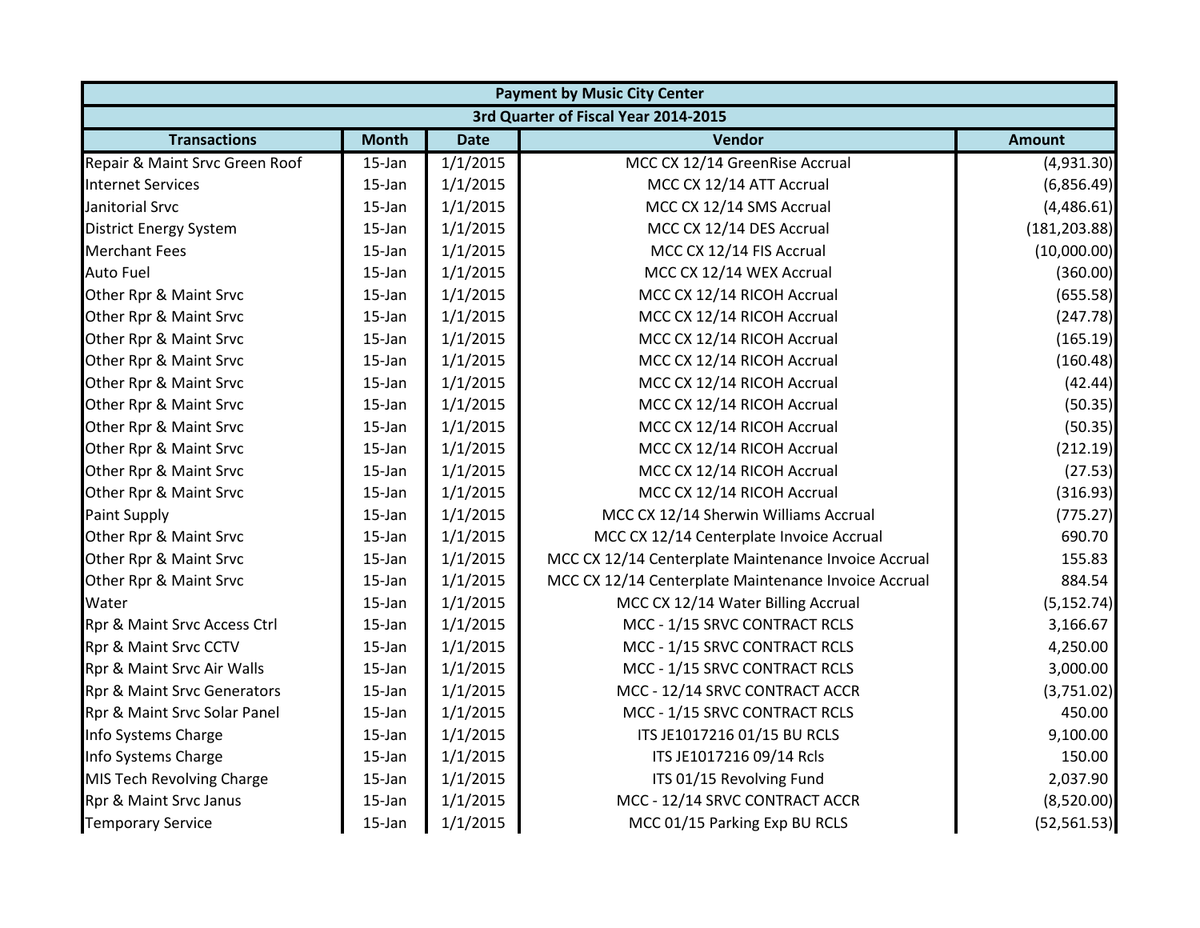| Payment by Music City Center | | | | |
|---|---|---|---|---|
| 3rd Quarter of Fiscal Year 2014-2015 | | | | |
| **Transactions** | **Month** | **Date** | **Vendor** | **Amount** |
| Repair & Maint Srvc Green Roof | 15-Jan | 1/1/2015 | MCC CX 12/14 GreenRise Accrual | (4,931.30) |
| Internet Services | 15-Jan | 1/1/2015 | MCC CX 12/14 ATT Accrual | (6,856.49) |
| Janitorial Srvc | 15-Jan | 1/1/2015 | MCC CX 12/14 SMS Accrual | (4,486.61) |
| District Energy System | 15-Jan | 1/1/2015 | MCC CX 12/14 DES Accrual | (181,203.88) |
| Merchant Fees | 15-Jan | 1/1/2015 | MCC CX 12/14 FIS Accrual | (10,000.00) |
| Auto Fuel | 15-Jan | 1/1/2015 | MCC CX 12/14 WEX Accrual | (360.00) |
| Other Rpr & Maint Srvc | 15-Jan | 1/1/2015 | MCC CX 12/14 RICOH Accrual | (655.58) |
| Other Rpr & Maint Srvc | 15-Jan | 1/1/2015 | MCC CX 12/14 RICOH Accrual | (247.78) |
| Other Rpr & Maint Srvc | 15-Jan | 1/1/2015 | MCC CX 12/14 RICOH Accrual | (165.19) |
| Other Rpr & Maint Srvc | 15-Jan | 1/1/2015 | MCC CX 12/14 RICOH Accrual | (160.48) |
| Other Rpr & Maint Srvc | 15-Jan | 1/1/2015 | MCC CX 12/14 RICOH Accrual | (42.44) |
| Other Rpr & Maint Srvc | 15-Jan | 1/1/2015 | MCC CX 12/14 RICOH Accrual | (50.35) |
| Other Rpr & Maint Srvc | 15-Jan | 1/1/2015 | MCC CX 12/14 RICOH Accrual | (50.35) |
| Other Rpr & Maint Srvc | 15-Jan | 1/1/2015 | MCC CX 12/14 RICOH Accrual | (212.19) |
| Other Rpr & Maint Srvc | 15-Jan | 1/1/2015 | MCC CX 12/14 RICOH Accrual | (27.53) |
| Other Rpr & Maint Srvc | 15-Jan | 1/1/2015 | MCC CX 12/14 RICOH Accrual | (316.93) |
| Paint Supply | 15-Jan | 1/1/2015 | MCC CX 12/14 Sherwin Williams Accrual | (775.27) |
| Other Rpr & Maint Srvc | 15-Jan | 1/1/2015 | MCC CX 12/14 Centerplate Invoice Accrual | 690.70 |
| Other Rpr & Maint Srvc | 15-Jan | 1/1/2015 | MCC CX 12/14 Centerplate Maintenance Invoice Accrual | 155.83 |
| Other Rpr & Maint Srvc | 15-Jan | 1/1/2015 | MCC CX 12/14 Centerplate Maintenance Invoice Accrual | 884.54 |
| Water | 15-Jan | 1/1/2015 | MCC CX 12/14 Water Billing Accrual | (5,152.74) |
| Rpr & Maint Srvc Access Ctrl | 15-Jan | 1/1/2015 | MCC - 1/15 SRVC CONTRACT RCLS | 3,166.67 |
| Rpr & Maint Srvc CCTV | 15-Jan | 1/1/2015 | MCC - 1/15 SRVC CONTRACT RCLS | 4,250.00 |
| Rpr & Maint Srvc Air Walls | 15-Jan | 1/1/2015 | MCC - 1/15 SRVC CONTRACT RCLS | 3,000.00 |
| Rpr & Maint Srvc Generators | 15-Jan | 1/1/2015 | MCC - 12/14 SRVC CONTRACT ACCR | (3,751.02) |
| Rpr & Maint Srvc Solar Panel | 15-Jan | 1/1/2015 | MCC - 1/15 SRVC CONTRACT RCLS | 450.00 |
| Info Systems Charge | 15-Jan | 1/1/2015 | ITS JE1017216 01/15 BU RCLS | 9,100.00 |
| Info Systems Charge | 15-Jan | 1/1/2015 | ITS JE1017216 09/14 Rcls | 150.00 |
| MIS Tech Revolving Charge | 15-Jan | 1/1/2015 | ITS 01/15 Revolving Fund | 2,037.90 |
| Rpr & Maint Srvc Janus | 15-Jan | 1/1/2015 | MCC - 12/14 SRVC CONTRACT ACCR | (8,520.00) |
| Temporary Service | 15-Jan | 1/1/2015 | MCC 01/15 Parking Exp BU RCLS | (52,561.53) |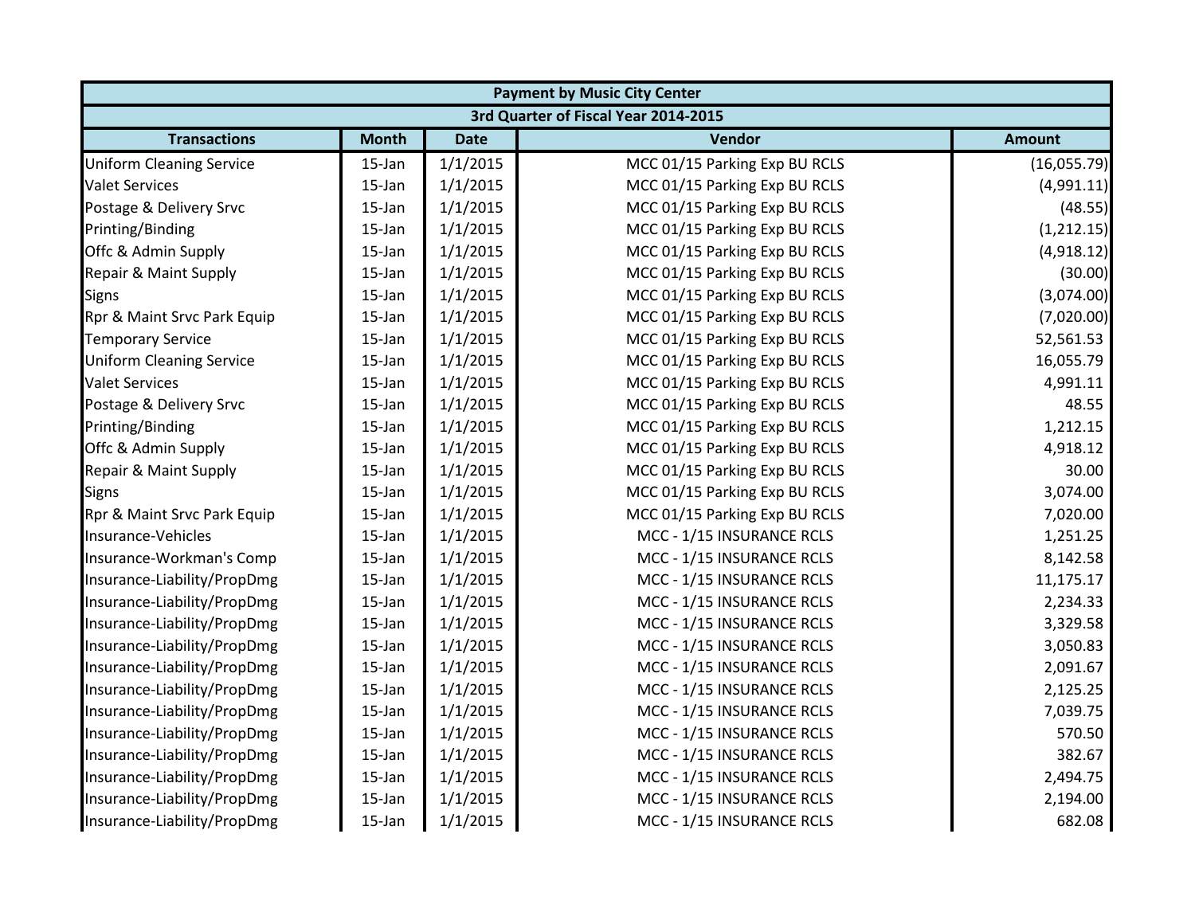| Payment by Music City Center | | | | |
|---|---|---|---|---|
| 3rd Quarter of Fiscal Year 2014-2015 | | | | |
| **Transactions** | **Month** | **Date** | **Vendor** | **Amount** |
| Uniform Cleaning Service | 15-Jan | 1/1/2015 | MCC 01/15 Parking Exp BU RCLS | (16,055.79) |
| Valet Services | 15-Jan | 1/1/2015 | MCC 01/15 Parking Exp BU RCLS | (4,991.11) |
| Postage & Delivery Srvc | 15-Jan | 1/1/2015 | MCC 01/15 Parking Exp BU RCLS | (48.55) |
| Printing/Binding | 15-Jan | 1/1/2015 | MCC 01/15 Parking Exp BU RCLS | (1,212.15) |
| Offc & Admin Supply | 15-Jan | 1/1/2015 | MCC 01/15 Parking Exp BU RCLS | (4,918.12) |
| Repair & Maint Supply | 15-Jan | 1/1/2015 | MCC 01/15 Parking Exp BU RCLS | (30.00) |
| Signs | 15-Jan | 1/1/2015 | MCC 01/15 Parking Exp BU RCLS | (3,074.00) |
| Rpr & Maint Srvc Park Equip | 15-Jan | 1/1/2015 | MCC 01/15 Parking Exp BU RCLS | (7,020.00) |
| Temporary Service | 15-Jan | 1/1/2015 | MCC 01/15 Parking Exp BU RCLS | 52,561.53 |
| Uniform Cleaning Service | 15-Jan | 1/1/2015 | MCC 01/15 Parking Exp BU RCLS | 16,055.79 |
| Valet Services | 15-Jan | 1/1/2015 | MCC 01/15 Parking Exp BU RCLS | 4,991.11 |
| Postage & Delivery Srvc | 15-Jan | 1/1/2015 | MCC 01/15 Parking Exp BU RCLS | 48.55 |
| Printing/Binding | 15-Jan | 1/1/2015 | MCC 01/15 Parking Exp BU RCLS | 1,212.15 |
| Offc & Admin Supply | 15-Jan | 1/1/2015 | MCC 01/15 Parking Exp BU RCLS | 4,918.12 |
| Repair & Maint Supply | 15-Jan | 1/1/2015 | MCC 01/15 Parking Exp BU RCLS | 30.00 |
| Signs | 15-Jan | 1/1/2015 | MCC 01/15 Parking Exp BU RCLS | 3,074.00 |
| Rpr & Maint Srvc Park Equip | 15-Jan | 1/1/2015 | MCC 01/15 Parking Exp BU RCLS | 7,020.00 |
| Insurance-Vehicles | 15-Jan | 1/1/2015 | MCC - 1/15 INSURANCE RCLS | 1,251.25 |
| Insurance-Workman's Comp | 15-Jan | 1/1/2015 | MCC - 1/15 INSURANCE RCLS | 8,142.58 |
| Insurance-Liability/PropDmg | 15-Jan | 1/1/2015 | MCC - 1/15 INSURANCE RCLS | 11,175.17 |
| Insurance-Liability/PropDmg | 15-Jan | 1/1/2015 | MCC - 1/15 INSURANCE RCLS | 2,234.33 |
| Insurance-Liability/PropDmg | 15-Jan | 1/1/2015 | MCC - 1/15 INSURANCE RCLS | 3,329.58 |
| Insurance-Liability/PropDmg | 15-Jan | 1/1/2015 | MCC - 1/15 INSURANCE RCLS | 3,050.83 |
| Insurance-Liability/PropDmg | 15-Jan | 1/1/2015 | MCC - 1/15 INSURANCE RCLS | 2,091.67 |
| Insurance-Liability/PropDmg | 15-Jan | 1/1/2015 | MCC - 1/15 INSURANCE RCLS | 2,125.25 |
| Insurance-Liability/PropDmg | 15-Jan | 1/1/2015 | MCC - 1/15 INSURANCE RCLS | 7,039.75 |
| Insurance-Liability/PropDmg | 15-Jan | 1/1/2015 | MCC - 1/15 INSURANCE RCLS | 570.50 |
| Insurance-Liability/PropDmg | 15-Jan | 1/1/2015 | MCC - 1/15 INSURANCE RCLS | 382.67 |
| Insurance-Liability/PropDmg | 15-Jan | 1/1/2015 | MCC - 1/15 INSURANCE RCLS | 2,494.75 |
| Insurance-Liability/PropDmg | 15-Jan | 1/1/2015 | MCC - 1/15 INSURANCE RCLS | 2,194.00 |
| Insurance-Liability/PropDmg | 15-Jan | 1/1/2015 | MCC - 1/15 INSURANCE RCLS | 682.08 |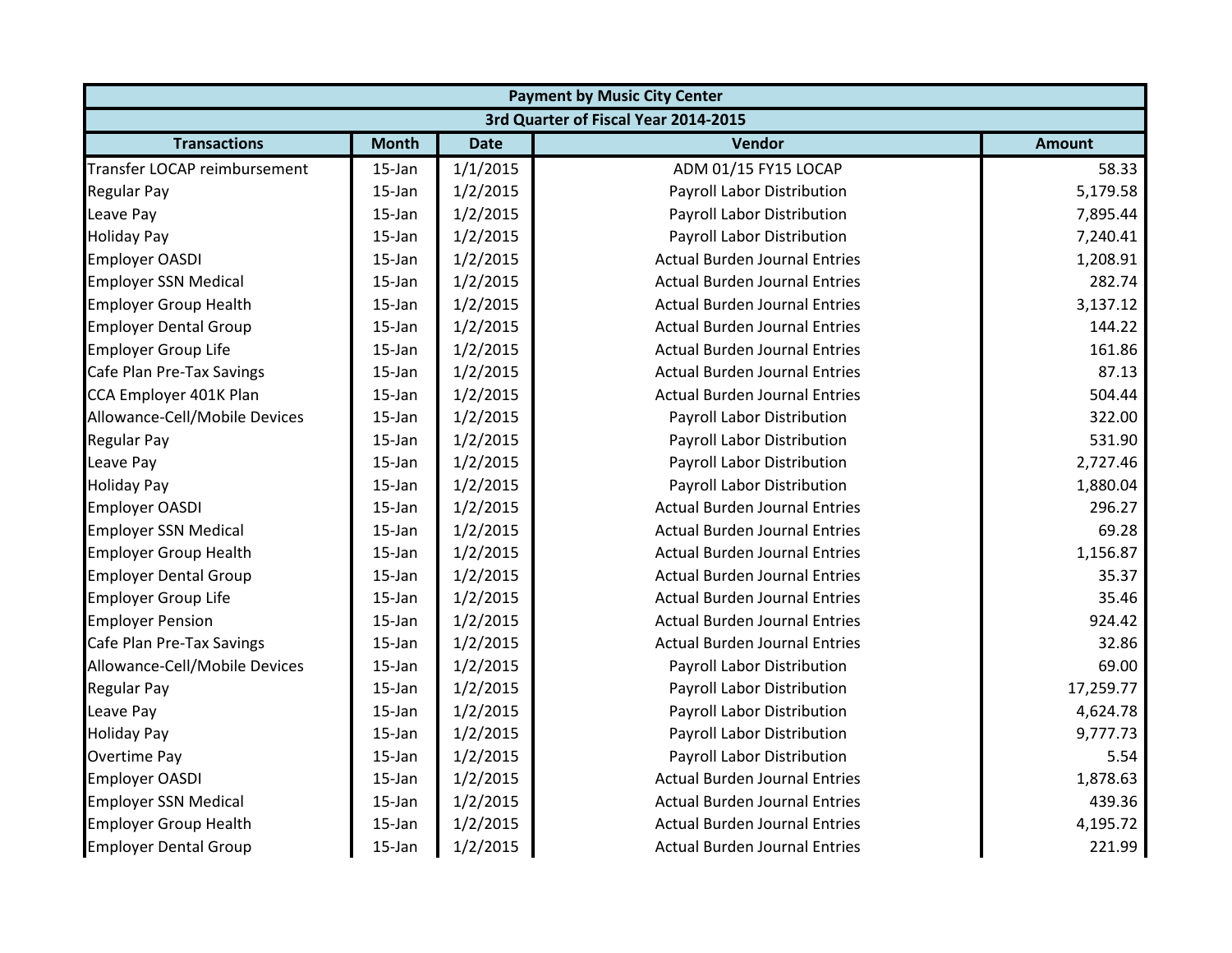| Payment by Music City Center | | | | |
|---|---|---|---|---|
| 3rd Quarter of Fiscal Year 2014-2015 | | | | |
| **Transactions** | **Month** | **Date** | **Vendor** | **Amount** |
| Transfer LOCAP reimbursement | 15-Jan | 1/1/2015 | ADM 01/15 FY15 LOCAP | 58.33 |
| Regular Pay | 15-Jan | 1/2/2015 | Payroll Labor Distribution | 5,179.58 |
| Leave Pay | 15-Jan | 1/2/2015 | Payroll Labor Distribution | 7,895.44 |
| Holiday Pay | 15-Jan | 1/2/2015 | Payroll Labor Distribution | 7,240.41 |
| Employer OASDI | 15-Jan | 1/2/2015 | Actual Burden Journal Entries | 1,208.91 |
| Employer SSN Medical | 15-Jan | 1/2/2015 | Actual Burden Journal Entries | 282.74 |
| Employer Group Health | 15-Jan | 1/2/2015 | Actual Burden Journal Entries | 3,137.12 |
| Employer Dental Group | 15-Jan | 1/2/2015 | Actual Burden Journal Entries | 144.22 |
| Employer Group Life | 15-Jan | 1/2/2015 | Actual Burden Journal Entries | 161.86 |
| Cafe Plan Pre-Tax Savings | 15-Jan | 1/2/2015 | Actual Burden Journal Entries | 87.13 |
| CCA Employer 401K Plan | 15-Jan | 1/2/2015 | Actual Burden Journal Entries | 504.44 |
| Allowance-Cell/Mobile Devices | 15-Jan | 1/2/2015 | Payroll Labor Distribution | 322.00 |
| Regular Pay | 15-Jan | 1/2/2015 | Payroll Labor Distribution | 531.90 |
| Leave Pay | 15-Jan | 1/2/2015 | Payroll Labor Distribution | 2,727.46 |
| Holiday Pay | 15-Jan | 1/2/2015 | Payroll Labor Distribution | 1,880.04 |
| Employer OASDI | 15-Jan | 1/2/2015 | Actual Burden Journal Entries | 296.27 |
| Employer SSN Medical | 15-Jan | 1/2/2015 | Actual Burden Journal Entries | 69.28 |
| Employer Group Health | 15-Jan | 1/2/2015 | Actual Burden Journal Entries | 1,156.87 |
| Employer Dental Group | 15-Jan | 1/2/2015 | Actual Burden Journal Entries | 35.37 |
| Employer Group Life | 15-Jan | 1/2/2015 | Actual Burden Journal Entries | 35.46 |
| Employer Pension | 15-Jan | 1/2/2015 | Actual Burden Journal Entries | 924.42 |
| Cafe Plan Pre-Tax Savings | 15-Jan | 1/2/2015 | Actual Burden Journal Entries | 32.86 |
| Allowance-Cell/Mobile Devices | 15-Jan | 1/2/2015 | Payroll Labor Distribution | 69.00 |
| Regular Pay | 15-Jan | 1/2/2015 | Payroll Labor Distribution | 17,259.77 |
| Leave Pay | 15-Jan | 1/2/2015 | Payroll Labor Distribution | 4,624.78 |
| Holiday Pay | 15-Jan | 1/2/2015 | Payroll Labor Distribution | 9,777.73 |
| Overtime Pay | 15-Jan | 1/2/2015 | Payroll Labor Distribution | 5.54 |
| Employer OASDI | 15-Jan | 1/2/2015 | Actual Burden Journal Entries | 1,878.63 |
| Employer SSN Medical | 15-Jan | 1/2/2015 | Actual Burden Journal Entries | 439.36 |
| Employer Group Health | 15-Jan | 1/2/2015 | Actual Burden Journal Entries | 4,195.72 |
| Employer Dental Group | 15-Jan | 1/2/2015 | Actual Burden Journal Entries | 221.99 |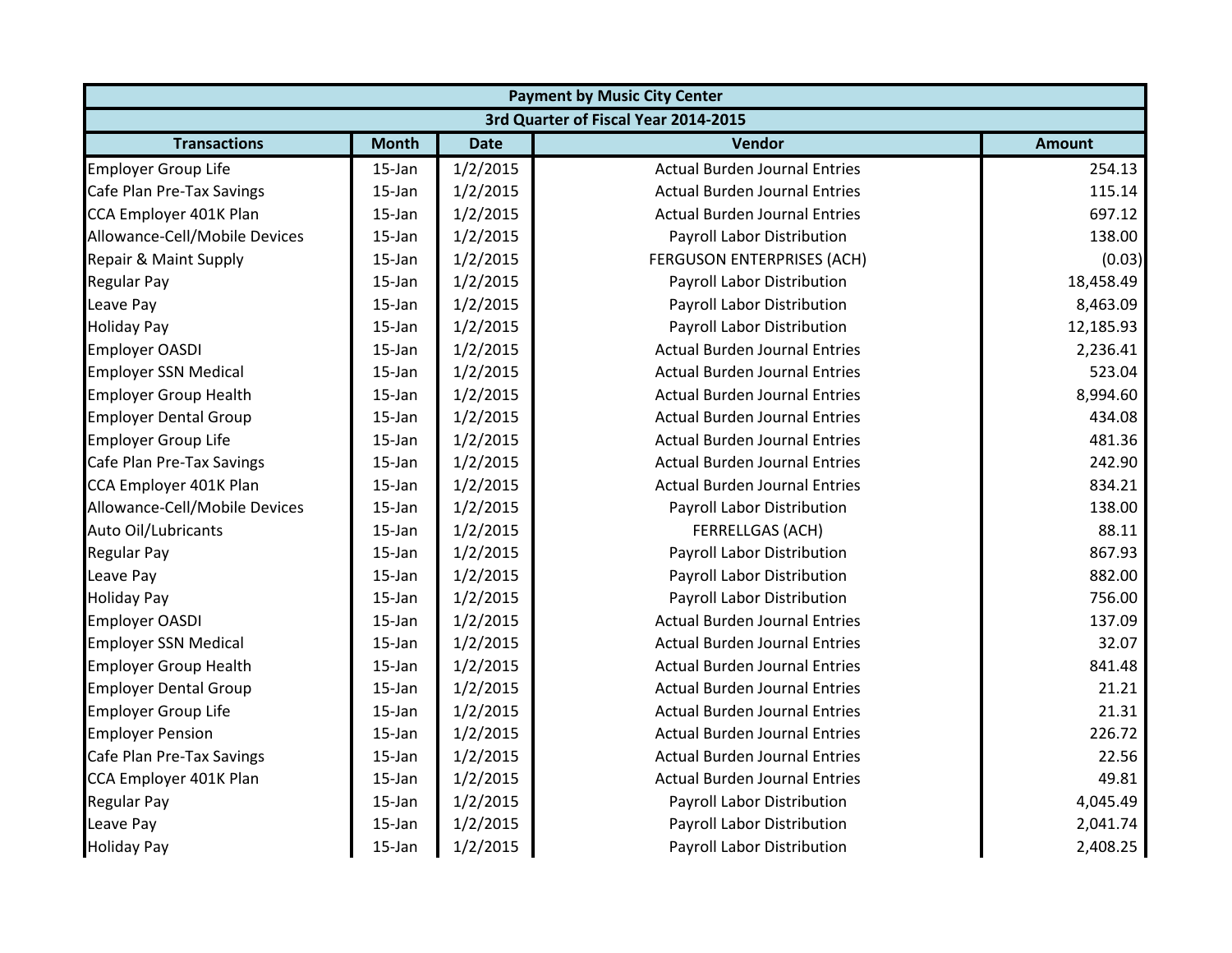| Payment by Music City Center | | | | |
|---|---|---|---|---|
| 3rd Quarter of Fiscal Year 2014-2015 | | | | |
| Transactions | Month | Date | Vendor | Amount |
| Employer Group Life | 15-Jan | 1/2/2015 | Actual Burden Journal Entries | 254.13 |
| Cafe Plan Pre-Tax Savings | 15-Jan | 1/2/2015 | Actual Burden Journal Entries | 115.14 |
| CCA Employer 401K Plan | 15-Jan | 1/2/2015 | Actual Burden Journal Entries | 697.12 |
| Allowance-Cell/Mobile Devices | 15-Jan | 1/2/2015 | Payroll Labor Distribution | 138.00 |
| Repair & Maint Supply | 15-Jan | 1/2/2015 | FERGUSON ENTERPRISES (ACH) | (0.03) |
| Regular Pay | 15-Jan | 1/2/2015 | Payroll Labor Distribution | 18,458.49 |
| Leave Pay | 15-Jan | 1/2/2015 | Payroll Labor Distribution | 8,463.09 |
| Holiday Pay | 15-Jan | 1/2/2015 | Payroll Labor Distribution | 12,185.93 |
| Employer OASDI | 15-Jan | 1/2/2015 | Actual Burden Journal Entries | 2,236.41 |
| Employer SSN Medical | 15-Jan | 1/2/2015 | Actual Burden Journal Entries | 523.04 |
| Employer Group Health | 15-Jan | 1/2/2015 | Actual Burden Journal Entries | 8,994.60 |
| Employer Dental Group | 15-Jan | 1/2/2015 | Actual Burden Journal Entries | 434.08 |
| Employer Group Life | 15-Jan | 1/2/2015 | Actual Burden Journal Entries | 481.36 |
| Cafe Plan Pre-Tax Savings | 15-Jan | 1/2/2015 | Actual Burden Journal Entries | 242.90 |
| CCA Employer 401K Plan | 15-Jan | 1/2/2015 | Actual Burden Journal Entries | 834.21 |
| Allowance-Cell/Mobile Devices | 15-Jan | 1/2/2015 | Payroll Labor Distribution | 138.00 |
| Auto Oil/Lubricants | 15-Jan | 1/2/2015 | FERRELLGAS (ACH) | 88.11 |
| Regular Pay | 15-Jan | 1/2/2015 | Payroll Labor Distribution | 867.93 |
| Leave Pay | 15-Jan | 1/2/2015 | Payroll Labor Distribution | 882.00 |
| Holiday Pay | 15-Jan | 1/2/2015 | Payroll Labor Distribution | 756.00 |
| Employer OASDI | 15-Jan | 1/2/2015 | Actual Burden Journal Entries | 137.09 |
| Employer SSN Medical | 15-Jan | 1/2/2015 | Actual Burden Journal Entries | 32.07 |
| Employer Group Health | 15-Jan | 1/2/2015 | Actual Burden Journal Entries | 841.48 |
| Employer Dental Group | 15-Jan | 1/2/2015 | Actual Burden Journal Entries | 21.21 |
| Employer Group Life | 15-Jan | 1/2/2015 | Actual Burden Journal Entries | 21.31 |
| Employer Pension | 15-Jan | 1/2/2015 | Actual Burden Journal Entries | 226.72 |
| Cafe Plan Pre-Tax Savings | 15-Jan | 1/2/2015 | Actual Burden Journal Entries | 22.56 |
| CCA Employer 401K Plan | 15-Jan | 1/2/2015 | Actual Burden Journal Entries | 49.81 |
| Regular Pay | 15-Jan | 1/2/2015 | Payroll Labor Distribution | 4,045.49 |
| Leave Pay | 15-Jan | 1/2/2015 | Payroll Labor Distribution | 2,041.74 |
| Holiday Pay | 15-Jan | 1/2/2015 | Payroll Labor Distribution | 2,408.25 |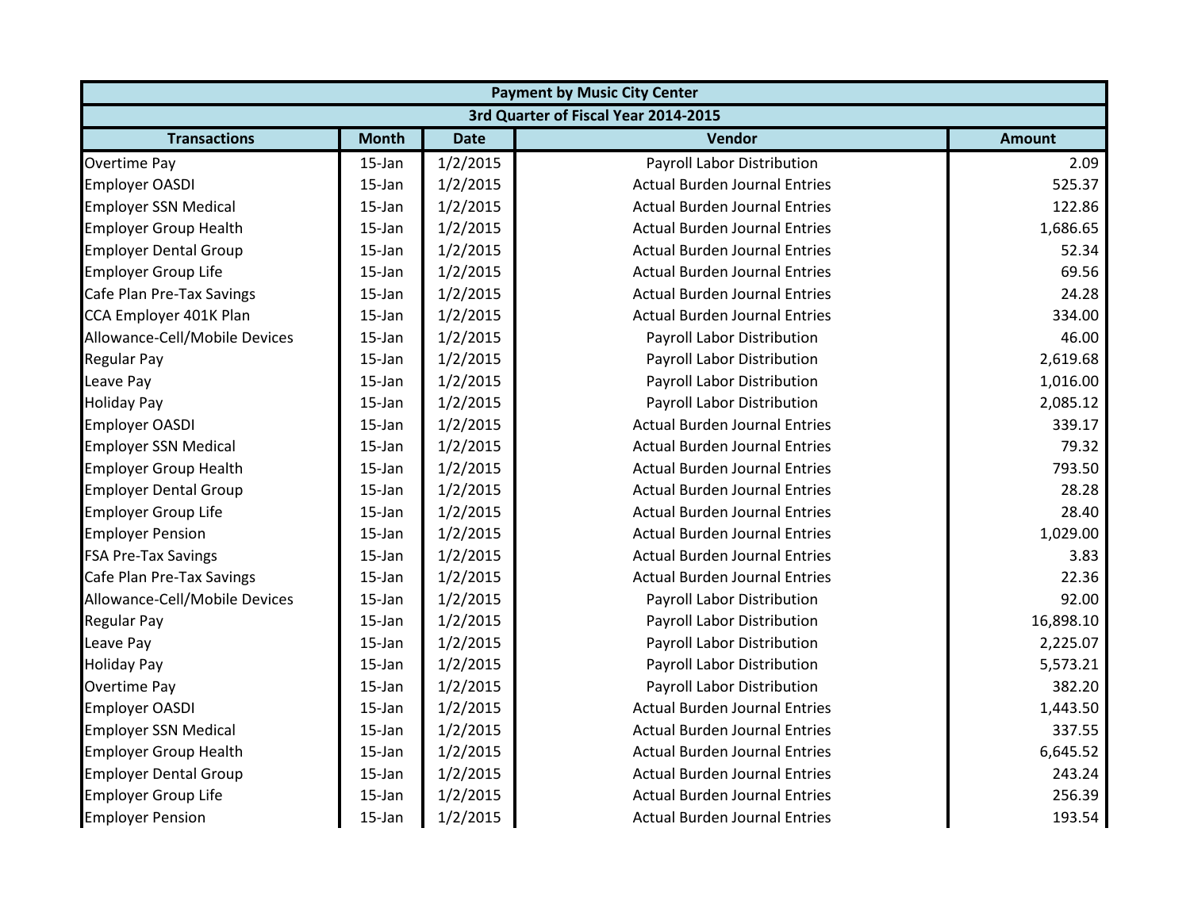| Payment by Music City Center | | | | |
|---|---|---|---|---|
| 3rd Quarter of Fiscal Year 2014-2015 | | | | |
| **Transactions** | **Month** | **Date** | **Vendor** | **Amount** |
| Overtime Pay | 15-Jan | 1/2/2015 | Payroll Labor Distribution | 2.09 |
| Employer OASDI | 15-Jan | 1/2/2015 | Actual Burden Journal Entries | 525.37 |
| Employer SSN Medical | 15-Jan | 1/2/2015 | Actual Burden Journal Entries | 122.86 |
| Employer Group Health | 15-Jan | 1/2/2015 | Actual Burden Journal Entries | 1,686.65 |
| Employer Dental Group | 15-Jan | 1/2/2015 | Actual Burden Journal Entries | 52.34 |
| Employer Group Life | 15-Jan | 1/2/2015 | Actual Burden Journal Entries | 69.56 |
| Cafe Plan Pre-Tax Savings | 15-Jan | 1/2/2015 | Actual Burden Journal Entries | 24.28 |
| CCA Employer 401K Plan | 15-Jan | 1/2/2015 | Actual Burden Journal Entries | 334.00 |
| Allowance-Cell/Mobile Devices | 15-Jan | 1/2/2015 | Payroll Labor Distribution | 46.00 |
| Regular Pay | 15-Jan | 1/2/2015 | Payroll Labor Distribution | 2,619.68 |
| Leave Pay | 15-Jan | 1/2/2015 | Payroll Labor Distribution | 1,016.00 |
| Holiday Pay | 15-Jan | 1/2/2015 | Payroll Labor Distribution | 2,085.12 |
| Employer OASDI | 15-Jan | 1/2/2015 | Actual Burden Journal Entries | 339.17 |
| Employer SSN Medical | 15-Jan | 1/2/2015 | Actual Burden Journal Entries | 79.32 |
| Employer Group Health | 15-Jan | 1/2/2015 | Actual Burden Journal Entries | 793.50 |
| Employer Dental Group | 15-Jan | 1/2/2015 | Actual Burden Journal Entries | 28.28 |
| Employer Group Life | 15-Jan | 1/2/2015 | Actual Burden Journal Entries | 28.40 |
| Employer Pension | 15-Jan | 1/2/2015 | Actual Burden Journal Entries | 1,029.00 |
| FSA Pre-Tax Savings | 15-Jan | 1/2/2015 | Actual Burden Journal Entries | 3.83 |
| Cafe Plan Pre-Tax Savings | 15-Jan | 1/2/2015 | Actual Burden Journal Entries | 22.36 |
| Allowance-Cell/Mobile Devices | 15-Jan | 1/2/2015 | Payroll Labor Distribution | 92.00 |
| Regular Pay | 15-Jan | 1/2/2015 | Payroll Labor Distribution | 16,898.10 |
| Leave Pay | 15-Jan | 1/2/2015 | Payroll Labor Distribution | 2,225.07 |
| Holiday Pay | 15-Jan | 1/2/2015 | Payroll Labor Distribution | 5,573.21 |
| Overtime Pay | 15-Jan | 1/2/2015 | Payroll Labor Distribution | 382.20 |
| Employer OASDI | 15-Jan | 1/2/2015 | Actual Burden Journal Entries | 1,443.50 |
| Employer SSN Medical | 15-Jan | 1/2/2015 | Actual Burden Journal Entries | 337.55 |
| Employer Group Health | 15-Jan | 1/2/2015 | Actual Burden Journal Entries | 6,645.52 |
| Employer Dental Group | 15-Jan | 1/2/2015 | Actual Burden Journal Entries | 243.24 |
| Employer Group Life | 15-Jan | 1/2/2015 | Actual Burden Journal Entries | 256.39 |
| Employer Pension | 15-Jan | 1/2/2015 | Actual Burden Journal Entries | 193.54 |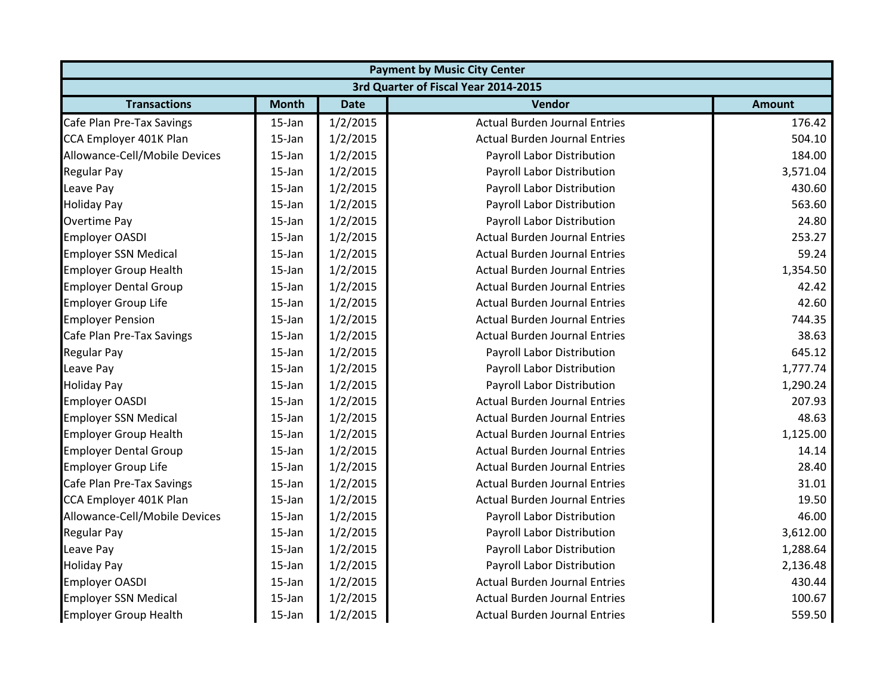| Payment by Music City Center | | | | |
|---|---|---|---|---|
| 3rd Quarter of Fiscal Year 2014-2015 | | | | |
| **Transactions** | **Month** | **Date** | **Vendor** | **Amount** |
| Cafe Plan Pre-Tax Savings | 15-Jan | 1/2/2015 | Actual Burden Journal Entries | 176.42 |
| CCA Employer 401K Plan | 15-Jan | 1/2/2015 | Actual Burden Journal Entries | 504.10 |
| Allowance-Cell/Mobile Devices | 15-Jan | 1/2/2015 | Payroll Labor Distribution | 184.00 |
| Regular Pay | 15-Jan | 1/2/2015 | Payroll Labor Distribution | 3,571.04 |
| Leave Pay | 15-Jan | 1/2/2015 | Payroll Labor Distribution | 430.60 |
| Holiday Pay | 15-Jan | 1/2/2015 | Payroll Labor Distribution | 563.60 |
| Overtime Pay | 15-Jan | 1/2/2015 | Payroll Labor Distribution | 24.80 |
| Employer OASDI | 15-Jan | 1/2/2015 | Actual Burden Journal Entries | 253.27 |
| Employer SSN Medical | 15-Jan | 1/2/2015 | Actual Burden Journal Entries | 59.24 |
| Employer Group Health | 15-Jan | 1/2/2015 | Actual Burden Journal Entries | 1,354.50 |
| Employer Dental Group | 15-Jan | 1/2/2015 | Actual Burden Journal Entries | 42.42 |
| Employer Group Life | 15-Jan | 1/2/2015 | Actual Burden Journal Entries | 42.60 |
| Employer Pension | 15-Jan | 1/2/2015 | Actual Burden Journal Entries | 744.35 |
| Cafe Plan Pre-Tax Savings | 15-Jan | 1/2/2015 | Actual Burden Journal Entries | 38.63 |
| Regular Pay | 15-Jan | 1/2/2015 | Payroll Labor Distribution | 645.12 |
| Leave Pay | 15-Jan | 1/2/2015 | Payroll Labor Distribution | 1,777.74 |
| Holiday Pay | 15-Jan | 1/2/2015 | Payroll Labor Distribution | 1,290.24 |
| Employer OASDI | 15-Jan | 1/2/2015 | Actual Burden Journal Entries | 207.93 |
| Employer SSN Medical | 15-Jan | 1/2/2015 | Actual Burden Journal Entries | 48.63 |
| Employer Group Health | 15-Jan | 1/2/2015 | Actual Burden Journal Entries | 1,125.00 |
| Employer Dental Group | 15-Jan | 1/2/2015 | Actual Burden Journal Entries | 14.14 |
| Employer Group Life | 15-Jan | 1/2/2015 | Actual Burden Journal Entries | 28.40 |
| Cafe Plan Pre-Tax Savings | 15-Jan | 1/2/2015 | Actual Burden Journal Entries | 31.01 |
| CCA Employer 401K Plan | 15-Jan | 1/2/2015 | Actual Burden Journal Entries | 19.50 |
| Allowance-Cell/Mobile Devices | 15-Jan | 1/2/2015 | Payroll Labor Distribution | 46.00 |
| Regular Pay | 15-Jan | 1/2/2015 | Payroll Labor Distribution | 3,612.00 |
| Leave Pay | 15-Jan | 1/2/2015 | Payroll Labor Distribution | 1,288.64 |
| Holiday Pay | 15-Jan | 1/2/2015 | Payroll Labor Distribution | 2,136.48 |
| Employer OASDI | 15-Jan | 1/2/2015 | Actual Burden Journal Entries | 430.44 |
| Employer SSN Medical | 15-Jan | 1/2/2015 | Actual Burden Journal Entries | 100.67 |
| Employer Group Health | 15-Jan | 1/2/2015 | Actual Burden Journal Entries | 559.50 |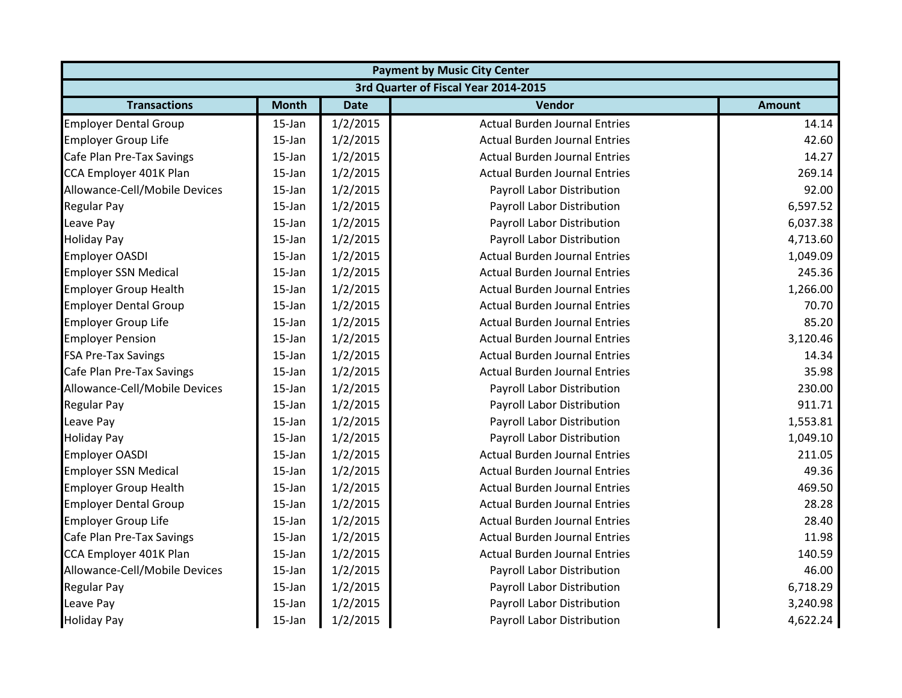| Payment by Music City Center | | | | |
|---|---|---|---|---|
| 3rd Quarter of Fiscal Year 2014-2015 | | | | |
| **Transactions** | **Month** | **Date** | **Vendor** | **Amount** |
| Employer Dental Group | 15-Jan | 1/2/2015 | Actual Burden Journal Entries | 14.14 |
| Employer Group Life | 15-Jan | 1/2/2015 | Actual Burden Journal Entries | 42.60 |
| Cafe Plan Pre-Tax Savings | 15-Jan | 1/2/2015 | Actual Burden Journal Entries | 14.27 |
| CCA Employer 401K Plan | 15-Jan | 1/2/2015 | Actual Burden Journal Entries | 269.14 |
| Allowance-Cell/Mobile Devices | 15-Jan | 1/2/2015 | Payroll Labor Distribution | 92.00 |
| Regular Pay | 15-Jan | 1/2/2015 | Payroll Labor Distribution | 6,597.52 |
| Leave Pay | 15-Jan | 1/2/2015 | Payroll Labor Distribution | 6,037.38 |
| Holiday Pay | 15-Jan | 1/2/2015 | Payroll Labor Distribution | 4,713.60 |
| Employer OASDI | 15-Jan | 1/2/2015 | Actual Burden Journal Entries | 1,049.09 |
| Employer SSN Medical | 15-Jan | 1/2/2015 | Actual Burden Journal Entries | 245.36 |
| Employer Group Health | 15-Jan | 1/2/2015 | Actual Burden Journal Entries | 1,266.00 |
| Employer Dental Group | 15-Jan | 1/2/2015 | Actual Burden Journal Entries | 70.70 |
| Employer Group Life | 15-Jan | 1/2/2015 | Actual Burden Journal Entries | 85.20 |
| Employer Pension | 15-Jan | 1/2/2015 | Actual Burden Journal Entries | 3,120.46 |
| FSA Pre-Tax Savings | 15-Jan | 1/2/2015 | Actual Burden Journal Entries | 14.34 |
| Cafe Plan Pre-Tax Savings | 15-Jan | 1/2/2015 | Actual Burden Journal Entries | 35.98 |
| Allowance-Cell/Mobile Devices | 15-Jan | 1/2/2015 | Payroll Labor Distribution | 230.00 |
| Regular Pay | 15-Jan | 1/2/2015 | Payroll Labor Distribution | 911.71 |
| Leave Pay | 15-Jan | 1/2/2015 | Payroll Labor Distribution | 1,553.81 |
| Holiday Pay | 15-Jan | 1/2/2015 | Payroll Labor Distribution | 1,049.10 |
| Employer OASDI | 15-Jan | 1/2/2015 | Actual Burden Journal Entries | 211.05 |
| Employer SSN Medical | 15-Jan | 1/2/2015 | Actual Burden Journal Entries | 49.36 |
| Employer Group Health | 15-Jan | 1/2/2015 | Actual Burden Journal Entries | 469.50 |
| Employer Dental Group | 15-Jan | 1/2/2015 | Actual Burden Journal Entries | 28.28 |
| Employer Group Life | 15-Jan | 1/2/2015 | Actual Burden Journal Entries | 28.40 |
| Cafe Plan Pre-Tax Savings | 15-Jan | 1/2/2015 | Actual Burden Journal Entries | 11.98 |
| CCA Employer 401K Plan | 15-Jan | 1/2/2015 | Actual Burden Journal Entries | 140.59 |
| Allowance-Cell/Mobile Devices | 15-Jan | 1/2/2015 | Payroll Labor Distribution | 46.00 |
| Regular Pay | 15-Jan | 1/2/2015 | Payroll Labor Distribution | 6,718.29 |
| Leave Pay | 15-Jan | 1/2/2015 | Payroll Labor Distribution | 3,240.98 |
| Holiday Pay | 15-Jan | 1/2/2015 | Payroll Labor Distribution | 4,622.24 |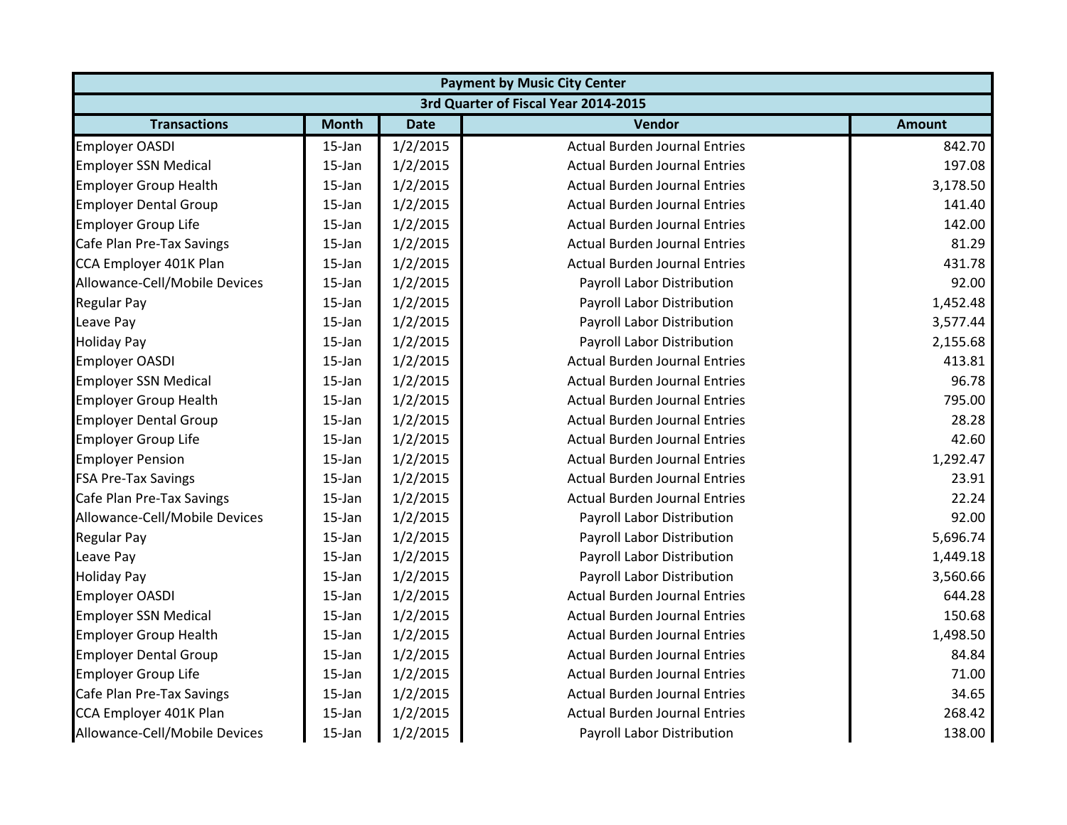| Payment by Music City Center | | | | |
|---|---|---|---|---|
| 3rd Quarter of Fiscal Year 2014-2015 | | | | |
| **Transactions** | **Month** | **Date** | **Vendor** | **Amount** |
| Employer OASDI | 15-Jan | 1/2/2015 | Actual Burden Journal Entries | 842.70 |
| Employer SSN Medical | 15-Jan | 1/2/2015 | Actual Burden Journal Entries | 197.08 |
| Employer Group Health | 15-Jan | 1/2/2015 | Actual Burden Journal Entries | 3,178.50 |
| Employer Dental Group | 15-Jan | 1/2/2015 | Actual Burden Journal Entries | 141.40 |
| Employer Group Life | 15-Jan | 1/2/2015 | Actual Burden Journal Entries | 142.00 |
| Cafe Plan Pre-Tax Savings | 15-Jan | 1/2/2015 | Actual Burden Journal Entries | 81.29 |
| CCA Employer 401K Plan | 15-Jan | 1/2/2015 | Actual Burden Journal Entries | 431.78 |
| Allowance-Cell/Mobile Devices | 15-Jan | 1/2/2015 | Payroll Labor Distribution | 92.00 |
| Regular Pay | 15-Jan | 1/2/2015 | Payroll Labor Distribution | 1,452.48 |
| Leave Pay | 15-Jan | 1/2/2015 | Payroll Labor Distribution | 3,577.44 |
| Holiday Pay | 15-Jan | 1/2/2015 | Payroll Labor Distribution | 2,155.68 |
| Employer OASDI | 15-Jan | 1/2/2015 | Actual Burden Journal Entries | 413.81 |
| Employer SSN Medical | 15-Jan | 1/2/2015 | Actual Burden Journal Entries | 96.78 |
| Employer Group Health | 15-Jan | 1/2/2015 | Actual Burden Journal Entries | 795.00 |
| Employer Dental Group | 15-Jan | 1/2/2015 | Actual Burden Journal Entries | 28.28 |
| Employer Group Life | 15-Jan | 1/2/2015 | Actual Burden Journal Entries | 42.60 |
| Employer Pension | 15-Jan | 1/2/2015 | Actual Burden Journal Entries | 1,292.47 |
| FSA Pre-Tax Savings | 15-Jan | 1/2/2015 | Actual Burden Journal Entries | 23.91 |
| Cafe Plan Pre-Tax Savings | 15-Jan | 1/2/2015 | Actual Burden Journal Entries | 22.24 |
| Allowance-Cell/Mobile Devices | 15-Jan | 1/2/2015 | Payroll Labor Distribution | 92.00 |
| Regular Pay | 15-Jan | 1/2/2015 | Payroll Labor Distribution | 5,696.74 |
| Leave Pay | 15-Jan | 1/2/2015 | Payroll Labor Distribution | 1,449.18 |
| Holiday Pay | 15-Jan | 1/2/2015 | Payroll Labor Distribution | 3,560.66 |
| Employer OASDI | 15-Jan | 1/2/2015 | Actual Burden Journal Entries | 644.28 |
| Employer SSN Medical | 15-Jan | 1/2/2015 | Actual Burden Journal Entries | 150.68 |
| Employer Group Health | 15-Jan | 1/2/2015 | Actual Burden Journal Entries | 1,498.50 |
| Employer Dental Group | 15-Jan | 1/2/2015 | Actual Burden Journal Entries | 84.84 |
| Employer Group Life | 15-Jan | 1/2/2015 | Actual Burden Journal Entries | 71.00 |
| Cafe Plan Pre-Tax Savings | 15-Jan | 1/2/2015 | Actual Burden Journal Entries | 34.65 |
| CCA Employer 401K Plan | 15-Jan | 1/2/2015 | Actual Burden Journal Entries | 268.42 |
| Allowance-Cell/Mobile Devices | 15-Jan | 1/2/2015 | Payroll Labor Distribution | 138.00 |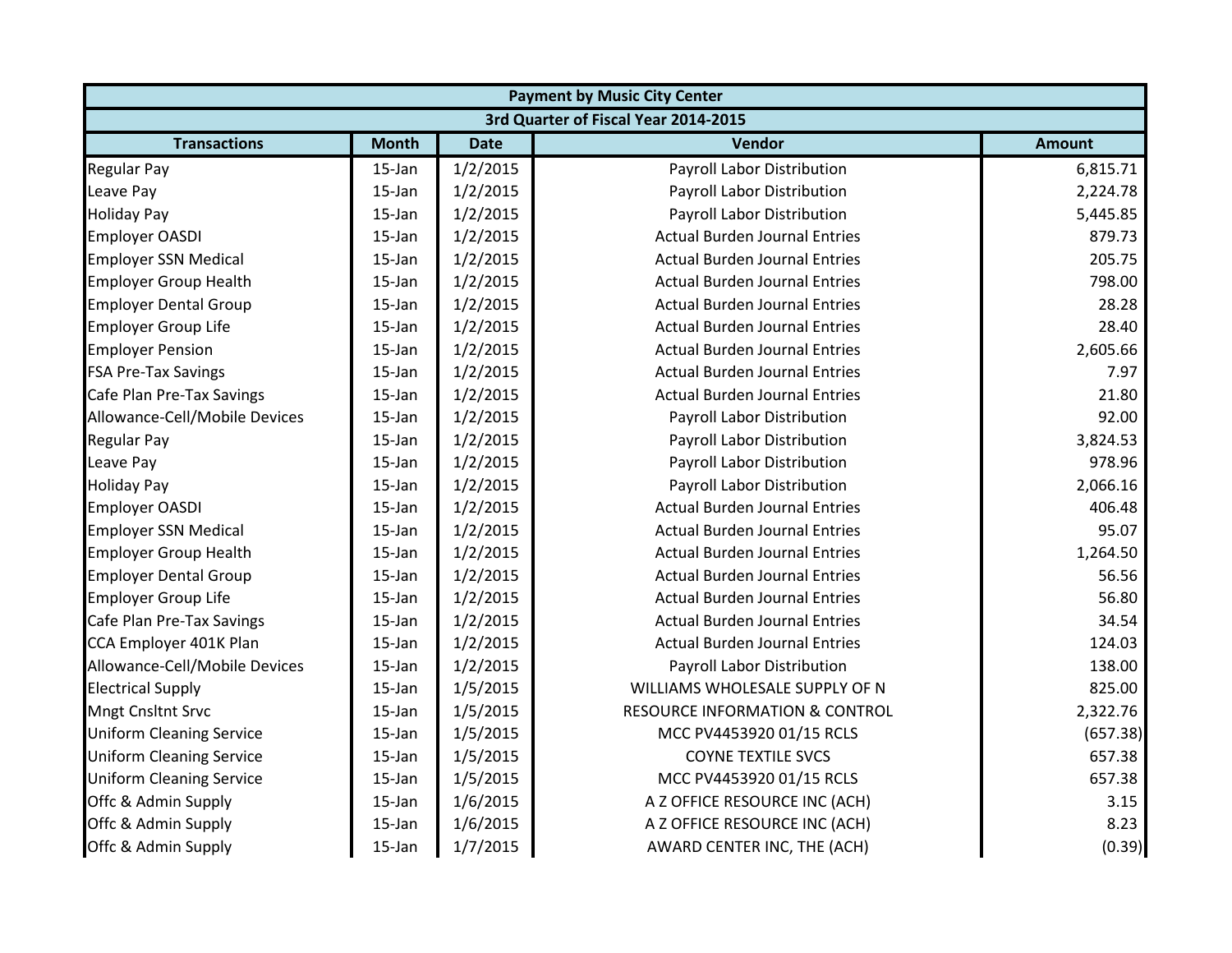| Payment by Music City Center | | | | |
|---|---|---|---|---|
| 3rd Quarter of Fiscal Year 2014-2015 | | | | |
| **Transactions** | **Month** | **Date** | **Vendor** | **Amount** |
| Regular Pay | 15-Jan | 1/2/2015 | Payroll Labor Distribution | 6,815.71 |
| Leave Pay | 15-Jan | 1/2/2015 | Payroll Labor Distribution | 2,224.78 |
| Holiday Pay | 15-Jan | 1/2/2015 | Payroll Labor Distribution | 5,445.85 |
| Employer OASDI | 15-Jan | 1/2/2015 | Actual Burden Journal Entries | 879.73 |
| Employer SSN Medical | 15-Jan | 1/2/2015 | Actual Burden Journal Entries | 205.75 |
| Employer Group Health | 15-Jan | 1/2/2015 | Actual Burden Journal Entries | 798.00 |
| Employer Dental Group | 15-Jan | 1/2/2015 | Actual Burden Journal Entries | 28.28 |
| Employer Group Life | 15-Jan | 1/2/2015 | Actual Burden Journal Entries | 28.40 |
| Employer Pension | 15-Jan | 1/2/2015 | Actual Burden Journal Entries | 2,605.66 |
| FSA Pre-Tax Savings | 15-Jan | 1/2/2015 | Actual Burden Journal Entries | 7.97 |
| Cafe Plan Pre-Tax Savings | 15-Jan | 1/2/2015 | Actual Burden Journal Entries | 21.80 |
| Allowance-Cell/Mobile Devices | 15-Jan | 1/2/2015 | Payroll Labor Distribution | 92.00 |
| Regular Pay | 15-Jan | 1/2/2015 | Payroll Labor Distribution | 3,824.53 |
| Leave Pay | 15-Jan | 1/2/2015 | Payroll Labor Distribution | 978.96 |
| Holiday Pay | 15-Jan | 1/2/2015 | Payroll Labor Distribution | 2,066.16 |
| Employer OASDI | 15-Jan | 1/2/2015 | Actual Burden Journal Entries | 406.48 |
| Employer SSN Medical | 15-Jan | 1/2/2015 | Actual Burden Journal Entries | 95.07 |
| Employer Group Health | 15-Jan | 1/2/2015 | Actual Burden Journal Entries | 1,264.50 |
| Employer Dental Group | 15-Jan | 1/2/2015 | Actual Burden Journal Entries | 56.56 |
| Employer Group Life | 15-Jan | 1/2/2015 | Actual Burden Journal Entries | 56.80 |
| Cafe Plan Pre-Tax Savings | 15-Jan | 1/2/2015 | Actual Burden Journal Entries | 34.54 |
| CCA Employer 401K Plan | 15-Jan | 1/2/2015 | Actual Burden Journal Entries | 124.03 |
| Allowance-Cell/Mobile Devices | 15-Jan | 1/2/2015 | Payroll Labor Distribution | 138.00 |
| Electrical Supply | 15-Jan | 1/5/2015 | WILLIAMS WHOLESALE SUPPLY OF N | 825.00 |
| Mngt Cnsltnt Srvc | 15-Jan | 1/5/2015 | RESOURCE INFORMATION & CONTROL | 2,322.76 |
| Uniform Cleaning Service | 15-Jan | 1/5/2015 | MCC PV4453920 01/15 RCLS | (657.38) |
| Uniform Cleaning Service | 15-Jan | 1/5/2015 | COYNE TEXTILE SVCS | 657.38 |
| Uniform Cleaning Service | 15-Jan | 1/5/2015 | MCC PV4453920 01/15 RCLS | 657.38 |
| Offc & Admin Supply | 15-Jan | 1/6/2015 | A Z OFFICE RESOURCE INC (ACH) | 3.15 |
| Offc & Admin Supply | 15-Jan | 1/6/2015 | A Z OFFICE RESOURCE INC (ACH) | 8.23 |
| Offc & Admin Supply | 15-Jan | 1/7/2015 | AWARD CENTER INC, THE (ACH) | (0.39) |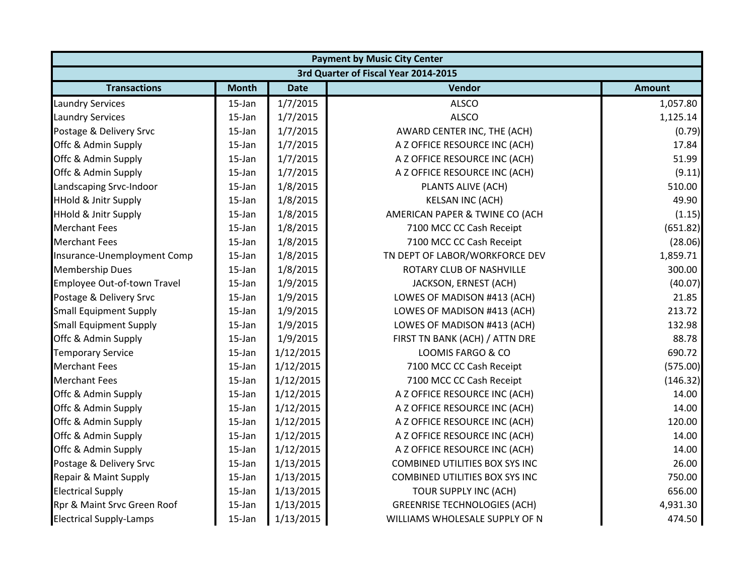| Payment by Music City Center | | | | |
|---|---|---|---|---|
| 3rd Quarter of Fiscal Year 2014-2015 | | | | |
| **Transactions** | **Month** | **Date** | **Vendor** | **Amount** |
| Laundry Services | 15-Jan | 1/7/2015 | ALSCO | 1,057.80 |
| Laundry Services | 15-Jan | 1/7/2015 | ALSCO | 1,125.14 |
| Postage & Delivery Srvc | 15-Jan | 1/7/2015 | AWARD CENTER INC, THE (ACH) | (0.79) |
| Offc & Admin Supply | 15-Jan | 1/7/2015 | A Z OFFICE RESOURCE INC (ACH) | 17.84 |
| Offc & Admin Supply | 15-Jan | 1/7/2015 | A Z OFFICE RESOURCE INC (ACH) | 51.99 |
| Offc & Admin Supply | 15-Jan | 1/7/2015 | A Z OFFICE RESOURCE INC (ACH) | (9.11) |
| Landscaping Srvc-Indoor | 15-Jan | 1/8/2015 | PLANTS ALIVE (ACH) | 510.00 |
| HHold & Jnitr Supply | 15-Jan | 1/8/2015 | KELSAN INC (ACH) | 49.90 |
| HHold & Jnitr Supply | 15-Jan | 1/8/2015 | AMERICAN PAPER & TWINE CO (ACH | (1.15) |
| Merchant Fees | 15-Jan | 1/8/2015 | 7100 MCC CC Cash Receipt | (651.82) |
| Merchant Fees | 15-Jan | 1/8/2015 | 7100 MCC CC Cash Receipt | (28.06) |
| Insurance-Unemployment Comp | 15-Jan | 1/8/2015 | TN DEPT OF LABOR/WORKFORCE DEV | 1,859.71 |
| Membership Dues | 15-Jan | 1/8/2015 | ROTARY CLUB OF NASHVILLE | 300.00 |
| Employee Out-of-town Travel | 15-Jan | 1/9/2015 | JACKSON, ERNEST (ACH) | (40.07) |
| Postage & Delivery Srvc | 15-Jan | 1/9/2015 | LOWES OF MADISON #413 (ACH) | 21.85 |
| Small Equipment Supply | 15-Jan | 1/9/2015 | LOWES OF MADISON #413 (ACH) | 213.72 |
| Small Equipment Supply | 15-Jan | 1/9/2015 | LOWES OF MADISON #413 (ACH) | 132.98 |
| Offc & Admin Supply | 15-Jan | 1/9/2015 | FIRST TN BANK (ACH) / ATTN DRE | 88.78 |
| Temporary Service | 15-Jan | 1/12/2015 | LOOMIS FARGO & CO | 690.72 |
| Merchant Fees | 15-Jan | 1/12/2015 | 7100 MCC CC Cash Receipt | (575.00) |
| Merchant Fees | 15-Jan | 1/12/2015 | 7100 MCC CC Cash Receipt | (146.32) |
| Offc & Admin Supply | 15-Jan | 1/12/2015 | A Z OFFICE RESOURCE INC (ACH) | 14.00 |
| Offc & Admin Supply | 15-Jan | 1/12/2015 | A Z OFFICE RESOURCE INC (ACH) | 14.00 |
| Offc & Admin Supply | 15-Jan | 1/12/2015 | A Z OFFICE RESOURCE INC (ACH) | 120.00 |
| Offc & Admin Supply | 15-Jan | 1/12/2015 | A Z OFFICE RESOURCE INC (ACH) | 14.00 |
| Offc & Admin Supply | 15-Jan | 1/12/2015 | A Z OFFICE RESOURCE INC (ACH) | 14.00 |
| Postage & Delivery Srvc | 15-Jan | 1/13/2015 | COMBINED UTILITIES BOX SYS INC | 26.00 |
| Repair & Maint Supply | 15-Jan | 1/13/2015 | COMBINED UTILITIES BOX SYS INC | 750.00 |
| Electrical Supply | 15-Jan | 1/13/2015 | TOUR SUPPLY INC (ACH) | 656.00 |
| Rpr & Maint Srvc Green Roof | 15-Jan | 1/13/2015 | GREENRISE TECHNOLOGIES (ACH) | 4,931.30 |
| Electrical Supply-Lamps | 15-Jan | 1/13/2015 | WILLIAMS WHOLESALE SUPPLY OF N | 474.50 |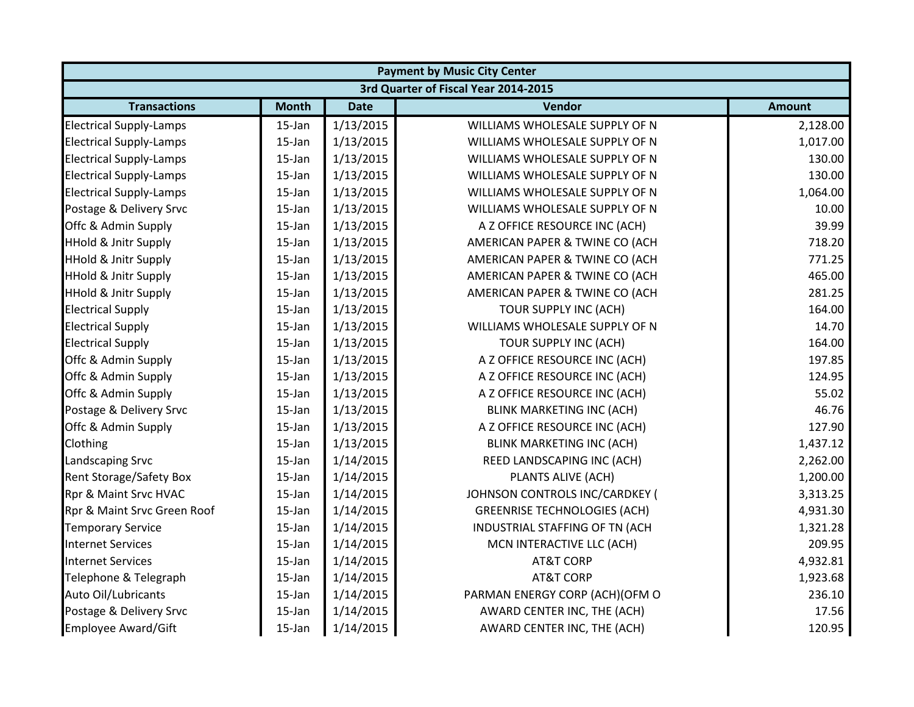| Payment by Music City Center | | | | |
|---|---|---|---|---|
| 3rd Quarter of Fiscal Year 2014-2015 | | | | |
| **Transactions** | **Month** | **Date** | **Vendor** | **Amount** |
| Electrical Supply-Lamps | 15-Jan | 1/13/2015 | WILLIAMS WHOLESALE SUPPLY OF N | 2,128.00 |
| Electrical Supply-Lamps | 15-Jan | 1/13/2015 | WILLIAMS WHOLESALE SUPPLY OF N | 1,017.00 |
| Electrical Supply-Lamps | 15-Jan | 1/13/2015 | WILLIAMS WHOLESALE SUPPLY OF N | 130.00 |
| Electrical Supply-Lamps | 15-Jan | 1/13/2015 | WILLIAMS WHOLESALE SUPPLY OF N | 130.00 |
| Electrical Supply-Lamps | 15-Jan | 1/13/2015 | WILLIAMS WHOLESALE SUPPLY OF N | 1,064.00 |
| Postage & Delivery Srvc | 15-Jan | 1/13/2015 | WILLIAMS WHOLESALE SUPPLY OF N | 10.00 |
| Offc & Admin Supply | 15-Jan | 1/13/2015 | A Z OFFICE RESOURCE INC (ACH) | 39.99 |
| HHold & Jnitr Supply | 15-Jan | 1/13/2015 | AMERICAN PAPER & TWINE CO (ACH | 718.20 |
| HHold & Jnitr Supply | 15-Jan | 1/13/2015 | AMERICAN PAPER & TWINE CO (ACH | 771.25 |
| HHold & Jnitr Supply | 15-Jan | 1/13/2015 | AMERICAN PAPER & TWINE CO (ACH | 465.00 |
| HHold & Jnitr Supply | 15-Jan | 1/13/2015 | AMERICAN PAPER & TWINE CO (ACH | 281.25 |
| Electrical Supply | 15-Jan | 1/13/2015 | TOUR SUPPLY INC (ACH) | 164.00 |
| Electrical Supply | 15-Jan | 1/13/2015 | WILLIAMS WHOLESALE SUPPLY OF N | 14.70 |
| Electrical Supply | 15-Jan | 1/13/2015 | TOUR SUPPLY INC (ACH) | 164.00 |
| Offc & Admin Supply | 15-Jan | 1/13/2015 | A Z OFFICE RESOURCE INC (ACH) | 197.85 |
| Offc & Admin Supply | 15-Jan | 1/13/2015 | A Z OFFICE RESOURCE INC (ACH) | 124.95 |
| Offc & Admin Supply | 15-Jan | 1/13/2015 | A Z OFFICE RESOURCE INC (ACH) | 55.02 |
| Postage & Delivery Srvc | 15-Jan | 1/13/2015 | BLINK MARKETING INC (ACH) | 46.76 |
| Offc & Admin Supply | 15-Jan | 1/13/2015 | A Z OFFICE RESOURCE INC (ACH) | 127.90 |
| Clothing | 15-Jan | 1/13/2015 | BLINK MARKETING INC (ACH) | 1,437.12 |
| Landscaping Srvc | 15-Jan | 1/14/2015 | REED LANDSCAPING INC (ACH) | 2,262.00 |
| Rent Storage/Safety Box | 15-Jan | 1/14/2015 | PLANTS ALIVE (ACH) | 1,200.00 |
| Rpr & Maint Srvc HVAC | 15-Jan | 1/14/2015 | JOHNSON CONTROLS INC/CARDKEY ( | 3,313.25 |
| Rpr & Maint Srvc Green Roof | 15-Jan | 1/14/2015 | GREENRISE TECHNOLOGIES (ACH) | 4,931.30 |
| Temporary Service | 15-Jan | 1/14/2015 | INDUSTRIAL STAFFING OF TN (ACH | 1,321.28 |
| Internet Services | 15-Jan | 1/14/2015 | MCN INTERACTIVE LLC (ACH) | 209.95 |
| Internet Services | 15-Jan | 1/14/2015 | AT&T CORP | 4,932.81 |
| Telephone & Telegraph | 15-Jan | 1/14/2015 | AT&T CORP | 1,923.68 |
| Auto Oil/Lubricants | 15-Jan | 1/14/2015 | PARMAN ENERGY CORP (ACH)(OFM O | 236.10 |
| Postage & Delivery Srvc | 15-Jan | 1/14/2015 | AWARD CENTER INC, THE (ACH) | 17.56 |
| Employee Award/Gift | 15-Jan | 1/14/2015 | AWARD CENTER INC, THE (ACH) | 120.95 |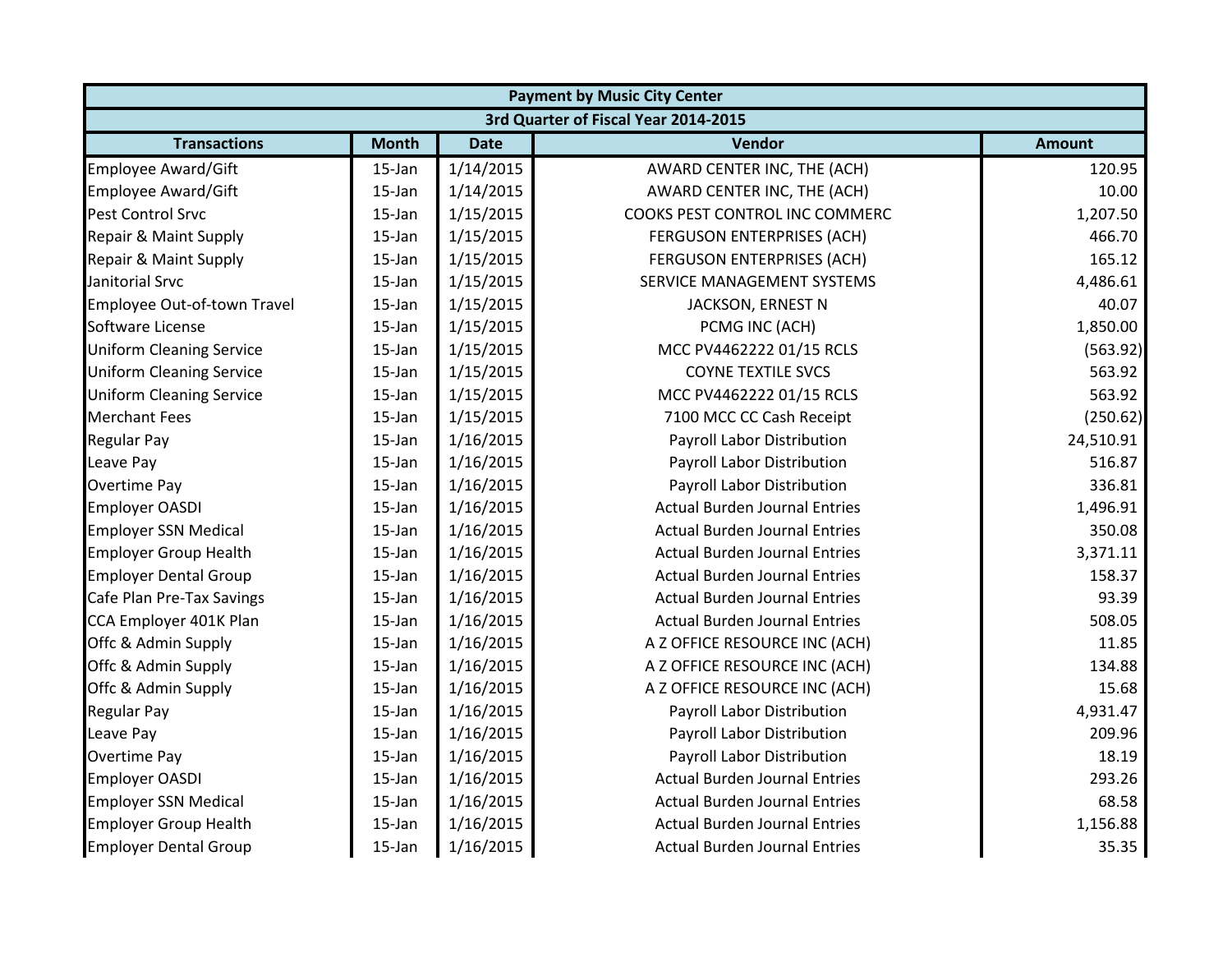| Payment by Music City Center | | | | |
|---|---|---|---|---|
| 3rd Quarter of Fiscal Year 2014-2015 | | | | |
| **Transactions** | **Month** | **Date** | **Vendor** | **Amount** |
| Employee Award/Gift | 15-Jan | 1/14/2015 | AWARD CENTER INC, THE (ACH) | 120.95 |
| Employee Award/Gift | 15-Jan | 1/14/2015 | AWARD CENTER INC, THE (ACH) | 10.00 |
| Pest Control Srvc | 15-Jan | 1/15/2015 | COOKS PEST CONTROL INC COMMERC | 1,207.50 |
| Repair & Maint Supply | 15-Jan | 1/15/2015 | FERGUSON ENTERPRISES (ACH) | 466.70 |
| Repair & Maint Supply | 15-Jan | 1/15/2015 | FERGUSON ENTERPRISES (ACH) | 165.12 |
| Janitorial Srvc | 15-Jan | 1/15/2015 | SERVICE MANAGEMENT SYSTEMS | 4,486.61 |
| Employee Out-of-town Travel | 15-Jan | 1/15/2015 | JACKSON, ERNEST N | 40.07 |
| Software License | 15-Jan | 1/15/2015 | PCMG INC (ACH) | 1,850.00 |
| Uniform Cleaning Service | 15-Jan | 1/15/2015 | MCC PV4462222 01/15 RCLS | (563.92) |
| Uniform Cleaning Service | 15-Jan | 1/15/2015 | COYNE TEXTILE SVCS | 563.92 |
| Uniform Cleaning Service | 15-Jan | 1/15/2015 | MCC PV4462222 01/15 RCLS | 563.92 |
| Merchant Fees | 15-Jan | 1/15/2015 | 7100 MCC CC Cash Receipt | (250.62) |
| Regular Pay | 15-Jan | 1/16/2015 | Payroll Labor Distribution | 24,510.91 |
| Leave Pay | 15-Jan | 1/16/2015 | Payroll Labor Distribution | 516.87 |
| Overtime Pay | 15-Jan | 1/16/2015 | Payroll Labor Distribution | 336.81 |
| Employer OASDI | 15-Jan | 1/16/2015 | Actual Burden Journal Entries | 1,496.91 |
| Employer SSN Medical | 15-Jan | 1/16/2015 | Actual Burden Journal Entries | 350.08 |
| Employer Group Health | 15-Jan | 1/16/2015 | Actual Burden Journal Entries | 3,371.11 |
| Employer Dental Group | 15-Jan | 1/16/2015 | Actual Burden Journal Entries | 158.37 |
| Cafe Plan Pre-Tax Savings | 15-Jan | 1/16/2015 | Actual Burden Journal Entries | 93.39 |
| CCA Employer 401K Plan | 15-Jan | 1/16/2015 | Actual Burden Journal Entries | 508.05 |
| Offc & Admin Supply | 15-Jan | 1/16/2015 | A Z OFFICE RESOURCE INC (ACH) | 11.85 |
| Offc & Admin Supply | 15-Jan | 1/16/2015 | A Z OFFICE RESOURCE INC (ACH) | 134.88 |
| Offc & Admin Supply | 15-Jan | 1/16/2015 | A Z OFFICE RESOURCE INC (ACH) | 15.68 |
| Regular Pay | 15-Jan | 1/16/2015 | Payroll Labor Distribution | 4,931.47 |
| Leave Pay | 15-Jan | 1/16/2015 | Payroll Labor Distribution | 209.96 |
| Overtime Pay | 15-Jan | 1/16/2015 | Payroll Labor Distribution | 18.19 |
| Employer OASDI | 15-Jan | 1/16/2015 | Actual Burden Journal Entries | 293.26 |
| Employer SSN Medical | 15-Jan | 1/16/2015 | Actual Burden Journal Entries | 68.58 |
| Employer Group Health | 15-Jan | 1/16/2015 | Actual Burden Journal Entries | 1,156.88 |
| Employer Dental Group | 15-Jan | 1/16/2015 | Actual Burden Journal Entries | 35.35 |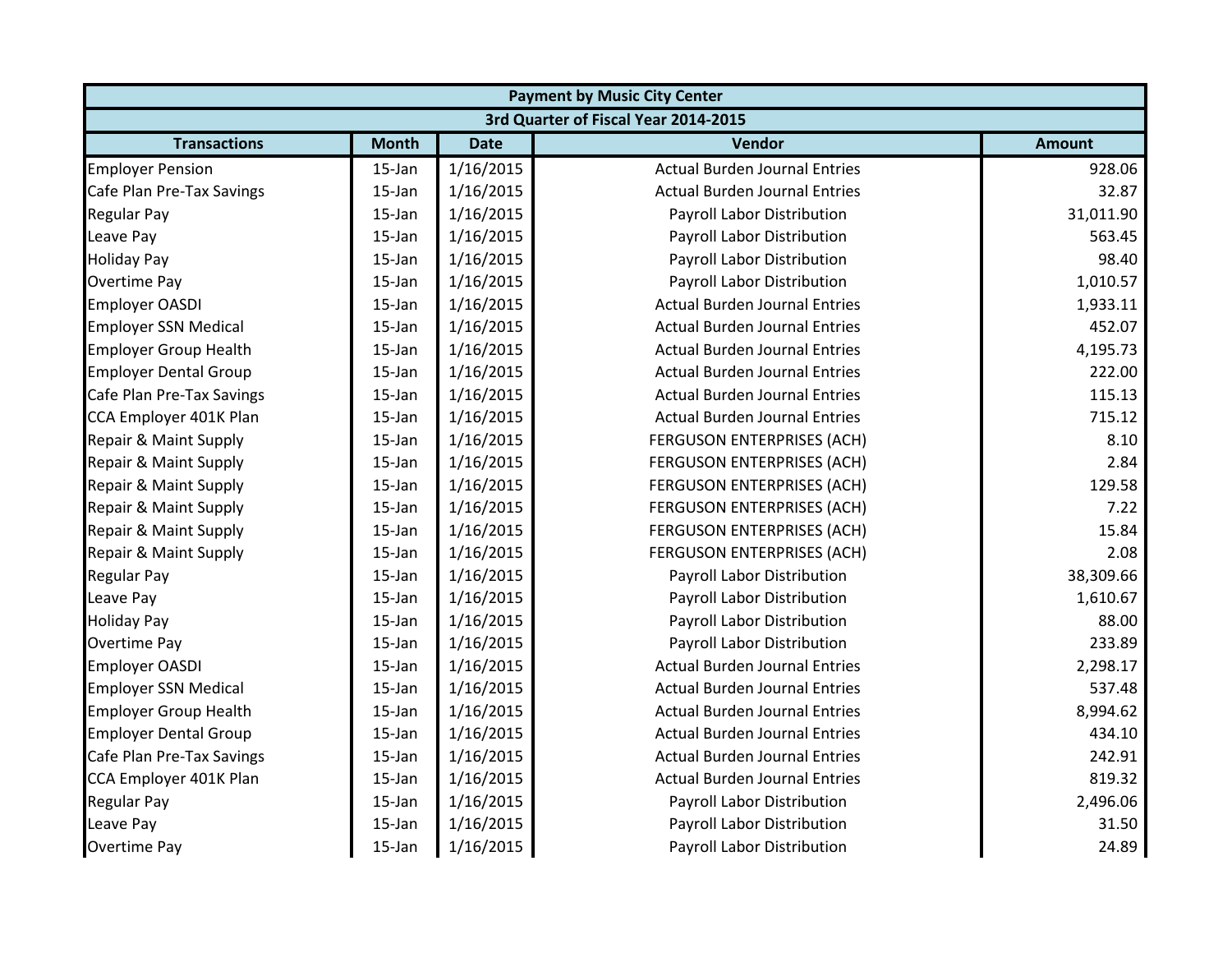| Payment by Music City Center | | | | |
|---|---|---|---|---|
| 3rd Quarter of Fiscal Year 2014-2015 | | | | |
| **Transactions** | **Month** | **Date** | **Vendor** | **Amount** |
| Employer Pension | 15-Jan | 1/16/2015 | Actual Burden Journal Entries | 928.06 |
| Cafe Plan Pre-Tax Savings | 15-Jan | 1/16/2015 | Actual Burden Journal Entries | 32.87 |
| Regular Pay | 15-Jan | 1/16/2015 | Payroll Labor Distribution | 31,011.90 |
| Leave Pay | 15-Jan | 1/16/2015 | Payroll Labor Distribution | 563.45 |
| Holiday Pay | 15-Jan | 1/16/2015 | Payroll Labor Distribution | 98.40 |
| Overtime Pay | 15-Jan | 1/16/2015 | Payroll Labor Distribution | 1,010.57 |
| Employer OASDI | 15-Jan | 1/16/2015 | Actual Burden Journal Entries | 1,933.11 |
| Employer SSN Medical | 15-Jan | 1/16/2015 | Actual Burden Journal Entries | 452.07 |
| Employer Group Health | 15-Jan | 1/16/2015 | Actual Burden Journal Entries | 4,195.73 |
| Employer Dental Group | 15-Jan | 1/16/2015 | Actual Burden Journal Entries | 222.00 |
| Cafe Plan Pre-Tax Savings | 15-Jan | 1/16/2015 | Actual Burden Journal Entries | 115.13 |
| CCA Employer 401K Plan | 15-Jan | 1/16/2015 | Actual Burden Journal Entries | 715.12 |
| Repair & Maint Supply | 15-Jan | 1/16/2015 | FERGUSON ENTERPRISES (ACH) | 8.10 |
| Repair & Maint Supply | 15-Jan | 1/16/2015 | FERGUSON ENTERPRISES (ACH) | 2.84 |
| Repair & Maint Supply | 15-Jan | 1/16/2015 | FERGUSON ENTERPRISES (ACH) | 129.58 |
| Repair & Maint Supply | 15-Jan | 1/16/2015 | FERGUSON ENTERPRISES (ACH) | 7.22 |
| Repair & Maint Supply | 15-Jan | 1/16/2015 | FERGUSON ENTERPRISES (ACH) | 15.84 |
| Repair & Maint Supply | 15-Jan | 1/16/2015 | FERGUSON ENTERPRISES (ACH) | 2.08 |
| Regular Pay | 15-Jan | 1/16/2015 | Payroll Labor Distribution | 38,309.66 |
| Leave Pay | 15-Jan | 1/16/2015 | Payroll Labor Distribution | 1,610.67 |
| Holiday Pay | 15-Jan | 1/16/2015 | Payroll Labor Distribution | 88.00 |
| Overtime Pay | 15-Jan | 1/16/2015 | Payroll Labor Distribution | 233.89 |
| Employer OASDI | 15-Jan | 1/16/2015 | Actual Burden Journal Entries | 2,298.17 |
| Employer SSN Medical | 15-Jan | 1/16/2015 | Actual Burden Journal Entries | 537.48 |
| Employer Group Health | 15-Jan | 1/16/2015 | Actual Burden Journal Entries | 8,994.62 |
| Employer Dental Group | 15-Jan | 1/16/2015 | Actual Burden Journal Entries | 434.10 |
| Cafe Plan Pre-Tax Savings | 15-Jan | 1/16/2015 | Actual Burden Journal Entries | 242.91 |
| CCA Employer 401K Plan | 15-Jan | 1/16/2015 | Actual Burden Journal Entries | 819.32 |
| Regular Pay | 15-Jan | 1/16/2015 | Payroll Labor Distribution | 2,496.06 |
| Leave Pay | 15-Jan | 1/16/2015 | Payroll Labor Distribution | 31.50 |
| Overtime Pay | 15-Jan | 1/16/2015 | Payroll Labor Distribution | 24.89 |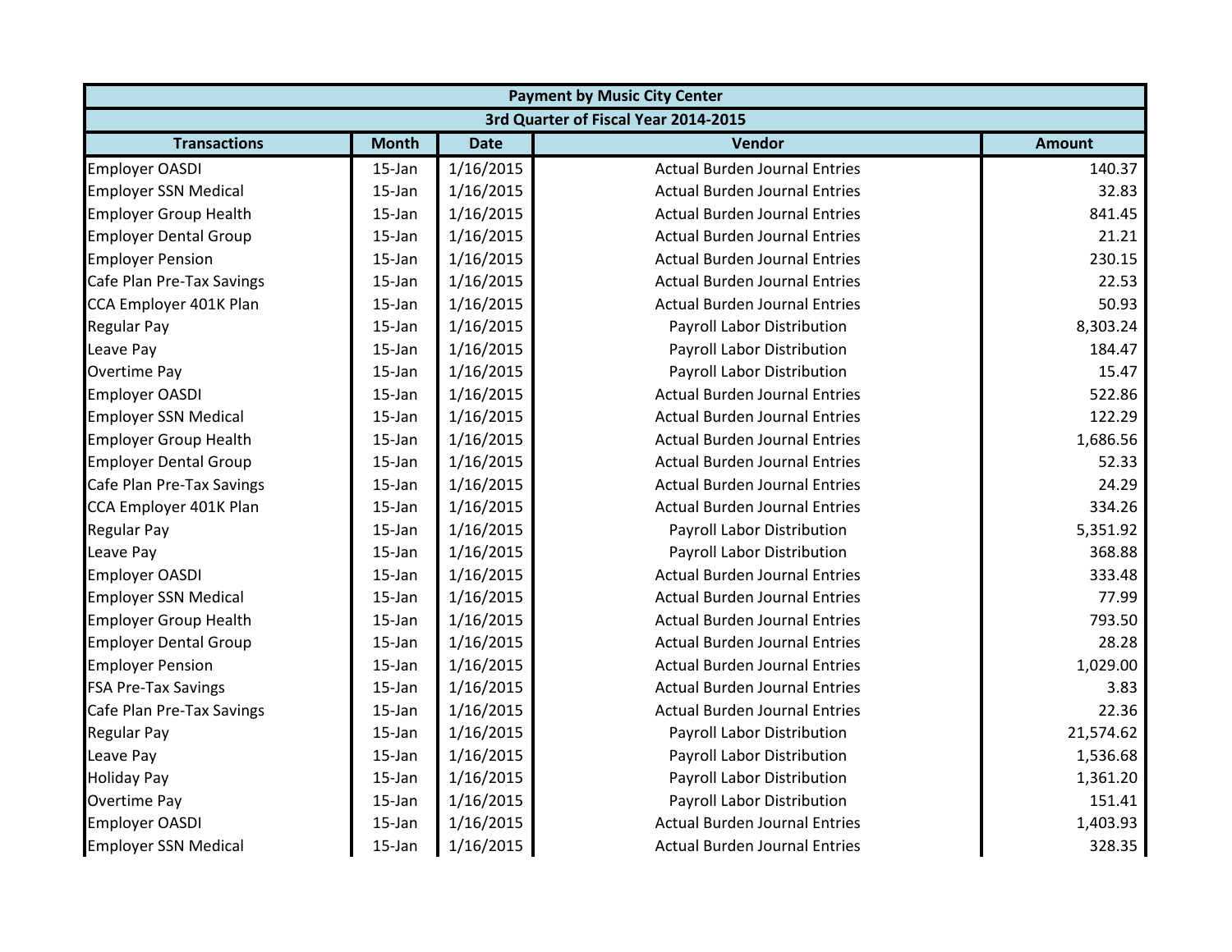| Payment by Music City Center | | | | |
|---|---|---|---|---|
| 3rd Quarter of Fiscal Year 2014-2015 | | | | |
| **Transactions** | **Month** | **Date** | **Vendor** | **Amount** |
| Employer OASDI | 15-Jan | 1/16/2015 | Actual Burden Journal Entries | 140.37 |
| Employer SSN Medical | 15-Jan | 1/16/2015 | Actual Burden Journal Entries | 32.83 |
| Employer Group Health | 15-Jan | 1/16/2015 | Actual Burden Journal Entries | 841.45 |
| Employer Dental Group | 15-Jan | 1/16/2015 | Actual Burden Journal Entries | 21.21 |
| Employer Pension | 15-Jan | 1/16/2015 | Actual Burden Journal Entries | 230.15 |
| Cafe Plan Pre-Tax Savings | 15-Jan | 1/16/2015 | Actual Burden Journal Entries | 22.53 |
| CCA Employer 401K Plan | 15-Jan | 1/16/2015 | Actual Burden Journal Entries | 50.93 |
| Regular Pay | 15-Jan | 1/16/2015 | Payroll Labor Distribution | 8,303.24 |
| Leave Pay | 15-Jan | 1/16/2015 | Payroll Labor Distribution | 184.47 |
| Overtime Pay | 15-Jan | 1/16/2015 | Payroll Labor Distribution | 15.47 |
| Employer OASDI | 15-Jan | 1/16/2015 | Actual Burden Journal Entries | 522.86 |
| Employer SSN Medical | 15-Jan | 1/16/2015 | Actual Burden Journal Entries | 122.29 |
| Employer Group Health | 15-Jan | 1/16/2015 | Actual Burden Journal Entries | 1,686.56 |
| Employer Dental Group | 15-Jan | 1/16/2015 | Actual Burden Journal Entries | 52.33 |
| Cafe Plan Pre-Tax Savings | 15-Jan | 1/16/2015 | Actual Burden Journal Entries | 24.29 |
| CCA Employer 401K Plan | 15-Jan | 1/16/2015 | Actual Burden Journal Entries | 334.26 |
| Regular Pay | 15-Jan | 1/16/2015 | Payroll Labor Distribution | 5,351.92 |
| Leave Pay | 15-Jan | 1/16/2015 | Payroll Labor Distribution | 368.88 |
| Employer OASDI | 15-Jan | 1/16/2015 | Actual Burden Journal Entries | 333.48 |
| Employer SSN Medical | 15-Jan | 1/16/2015 | Actual Burden Journal Entries | 77.99 |
| Employer Group Health | 15-Jan | 1/16/2015 | Actual Burden Journal Entries | 793.50 |
| Employer Dental Group | 15-Jan | 1/16/2015 | Actual Burden Journal Entries | 28.28 |
| Employer Pension | 15-Jan | 1/16/2015 | Actual Burden Journal Entries | 1,029.00 |
| FSA Pre-Tax Savings | 15-Jan | 1/16/2015 | Actual Burden Journal Entries | 3.83 |
| Cafe Plan Pre-Tax Savings | 15-Jan | 1/16/2015 | Actual Burden Journal Entries | 22.36 |
| Regular Pay | 15-Jan | 1/16/2015 | Payroll Labor Distribution | 21,574.62 |
| Leave Pay | 15-Jan | 1/16/2015 | Payroll Labor Distribution | 1,536.68 |
| Holiday Pay | 15-Jan | 1/16/2015 | Payroll Labor Distribution | 1,361.20 |
| Overtime Pay | 15-Jan | 1/16/2015 | Payroll Labor Distribution | 151.41 |
| Employer OASDI | 15-Jan | 1/16/2015 | Actual Burden Journal Entries | 1,403.93 |
| Employer SSN Medical | 15-Jan | 1/16/2015 | Actual Burden Journal Entries | 328.35 |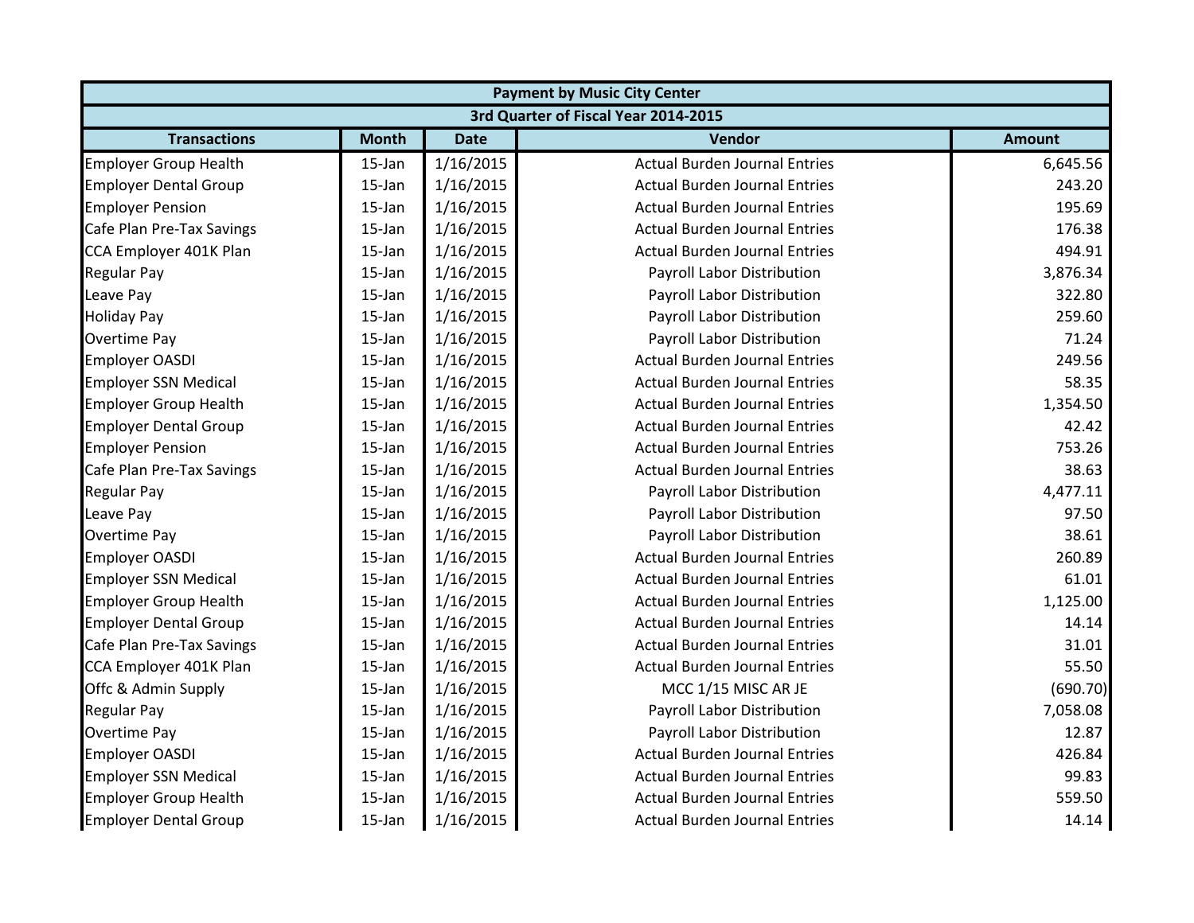| Payment by Music City Center | | | | |
|---|---|---|---|---|
| 3rd Quarter of Fiscal Year 2014-2015 | | | | |
| **Transactions** | **Month** | **Date** | **Vendor** | **Amount** |
| Employer Group Health | 15-Jan | 1/16/2015 | Actual Burden Journal Entries | 6,645.56 |
| Employer Dental Group | 15-Jan | 1/16/2015 | Actual Burden Journal Entries | 243.20 |
| Employer Pension | 15-Jan | 1/16/2015 | Actual Burden Journal Entries | 195.69 |
| Cafe Plan Pre-Tax Savings | 15-Jan | 1/16/2015 | Actual Burden Journal Entries | 176.38 |
| CCA Employer 401K Plan | 15-Jan | 1/16/2015 | Actual Burden Journal Entries | 494.91 |
| Regular Pay | 15-Jan | 1/16/2015 | Payroll Labor Distribution | 3,876.34 |
| Leave Pay | 15-Jan | 1/16/2015 | Payroll Labor Distribution | 322.80 |
| Holiday Pay | 15-Jan | 1/16/2015 | Payroll Labor Distribution | 259.60 |
| Overtime Pay | 15-Jan | 1/16/2015 | Payroll Labor Distribution | 71.24 |
| Employer OASDI | 15-Jan | 1/16/2015 | Actual Burden Journal Entries | 249.56 |
| Employer SSN Medical | 15-Jan | 1/16/2015 | Actual Burden Journal Entries | 58.35 |
| Employer Group Health | 15-Jan | 1/16/2015 | Actual Burden Journal Entries | 1,354.50 |
| Employer Dental Group | 15-Jan | 1/16/2015 | Actual Burden Journal Entries | 42.42 |
| Employer Pension | 15-Jan | 1/16/2015 | Actual Burden Journal Entries | 753.26 |
| Cafe Plan Pre-Tax Savings | 15-Jan | 1/16/2015 | Actual Burden Journal Entries | 38.63 |
| Regular Pay | 15-Jan | 1/16/2015 | Payroll Labor Distribution | 4,477.11 |
| Leave Pay | 15-Jan | 1/16/2015 | Payroll Labor Distribution | 97.50 |
| Overtime Pay | 15-Jan | 1/16/2015 | Payroll Labor Distribution | 38.61 |
| Employer OASDI | 15-Jan | 1/16/2015 | Actual Burden Journal Entries | 260.89 |
| Employer SSN Medical | 15-Jan | 1/16/2015 | Actual Burden Journal Entries | 61.01 |
| Employer Group Health | 15-Jan | 1/16/2015 | Actual Burden Journal Entries | 1,125.00 |
| Employer Dental Group | 15-Jan | 1/16/2015 | Actual Burden Journal Entries | 14.14 |
| Cafe Plan Pre-Tax Savings | 15-Jan | 1/16/2015 | Actual Burden Journal Entries | 31.01 |
| CCA Employer 401K Plan | 15-Jan | 1/16/2015 | Actual Burden Journal Entries | 55.50 |
| Offc & Admin Supply | 15-Jan | 1/16/2015 | MCC 1/15 MISC AR JE | (690.70) |
| Regular Pay | 15-Jan | 1/16/2015 | Payroll Labor Distribution | 7,058.08 |
| Overtime Pay | 15-Jan | 1/16/2015 | Payroll Labor Distribution | 12.87 |
| Employer OASDI | 15-Jan | 1/16/2015 | Actual Burden Journal Entries | 426.84 |
| Employer SSN Medical | 15-Jan | 1/16/2015 | Actual Burden Journal Entries | 99.83 |
| Employer Group Health | 15-Jan | 1/16/2015 | Actual Burden Journal Entries | 559.50 |
| Employer Dental Group | 15-Jan | 1/16/2015 | Actual Burden Journal Entries | 14.14 |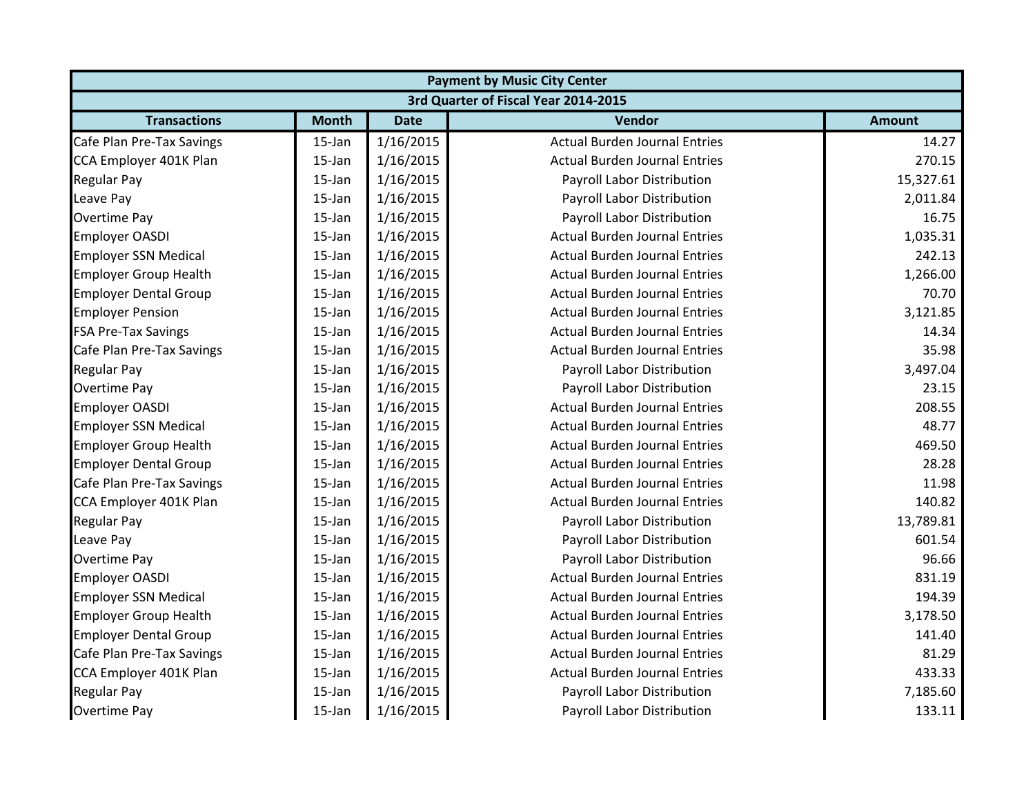| Payment by Music City Center | | | | |
|---|---|---|---|---|
| 3rd Quarter of Fiscal Year 2014-2015 | | | | |
| **Transactions** | **Month** | **Date** | **Vendor** | **Amount** |
| Cafe Plan Pre-Tax Savings | 15-Jan | 1/16/2015 | Actual Burden Journal Entries | 14.27 |
| CCA Employer 401K Plan | 15-Jan | 1/16/2015 | Actual Burden Journal Entries | 270.15 |
| Regular Pay | 15-Jan | 1/16/2015 | Payroll Labor Distribution | 15,327.61 |
| Leave Pay | 15-Jan | 1/16/2015 | Payroll Labor Distribution | 2,011.84 |
| Overtime Pay | 15-Jan | 1/16/2015 | Payroll Labor Distribution | 16.75 |
| Employer OASDI | 15-Jan | 1/16/2015 | Actual Burden Journal Entries | 1,035.31 |
| Employer SSN Medical | 15-Jan | 1/16/2015 | Actual Burden Journal Entries | 242.13 |
| Employer Group Health | 15-Jan | 1/16/2015 | Actual Burden Journal Entries | 1,266.00 |
| Employer Dental Group | 15-Jan | 1/16/2015 | Actual Burden Journal Entries | 70.70 |
| Employer Pension | 15-Jan | 1/16/2015 | Actual Burden Journal Entries | 3,121.85 |
| FSA Pre-Tax Savings | 15-Jan | 1/16/2015 | Actual Burden Journal Entries | 14.34 |
| Cafe Plan Pre-Tax Savings | 15-Jan | 1/16/2015 | Actual Burden Journal Entries | 35.98 |
| Regular Pay | 15-Jan | 1/16/2015 | Payroll Labor Distribution | 3,497.04 |
| Overtime Pay | 15-Jan | 1/16/2015 | Payroll Labor Distribution | 23.15 |
| Employer OASDI | 15-Jan | 1/16/2015 | Actual Burden Journal Entries | 208.55 |
| Employer SSN Medical | 15-Jan | 1/16/2015 | Actual Burden Journal Entries | 48.77 |
| Employer Group Health | 15-Jan | 1/16/2015 | Actual Burden Journal Entries | 469.50 |
| Employer Dental Group | 15-Jan | 1/16/2015 | Actual Burden Journal Entries | 28.28 |
| Cafe Plan Pre-Tax Savings | 15-Jan | 1/16/2015 | Actual Burden Journal Entries | 11.98 |
| CCA Employer 401K Plan | 15-Jan | 1/16/2015 | Actual Burden Journal Entries | 140.82 |
| Regular Pay | 15-Jan | 1/16/2015 | Payroll Labor Distribution | 13,789.81 |
| Leave Pay | 15-Jan | 1/16/2015 | Payroll Labor Distribution | 601.54 |
| Overtime Pay | 15-Jan | 1/16/2015 | Payroll Labor Distribution | 96.66 |
| Employer OASDI | 15-Jan | 1/16/2015 | Actual Burden Journal Entries | 831.19 |
| Employer SSN Medical | 15-Jan | 1/16/2015 | Actual Burden Journal Entries | 194.39 |
| Employer Group Health | 15-Jan | 1/16/2015 | Actual Burden Journal Entries | 3,178.50 |
| Employer Dental Group | 15-Jan | 1/16/2015 | Actual Burden Journal Entries | 141.40 |
| Cafe Plan Pre-Tax Savings | 15-Jan | 1/16/2015 | Actual Burden Journal Entries | 81.29 |
| CCA Employer 401K Plan | 15-Jan | 1/16/2015 | Actual Burden Journal Entries | 433.33 |
| Regular Pay | 15-Jan | 1/16/2015 | Payroll Labor Distribution | 7,185.60 |
| Overtime Pay | 15-Jan | 1/16/2015 | Payroll Labor Distribution | 133.11 |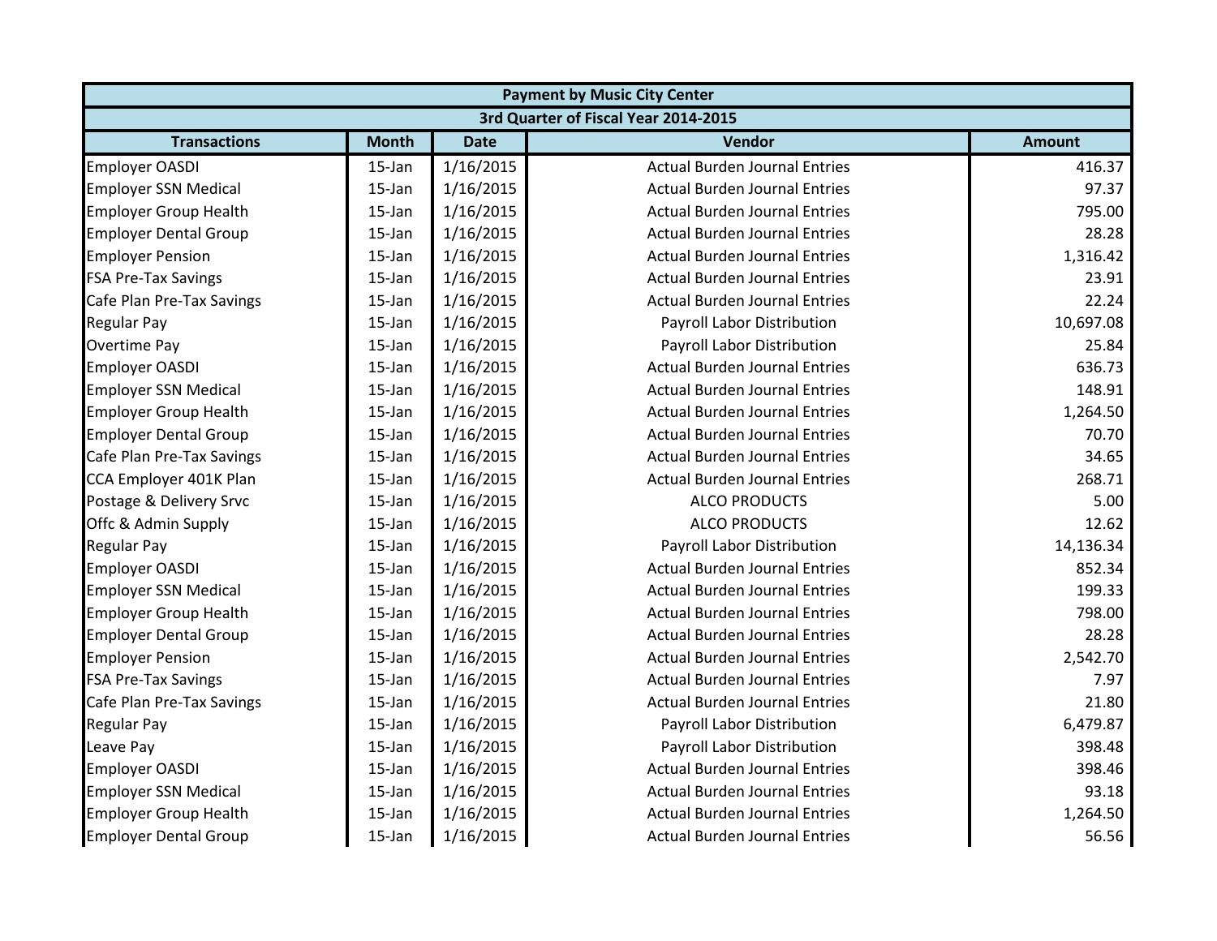| Payment by Music City Center | | | | |
|---|---|---|---|---|
| 3rd Quarter of Fiscal Year 2014-2015 | | | | |
| **Transactions** | **Month** | **Date** | **Vendor** | **Amount** |
| Employer OASDI | 15-Jan | 1/16/2015 | Actual Burden Journal Entries | 416.37 |
| Employer SSN Medical | 15-Jan | 1/16/2015 | Actual Burden Journal Entries | 97.37 |
| Employer Group Health | 15-Jan | 1/16/2015 | Actual Burden Journal Entries | 795.00 |
| Employer Dental Group | 15-Jan | 1/16/2015 | Actual Burden Journal Entries | 28.28 |
| Employer Pension | 15-Jan | 1/16/2015 | Actual Burden Journal Entries | 1,316.42 |
| FSA Pre-Tax Savings | 15-Jan | 1/16/2015 | Actual Burden Journal Entries | 23.91 |
| Cafe Plan Pre-Tax Savings | 15-Jan | 1/16/2015 | Actual Burden Journal Entries | 22.24 |
| Regular Pay | 15-Jan | 1/16/2015 | Payroll Labor Distribution | 10,697.08 |
| Overtime Pay | 15-Jan | 1/16/2015 | Payroll Labor Distribution | 25.84 |
| Employer OASDI | 15-Jan | 1/16/2015 | Actual Burden Journal Entries | 636.73 |
| Employer SSN Medical | 15-Jan | 1/16/2015 | Actual Burden Journal Entries | 148.91 |
| Employer Group Health | 15-Jan | 1/16/2015 | Actual Burden Journal Entries | 1,264.50 |
| Employer Dental Group | 15-Jan | 1/16/2015 | Actual Burden Journal Entries | 70.70 |
| Cafe Plan Pre-Tax Savings | 15-Jan | 1/16/2015 | Actual Burden Journal Entries | 34.65 |
| CCA Employer 401K Plan | 15-Jan | 1/16/2015 | Actual Burden Journal Entries | 268.71 |
| Postage & Delivery Srvc | 15-Jan | 1/16/2015 | ALCO PRODUCTS | 5.00 |
| Offc & Admin Supply | 15-Jan | 1/16/2015 | ALCO PRODUCTS | 12.62 |
| Regular Pay | 15-Jan | 1/16/2015 | Payroll Labor Distribution | 14,136.34 |
| Employer OASDI | 15-Jan | 1/16/2015 | Actual Burden Journal Entries | 852.34 |
| Employer SSN Medical | 15-Jan | 1/16/2015 | Actual Burden Journal Entries | 199.33 |
| Employer Group Health | 15-Jan | 1/16/2015 | Actual Burden Journal Entries | 798.00 |
| Employer Dental Group | 15-Jan | 1/16/2015 | Actual Burden Journal Entries | 28.28 |
| Employer Pension | 15-Jan | 1/16/2015 | Actual Burden Journal Entries | 2,542.70 |
| FSA Pre-Tax Savings | 15-Jan | 1/16/2015 | Actual Burden Journal Entries | 7.97 |
| Cafe Plan Pre-Tax Savings | 15-Jan | 1/16/2015 | Actual Burden Journal Entries | 21.80 |
| Regular Pay | 15-Jan | 1/16/2015 | Payroll Labor Distribution | 6,479.87 |
| Leave Pay | 15-Jan | 1/16/2015 | Payroll Labor Distribution | 398.48 |
| Employer OASDI | 15-Jan | 1/16/2015 | Actual Burden Journal Entries | 398.46 |
| Employer SSN Medical | 15-Jan | 1/16/2015 | Actual Burden Journal Entries | 93.18 |
| Employer Group Health | 15-Jan | 1/16/2015 | Actual Burden Journal Entries | 1,264.50 |
| Employer Dental Group | 15-Jan | 1/16/2015 | Actual Burden Journal Entries | 56.56 |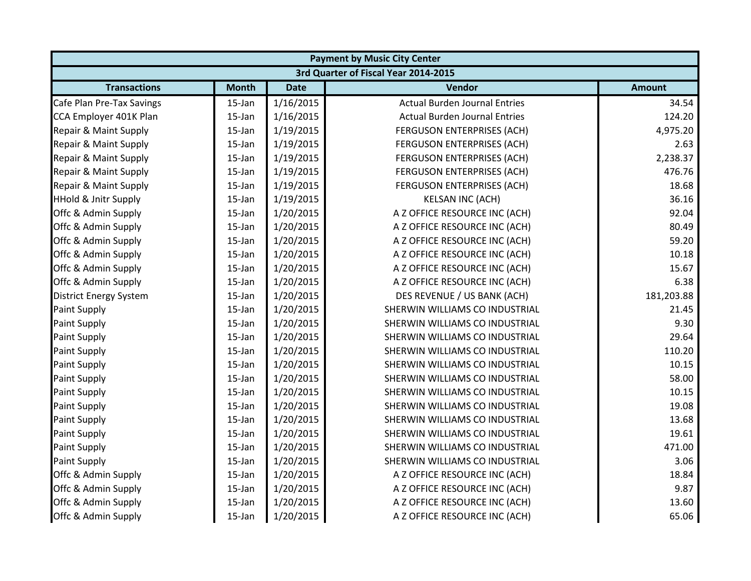| Payment by Music City Center | | | | |
|---|---|---|---|---|
| 3rd Quarter of Fiscal Year 2014-2015 | | | | |
| Transactions | Month | Date | Vendor | Amount |
| Cafe Plan Pre-Tax Savings | 15-Jan | 1/16/2015 | Actual Burden Journal Entries | 34.54 |
| CCA Employer 401K Plan | 15-Jan | 1/16/2015 | Actual Burden Journal Entries | 124.20 |
| Repair & Maint Supply | 15-Jan | 1/19/2015 | FERGUSON ENTERPRISES (ACH) | 4,975.20 |
| Repair & Maint Supply | 15-Jan | 1/19/2015 | FERGUSON ENTERPRISES (ACH) | 2.63 |
| Repair & Maint Supply | 15-Jan | 1/19/2015 | FERGUSON ENTERPRISES (ACH) | 2,238.37 |
| Repair & Maint Supply | 15-Jan | 1/19/2015 | FERGUSON ENTERPRISES (ACH) | 476.76 |
| Repair & Maint Supply | 15-Jan | 1/19/2015 | FERGUSON ENTERPRISES (ACH) | 18.68 |
| HHold & Jnitr Supply | 15-Jan | 1/19/2015 | KELSAN INC (ACH) | 36.16 |
| Offc & Admin Supply | 15-Jan | 1/20/2015 | A Z OFFICE RESOURCE INC (ACH) | 92.04 |
| Offc & Admin Supply | 15-Jan | 1/20/2015 | A Z OFFICE RESOURCE INC (ACH) | 80.49 |
| Offc & Admin Supply | 15-Jan | 1/20/2015 | A Z OFFICE RESOURCE INC (ACH) | 59.20 |
| Offc & Admin Supply | 15-Jan | 1/20/2015 | A Z OFFICE RESOURCE INC (ACH) | 10.18 |
| Offc & Admin Supply | 15-Jan | 1/20/2015 | A Z OFFICE RESOURCE INC (ACH) | 15.67 |
| Offc & Admin Supply | 15-Jan | 1/20/2015 | A Z OFFICE RESOURCE INC (ACH) | 6.38 |
| District Energy System | 15-Jan | 1/20/2015 | DES REVENUE / US BANK (ACH) | 181,203.88 |
| Paint Supply | 15-Jan | 1/20/2015 | SHERWIN WILLIAMS CO INDUSTRIAL | 21.45 |
| Paint Supply | 15-Jan | 1/20/2015 | SHERWIN WILLIAMS CO INDUSTRIAL | 9.30 |
| Paint Supply | 15-Jan | 1/20/2015 | SHERWIN WILLIAMS CO INDUSTRIAL | 29.64 |
| Paint Supply | 15-Jan | 1/20/2015 | SHERWIN WILLIAMS CO INDUSTRIAL | 110.20 |
| Paint Supply | 15-Jan | 1/20/2015 | SHERWIN WILLIAMS CO INDUSTRIAL | 10.15 |
| Paint Supply | 15-Jan | 1/20/2015 | SHERWIN WILLIAMS CO INDUSTRIAL | 58.00 |
| Paint Supply | 15-Jan | 1/20/2015 | SHERWIN WILLIAMS CO INDUSTRIAL | 10.15 |
| Paint Supply | 15-Jan | 1/20/2015 | SHERWIN WILLIAMS CO INDUSTRIAL | 19.08 |
| Paint Supply | 15-Jan | 1/20/2015 | SHERWIN WILLIAMS CO INDUSTRIAL | 13.68 |
| Paint Supply | 15-Jan | 1/20/2015 | SHERWIN WILLIAMS CO INDUSTRIAL | 19.61 |
| Paint Supply | 15-Jan | 1/20/2015 | SHERWIN WILLIAMS CO INDUSTRIAL | 471.00 |
| Paint Supply | 15-Jan | 1/20/2015 | SHERWIN WILLIAMS CO INDUSTRIAL | 3.06 |
| Offc & Admin Supply | 15-Jan | 1/20/2015 | A Z OFFICE RESOURCE INC (ACH) | 18.84 |
| Offc & Admin Supply | 15-Jan | 1/20/2015 | A Z OFFICE RESOURCE INC (ACH) | 9.87 |
| Offc & Admin Supply | 15-Jan | 1/20/2015 | A Z OFFICE RESOURCE INC (ACH) | 13.60 |
| Offc & Admin Supply | 15-Jan | 1/20/2015 | A Z OFFICE RESOURCE INC (ACH) | 65.06 |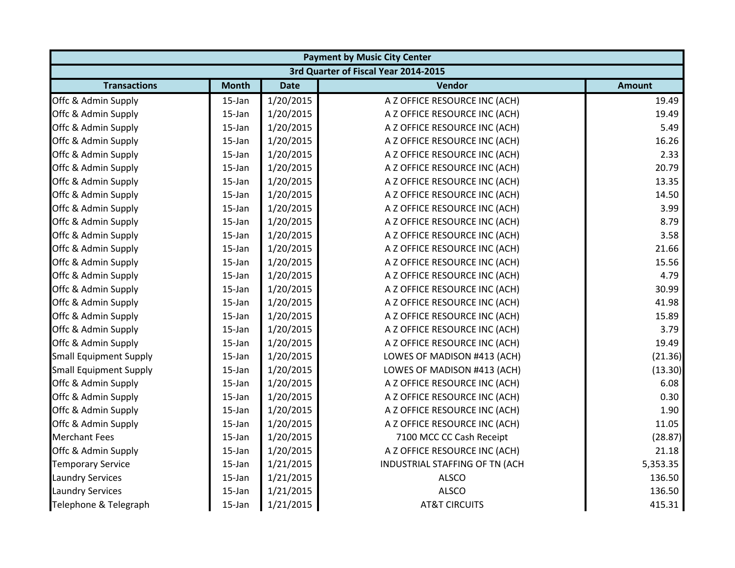| Payment by Music City Center | | | | |
|---|---|---|---|---|
| 3rd Quarter of Fiscal Year 2014-2015 | | | | |
| Transactions | Month | Date | Vendor | Amount |
| Offc & Admin Supply | 15-Jan | 1/20/2015 | A Z OFFICE RESOURCE INC (ACH) | 19.49 |
| Offc & Admin Supply | 15-Jan | 1/20/2015 | A Z OFFICE RESOURCE INC (ACH) | 19.49 |
| Offc & Admin Supply | 15-Jan | 1/20/2015 | A Z OFFICE RESOURCE INC (ACH) | 5.49 |
| Offc & Admin Supply | 15-Jan | 1/20/2015 | A Z OFFICE RESOURCE INC (ACH) | 16.26 |
| Offc & Admin Supply | 15-Jan | 1/20/2015 | A Z OFFICE RESOURCE INC (ACH) | 2.33 |
| Offc & Admin Supply | 15-Jan | 1/20/2015 | A Z OFFICE RESOURCE INC (ACH) | 20.79 |
| Offc & Admin Supply | 15-Jan | 1/20/2015 | A Z OFFICE RESOURCE INC (ACH) | 13.35 |
| Offc & Admin Supply | 15-Jan | 1/20/2015 | A Z OFFICE RESOURCE INC (ACH) | 14.50 |
| Offc & Admin Supply | 15-Jan | 1/20/2015 | A Z OFFICE RESOURCE INC (ACH) | 3.99 |
| Offc & Admin Supply | 15-Jan | 1/20/2015 | A Z OFFICE RESOURCE INC (ACH) | 8.79 |
| Offc & Admin Supply | 15-Jan | 1/20/2015 | A Z OFFICE RESOURCE INC (ACH) | 3.58 |
| Offc & Admin Supply | 15-Jan | 1/20/2015 | A Z OFFICE RESOURCE INC (ACH) | 21.66 |
| Offc & Admin Supply | 15-Jan | 1/20/2015 | A Z OFFICE RESOURCE INC (ACH) | 15.56 |
| Offc & Admin Supply | 15-Jan | 1/20/2015 | A Z OFFICE RESOURCE INC (ACH) | 4.79 |
| Offc & Admin Supply | 15-Jan | 1/20/2015 | A Z OFFICE RESOURCE INC (ACH) | 30.99 |
| Offc & Admin Supply | 15-Jan | 1/20/2015 | A Z OFFICE RESOURCE INC (ACH) | 41.98 |
| Offc & Admin Supply | 15-Jan | 1/20/2015 | A Z OFFICE RESOURCE INC (ACH) | 15.89 |
| Offc & Admin Supply | 15-Jan | 1/20/2015 | A Z OFFICE RESOURCE INC (ACH) | 3.79 |
| Offc & Admin Supply | 15-Jan | 1/20/2015 | A Z OFFICE RESOURCE INC (ACH) | 19.49 |
| Small Equipment Supply | 15-Jan | 1/20/2015 | LOWES OF MADISON #413 (ACH) | (21.36) |
| Small Equipment Supply | 15-Jan | 1/20/2015 | LOWES OF MADISON #413 (ACH) | (13.30) |
| Offc & Admin Supply | 15-Jan | 1/20/2015 | A Z OFFICE RESOURCE INC (ACH) | 6.08 |
| Offc & Admin Supply | 15-Jan | 1/20/2015 | A Z OFFICE RESOURCE INC (ACH) | 0.30 |
| Offc & Admin Supply | 15-Jan | 1/20/2015 | A Z OFFICE RESOURCE INC (ACH) | 1.90 |
| Offc & Admin Supply | 15-Jan | 1/20/2015 | A Z OFFICE RESOURCE INC (ACH) | 11.05 |
| Merchant Fees | 15-Jan | 1/20/2015 | 7100 MCC CC Cash Receipt | (28.87) |
| Offc & Admin Supply | 15-Jan | 1/20/2015 | A Z OFFICE RESOURCE INC (ACH) | 21.18 |
| Temporary Service | 15-Jan | 1/21/2015 | INDUSTRIAL STAFFING OF TN (ACH | 5,353.35 |
| Laundry Services | 15-Jan | 1/21/2015 | ALSCO | 136.50 |
| Laundry Services | 15-Jan | 1/21/2015 | ALSCO | 136.50 |
| Telephone & Telegraph | 15-Jan | 1/21/2015 | AT&T CIRCUITS | 415.31 |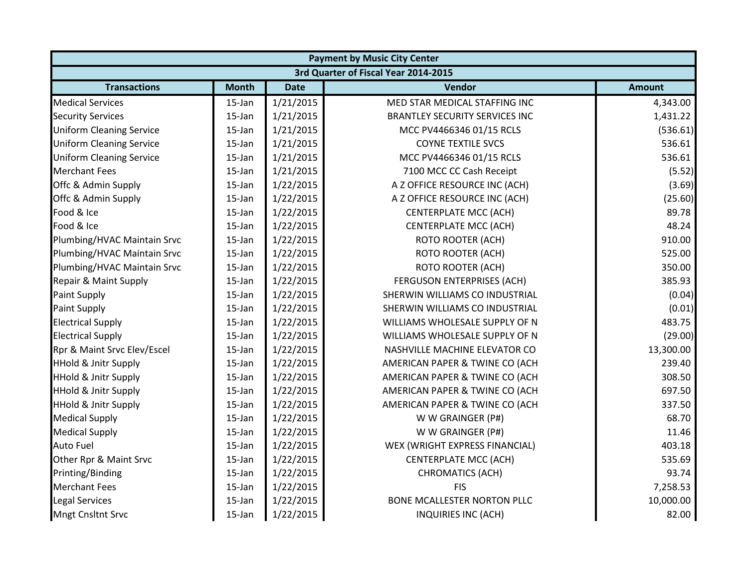| Payment by Music City Center | | | | |
|---|---|---|---|---|
| 3rd Quarter of Fiscal Year 2014-2015 | | | | |
| **Transactions** | **Month** | **Date** | **Vendor** | **Amount** |
| Medical Services | 15-Jan | 1/21/2015 | MED STAR MEDICAL STAFFING INC | 4,343.00 |
| Security Services | 15-Jan | 1/21/2015 | BRANTLEY SECURITY SERVICES INC | 1,431.22 |
| Uniform Cleaning Service | 15-Jan | 1/21/2015 | MCC PV4466346 01/15 RCLS | (536.61) |
| Uniform Cleaning Service | 15-Jan | 1/21/2015 | COYNE TEXTILE SVCS | 536.61 |
| Uniform Cleaning Service | 15-Jan | 1/21/2015 | MCC PV4466346 01/15 RCLS | 536.61 |
| Merchant Fees | 15-Jan | 1/21/2015 | 7100 MCC CC Cash Receipt | (5.52) |
| Offc & Admin Supply | 15-Jan | 1/22/2015 | A Z OFFICE RESOURCE INC (ACH) | (3.69) |
| Offc & Admin Supply | 15-Jan | 1/22/2015 | A Z OFFICE RESOURCE INC (ACH) | (25.60) |
| Food & Ice | 15-Jan | 1/22/2015 | CENTERPLATE MCC (ACH) | 89.78 |
| Food & Ice | 15-Jan | 1/22/2015 | CENTERPLATE MCC (ACH) | 48.24 |
| Plumbing/HVAC Maintain Srvc | 15-Jan | 1/22/2015 | ROTO ROOTER (ACH) | 910.00 |
| Plumbing/HVAC Maintain Srvc | 15-Jan | 1/22/2015 | ROTO ROOTER (ACH) | 525.00 |
| Plumbing/HVAC Maintain Srvc | 15-Jan | 1/22/2015 | ROTO ROOTER (ACH) | 350.00 |
| Repair & Maint Supply | 15-Jan | 1/22/2015 | FERGUSON ENTERPRISES (ACH) | 385.93 |
| Paint Supply | 15-Jan | 1/22/2015 | SHERWIN WILLIAMS CO INDUSTRIAL | (0.04) |
| Paint Supply | 15-Jan | 1/22/2015 | SHERWIN WILLIAMS CO INDUSTRIAL | (0.01) |
| Electrical Supply | 15-Jan | 1/22/2015 | WILLIAMS WHOLESALE SUPPLY OF N | 483.75 |
| Electrical Supply | 15-Jan | 1/22/2015 | WILLIAMS WHOLESALE SUPPLY OF N | (29.00) |
| Rpr & Maint Srvc Elev/Escel | 15-Jan | 1/22/2015 | NASHVILLE MACHINE ELEVATOR CO | 13,300.00 |
| HHold & Jnitr Supply | 15-Jan | 1/22/2015 | AMERICAN PAPER & TWINE CO (ACH | 239.40 |
| HHold & Jnitr Supply | 15-Jan | 1/22/2015 | AMERICAN PAPER & TWINE CO (ACH | 308.50 |
| HHold & Jnitr Supply | 15-Jan | 1/22/2015 | AMERICAN PAPER & TWINE CO (ACH | 697.50 |
| HHold & Jnitr Supply | 15-Jan | 1/22/2015 | AMERICAN PAPER & TWINE CO (ACH | 337.50 |
| Medical Supply | 15-Jan | 1/22/2015 | W W GRAINGER (P#) | 68.70 |
| Medical Supply | 15-Jan | 1/22/2015 | W W GRAINGER (P#) | 11.46 |
| Auto Fuel | 15-Jan | 1/22/2015 | WEX (WRIGHT EXPRESS FINANCIAL) | 403.18 |
| Other Rpr & Maint Srvc | 15-Jan | 1/22/2015 | CENTERPLATE MCC (ACH) | 535.69 |
| Printing/Binding | 15-Jan | 1/22/2015 | CHROMATICS (ACH) | 93.74 |
| Merchant Fees | 15-Jan | 1/22/2015 | FIS | 7,258.53 |
| Legal Services | 15-Jan | 1/22/2015 | BONE MCALLESTER NORTON PLLC | 10,000.00 |
| Mngt Cnsltnt Srvc | 15-Jan | 1/22/2015 | INQUIRIES INC (ACH) | 82.00 |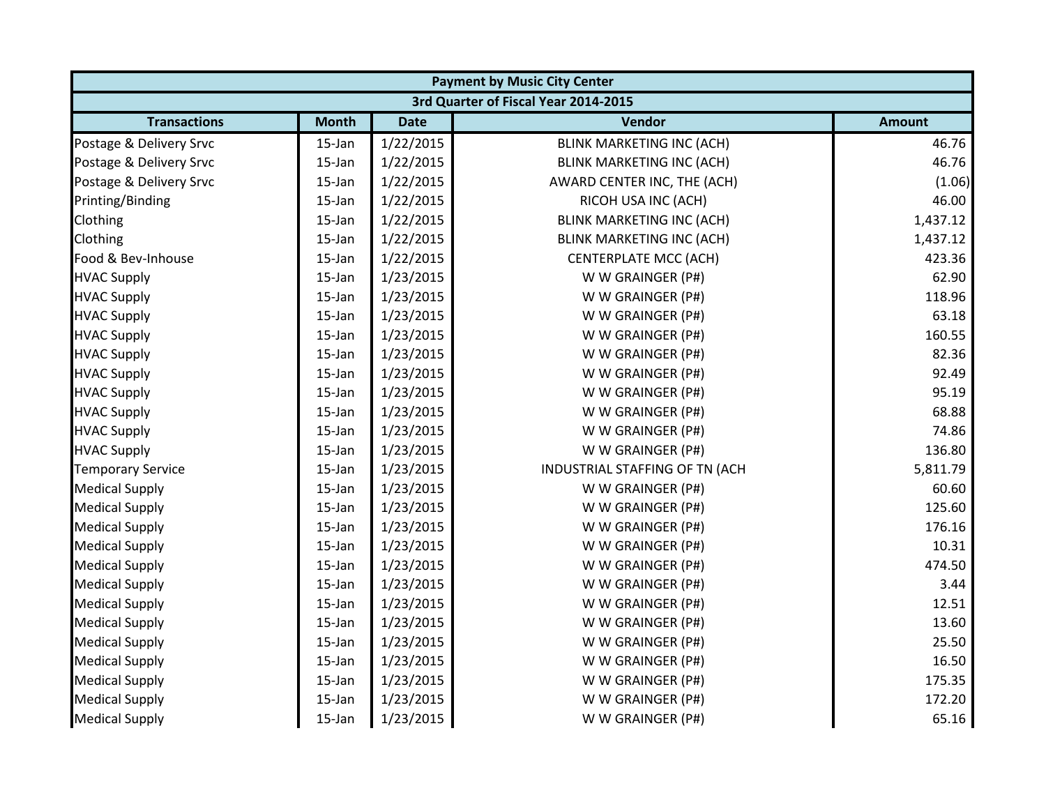| Payment by Music City Center | | | | |
|---|---|---|---|---|
| 3rd Quarter of Fiscal Year 2014-2015 | | | | |
| **Transactions** | **Month** | **Date** | **Vendor** | **Amount** |
| Postage & Delivery Srvc | 15-Jan | 1/22/2015 | BLINK MARKETING INC (ACH) | 46.76 |
| Postage & Delivery Srvc | 15-Jan | 1/22/2015 | BLINK MARKETING INC (ACH) | 46.76 |
| Postage & Delivery Srvc | 15-Jan | 1/22/2015 | AWARD CENTER INC, THE (ACH) | (1.06) |
| Printing/Binding | 15-Jan | 1/22/2015 | RICOH USA INC (ACH) | 46.00 |
| Clothing | 15-Jan | 1/22/2015 | BLINK MARKETING INC (ACH) | 1,437.12 |
| Clothing | 15-Jan | 1/22/2015 | BLINK MARKETING INC (ACH) | 1,437.12 |
| Food & Bev-Inhouse | 15-Jan | 1/22/2015 | CENTERPLATE MCC (ACH) | 423.36 |
| HVAC Supply | 15-Jan | 1/23/2015 | W W GRAINGER (P#) | 62.90 |
| HVAC Supply | 15-Jan | 1/23/2015 | W W GRAINGER (P#) | 118.96 |
| HVAC Supply | 15-Jan | 1/23/2015 | W W GRAINGER (P#) | 63.18 |
| HVAC Supply | 15-Jan | 1/23/2015 | W W GRAINGER (P#) | 160.55 |
| HVAC Supply | 15-Jan | 1/23/2015 | W W GRAINGER (P#) | 82.36 |
| HVAC Supply | 15-Jan | 1/23/2015 | W W GRAINGER (P#) | 92.49 |
| HVAC Supply | 15-Jan | 1/23/2015 | W W GRAINGER (P#) | 95.19 |
| HVAC Supply | 15-Jan | 1/23/2015 | W W GRAINGER (P#) | 68.88 |
| HVAC Supply | 15-Jan | 1/23/2015 | W W GRAINGER (P#) | 74.86 |
| HVAC Supply | 15-Jan | 1/23/2015 | W W GRAINGER (P#) | 136.80 |
| Temporary Service | 15-Jan | 1/23/2015 | INDUSTRIAL STAFFING OF TN (ACH | 5,811.79 |
| Medical Supply | 15-Jan | 1/23/2015 | W W GRAINGER (P#) | 60.60 |
| Medical Supply | 15-Jan | 1/23/2015 | W W GRAINGER (P#) | 125.60 |
| Medical Supply | 15-Jan | 1/23/2015 | W W GRAINGER (P#) | 176.16 |
| Medical Supply | 15-Jan | 1/23/2015 | W W GRAINGER (P#) | 10.31 |
| Medical Supply | 15-Jan | 1/23/2015 | W W GRAINGER (P#) | 474.50 |
| Medical Supply | 15-Jan | 1/23/2015 | W W GRAINGER (P#) | 3.44 |
| Medical Supply | 15-Jan | 1/23/2015 | W W GRAINGER (P#) | 12.51 |
| Medical Supply | 15-Jan | 1/23/2015 | W W GRAINGER (P#) | 13.60 |
| Medical Supply | 15-Jan | 1/23/2015 | W W GRAINGER (P#) | 25.50 |
| Medical Supply | 15-Jan | 1/23/2015 | W W GRAINGER (P#) | 16.50 |
| Medical Supply | 15-Jan | 1/23/2015 | W W GRAINGER (P#) | 175.35 |
| Medical Supply | 15-Jan | 1/23/2015 | W W GRAINGER (P#) | 172.20 |
| Medical Supply | 15-Jan | 1/23/2015 | W W GRAINGER (P#) | 65.16 |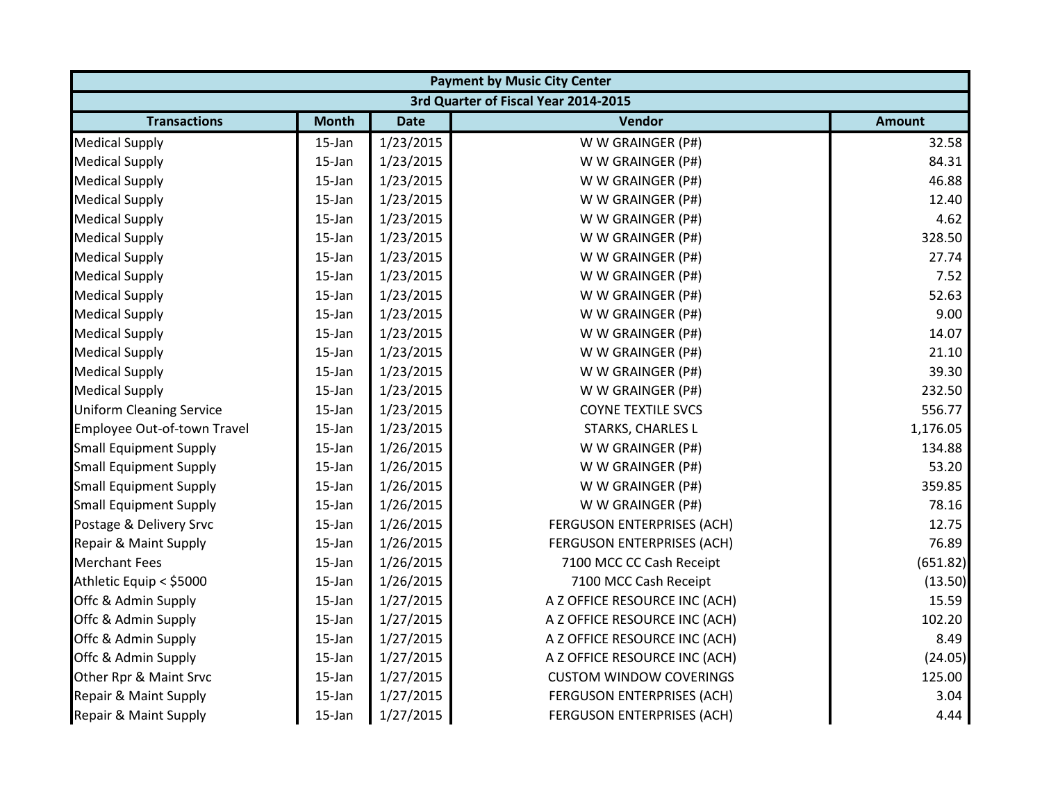| Payment by Music City Center | | | | |
|---|---|---|---|---|
| 3rd Quarter of Fiscal Year 2014-2015 | | | | |
| Transactions | Month | Date | Vendor | Amount |
| Medical Supply | 15-Jan | 1/23/2015 | W W GRAINGER (P#) | 32.58 |
| Medical Supply | 15-Jan | 1/23/2015 | W W GRAINGER (P#) | 84.31 |
| Medical Supply | 15-Jan | 1/23/2015 | W W GRAINGER (P#) | 46.88 |
| Medical Supply | 15-Jan | 1/23/2015 | W W GRAINGER (P#) | 12.40 |
| Medical Supply | 15-Jan | 1/23/2015 | W W GRAINGER (P#) | 4.62 |
| Medical Supply | 15-Jan | 1/23/2015 | W W GRAINGER (P#) | 328.50 |
| Medical Supply | 15-Jan | 1/23/2015 | W W GRAINGER (P#) | 27.74 |
| Medical Supply | 15-Jan | 1/23/2015 | W W GRAINGER (P#) | 7.52 |
| Medical Supply | 15-Jan | 1/23/2015 | W W GRAINGER (P#) | 52.63 |
| Medical Supply | 15-Jan | 1/23/2015 | W W GRAINGER (P#) | 9.00 |
| Medical Supply | 15-Jan | 1/23/2015 | W W GRAINGER (P#) | 14.07 |
| Medical Supply | 15-Jan | 1/23/2015 | W W GRAINGER (P#) | 21.10 |
| Medical Supply | 15-Jan | 1/23/2015 | W W GRAINGER (P#) | 39.30 |
| Medical Supply | 15-Jan | 1/23/2015 | W W GRAINGER (P#) | 232.50 |
| Uniform Cleaning Service | 15-Jan | 1/23/2015 | COYNE TEXTILE SVCS | 556.77 |
| Employee Out-of-town Travel | 15-Jan | 1/23/2015 | STARKS, CHARLES L | 1,176.05 |
| Small Equipment Supply | 15-Jan | 1/26/2015 | W W GRAINGER (P#) | 134.88 |
| Small Equipment Supply | 15-Jan | 1/26/2015 | W W GRAINGER (P#) | 53.20 |
| Small Equipment Supply | 15-Jan | 1/26/2015 | W W GRAINGER (P#) | 359.85 |
| Small Equipment Supply | 15-Jan | 1/26/2015 | W W GRAINGER (P#) | 78.16 |
| Postage & Delivery Srvc | 15-Jan | 1/26/2015 | FERGUSON ENTERPRISES (ACH) | 12.75 |
| Repair & Maint Supply | 15-Jan | 1/26/2015 | FERGUSON ENTERPRISES (ACH) | 76.89 |
| Merchant Fees | 15-Jan | 1/26/2015 | 7100 MCC CC Cash Receipt | (651.82) |
| Athletic Equip < $5000 | 15-Jan | 1/26/2015 | 7100 MCC Cash Receipt | (13.50) |
| Offc & Admin Supply | 15-Jan | 1/27/2015 | A Z OFFICE RESOURCE INC (ACH) | 15.59 |
| Offc & Admin Supply | 15-Jan | 1/27/2015 | A Z OFFICE RESOURCE INC (ACH) | 102.20 |
| Offc & Admin Supply | 15-Jan | 1/27/2015 | A Z OFFICE RESOURCE INC (ACH) | 8.49 |
| Offc & Admin Supply | 15-Jan | 1/27/2015 | A Z OFFICE RESOURCE INC (ACH) | (24.05) |
| Other Rpr & Maint Srvc | 15-Jan | 1/27/2015 | CUSTOM WINDOW COVERINGS | 125.00 |
| Repair & Maint Supply | 15-Jan | 1/27/2015 | FERGUSON ENTERPRISES (ACH) | 3.04 |
| Repair & Maint Supply | 15-Jan | 1/27/2015 | FERGUSON ENTERPRISES (ACH) | 4.44 |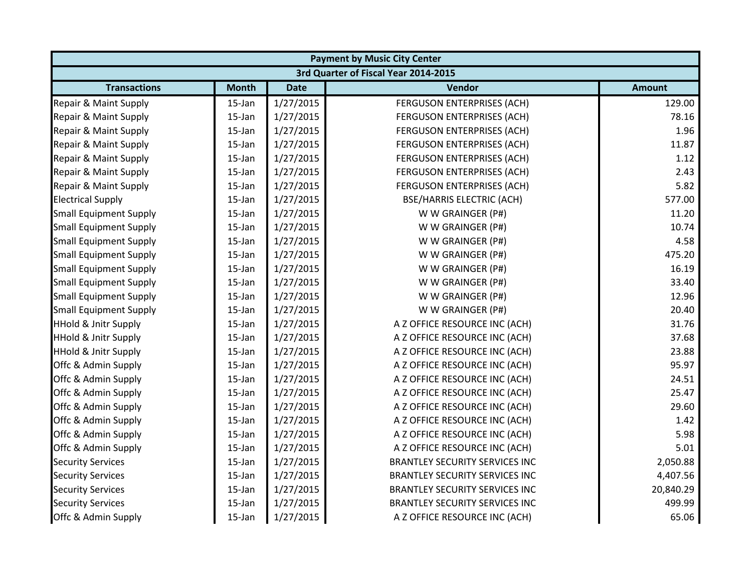| Payment by Music City Center | | | | |
|---|---|---|---|---|
| 3rd Quarter of Fiscal Year 2014-2015 | | | | |
| **Transactions** | **Month** | **Date** | **Vendor** | **Amount** |
| Repair & Maint Supply | 15-Jan | 1/27/2015 | FERGUSON ENTERPRISES (ACH) | 129.00 |
| Repair & Maint Supply | 15-Jan | 1/27/2015 | FERGUSON ENTERPRISES (ACH) | 78.16 |
| Repair & Maint Supply | 15-Jan | 1/27/2015 | FERGUSON ENTERPRISES (ACH) | 1.96 |
| Repair & Maint Supply | 15-Jan | 1/27/2015 | FERGUSON ENTERPRISES (ACH) | 11.87 |
| Repair & Maint Supply | 15-Jan | 1/27/2015 | FERGUSON ENTERPRISES (ACH) | 1.12 |
| Repair & Maint Supply | 15-Jan | 1/27/2015 | FERGUSON ENTERPRISES (ACH) | 2.43 |
| Repair & Maint Supply | 15-Jan | 1/27/2015 | FERGUSON ENTERPRISES (ACH) | 5.82 |
| Electrical Supply | 15-Jan | 1/27/2015 | BSE/HARRIS ELECTRIC (ACH) | 577.00 |
| Small Equipment Supply | 15-Jan | 1/27/2015 | W W GRAINGER (P#) | 11.20 |
| Small Equipment Supply | 15-Jan | 1/27/2015 | W W GRAINGER (P#) | 10.74 |
| Small Equipment Supply | 15-Jan | 1/27/2015 | W W GRAINGER (P#) | 4.58 |
| Small Equipment Supply | 15-Jan | 1/27/2015 | W W GRAINGER (P#) | 475.20 |
| Small Equipment Supply | 15-Jan | 1/27/2015 | W W GRAINGER (P#) | 16.19 |
| Small Equipment Supply | 15-Jan | 1/27/2015 | W W GRAINGER (P#) | 33.40 |
| Small Equipment Supply | 15-Jan | 1/27/2015 | W W GRAINGER (P#) | 12.96 |
| Small Equipment Supply | 15-Jan | 1/27/2015 | W W GRAINGER (P#) | 20.40 |
| HHold & Jnitr Supply | 15-Jan | 1/27/2015 | A Z OFFICE RESOURCE INC (ACH) | 31.76 |
| HHold & Jnitr Supply | 15-Jan | 1/27/2015 | A Z OFFICE RESOURCE INC (ACH) | 37.68 |
| HHold & Jnitr Supply | 15-Jan | 1/27/2015 | A Z OFFICE RESOURCE INC (ACH) | 23.88 |
| Offc & Admin Supply | 15-Jan | 1/27/2015 | A Z OFFICE RESOURCE INC (ACH) | 95.97 |
| Offc & Admin Supply | 15-Jan | 1/27/2015 | A Z OFFICE RESOURCE INC (ACH) | 24.51 |
| Offc & Admin Supply | 15-Jan | 1/27/2015 | A Z OFFICE RESOURCE INC (ACH) | 25.47 |
| Offc & Admin Supply | 15-Jan | 1/27/2015 | A Z OFFICE RESOURCE INC (ACH) | 29.60 |
| Offc & Admin Supply | 15-Jan | 1/27/2015 | A Z OFFICE RESOURCE INC (ACH) | 1.42 |
| Offc & Admin Supply | 15-Jan | 1/27/2015 | A Z OFFICE RESOURCE INC (ACH) | 5.98 |
| Offc & Admin Supply | 15-Jan | 1/27/2015 | A Z OFFICE RESOURCE INC (ACH) | 5.01 |
| Security Services | 15-Jan | 1/27/2015 | BRANTLEY SECURITY SERVICES INC | 2,050.88 |
| Security Services | 15-Jan | 1/27/2015 | BRANTLEY SECURITY SERVICES INC | 4,407.56 |
| Security Services | 15-Jan | 1/27/2015 | BRANTLEY SECURITY SERVICES INC | 20,840.29 |
| Security Services | 15-Jan | 1/27/2015 | BRANTLEY SECURITY SERVICES INC | 499.99 |
| Offc & Admin Supply | 15-Jan | 1/27/2015 | A Z OFFICE RESOURCE INC (ACH) | 65.06 |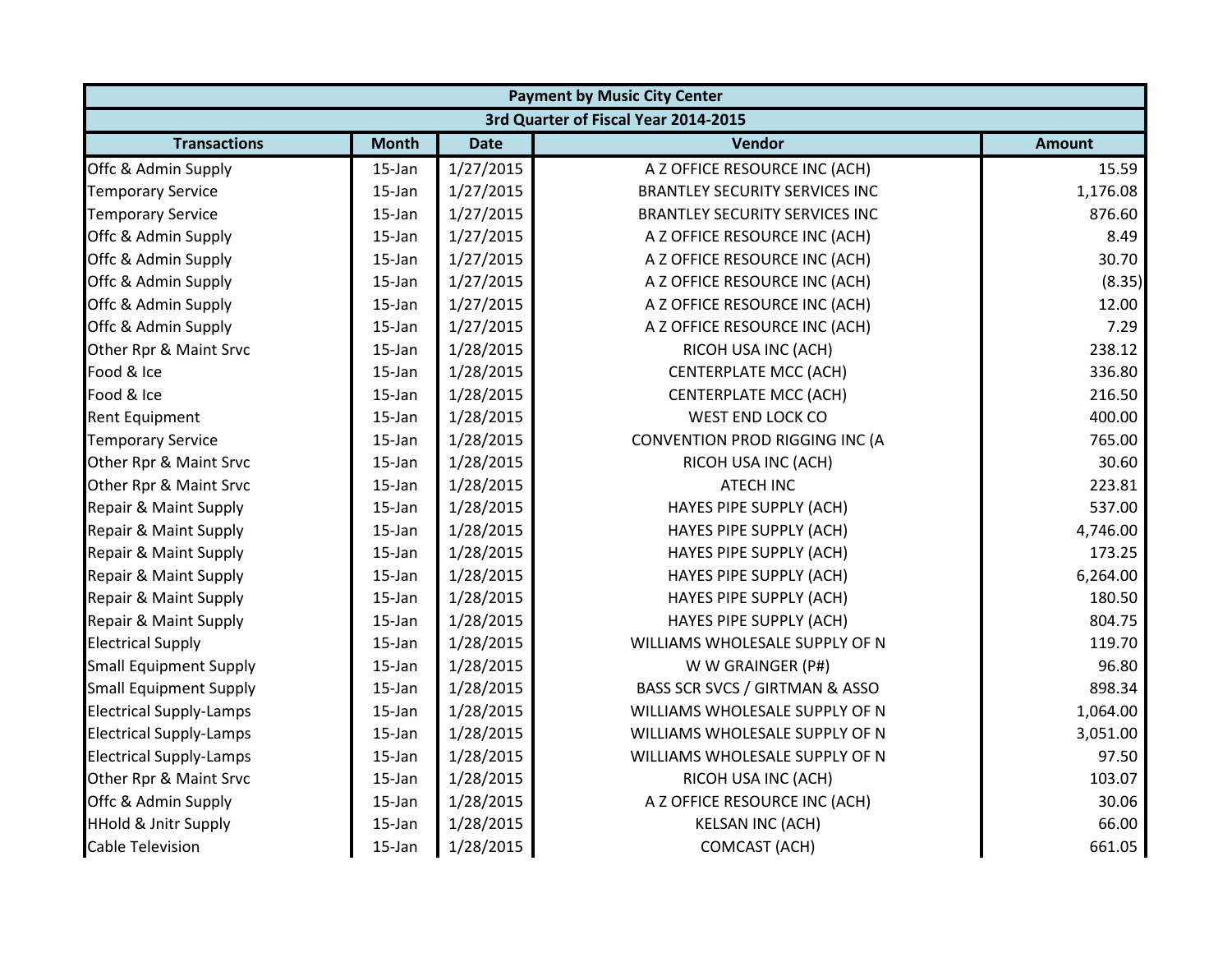| Payment by Music City Center | | | | |
|---|---|---|---|---|
| 3rd Quarter of Fiscal Year 2014-2015 | | | | |
| **Transactions** | **Month** | **Date** | **Vendor** | **Amount** |
| Offc & Admin Supply | 15-Jan | 1/27/2015 | A Z OFFICE RESOURCE INC (ACH) | 15.59 |
| Temporary Service | 15-Jan | 1/27/2015 | BRANTLEY SECURITY SERVICES INC | 1,176.08 |
| Temporary Service | 15-Jan | 1/27/2015 | BRANTLEY SECURITY SERVICES INC | 876.60 |
| Offc & Admin Supply | 15-Jan | 1/27/2015 | A Z OFFICE RESOURCE INC (ACH) | 8.49 |
| Offc & Admin Supply | 15-Jan | 1/27/2015 | A Z OFFICE RESOURCE INC (ACH) | 30.70 |
| Offc & Admin Supply | 15-Jan | 1/27/2015 | A Z OFFICE RESOURCE INC (ACH) | (8.35) |
| Offc & Admin Supply | 15-Jan | 1/27/2015 | A Z OFFICE RESOURCE INC (ACH) | 12.00 |
| Offc & Admin Supply | 15-Jan | 1/27/2015 | A Z OFFICE RESOURCE INC (ACH) | 7.29 |
| Other Rpr & Maint Srvc | 15-Jan | 1/28/2015 | RICOH USA INC (ACH) | 238.12 |
| Food & Ice | 15-Jan | 1/28/2015 | CENTERPLATE MCC (ACH) | 336.80 |
| Food & Ice | 15-Jan | 1/28/2015 | CENTERPLATE MCC (ACH) | 216.50 |
| Rent Equipment | 15-Jan | 1/28/2015 | WEST END LOCK CO | 400.00 |
| Temporary Service | 15-Jan | 1/28/2015 | CONVENTION PROD RIGGING INC (A | 765.00 |
| Other Rpr & Maint Srvc | 15-Jan | 1/28/2015 | RICOH USA INC (ACH) | 30.60 |
| Other Rpr & Maint Srvc | 15-Jan | 1/28/2015 | ATECH INC | 223.81 |
| Repair & Maint Supply | 15-Jan | 1/28/2015 | HAYES PIPE SUPPLY (ACH) | 537.00 |
| Repair & Maint Supply | 15-Jan | 1/28/2015 | HAYES PIPE SUPPLY (ACH) | 4,746.00 |
| Repair & Maint Supply | 15-Jan | 1/28/2015 | HAYES PIPE SUPPLY (ACH) | 173.25 |
| Repair & Maint Supply | 15-Jan | 1/28/2015 | HAYES PIPE SUPPLY (ACH) | 6,264.00 |
| Repair & Maint Supply | 15-Jan | 1/28/2015 | HAYES PIPE SUPPLY (ACH) | 180.50 |
| Repair & Maint Supply | 15-Jan | 1/28/2015 | HAYES PIPE SUPPLY (ACH) | 804.75 |
| Electrical Supply | 15-Jan | 1/28/2015 | WILLIAMS WHOLESALE SUPPLY OF N | 119.70 |
| Small Equipment Supply | 15-Jan | 1/28/2015 | W W GRAINGER (P#) | 96.80 |
| Small Equipment Supply | 15-Jan | 1/28/2015 | BASS SCR SVCS / GIRTMAN & ASSO | 898.34 |
| Electrical Supply-Lamps | 15-Jan | 1/28/2015 | WILLIAMS WHOLESALE SUPPLY OF N | 1,064.00 |
| Electrical Supply-Lamps | 15-Jan | 1/28/2015 | WILLIAMS WHOLESALE SUPPLY OF N | 3,051.00 |
| Electrical Supply-Lamps | 15-Jan | 1/28/2015 | WILLIAMS WHOLESALE SUPPLY OF N | 97.50 |
| Other Rpr & Maint Srvc | 15-Jan | 1/28/2015 | RICOH USA INC (ACH) | 103.07 |
| Offc & Admin Supply | 15-Jan | 1/28/2015 | A Z OFFICE RESOURCE INC (ACH) | 30.06 |
| HHold & Jnitr Supply | 15-Jan | 1/28/2015 | KELSAN INC (ACH) | 66.00 |
| Cable Television | 15-Jan | 1/28/2015 | COMCAST (ACH) | 661.05 |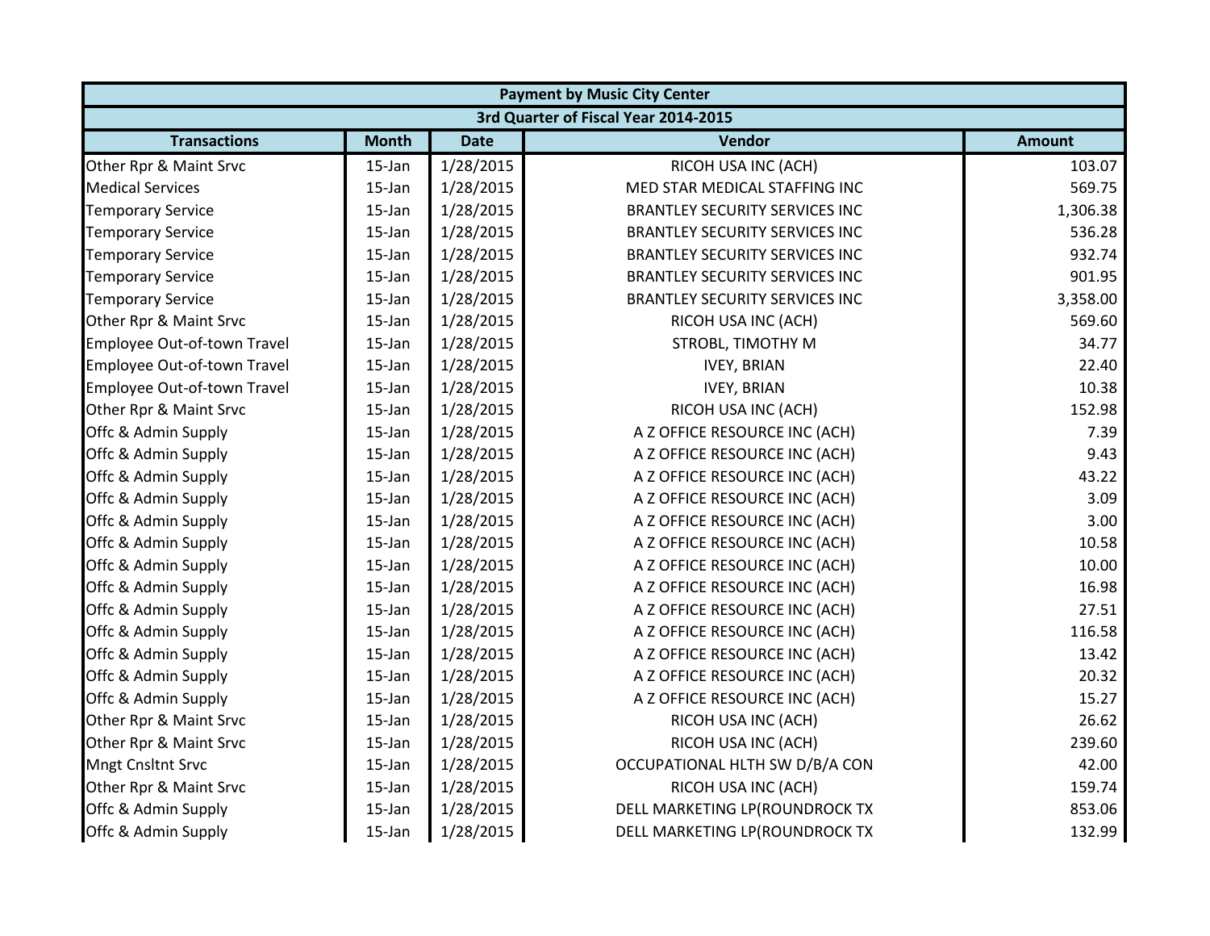| Payment by Music City Center | | | | |
|---|---|---|---|---|
| 3rd Quarter of Fiscal Year 2014-2015 | | | | |
| **Transactions** | **Month** | **Date** | **Vendor** | **Amount** |
| Other Rpr & Maint Srvc | 15-Jan | 1/28/2015 | RICOH USA INC (ACH) | 103.07 |
| Medical Services | 15-Jan | 1/28/2015 | MED STAR MEDICAL STAFFING INC | 569.75 |
| Temporary Service | 15-Jan | 1/28/2015 | BRANTLEY SECURITY SERVICES INC | 1,306.38 |
| Temporary Service | 15-Jan | 1/28/2015 | BRANTLEY SECURITY SERVICES INC | 536.28 |
| Temporary Service | 15-Jan | 1/28/2015 | BRANTLEY SECURITY SERVICES INC | 932.74 |
| Temporary Service | 15-Jan | 1/28/2015 | BRANTLEY SECURITY SERVICES INC | 901.95 |
| Temporary Service | 15-Jan | 1/28/2015 | BRANTLEY SECURITY SERVICES INC | 3,358.00 |
| Other Rpr & Maint Srvc | 15-Jan | 1/28/2015 | RICOH USA INC (ACH) | 569.60 |
| Employee Out-of-town Travel | 15-Jan | 1/28/2015 | STROBL, TIMOTHY M | 34.77 |
| Employee Out-of-town Travel | 15-Jan | 1/28/2015 | IVEY, BRIAN | 22.40 |
| Employee Out-of-town Travel | 15-Jan | 1/28/2015 | IVEY, BRIAN | 10.38 |
| Other Rpr & Maint Srvc | 15-Jan | 1/28/2015 | RICOH USA INC (ACH) | 152.98 |
| Offc & Admin Supply | 15-Jan | 1/28/2015 | A Z OFFICE RESOURCE INC (ACH) | 7.39 |
| Offc & Admin Supply | 15-Jan | 1/28/2015 | A Z OFFICE RESOURCE INC (ACH) | 9.43 |
| Offc & Admin Supply | 15-Jan | 1/28/2015 | A Z OFFICE RESOURCE INC (ACH) | 43.22 |
| Offc & Admin Supply | 15-Jan | 1/28/2015 | A Z OFFICE RESOURCE INC (ACH) | 3.09 |
| Offc & Admin Supply | 15-Jan | 1/28/2015 | A Z OFFICE RESOURCE INC (ACH) | 3.00 |
| Offc & Admin Supply | 15-Jan | 1/28/2015 | A Z OFFICE RESOURCE INC (ACH) | 10.58 |
| Offc & Admin Supply | 15-Jan | 1/28/2015 | A Z OFFICE RESOURCE INC (ACH) | 10.00 |
| Offc & Admin Supply | 15-Jan | 1/28/2015 | A Z OFFICE RESOURCE INC (ACH) | 16.98 |
| Offc & Admin Supply | 15-Jan | 1/28/2015 | A Z OFFICE RESOURCE INC (ACH) | 27.51 |
| Offc & Admin Supply | 15-Jan | 1/28/2015 | A Z OFFICE RESOURCE INC (ACH) | 116.58 |
| Offc & Admin Supply | 15-Jan | 1/28/2015 | A Z OFFICE RESOURCE INC (ACH) | 13.42 |
| Offc & Admin Supply | 15-Jan | 1/28/2015 | A Z OFFICE RESOURCE INC (ACH) | 20.32 |
| Offc & Admin Supply | 15-Jan | 1/28/2015 | A Z OFFICE RESOURCE INC (ACH) | 15.27 |
| Other Rpr & Maint Srvc | 15-Jan | 1/28/2015 | RICOH USA INC (ACH) | 26.62 |
| Other Rpr & Maint Srvc | 15-Jan | 1/28/2015 | RICOH USA INC (ACH) | 239.60 |
| Mngt Cnsltnt Srvc | 15-Jan | 1/28/2015 | OCCUPATIONAL HLTH SW D/B/A CON | 42.00 |
| Other Rpr & Maint Srvc | 15-Jan | 1/28/2015 | RICOH USA INC (ACH) | 159.74 |
| Offc & Admin Supply | 15-Jan | 1/28/2015 | DELL MARKETING LP(ROUNDROCK TX | 853.06 |
| Offc & Admin Supply | 15-Jan | 1/28/2015 | DELL MARKETING LP(ROUNDROCK TX | 132.99 |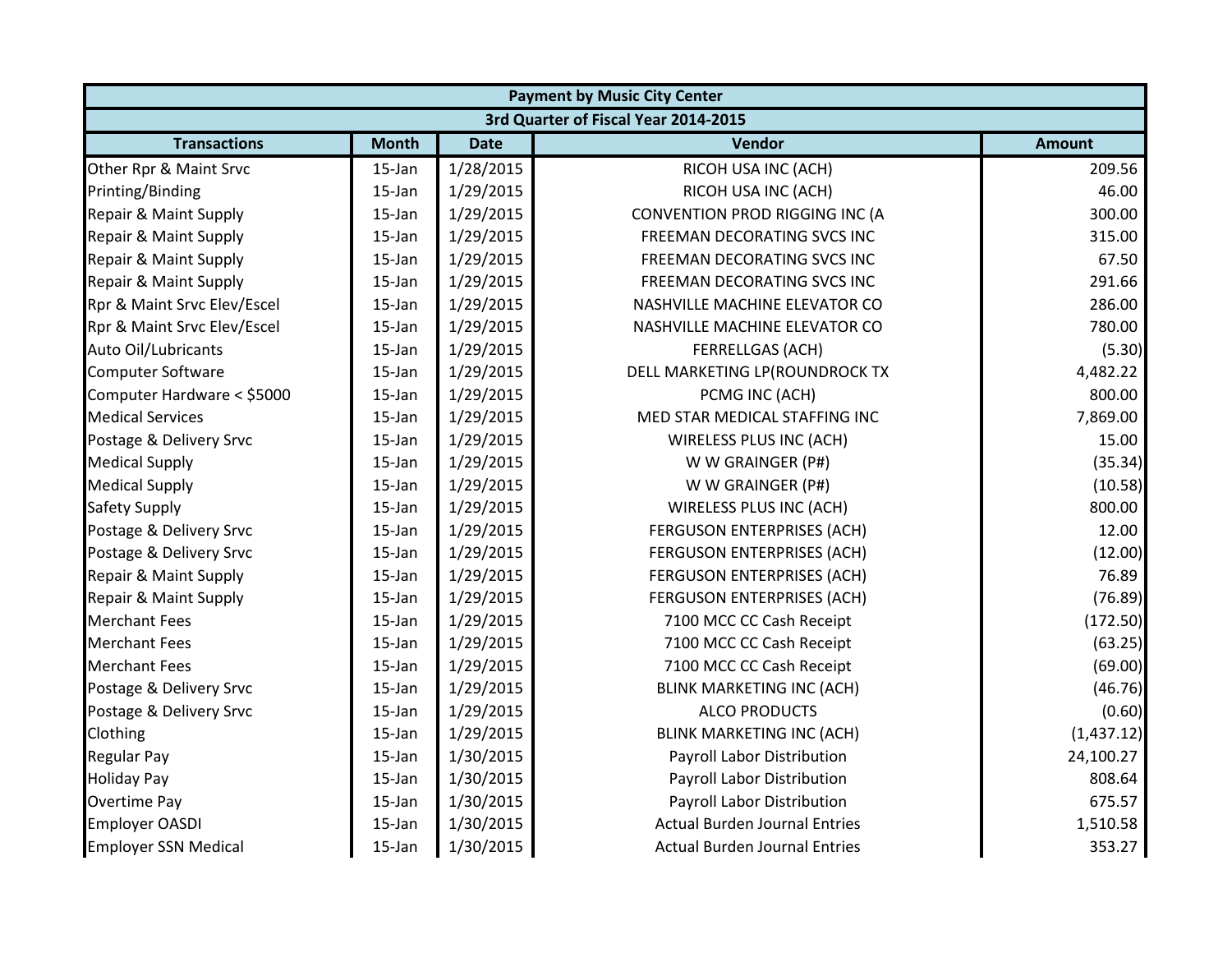| Payment by Music City Center | | | | |
|---|---|---|---|---|
| 3rd Quarter of Fiscal Year 2014-2015 | | | | |
| **Transactions** | **Month** | **Date** | **Vendor** | **Amount** |
| Other Rpr & Maint Srvc | 15-Jan | 1/28/2015 | RICOH USA INC (ACH) | 209.56 |
| Printing/Binding | 15-Jan | 1/29/2015 | RICOH USA INC (ACH) | 46.00 |
| Repair & Maint Supply | 15-Jan | 1/29/2015 | CONVENTION PROD RIGGING INC (A | 300.00 |
| Repair & Maint Supply | 15-Jan | 1/29/2015 | FREEMAN DECORATING SVCS INC | 315.00 |
| Repair & Maint Supply | 15-Jan | 1/29/2015 | FREEMAN DECORATING SVCS INC | 67.50 |
| Repair & Maint Supply | 15-Jan | 1/29/2015 | FREEMAN DECORATING SVCS INC | 291.66 |
| Rpr & Maint Srvc Elev/Escel | 15-Jan | 1/29/2015 | NASHVILLE MACHINE ELEVATOR CO | 286.00 |
| Rpr & Maint Srvc Elev/Escel | 15-Jan | 1/29/2015 | NASHVILLE MACHINE ELEVATOR CO | 780.00 |
| Auto Oil/Lubricants | 15-Jan | 1/29/2015 | FERRELLGAS (ACH) | (5.30) |
| Computer Software | 15-Jan | 1/29/2015 | DELL MARKETING LP(ROUNDROCK TX | 4,482.22 |
| Computer Hardware < $5000 | 15-Jan | 1/29/2015 | PCMG INC (ACH) | 800.00 |
| Medical Services | 15-Jan | 1/29/2015 | MED STAR MEDICAL STAFFING INC | 7,869.00 |
| Postage & Delivery Srvc | 15-Jan | 1/29/2015 | WIRELESS PLUS INC (ACH) | 15.00 |
| Medical Supply | 15-Jan | 1/29/2015 | W W GRAINGER (P#) | (35.34) |
| Medical Supply | 15-Jan | 1/29/2015 | W W GRAINGER (P#) | (10.58) |
| Safety Supply | 15-Jan | 1/29/2015 | WIRELESS PLUS INC (ACH) | 800.00 |
| Postage & Delivery Srvc | 15-Jan | 1/29/2015 | FERGUSON ENTERPRISES (ACH) | 12.00 |
| Postage & Delivery Srvc | 15-Jan | 1/29/2015 | FERGUSON ENTERPRISES (ACH) | (12.00) |
| Repair & Maint Supply | 15-Jan | 1/29/2015 | FERGUSON ENTERPRISES (ACH) | 76.89 |
| Repair & Maint Supply | 15-Jan | 1/29/2015 | FERGUSON ENTERPRISES (ACH) | (76.89) |
| Merchant Fees | 15-Jan | 1/29/2015 | 7100 MCC CC Cash Receipt | (172.50) |
| Merchant Fees | 15-Jan | 1/29/2015 | 7100 MCC CC Cash Receipt | (63.25) |
| Merchant Fees | 15-Jan | 1/29/2015 | 7100 MCC CC Cash Receipt | (69.00) |
| Postage & Delivery Srvc | 15-Jan | 1/29/2015 | BLINK MARKETING INC (ACH) | (46.76) |
| Postage & Delivery Srvc | 15-Jan | 1/29/2015 | ALCO PRODUCTS | (0.60) |
| Clothing | 15-Jan | 1/29/2015 | BLINK MARKETING INC (ACH) | (1,437.12) |
| Regular Pay | 15-Jan | 1/30/2015 | Payroll Labor Distribution | 24,100.27 |
| Holiday Pay | 15-Jan | 1/30/2015 | Payroll Labor Distribution | 808.64 |
| Overtime Pay | 15-Jan | 1/30/2015 | Payroll Labor Distribution | 675.57 |
| Employer OASDI | 15-Jan | 1/30/2015 | Actual Burden Journal Entries | 1,510.58 |
| Employer SSN Medical | 15-Jan | 1/30/2015 | Actual Burden Journal Entries | 353.27 |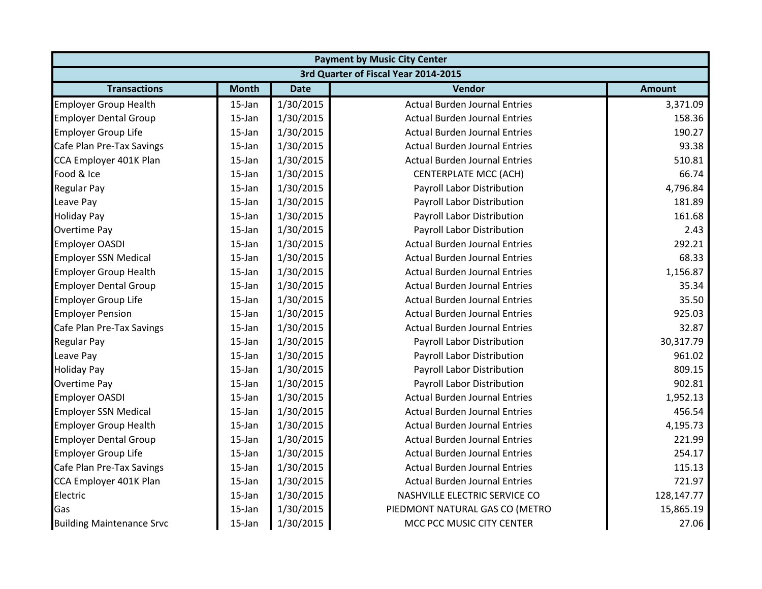| Payment by Music City Center | | | | |
|---|---|---|---|---|
| 3rd Quarter of Fiscal Year 2014-2015 | | | | |
| **Transactions** | **Month** | **Date** | **Vendor** | **Amount** |
| Employer Group Health | 15-Jan | 1/30/2015 | Actual Burden Journal Entries | 3,371.09 |
| Employer Dental Group | 15-Jan | 1/30/2015 | Actual Burden Journal Entries | 158.36 |
| Employer Group Life | 15-Jan | 1/30/2015 | Actual Burden Journal Entries | 190.27 |
| Cafe Plan Pre-Tax Savings | 15-Jan | 1/30/2015 | Actual Burden Journal Entries | 93.38 |
| CCA Employer 401K Plan | 15-Jan | 1/30/2015 | Actual Burden Journal Entries | 510.81 |
| Food & Ice | 15-Jan | 1/30/2015 | CENTERPLATE MCC (ACH) | 66.74 |
| Regular Pay | 15-Jan | 1/30/2015 | Payroll Labor Distribution | 4,796.84 |
| Leave Pay | 15-Jan | 1/30/2015 | Payroll Labor Distribution | 181.89 |
| Holiday Pay | 15-Jan | 1/30/2015 | Payroll Labor Distribution | 161.68 |
| Overtime Pay | 15-Jan | 1/30/2015 | Payroll Labor Distribution | 2.43 |
| Employer OASDI | 15-Jan | 1/30/2015 | Actual Burden Journal Entries | 292.21 |
| Employer SSN Medical | 15-Jan | 1/30/2015 | Actual Burden Journal Entries | 68.33 |
| Employer Group Health | 15-Jan | 1/30/2015 | Actual Burden Journal Entries | 1,156.87 |
| Employer Dental Group | 15-Jan | 1/30/2015 | Actual Burden Journal Entries | 35.34 |
| Employer Group Life | 15-Jan | 1/30/2015 | Actual Burden Journal Entries | 35.50 |
| Employer Pension | 15-Jan | 1/30/2015 | Actual Burden Journal Entries | 925.03 |
| Cafe Plan Pre-Tax Savings | 15-Jan | 1/30/2015 | Actual Burden Journal Entries | 32.87 |
| Regular Pay | 15-Jan | 1/30/2015 | Payroll Labor Distribution | 30,317.79 |
| Leave Pay | 15-Jan | 1/30/2015 | Payroll Labor Distribution | 961.02 |
| Holiday Pay | 15-Jan | 1/30/2015 | Payroll Labor Distribution | 809.15 |
| Overtime Pay | 15-Jan | 1/30/2015 | Payroll Labor Distribution | 902.81 |
| Employer OASDI | 15-Jan | 1/30/2015 | Actual Burden Journal Entries | 1,952.13 |
| Employer SSN Medical | 15-Jan | 1/30/2015 | Actual Burden Journal Entries | 456.54 |
| Employer Group Health | 15-Jan | 1/30/2015 | Actual Burden Journal Entries | 4,195.73 |
| Employer Dental Group | 15-Jan | 1/30/2015 | Actual Burden Journal Entries | 221.99 |
| Employer Group Life | 15-Jan | 1/30/2015 | Actual Burden Journal Entries | 254.17 |
| Cafe Plan Pre-Tax Savings | 15-Jan | 1/30/2015 | Actual Burden Journal Entries | 115.13 |
| CCA Employer 401K Plan | 15-Jan | 1/30/2015 | Actual Burden Journal Entries | 721.97 |
| Electric | 15-Jan | 1/30/2015 | NASHVILLE ELECTRIC SERVICE CO | 128,147.77 |
| Gas | 15-Jan | 1/30/2015 | PIEDMONT NATURAL GAS CO (METRO | 15,865.19 |
| Building Maintenance Srvc | 15-Jan | 1/30/2015 | MCC PCC MUSIC CITY CENTER | 27.06 |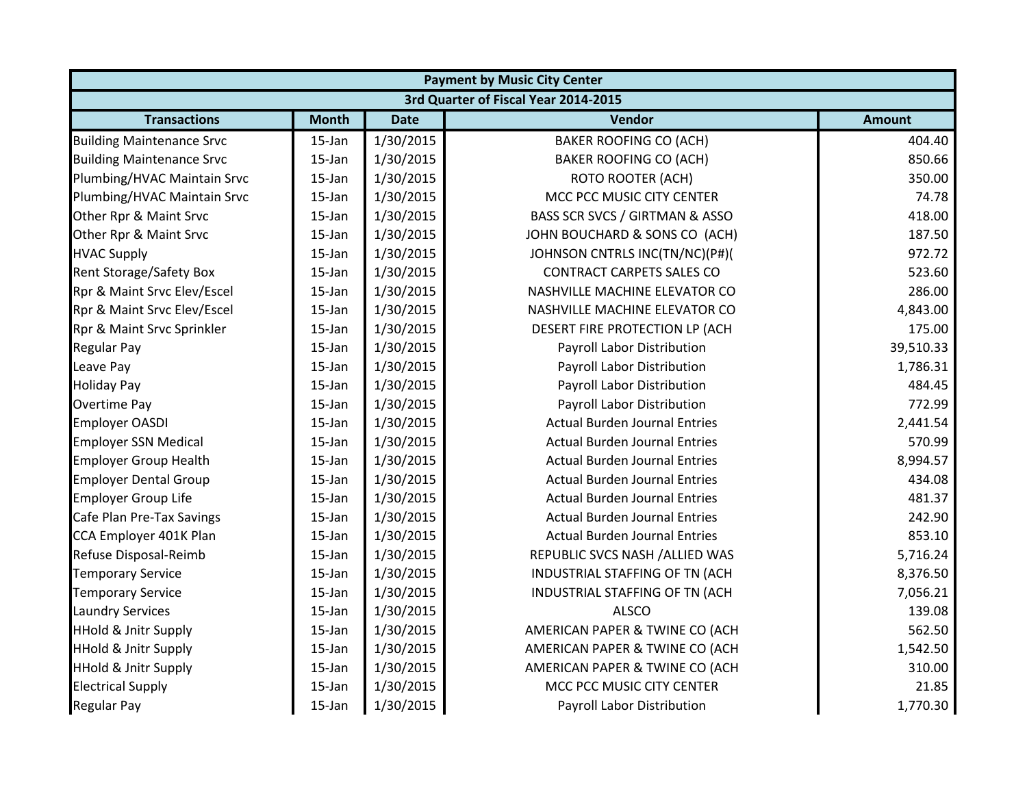| Payment by Music City Center | | | | |
|---|---|---|---|---|
| 3rd Quarter of Fiscal Year 2014-2015 | | | | |
| **Transactions** | **Month** | **Date** | **Vendor** | **Amount** |
| Building Maintenance Srvc | 15-Jan | 1/30/2015 | BAKER ROOFING CO (ACH) | 404.40 |
| Building Maintenance Srvc | 15-Jan | 1/30/2015 | BAKER ROOFING CO (ACH) | 850.66 |
| Plumbing/HVAC Maintain Srvc | 15-Jan | 1/30/2015 | ROTO ROOTER (ACH) | 350.00 |
| Plumbing/HVAC Maintain Srvc | 15-Jan | 1/30/2015 | MCC PCC MUSIC CITY CENTER | 74.78 |
| Other Rpr & Maint Srvc | 15-Jan | 1/30/2015 | BASS SCR SVCS / GIRTMAN & ASSO | 418.00 |
| Other Rpr & Maint Srvc | 15-Jan | 1/30/2015 | JOHN BOUCHARD & SONS CO (ACH) | 187.50 |
| HVAC Supply | 15-Jan | 1/30/2015 | JOHNSON CNTRLS INC(TN/NC)(P#)( | 972.72 |
| Rent Storage/Safety Box | 15-Jan | 1/30/2015 | CONTRACT CARPETS SALES CO | 523.60 |
| Rpr & Maint Srvc Elev/Escel | 15-Jan | 1/30/2015 | NASHVILLE MACHINE ELEVATOR CO | 286.00 |
| Rpr & Maint Srvc Elev/Escel | 15-Jan | 1/30/2015 | NASHVILLE MACHINE ELEVATOR CO | 4,843.00 |
| Rpr & Maint Srvc Sprinkler | 15-Jan | 1/30/2015 | DESERT FIRE PROTECTION LP (ACH | 175.00 |
| Regular Pay | 15-Jan | 1/30/2015 | Payroll Labor Distribution | 39,510.33 |
| Leave Pay | 15-Jan | 1/30/2015 | Payroll Labor Distribution | 1,786.31 |
| Holiday Pay | 15-Jan | 1/30/2015 | Payroll Labor Distribution | 484.45 |
| Overtime Pay | 15-Jan | 1/30/2015 | Payroll Labor Distribution | 772.99 |
| Employer OASDI | 15-Jan | 1/30/2015 | Actual Burden Journal Entries | 2,441.54 |
| Employer SSN Medical | 15-Jan | 1/30/2015 | Actual Burden Journal Entries | 570.99 |
| Employer Group Health | 15-Jan | 1/30/2015 | Actual Burden Journal Entries | 8,994.57 |
| Employer Dental Group | 15-Jan | 1/30/2015 | Actual Burden Journal Entries | 434.08 |
| Employer Group Life | 15-Jan | 1/30/2015 | Actual Burden Journal Entries | 481.37 |
| Cafe Plan Pre-Tax Savings | 15-Jan | 1/30/2015 | Actual Burden Journal Entries | 242.90 |
| CCA Employer 401K Plan | 15-Jan | 1/30/2015 | Actual Burden Journal Entries | 853.10 |
| Refuse Disposal-Reimb | 15-Jan | 1/30/2015 | REPUBLIC SVCS NASH /ALLIED WAS | 5,716.24 |
| Temporary Service | 15-Jan | 1/30/2015 | INDUSTRIAL STAFFING OF TN (ACH | 8,376.50 |
| Temporary Service | 15-Jan | 1/30/2015 | INDUSTRIAL STAFFING OF TN (ACH | 7,056.21 |
| Laundry Services | 15-Jan | 1/30/2015 | ALSCO | 139.08 |
| HHold & Jnitr Supply | 15-Jan | 1/30/2015 | AMERICAN PAPER & TWINE CO (ACH | 562.50 |
| HHold & Jnitr Supply | 15-Jan | 1/30/2015 | AMERICAN PAPER & TWINE CO (ACH | 1,542.50 |
| HHold & Jnitr Supply | 15-Jan | 1/30/2015 | AMERICAN PAPER & TWINE CO (ACH | 310.00 |
| Electrical Supply | 15-Jan | 1/30/2015 | MCC PCC MUSIC CITY CENTER | 21.85 |
| Regular Pay | 15-Jan | 1/30/2015 | Payroll Labor Distribution | 1,770.30 |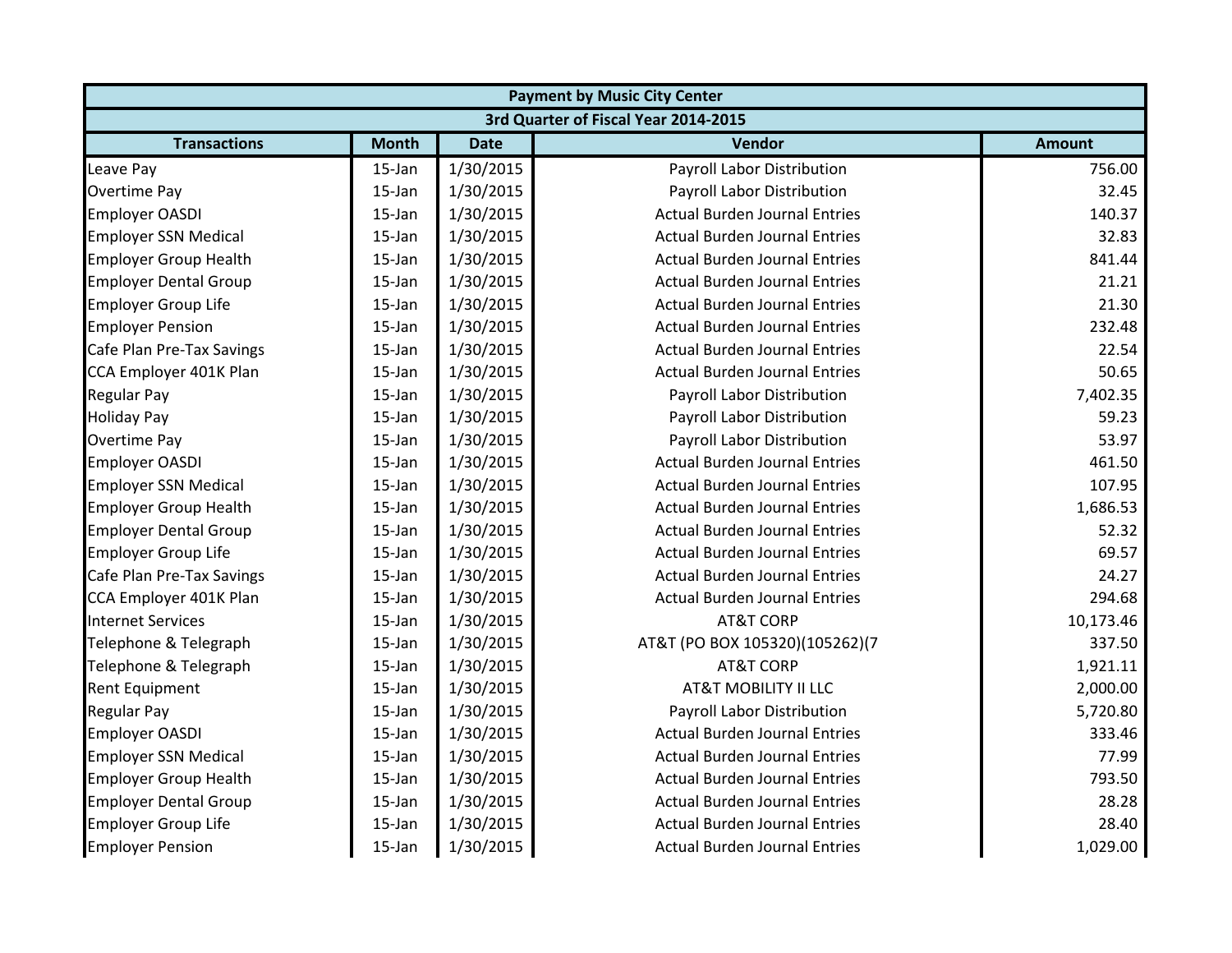| Payment by Music City Center | | | | |
|---|---|---|---|---|
| 3rd Quarter of Fiscal Year 2014-2015 | | | | |
| **Transactions** | **Month** | **Date** | **Vendor** | **Amount** |
| Leave Pay | 15-Jan | 1/30/2015 | Payroll Labor Distribution | 756.00 |
| Overtime Pay | 15-Jan | 1/30/2015 | Payroll Labor Distribution | 32.45 |
| Employer OASDI | 15-Jan | 1/30/2015 | Actual Burden Journal Entries | 140.37 |
| Employer SSN Medical | 15-Jan | 1/30/2015 | Actual Burden Journal Entries | 32.83 |
| Employer Group Health | 15-Jan | 1/30/2015 | Actual Burden Journal Entries | 841.44 |
| Employer Dental Group | 15-Jan | 1/30/2015 | Actual Burden Journal Entries | 21.21 |
| Employer Group Life | 15-Jan | 1/30/2015 | Actual Burden Journal Entries | 21.30 |
| Employer Pension | 15-Jan | 1/30/2015 | Actual Burden Journal Entries | 232.48 |
| Cafe Plan Pre-Tax Savings | 15-Jan | 1/30/2015 | Actual Burden Journal Entries | 22.54 |
| CCA Employer 401K Plan | 15-Jan | 1/30/2015 | Actual Burden Journal Entries | 50.65 |
| Regular Pay | 15-Jan | 1/30/2015 | Payroll Labor Distribution | 7,402.35 |
| Holiday Pay | 15-Jan | 1/30/2015 | Payroll Labor Distribution | 59.23 |
| Overtime Pay | 15-Jan | 1/30/2015 | Payroll Labor Distribution | 53.97 |
| Employer OASDI | 15-Jan | 1/30/2015 | Actual Burden Journal Entries | 461.50 |
| Employer SSN Medical | 15-Jan | 1/30/2015 | Actual Burden Journal Entries | 107.95 |
| Employer Group Health | 15-Jan | 1/30/2015 | Actual Burden Journal Entries | 1,686.53 |
| Employer Dental Group | 15-Jan | 1/30/2015 | Actual Burden Journal Entries | 52.32 |
| Employer Group Life | 15-Jan | 1/30/2015 | Actual Burden Journal Entries | 69.57 |
| Cafe Plan Pre-Tax Savings | 15-Jan | 1/30/2015 | Actual Burden Journal Entries | 24.27 |
| CCA Employer 401K Plan | 15-Jan | 1/30/2015 | Actual Burden Journal Entries | 294.68 |
| Internet Services | 15-Jan | 1/30/2015 | AT&T CORP | 10,173.46 |
| Telephone & Telegraph | 15-Jan | 1/30/2015 | AT&T (PO BOX 105320)(105262)(7 | 337.50 |
| Telephone & Telegraph | 15-Jan | 1/30/2015 | AT&T CORP | 1,921.11 |
| Rent Equipment | 15-Jan | 1/30/2015 | AT&T MOBILITY II LLC | 2,000.00 |
| Regular Pay | 15-Jan | 1/30/2015 | Payroll Labor Distribution | 5,720.80 |
| Employer OASDI | 15-Jan | 1/30/2015 | Actual Burden Journal Entries | 333.46 |
| Employer SSN Medical | 15-Jan | 1/30/2015 | Actual Burden Journal Entries | 77.99 |
| Employer Group Health | 15-Jan | 1/30/2015 | Actual Burden Journal Entries | 793.50 |
| Employer Dental Group | 15-Jan | 1/30/2015 | Actual Burden Journal Entries | 28.28 |
| Employer Group Life | 15-Jan | 1/30/2015 | Actual Burden Journal Entries | 28.40 |
| Employer Pension | 15-Jan | 1/30/2015 | Actual Burden Journal Entries | 1,029.00 |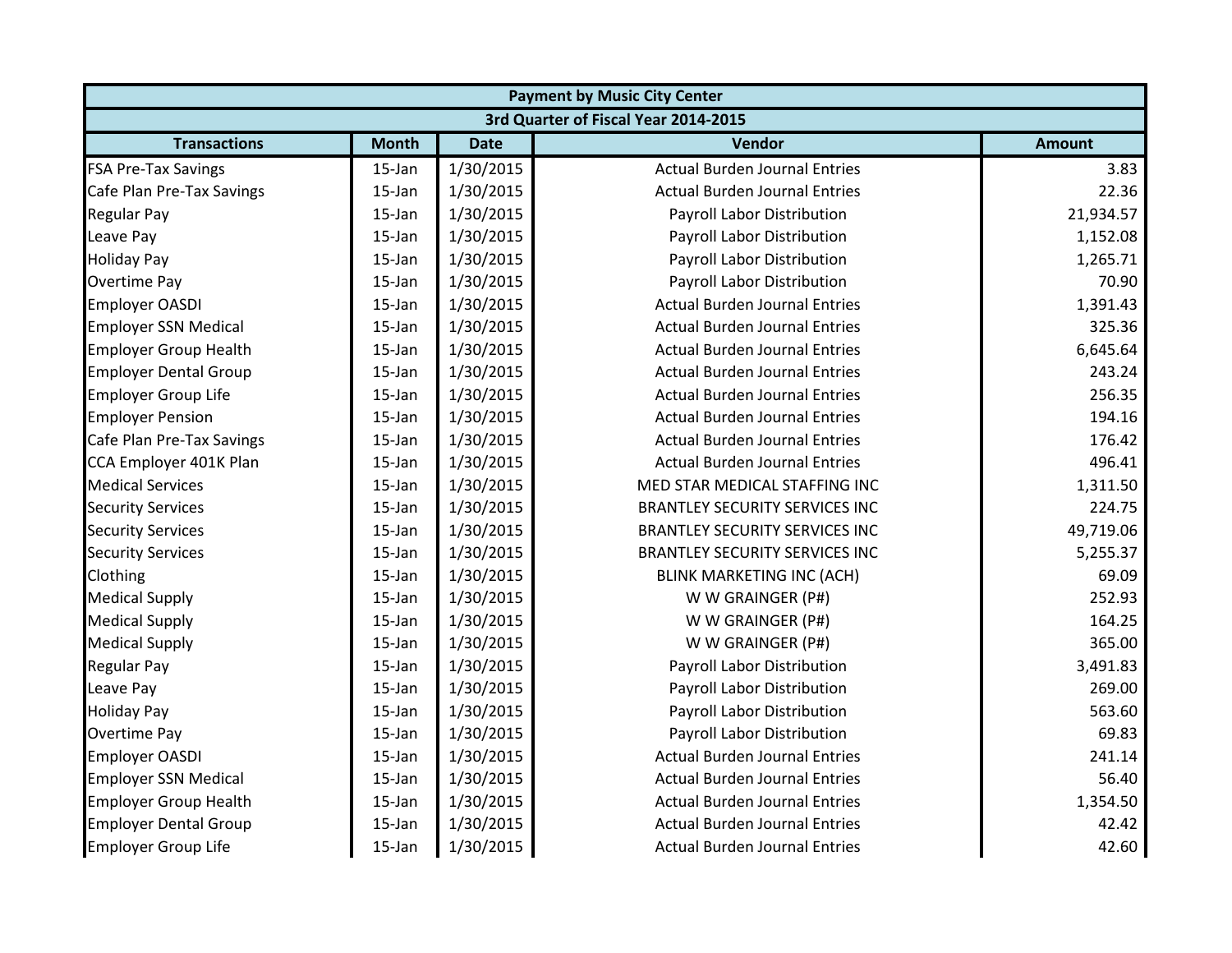| Payment by Music City Center | | | | |
|---|---|---|---|---|
| 3rd Quarter of Fiscal Year 2014-2015 | | | | |
| **Transactions** | **Month** | **Date** | **Vendor** | **Amount** |
| FSA Pre-Tax Savings | 15-Jan | 1/30/2015 | Actual Burden Journal Entries | 3.83 |
| Cafe Plan Pre-Tax Savings | 15-Jan | 1/30/2015 | Actual Burden Journal Entries | 22.36 |
| Regular Pay | 15-Jan | 1/30/2015 | Payroll Labor Distribution | 21,934.57 |
| Leave Pay | 15-Jan | 1/30/2015 | Payroll Labor Distribution | 1,152.08 |
| Holiday Pay | 15-Jan | 1/30/2015 | Payroll Labor Distribution | 1,265.71 |
| Overtime Pay | 15-Jan | 1/30/2015 | Payroll Labor Distribution | 70.90 |
| Employer OASDI | 15-Jan | 1/30/2015 | Actual Burden Journal Entries | 1,391.43 |
| Employer SSN Medical | 15-Jan | 1/30/2015 | Actual Burden Journal Entries | 325.36 |
| Employer Group Health | 15-Jan | 1/30/2015 | Actual Burden Journal Entries | 6,645.64 |
| Employer Dental Group | 15-Jan | 1/30/2015 | Actual Burden Journal Entries | 243.24 |
| Employer Group Life | 15-Jan | 1/30/2015 | Actual Burden Journal Entries | 256.35 |
| Employer Pension | 15-Jan | 1/30/2015 | Actual Burden Journal Entries | 194.16 |
| Cafe Plan Pre-Tax Savings | 15-Jan | 1/30/2015 | Actual Burden Journal Entries | 176.42 |
| CCA Employer 401K Plan | 15-Jan | 1/30/2015 | Actual Burden Journal Entries | 496.41 |
| Medical Services | 15-Jan | 1/30/2015 | MED STAR MEDICAL STAFFING INC | 1,311.50 |
| Security Services | 15-Jan | 1/30/2015 | BRANTLEY SECURITY SERVICES INC | 224.75 |
| Security Services | 15-Jan | 1/30/2015 | BRANTLEY SECURITY SERVICES INC | 49,719.06 |
| Security Services | 15-Jan | 1/30/2015 | BRANTLEY SECURITY SERVICES INC | 5,255.37 |
| Clothing | 15-Jan | 1/30/2015 | BLINK MARKETING INC (ACH) | 69.09 |
| Medical Supply | 15-Jan | 1/30/2015 | W W GRAINGER (P#) | 252.93 |
| Medical Supply | 15-Jan | 1/30/2015 | W W GRAINGER (P#) | 164.25 |
| Medical Supply | 15-Jan | 1/30/2015 | W W GRAINGER (P#) | 365.00 |
| Regular Pay | 15-Jan | 1/30/2015 | Payroll Labor Distribution | 3,491.83 |
| Leave Pay | 15-Jan | 1/30/2015 | Payroll Labor Distribution | 269.00 |
| Holiday Pay | 15-Jan | 1/30/2015 | Payroll Labor Distribution | 563.60 |
| Overtime Pay | 15-Jan | 1/30/2015 | Payroll Labor Distribution | 69.83 |
| Employer OASDI | 15-Jan | 1/30/2015 | Actual Burden Journal Entries | 241.14 |
| Employer SSN Medical | 15-Jan | 1/30/2015 | Actual Burden Journal Entries | 56.40 |
| Employer Group Health | 15-Jan | 1/30/2015 | Actual Burden Journal Entries | 1,354.50 |
| Employer Dental Group | 15-Jan | 1/30/2015 | Actual Burden Journal Entries | 42.42 |
| Employer Group Life | 15-Jan | 1/30/2015 | Actual Burden Journal Entries | 42.60 |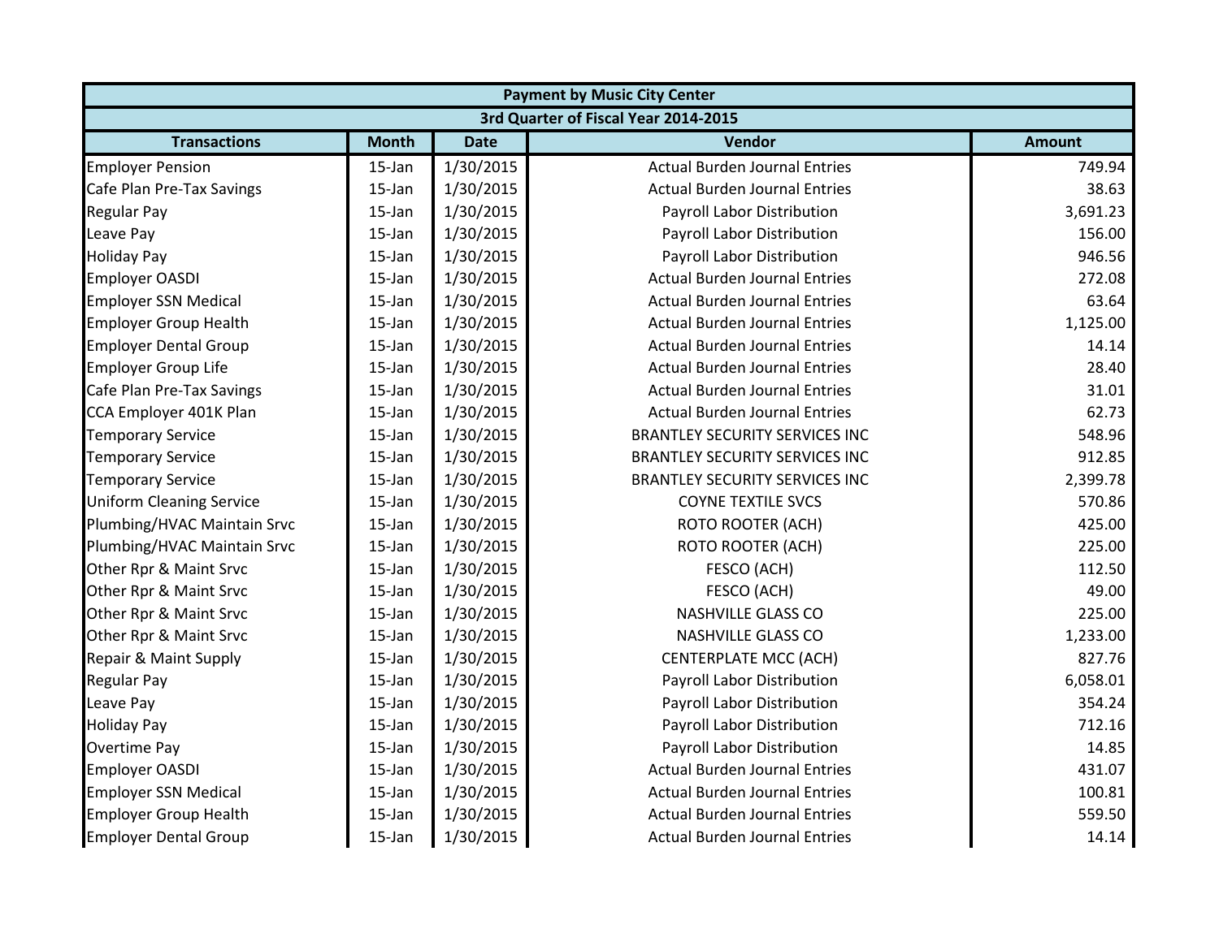| Payment by Music City Center | | | | |
|---|---|---|---|---|
| 3rd Quarter of Fiscal Year 2014-2015 | | | | |
| **Transactions** | **Month** | **Date** | **Vendor** | **Amount** |
| Employer Pension | 15-Jan | 1/30/2015 | Actual Burden Journal Entries | 749.94 |
| Cafe Plan Pre-Tax Savings | 15-Jan | 1/30/2015 | Actual Burden Journal Entries | 38.63 |
| Regular Pay | 15-Jan | 1/30/2015 | Payroll Labor Distribution | 3,691.23 |
| Leave Pay | 15-Jan | 1/30/2015 | Payroll Labor Distribution | 156.00 |
| Holiday Pay | 15-Jan | 1/30/2015 | Payroll Labor Distribution | 946.56 |
| Employer OASDI | 15-Jan | 1/30/2015 | Actual Burden Journal Entries | 272.08 |
| Employer SSN Medical | 15-Jan | 1/30/2015 | Actual Burden Journal Entries | 63.64 |
| Employer Group Health | 15-Jan | 1/30/2015 | Actual Burden Journal Entries | 1,125.00 |
| Employer Dental Group | 15-Jan | 1/30/2015 | Actual Burden Journal Entries | 14.14 |
| Employer Group Life | 15-Jan | 1/30/2015 | Actual Burden Journal Entries | 28.40 |
| Cafe Plan Pre-Tax Savings | 15-Jan | 1/30/2015 | Actual Burden Journal Entries | 31.01 |
| CCA Employer 401K Plan | 15-Jan | 1/30/2015 | Actual Burden Journal Entries | 62.73 |
| Temporary Service | 15-Jan | 1/30/2015 | BRANTLEY SECURITY SERVICES INC | 548.96 |
| Temporary Service | 15-Jan | 1/30/2015 | BRANTLEY SECURITY SERVICES INC | 912.85 |
| Temporary Service | 15-Jan | 1/30/2015 | BRANTLEY SECURITY SERVICES INC | 2,399.78 |
| Uniform Cleaning Service | 15-Jan | 1/30/2015 | COYNE TEXTILE SVCS | 570.86 |
| Plumbing/HVAC Maintain Srvc | 15-Jan | 1/30/2015 | ROTO ROOTER (ACH) | 425.00 |
| Plumbing/HVAC Maintain Srvc | 15-Jan | 1/30/2015 | ROTO ROOTER (ACH) | 225.00 |
| Other Rpr & Maint Srvc | 15-Jan | 1/30/2015 | FESCO (ACH) | 112.50 |
| Other Rpr & Maint Srvc | 15-Jan | 1/30/2015 | FESCO (ACH) | 49.00 |
| Other Rpr & Maint Srvc | 15-Jan | 1/30/2015 | NASHVILLE GLASS CO | 225.00 |
| Other Rpr & Maint Srvc | 15-Jan | 1/30/2015 | NASHVILLE GLASS CO | 1,233.00 |
| Repair & Maint Supply | 15-Jan | 1/30/2015 | CENTERPLATE MCC (ACH) | 827.76 |
| Regular Pay | 15-Jan | 1/30/2015 | Payroll Labor Distribution | 6,058.01 |
| Leave Pay | 15-Jan | 1/30/2015 | Payroll Labor Distribution | 354.24 |
| Holiday Pay | 15-Jan | 1/30/2015 | Payroll Labor Distribution | 712.16 |
| Overtime Pay | 15-Jan | 1/30/2015 | Payroll Labor Distribution | 14.85 |
| Employer OASDI | 15-Jan | 1/30/2015 | Actual Burden Journal Entries | 431.07 |
| Employer SSN Medical | 15-Jan | 1/30/2015 | Actual Burden Journal Entries | 100.81 |
| Employer Group Health | 15-Jan | 1/30/2015 | Actual Burden Journal Entries | 559.50 |
| Employer Dental Group | 15-Jan | 1/30/2015 | Actual Burden Journal Entries | 14.14 |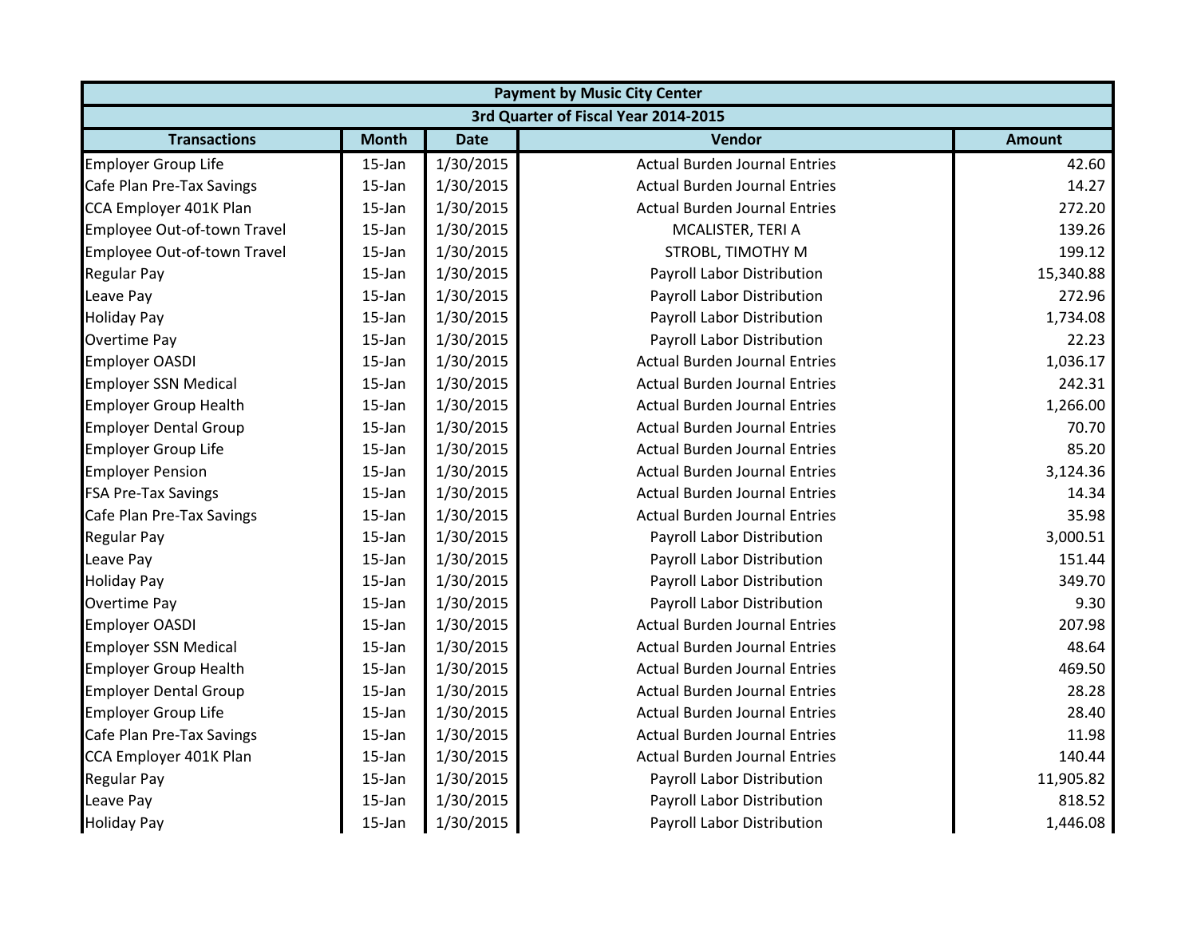| Payment by Music City Center | | | | |
|---|---|---|---|---|
| 3rd Quarter of Fiscal Year 2014-2015 | | | | |
| **Transactions** | **Month** | **Date** | **Vendor** | **Amount** |
| Employer Group Life | 15-Jan | 1/30/2015 | Actual Burden Journal Entries | 42.60 |
| Cafe Plan Pre-Tax Savings | 15-Jan | 1/30/2015 | Actual Burden Journal Entries | 14.27 |
| CCA Employer 401K Plan | 15-Jan | 1/30/2015 | Actual Burden Journal Entries | 272.20 |
| Employee Out-of-town Travel | 15-Jan | 1/30/2015 | MCALISTER, TERI A | 139.26 |
| Employee Out-of-town Travel | 15-Jan | 1/30/2015 | STROBL, TIMOTHY M | 199.12 |
| Regular Pay | 15-Jan | 1/30/2015 | Payroll Labor Distribution | 15,340.88 |
| Leave Pay | 15-Jan | 1/30/2015 | Payroll Labor Distribution | 272.96 |
| Holiday Pay | 15-Jan | 1/30/2015 | Payroll Labor Distribution | 1,734.08 |
| Overtime Pay | 15-Jan | 1/30/2015 | Payroll Labor Distribution | 22.23 |
| Employer OASDI | 15-Jan | 1/30/2015 | Actual Burden Journal Entries | 1,036.17 |
| Employer SSN Medical | 15-Jan | 1/30/2015 | Actual Burden Journal Entries | 242.31 |
| Employer Group Health | 15-Jan | 1/30/2015 | Actual Burden Journal Entries | 1,266.00 |
| Employer Dental Group | 15-Jan | 1/30/2015 | Actual Burden Journal Entries | 70.70 |
| Employer Group Life | 15-Jan | 1/30/2015 | Actual Burden Journal Entries | 85.20 |
| Employer Pension | 15-Jan | 1/30/2015 | Actual Burden Journal Entries | 3,124.36 |
| FSA Pre-Tax Savings | 15-Jan | 1/30/2015 | Actual Burden Journal Entries | 14.34 |
| Cafe Plan Pre-Tax Savings | 15-Jan | 1/30/2015 | Actual Burden Journal Entries | 35.98 |
| Regular Pay | 15-Jan | 1/30/2015 | Payroll Labor Distribution | 3,000.51 |
| Leave Pay | 15-Jan | 1/30/2015 | Payroll Labor Distribution | 151.44 |
| Holiday Pay | 15-Jan | 1/30/2015 | Payroll Labor Distribution | 349.70 |
| Overtime Pay | 15-Jan | 1/30/2015 | Payroll Labor Distribution | 9.30 |
| Employer OASDI | 15-Jan | 1/30/2015 | Actual Burden Journal Entries | 207.98 |
| Employer SSN Medical | 15-Jan | 1/30/2015 | Actual Burden Journal Entries | 48.64 |
| Employer Group Health | 15-Jan | 1/30/2015 | Actual Burden Journal Entries | 469.50 |
| Employer Dental Group | 15-Jan | 1/30/2015 | Actual Burden Journal Entries | 28.28 |
| Employer Group Life | 15-Jan | 1/30/2015 | Actual Burden Journal Entries | 28.40 |
| Cafe Plan Pre-Tax Savings | 15-Jan | 1/30/2015 | Actual Burden Journal Entries | 11.98 |
| CCA Employer 401K Plan | 15-Jan | 1/30/2015 | Actual Burden Journal Entries | 140.44 |
| Regular Pay | 15-Jan | 1/30/2015 | Payroll Labor Distribution | 11,905.82 |
| Leave Pay | 15-Jan | 1/30/2015 | Payroll Labor Distribution | 818.52 |
| Holiday Pay | 15-Jan | 1/30/2015 | Payroll Labor Distribution | 1,446.08 |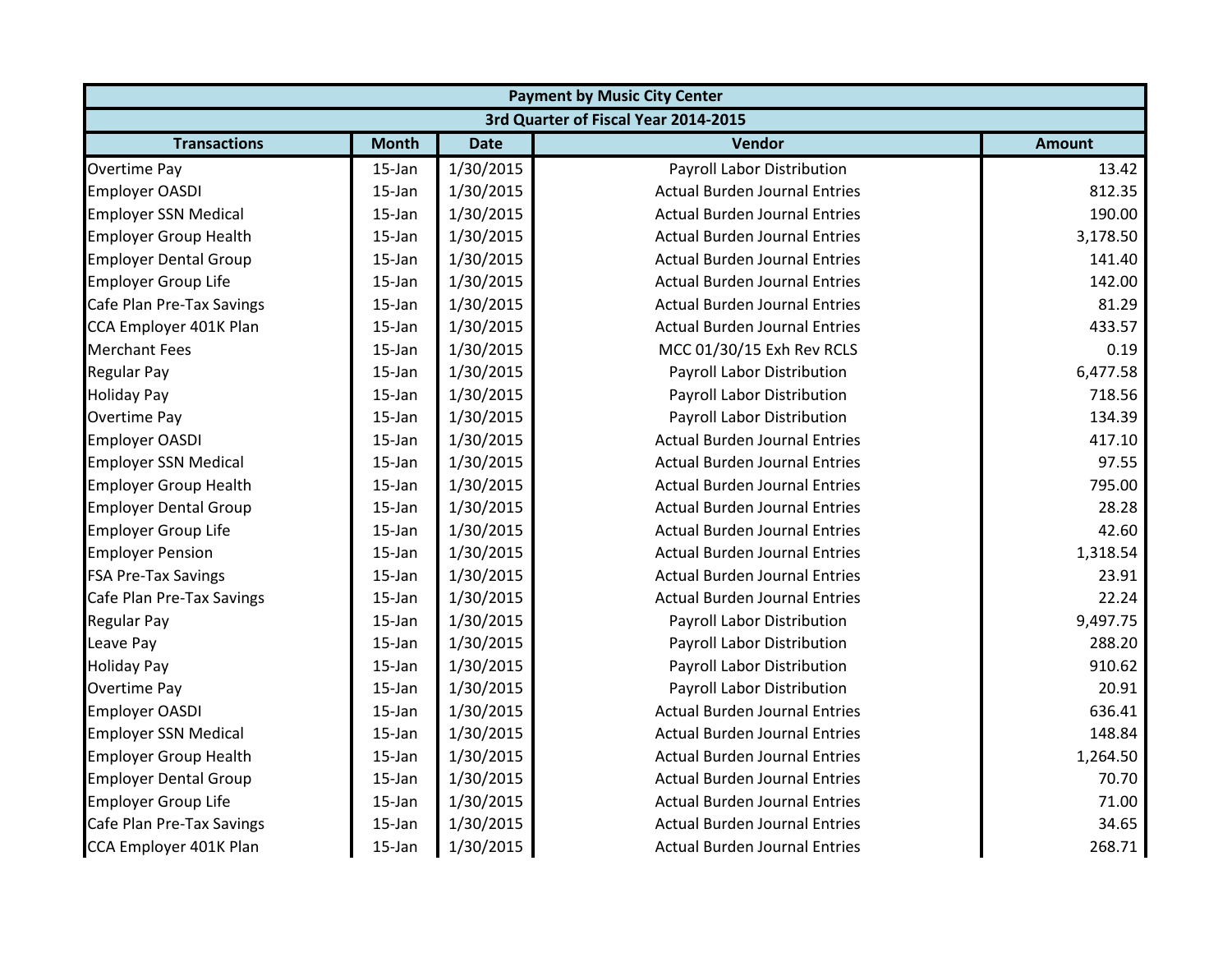| Payment by Music City Center | | | | |
|---|---|---|---|---|
| 3rd Quarter of Fiscal Year 2014-2015 | | | | |
| **Transactions** | **Month** | **Date** | **Vendor** | **Amount** |
| Overtime Pay | 15-Jan | 1/30/2015 | Payroll Labor Distribution | 13.42 |
| Employer OASDI | 15-Jan | 1/30/2015 | Actual Burden Journal Entries | 812.35 |
| Employer SSN Medical | 15-Jan | 1/30/2015 | Actual Burden Journal Entries | 190.00 |
| Employer Group Health | 15-Jan | 1/30/2015 | Actual Burden Journal Entries | 3,178.50 |
| Employer Dental Group | 15-Jan | 1/30/2015 | Actual Burden Journal Entries | 141.40 |
| Employer Group Life | 15-Jan | 1/30/2015 | Actual Burden Journal Entries | 142.00 |
| Cafe Plan Pre-Tax Savings | 15-Jan | 1/30/2015 | Actual Burden Journal Entries | 81.29 |
| CCA Employer 401K Plan | 15-Jan | 1/30/2015 | Actual Burden Journal Entries | 433.57 |
| Merchant Fees | 15-Jan | 1/30/2015 | MCC 01/30/15 Exh Rev RCLS | 0.19 |
| Regular Pay | 15-Jan | 1/30/2015 | Payroll Labor Distribution | 6,477.58 |
| Holiday Pay | 15-Jan | 1/30/2015 | Payroll Labor Distribution | 718.56 |
| Overtime Pay | 15-Jan | 1/30/2015 | Payroll Labor Distribution | 134.39 |
| Employer OASDI | 15-Jan | 1/30/2015 | Actual Burden Journal Entries | 417.10 |
| Employer SSN Medical | 15-Jan | 1/30/2015 | Actual Burden Journal Entries | 97.55 |
| Employer Group Health | 15-Jan | 1/30/2015 | Actual Burden Journal Entries | 795.00 |
| Employer Dental Group | 15-Jan | 1/30/2015 | Actual Burden Journal Entries | 28.28 |
| Employer Group Life | 15-Jan | 1/30/2015 | Actual Burden Journal Entries | 42.60 |
| Employer Pension | 15-Jan | 1/30/2015 | Actual Burden Journal Entries | 1,318.54 |
| FSA Pre-Tax Savings | 15-Jan | 1/30/2015 | Actual Burden Journal Entries | 23.91 |
| Cafe Plan Pre-Tax Savings | 15-Jan | 1/30/2015 | Actual Burden Journal Entries | 22.24 |
| Regular Pay | 15-Jan | 1/30/2015 | Payroll Labor Distribution | 9,497.75 |
| Leave Pay | 15-Jan | 1/30/2015 | Payroll Labor Distribution | 288.20 |
| Holiday Pay | 15-Jan | 1/30/2015 | Payroll Labor Distribution | 910.62 |
| Overtime Pay | 15-Jan | 1/30/2015 | Payroll Labor Distribution | 20.91 |
| Employer OASDI | 15-Jan | 1/30/2015 | Actual Burden Journal Entries | 636.41 |
| Employer SSN Medical | 15-Jan | 1/30/2015 | Actual Burden Journal Entries | 148.84 |
| Employer Group Health | 15-Jan | 1/30/2015 | Actual Burden Journal Entries | 1,264.50 |
| Employer Dental Group | 15-Jan | 1/30/2015 | Actual Burden Journal Entries | 70.70 |
| Employer Group Life | 15-Jan | 1/30/2015 | Actual Burden Journal Entries | 71.00 |
| Cafe Plan Pre-Tax Savings | 15-Jan | 1/30/2015 | Actual Burden Journal Entries | 34.65 |
| CCA Employer 401K Plan | 15-Jan | 1/30/2015 | Actual Burden Journal Entries | 268.71 |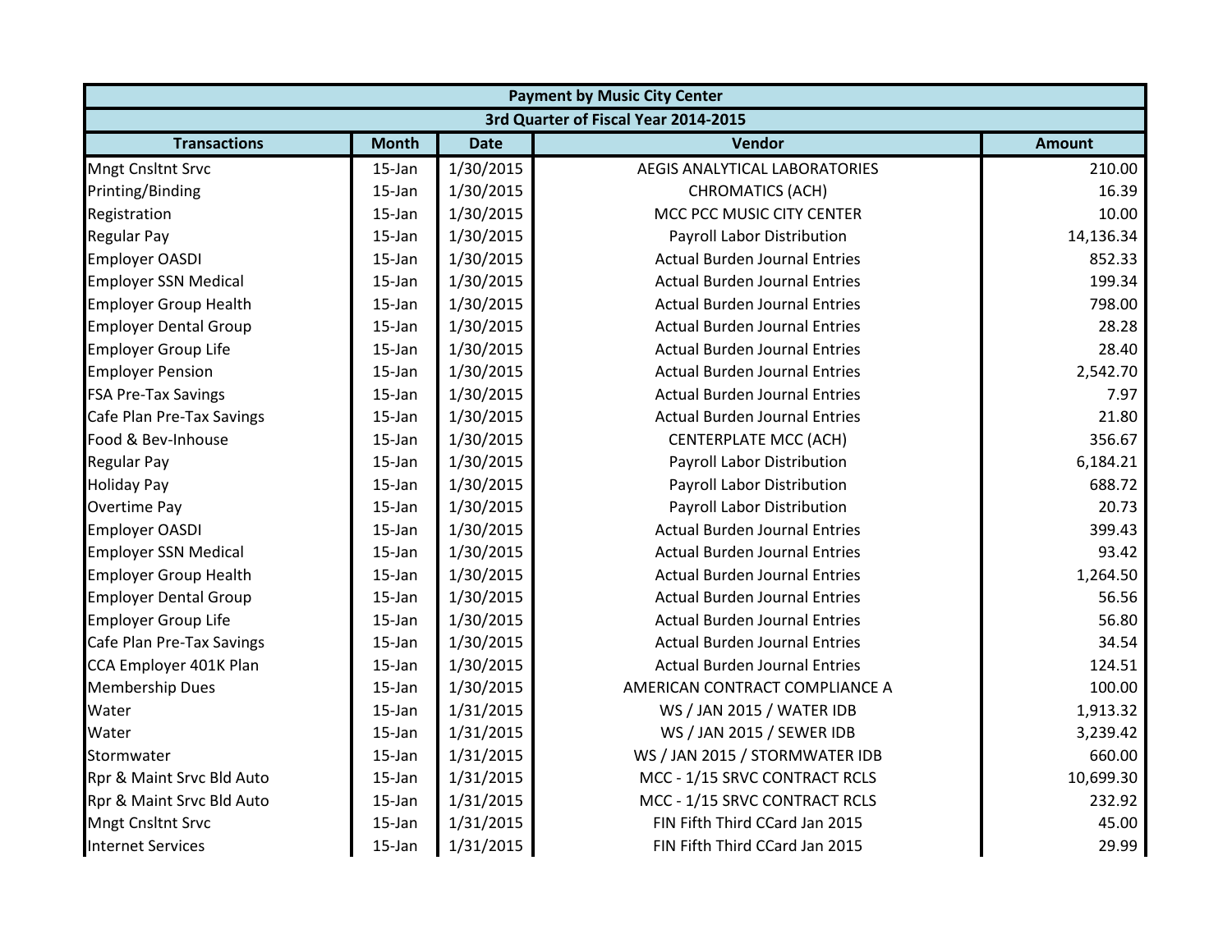| Payment by Music City Center | | | | |
|---|---|---|---|---|
| 3rd Quarter of Fiscal Year 2014-2015 | | | | |
| **Transactions** | **Month** | **Date** | **Vendor** | **Amount** |
| Mngt Cnsltnt Srvc | 15-Jan | 1/30/2015 | AEGIS ANALYTICAL LABORATORIES | 210.00 |
| Printing/Binding | 15-Jan | 1/30/2015 | CHROMATICS (ACH) | 16.39 |
| Registration | 15-Jan | 1/30/2015 | MCC PCC MUSIC CITY CENTER | 10.00 |
| Regular Pay | 15-Jan | 1/30/2015 | Payroll Labor Distribution | 14,136.34 |
| Employer OASDI | 15-Jan | 1/30/2015 | Actual Burden Journal Entries | 852.33 |
| Employer SSN Medical | 15-Jan | 1/30/2015 | Actual Burden Journal Entries | 199.34 |
| Employer Group Health | 15-Jan | 1/30/2015 | Actual Burden Journal Entries | 798.00 |
| Employer Dental Group | 15-Jan | 1/30/2015 | Actual Burden Journal Entries | 28.28 |
| Employer Group Life | 15-Jan | 1/30/2015 | Actual Burden Journal Entries | 28.40 |
| Employer Pension | 15-Jan | 1/30/2015 | Actual Burden Journal Entries | 2,542.70 |
| FSA Pre-Tax Savings | 15-Jan | 1/30/2015 | Actual Burden Journal Entries | 7.97 |
| Cafe Plan Pre-Tax Savings | 15-Jan | 1/30/2015 | Actual Burden Journal Entries | 21.80 |
| Food & Bev-Inhouse | 15-Jan | 1/30/2015 | CENTERPLATE MCC (ACH) | 356.67 |
| Regular Pay | 15-Jan | 1/30/2015 | Payroll Labor Distribution | 6,184.21 |
| Holiday Pay | 15-Jan | 1/30/2015 | Payroll Labor Distribution | 688.72 |
| Overtime Pay | 15-Jan | 1/30/2015 | Payroll Labor Distribution | 20.73 |
| Employer OASDI | 15-Jan | 1/30/2015 | Actual Burden Journal Entries | 399.43 |
| Employer SSN Medical | 15-Jan | 1/30/2015 | Actual Burden Journal Entries | 93.42 |
| Employer Group Health | 15-Jan | 1/30/2015 | Actual Burden Journal Entries | 1,264.50 |
| Employer Dental Group | 15-Jan | 1/30/2015 | Actual Burden Journal Entries | 56.56 |
| Employer Group Life | 15-Jan | 1/30/2015 | Actual Burden Journal Entries | 56.80 |
| Cafe Plan Pre-Tax Savings | 15-Jan | 1/30/2015 | Actual Burden Journal Entries | 34.54 |
| CCA Employer 401K Plan | 15-Jan | 1/30/2015 | Actual Burden Journal Entries | 124.51 |
| Membership Dues | 15-Jan | 1/30/2015 | AMERICAN CONTRACT COMPLIANCE A | 100.00 |
| Water | 15-Jan | 1/31/2015 | WS / JAN 2015 / WATER IDB | 1,913.32 |
| Water | 15-Jan | 1/31/2015 | WS / JAN 2015 / SEWER IDB | 3,239.42 |
| Stormwater | 15-Jan | 1/31/2015 | WS / JAN 2015 / STORMWATER IDB | 660.00 |
| Rpr & Maint Srvc Bld Auto | 15-Jan | 1/31/2015 | MCC - 1/15 SRVC CONTRACT RCLS | 10,699.30 |
| Rpr & Maint Srvc Bld Auto | 15-Jan | 1/31/2015 | MCC - 1/15 SRVC CONTRACT RCLS | 232.92 |
| Mngt Cnsltnt Srvc | 15-Jan | 1/31/2015 | FIN Fifth Third CCard Jan 2015 | 45.00 |
| Internet Services | 15-Jan | 1/31/2015 | FIN Fifth Third CCard Jan 2015 | 29.99 |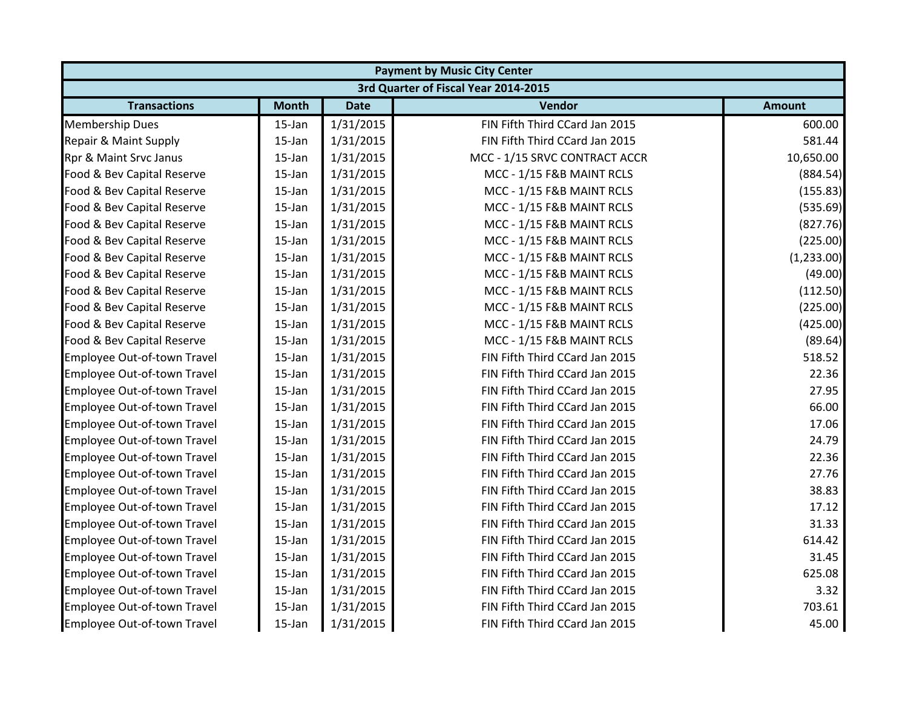| Payment by Music City Center | | | | |
|---|---|---|---|---|
| 3rd Quarter of Fiscal Year 2014-2015 | | | | |
| Transactions | Month | Date | Vendor | Amount |
| Membership Dues | 15-Jan | 1/31/2015 | FIN Fifth Third CCard Jan 2015 | 600.00 |
| Repair & Maint Supply | 15-Jan | 1/31/2015 | FIN Fifth Third CCard Jan 2015 | 581.44 |
| Rpr & Maint Srvc Janus | 15-Jan | 1/31/2015 | MCC - 1/15 SRVC CONTRACT ACCR | 10,650.00 |
| Food & Bev Capital Reserve | 15-Jan | 1/31/2015 | MCC - 1/15 F&B MAINT RCLS | (884.54) |
| Food & Bev Capital Reserve | 15-Jan | 1/31/2015 | MCC - 1/15 F&B MAINT RCLS | (155.83) |
| Food & Bev Capital Reserve | 15-Jan | 1/31/2015 | MCC - 1/15 F&B MAINT RCLS | (535.69) |
| Food & Bev Capital Reserve | 15-Jan | 1/31/2015 | MCC - 1/15 F&B MAINT RCLS | (827.76) |
| Food & Bev Capital Reserve | 15-Jan | 1/31/2015 | MCC - 1/15 F&B MAINT RCLS | (225.00) |
| Food & Bev Capital Reserve | 15-Jan | 1/31/2015 | MCC - 1/15 F&B MAINT RCLS | (1,233.00) |
| Food & Bev Capital Reserve | 15-Jan | 1/31/2015 | MCC - 1/15 F&B MAINT RCLS | (49.00) |
| Food & Bev Capital Reserve | 15-Jan | 1/31/2015 | MCC - 1/15 F&B MAINT RCLS | (112.50) |
| Food & Bev Capital Reserve | 15-Jan | 1/31/2015 | MCC - 1/15 F&B MAINT RCLS | (225.00) |
| Food & Bev Capital Reserve | 15-Jan | 1/31/2015 | MCC - 1/15 F&B MAINT RCLS | (425.00) |
| Food & Bev Capital Reserve | 15-Jan | 1/31/2015 | MCC - 1/15 F&B MAINT RCLS | (89.64) |
| Employee Out-of-town Travel | 15-Jan | 1/31/2015 | FIN Fifth Third CCard Jan 2015 | 518.52 |
| Employee Out-of-town Travel | 15-Jan | 1/31/2015 | FIN Fifth Third CCard Jan 2015 | 22.36 |
| Employee Out-of-town Travel | 15-Jan | 1/31/2015 | FIN Fifth Third CCard Jan 2015 | 27.95 |
| Employee Out-of-town Travel | 15-Jan | 1/31/2015 | FIN Fifth Third CCard Jan 2015 | 66.00 |
| Employee Out-of-town Travel | 15-Jan | 1/31/2015 | FIN Fifth Third CCard Jan 2015 | 17.06 |
| Employee Out-of-town Travel | 15-Jan | 1/31/2015 | FIN Fifth Third CCard Jan 2015 | 24.79 |
| Employee Out-of-town Travel | 15-Jan | 1/31/2015 | FIN Fifth Third CCard Jan 2015 | 22.36 |
| Employee Out-of-town Travel | 15-Jan | 1/31/2015 | FIN Fifth Third CCard Jan 2015 | 27.76 |
| Employee Out-of-town Travel | 15-Jan | 1/31/2015 | FIN Fifth Third CCard Jan 2015 | 38.83 |
| Employee Out-of-town Travel | 15-Jan | 1/31/2015 | FIN Fifth Third CCard Jan 2015 | 17.12 |
| Employee Out-of-town Travel | 15-Jan | 1/31/2015 | FIN Fifth Third CCard Jan 2015 | 31.33 |
| Employee Out-of-town Travel | 15-Jan | 1/31/2015 | FIN Fifth Third CCard Jan 2015 | 614.42 |
| Employee Out-of-town Travel | 15-Jan | 1/31/2015 | FIN Fifth Third CCard Jan 2015 | 31.45 |
| Employee Out-of-town Travel | 15-Jan | 1/31/2015 | FIN Fifth Third CCard Jan 2015 | 625.08 |
| Employee Out-of-town Travel | 15-Jan | 1/31/2015 | FIN Fifth Third CCard Jan 2015 | 3.32 |
| Employee Out-of-town Travel | 15-Jan | 1/31/2015 | FIN Fifth Third CCard Jan 2015 | 703.61 |
| Employee Out-of-town Travel | 15-Jan | 1/31/2015 | FIN Fifth Third CCard Jan 2015 | 45.00 |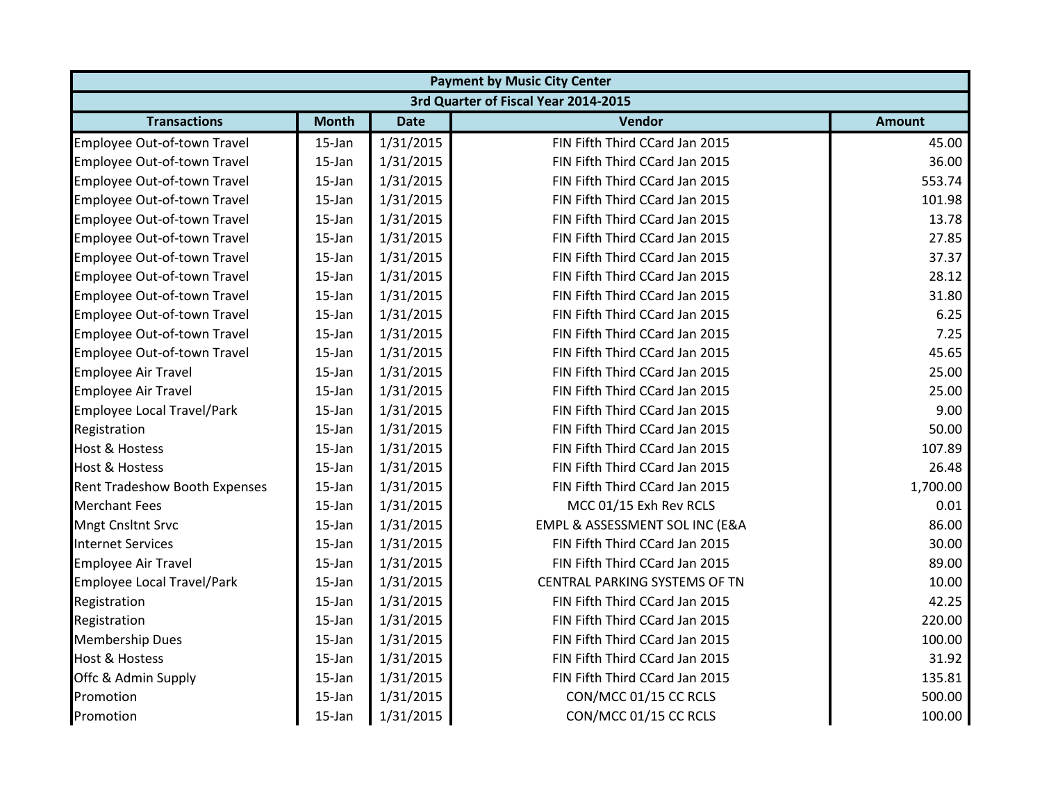| Payment by Music City Center | | | | |
|---|---|---|---|---|
| 3rd Quarter of Fiscal Year 2014-2015 | | | | |
| **Transactions** | **Month** | **Date** | **Vendor** | **Amount** |
| Employee Out-of-town Travel | 15-Jan | 1/31/2015 | FIN Fifth Third CCard Jan 2015 | 45.00 |
| Employee Out-of-town Travel | 15-Jan | 1/31/2015 | FIN Fifth Third CCard Jan 2015 | 36.00 |
| Employee Out-of-town Travel | 15-Jan | 1/31/2015 | FIN Fifth Third CCard Jan 2015 | 553.74 |
| Employee Out-of-town Travel | 15-Jan | 1/31/2015 | FIN Fifth Third CCard Jan 2015 | 101.98 |
| Employee Out-of-town Travel | 15-Jan | 1/31/2015 | FIN Fifth Third CCard Jan 2015 | 13.78 |
| Employee Out-of-town Travel | 15-Jan | 1/31/2015 | FIN Fifth Third CCard Jan 2015 | 27.85 |
| Employee Out-of-town Travel | 15-Jan | 1/31/2015 | FIN Fifth Third CCard Jan 2015 | 37.37 |
| Employee Out-of-town Travel | 15-Jan | 1/31/2015 | FIN Fifth Third CCard Jan 2015 | 28.12 |
| Employee Out-of-town Travel | 15-Jan | 1/31/2015 | FIN Fifth Third CCard Jan 2015 | 31.80 |
| Employee Out-of-town Travel | 15-Jan | 1/31/2015 | FIN Fifth Third CCard Jan 2015 | 6.25 |
| Employee Out-of-town Travel | 15-Jan | 1/31/2015 | FIN Fifth Third CCard Jan 2015 | 7.25 |
| Employee Out-of-town Travel | 15-Jan | 1/31/2015 | FIN Fifth Third CCard Jan 2015 | 45.65 |
| Employee Air Travel | 15-Jan | 1/31/2015 | FIN Fifth Third CCard Jan 2015 | 25.00 |
| Employee Air Travel | 15-Jan | 1/31/2015 | FIN Fifth Third CCard Jan 2015 | 25.00 |
| Employee Local Travel/Park | 15-Jan | 1/31/2015 | FIN Fifth Third CCard Jan 2015 | 9.00 |
| Registration | 15-Jan | 1/31/2015 | FIN Fifth Third CCard Jan 2015 | 50.00 |
| Host & Hostess | 15-Jan | 1/31/2015 | FIN Fifth Third CCard Jan 2015 | 107.89 |
| Host & Hostess | 15-Jan | 1/31/2015 | FIN Fifth Third CCard Jan 2015 | 26.48 |
| Rent Tradeshow Booth Expenses | 15-Jan | 1/31/2015 | FIN Fifth Third CCard Jan 2015 | 1,700.00 |
| Merchant Fees | 15-Jan | 1/31/2015 | MCC 01/15 Exh Rev RCLS | 0.01 |
| Mngt Cnsltnt Srvc | 15-Jan | 1/31/2015 | EMPL & ASSESSMENT SOL INC (E&A | 86.00 |
| Internet Services | 15-Jan | 1/31/2015 | FIN Fifth Third CCard Jan 2015 | 30.00 |
| Employee Air Travel | 15-Jan | 1/31/2015 | FIN Fifth Third CCard Jan 2015 | 89.00 |
| Employee Local Travel/Park | 15-Jan | 1/31/2015 | CENTRAL PARKING SYSTEMS OF TN | 10.00 |
| Registration | 15-Jan | 1/31/2015 | FIN Fifth Third CCard Jan 2015 | 42.25 |
| Registration | 15-Jan | 1/31/2015 | FIN Fifth Third CCard Jan 2015 | 220.00 |
| Membership Dues | 15-Jan | 1/31/2015 | FIN Fifth Third CCard Jan 2015 | 100.00 |
| Host & Hostess | 15-Jan | 1/31/2015 | FIN Fifth Third CCard Jan 2015 | 31.92 |
| Offc & Admin Supply | 15-Jan | 1/31/2015 | FIN Fifth Third CCard Jan 2015 | 135.81 |
| Promotion | 15-Jan | 1/31/2015 | CON/MCC 01/15 CC RCLS | 500.00 |
| Promotion | 15-Jan | 1/31/2015 | CON/MCC 01/15 CC RCLS | 100.00 |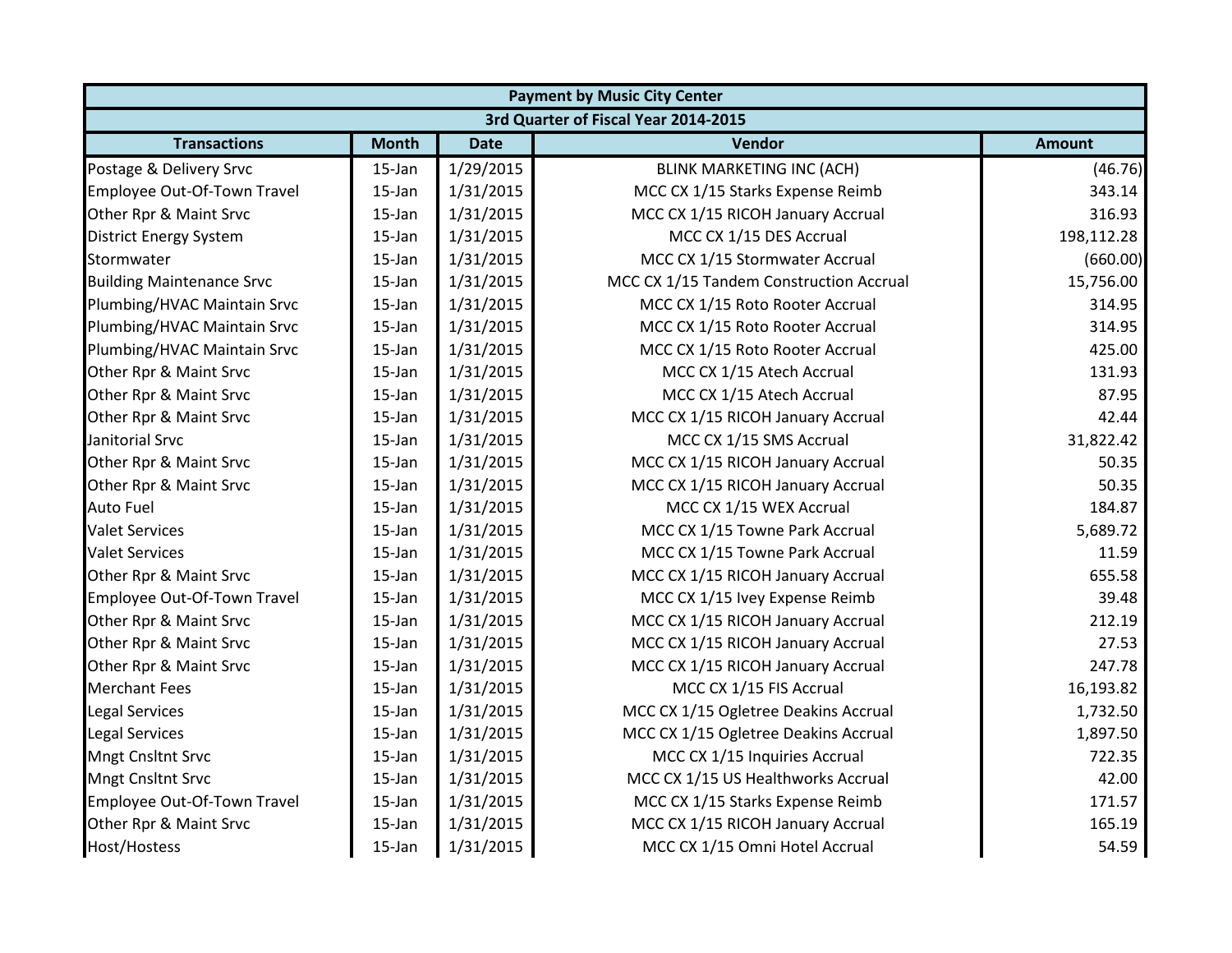| Payment by Music City Center | | | | |
|---|---|---|---|---|
| 3rd Quarter of Fiscal Year 2014-2015 | | | | |
| Transactions | Month | Date | Vendor | Amount |
| Postage & Delivery Srvc | 15-Jan | 1/29/2015 | BLINK MARKETING INC (ACH) | (46.76) |
| Employee Out-Of-Town Travel | 15-Jan | 1/31/2015 | MCC CX 1/15 Starks Expense Reimb | 343.14 |
| Other Rpr & Maint Srvc | 15-Jan | 1/31/2015 | MCC CX 1/15 RICOH January Accrual | 316.93 |
| District Energy System | 15-Jan | 1/31/2015 | MCC CX 1/15 DES Accrual | 198,112.28 |
| Stormwater | 15-Jan | 1/31/2015 | MCC CX 1/15 Stormwater Accrual | (660.00) |
| Building Maintenance Srvc | 15-Jan | 1/31/2015 | MCC CX 1/15 Tandem Construction Accrual | 15,756.00 |
| Plumbing/HVAC Maintain Srvc | 15-Jan | 1/31/2015 | MCC CX 1/15 Roto Rooter Accrual | 314.95 |
| Plumbing/HVAC Maintain Srvc | 15-Jan | 1/31/2015 | MCC CX 1/15 Roto Rooter Accrual | 314.95 |
| Plumbing/HVAC Maintain Srvc | 15-Jan | 1/31/2015 | MCC CX 1/15 Roto Rooter Accrual | 425.00 |
| Other Rpr & Maint Srvc | 15-Jan | 1/31/2015 | MCC CX 1/15 Atech Accrual | 131.93 |
| Other Rpr & Maint Srvc | 15-Jan | 1/31/2015 | MCC CX 1/15 Atech Accrual | 87.95 |
| Other Rpr & Maint Srvc | 15-Jan | 1/31/2015 | MCC CX 1/15 RICOH January Accrual | 42.44 |
| Janitorial Srvc | 15-Jan | 1/31/2015 | MCC CX 1/15 SMS Accrual | 31,822.42 |
| Other Rpr & Maint Srvc | 15-Jan | 1/31/2015 | MCC CX 1/15 RICOH January Accrual | 50.35 |
| Other Rpr & Maint Srvc | 15-Jan | 1/31/2015 | MCC CX 1/15 RICOH January Accrual | 50.35 |
| Auto Fuel | 15-Jan | 1/31/2015 | MCC CX 1/15 WEX Accrual | 184.87 |
| Valet Services | 15-Jan | 1/31/2015 | MCC CX 1/15 Towne Park Accrual | 5,689.72 |
| Valet Services | 15-Jan | 1/31/2015 | MCC CX 1/15 Towne Park Accrual | 11.59 |
| Other Rpr & Maint Srvc | 15-Jan | 1/31/2015 | MCC CX 1/15 RICOH January Accrual | 655.58 |
| Employee Out-Of-Town Travel | 15-Jan | 1/31/2015 | MCC CX 1/15 Ivey Expense Reimb | 39.48 |
| Other Rpr & Maint Srvc | 15-Jan | 1/31/2015 | MCC CX 1/15 RICOH January Accrual | 212.19 |
| Other Rpr & Maint Srvc | 15-Jan | 1/31/2015 | MCC CX 1/15 RICOH January Accrual | 27.53 |
| Other Rpr & Maint Srvc | 15-Jan | 1/31/2015 | MCC CX 1/15 RICOH January Accrual | 247.78 |
| Merchant Fees | 15-Jan | 1/31/2015 | MCC CX 1/15 FIS Accrual | 16,193.82 |
| Legal Services | 15-Jan | 1/31/2015 | MCC CX 1/15 Ogletree Deakins Accrual | 1,732.50 |
| Legal Services | 15-Jan | 1/31/2015 | MCC CX 1/15 Ogletree Deakins Accrual | 1,897.50 |
| Mngt Cnsltnt Srvc | 15-Jan | 1/31/2015 | MCC CX 1/15 Inquiries Accrual | 722.35 |
| Mngt Cnsltnt Srvc | 15-Jan | 1/31/2015 | MCC CX 1/15 US Healthworks Accrual | 42.00 |
| Employee Out-Of-Town Travel | 15-Jan | 1/31/2015 | MCC CX 1/15 Starks Expense Reimb | 171.57 |
| Other Rpr & Maint Srvc | 15-Jan | 1/31/2015 | MCC CX 1/15 RICOH January Accrual | 165.19 |
| Host/Hostess | 15-Jan | 1/31/2015 | MCC CX 1/15 Omni Hotel Accrual | 54.59 |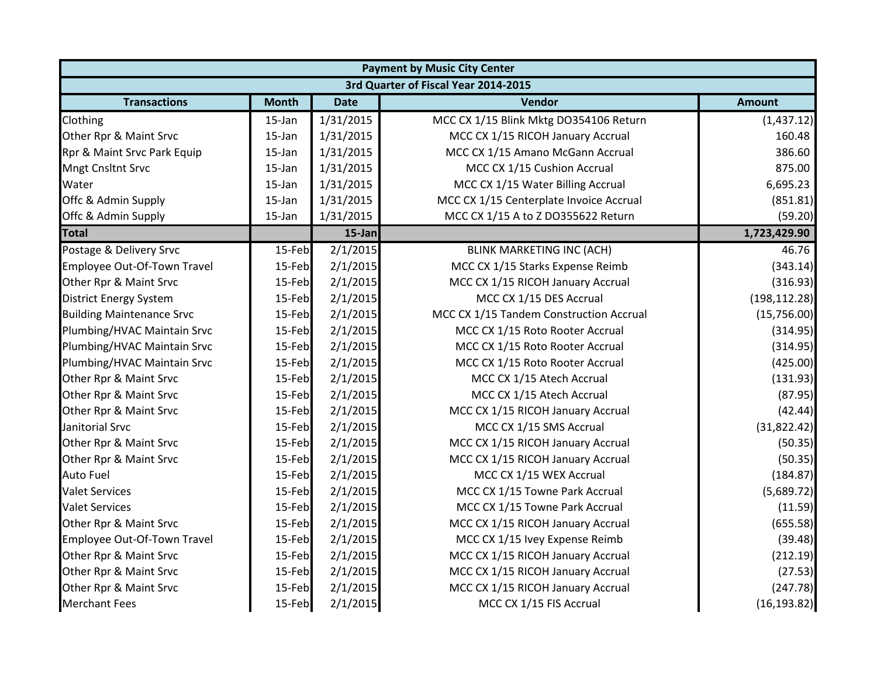| Payment by Music City Center | | | | |
|---|---|---|---|---|
| 3rd Quarter of Fiscal Year 2014-2015 | | | | |
| **Transactions** | **Month** | **Date** | **Vendor** | **Amount** |
| Clothing | 15-Jan | 1/31/2015 | MCC CX 1/15 Blink Mktg DO354106 Return | (1,437.12) |
| Other Rpr & Maint Srvc | 15-Jan | 1/31/2015 | MCC CX 1/15 RICOH January Accrual | 160.48 |
| Rpr & Maint Srvc Park Equip | 15-Jan | 1/31/2015 | MCC CX 1/15 Amano McGann Accrual | 386.60 |
| Mngt Cnsltnt Srvc | 15-Jan | 1/31/2015 | MCC CX 1/15 Cushion Accrual | 875.00 |
| Water | 15-Jan | 1/31/2015 | MCC CX 1/15 Water Billing Accrual | 6,695.23 |
| Offc & Admin Supply | 15-Jan | 1/31/2015 | MCC CX 1/15 Centerplate Invoice Accrual | (851.81) |
| Offc & Admin Supply | 15-Jan | 1/31/2015 | MCC CX 1/15 A to Z DO355622 Return | (59.20) |
| **Total** | | **15-Jan** | | **1,723,429.90** |
| Postage & Delivery Srvc | 15-Feb | 2/1/2015 | BLINK MARKETING INC (ACH) | 46.76 |
| Employee Out-Of-Town Travel | 15-Feb | 2/1/2015 | MCC CX 1/15 Starks Expense Reimb | (343.14) |
| Other Rpr & Maint Srvc | 15-Feb | 2/1/2015 | MCC CX 1/15 RICOH January Accrual | (316.93) |
| District Energy System | 15-Feb | 2/1/2015 | MCC CX 1/15 DES Accrual | (198,112.28) |
| Building Maintenance Srvc | 15-Feb | 2/1/2015 | MCC CX 1/15 Tandem Construction Accrual | (15,756.00) |
| Plumbing/HVAC Maintain Srvc | 15-Feb | 2/1/2015 | MCC CX 1/15 Roto Rooter Accrual | (314.95) |
| Plumbing/HVAC Maintain Srvc | 15-Feb | 2/1/2015 | MCC CX 1/15 Roto Rooter Accrual | (314.95) |
| Plumbing/HVAC Maintain Srvc | 15-Feb | 2/1/2015 | MCC CX 1/15 Roto Rooter Accrual | (425.00) |
| Other Rpr & Maint Srvc | 15-Feb | 2/1/2015 | MCC CX 1/15 Atech Accrual | (131.93) |
| Other Rpr & Maint Srvc | 15-Feb | 2/1/2015 | MCC CX 1/15 Atech Accrual | (87.95) |
| Other Rpr & Maint Srvc | 15-Feb | 2/1/2015 | MCC CX 1/15 RICOH January Accrual | (42.44) |
| Janitorial Srvc | 15-Feb | 2/1/2015 | MCC CX 1/15 SMS Accrual | (31,822.42) |
| Other Rpr & Maint Srvc | 15-Feb | 2/1/2015 | MCC CX 1/15 RICOH January Accrual | (50.35) |
| Other Rpr & Maint Srvc | 15-Feb | 2/1/2015 | MCC CX 1/15 RICOH January Accrual | (50.35) |
| Auto Fuel | 15-Feb | 2/1/2015 | MCC CX 1/15 WEX Accrual | (184.87) |
| Valet Services | 15-Feb | 2/1/2015 | MCC CX 1/15 Towne Park Accrual | (5,689.72) |
| Valet Services | 15-Feb | 2/1/2015 | MCC CX 1/15 Towne Park Accrual | (11.59) |
| Other Rpr & Maint Srvc | 15-Feb | 2/1/2015 | MCC CX 1/15 RICOH January Accrual | (655.58) |
| Employee Out-Of-Town Travel | 15-Feb | 2/1/2015 | MCC CX 1/15 Ivey Expense Reimb | (39.48) |
| Other Rpr & Maint Srvc | 15-Feb | 2/1/2015 | MCC CX 1/15 RICOH January Accrual | (212.19) |
| Other Rpr & Maint Srvc | 15-Feb | 2/1/2015 | MCC CX 1/15 RICOH January Accrual | (27.53) |
| Other Rpr & Maint Srvc | 15-Feb | 2/1/2015 | MCC CX 1/15 RICOH January Accrual | (247.78) |
| Merchant Fees | 15-Feb | 2/1/2015 | MCC CX 1/15 FIS Accrual | (16,193.82) |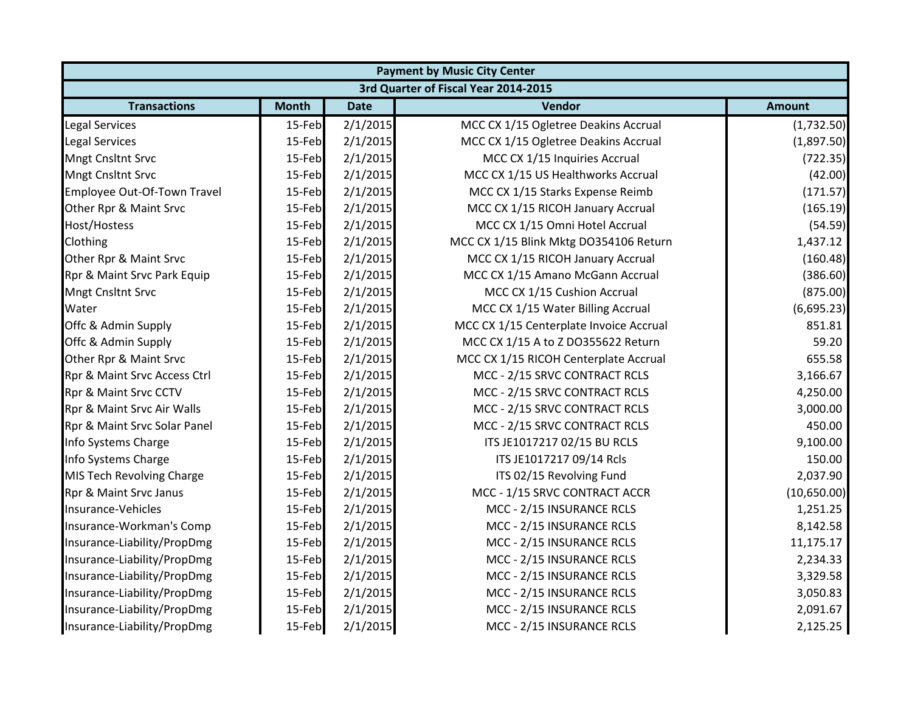| Payment by Music City Center | | | | |
|---|---|---|---|---|
| 3rd Quarter of Fiscal Year 2014-2015 | | | | |
| **Transactions** | **Month** | **Date** | **Vendor** | **Amount** |
| Legal Services | 15-Feb | 2/1/2015 | MCC CX 1/15 Ogletree Deakins Accrual | (1,732.50) |
| Legal Services | 15-Feb | 2/1/2015 | MCC CX 1/15 Ogletree Deakins Accrual | (1,897.50) |
| Mngt Cnsltnt Srvc | 15-Feb | 2/1/2015 | MCC CX 1/15 Inquiries Accrual | (722.35) |
| Mngt Cnsltnt Srvc | 15-Feb | 2/1/2015 | MCC CX 1/15 US Healthworks Accrual | (42.00) |
| Employee Out-Of-Town Travel | 15-Feb | 2/1/2015 | MCC CX 1/15 Starks Expense Reimb | (171.57) |
| Other Rpr & Maint Srvc | 15-Feb | 2/1/2015 | MCC CX 1/15 RICOH January Accrual | (165.19) |
| Host/Hostess | 15-Feb | 2/1/2015 | MCC CX 1/15 Omni Hotel Accrual | (54.59) |
| Clothing | 15-Feb | 2/1/2015 | MCC CX 1/15 Blink Mktg DO354106 Return | 1,437.12 |
| Other Rpr & Maint Srvc | 15-Feb | 2/1/2015 | MCC CX 1/15 RICOH January Accrual | (160.48) |
| Rpr & Maint Srvc Park Equip | 15-Feb | 2/1/2015 | MCC CX 1/15 Amano McGann Accrual | (386.60) |
| Mngt Cnsltnt Srvc | 15-Feb | 2/1/2015 | MCC CX 1/15 Cushion Accrual | (875.00) |
| Water | 15-Feb | 2/1/2015 | MCC CX 1/15 Water Billing Accrual | (6,695.23) |
| Offc & Admin Supply | 15-Feb | 2/1/2015 | MCC CX 1/15 Centerplate Invoice Accrual | 851.81 |
| Offc & Admin Supply | 15-Feb | 2/1/2015 | MCC CX 1/15 A to Z DO355622 Return | 59.20 |
| Other Rpr & Maint Srvc | 15-Feb | 2/1/2015 | MCC CX 1/15 RICOH Centerplate Accrual | 655.58 |
| Rpr & Maint Srvc Access Ctrl | 15-Feb | 2/1/2015 | MCC - 2/15 SRVC CONTRACT RCLS | 3,166.67 |
| Rpr & Maint Srvc CCTV | 15-Feb | 2/1/2015 | MCC - 2/15 SRVC CONTRACT RCLS | 4,250.00 |
| Rpr & Maint Srvc Air Walls | 15-Feb | 2/1/2015 | MCC - 2/15 SRVC CONTRACT RCLS | 3,000.00 |
| Rpr & Maint Srvc Solar Panel | 15-Feb | 2/1/2015 | MCC - 2/15 SRVC CONTRACT RCLS | 450.00 |
| Info Systems Charge | 15-Feb | 2/1/2015 | ITS JE1017217 02/15 BU RCLS | 9,100.00 |
| Info Systems Charge | 15-Feb | 2/1/2015 | ITS JE1017217 09/14 Rcls | 150.00 |
| MIS Tech Revolving Charge | 15-Feb | 2/1/2015 | ITS 02/15 Revolving Fund | 2,037.90 |
| Rpr & Maint Srvc Janus | 15-Feb | 2/1/2015 | MCC - 1/15 SRVC CONTRACT ACCR | (10,650.00) |
| Insurance-Vehicles | 15-Feb | 2/1/2015 | MCC - 2/15 INSURANCE RCLS | 1,251.25 |
| Insurance-Workman's Comp | 15-Feb | 2/1/2015 | MCC - 2/15 INSURANCE RCLS | 8,142.58 |
| Insurance-Liability/PropDmg | 15-Feb | 2/1/2015 | MCC - 2/15 INSURANCE RCLS | 11,175.17 |
| Insurance-Liability/PropDmg | 15-Feb | 2/1/2015 | MCC - 2/15 INSURANCE RCLS | 2,234.33 |
| Insurance-Liability/PropDmg | 15-Feb | 2/1/2015 | MCC - 2/15 INSURANCE RCLS | 3,329.58 |
| Insurance-Liability/PropDmg | 15-Feb | 2/1/2015 | MCC - 2/15 INSURANCE RCLS | 3,050.83 |
| Insurance-Liability/PropDmg | 15-Feb | 2/1/2015 | MCC - 2/15 INSURANCE RCLS | 2,091.67 |
| Insurance-Liability/PropDmg | 15-Feb | 2/1/2015 | MCC - 2/15 INSURANCE RCLS | 2,125.25 |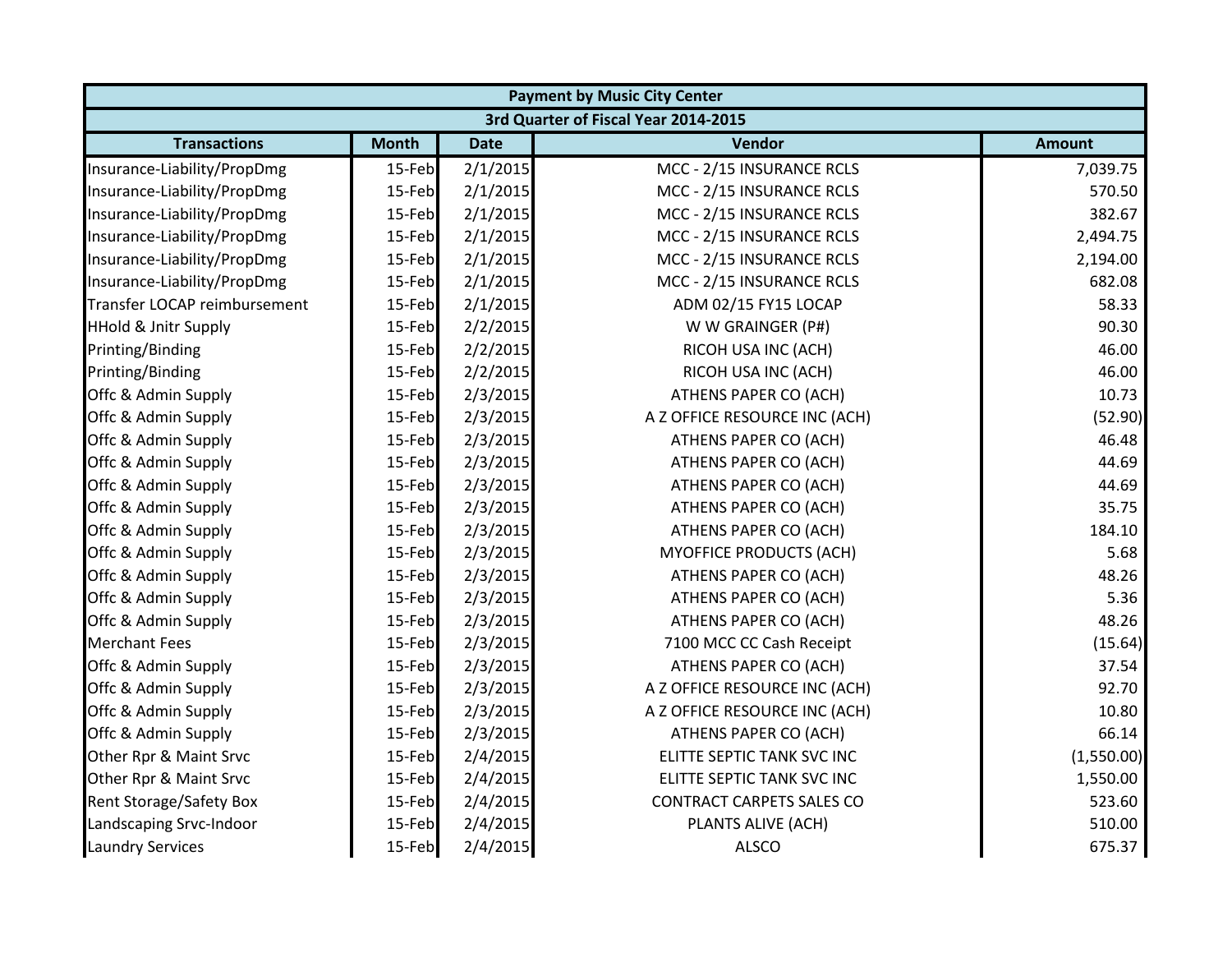| Payment by Music City Center | | | | |
|---|---|---|---|---|
| 3rd Quarter of Fiscal Year 2014-2015 | | | | |
| **Transactions** | **Month** | **Date** | **Vendor** | **Amount** |
| Insurance-Liability/PropDmg | 15-Feb | 2/1/2015 | MCC - 2/15 INSURANCE RCLS | 7,039.75 |
| Insurance-Liability/PropDmg | 15-Feb | 2/1/2015 | MCC - 2/15 INSURANCE RCLS | 570.50 |
| Insurance-Liability/PropDmg | 15-Feb | 2/1/2015 | MCC - 2/15 INSURANCE RCLS | 382.67 |
| Insurance-Liability/PropDmg | 15-Feb | 2/1/2015 | MCC - 2/15 INSURANCE RCLS | 2,494.75 |
| Insurance-Liability/PropDmg | 15-Feb | 2/1/2015 | MCC - 2/15 INSURANCE RCLS | 2,194.00 |
| Insurance-Liability/PropDmg | 15-Feb | 2/1/2015 | MCC - 2/15 INSURANCE RCLS | 682.08 |
| Transfer LOCAP reimbursement | 15-Feb | 2/1/2015 | ADM 02/15 FY15 LOCAP | 58.33 |
| HHold & Jnitr Supply | 15-Feb | 2/2/2015 | W W GRAINGER (P#) | 90.30 |
| Printing/Binding | 15-Feb | 2/2/2015 | RICOH USA INC (ACH) | 46.00 |
| Printing/Binding | 15-Feb | 2/2/2015 | RICOH USA INC (ACH) | 46.00 |
| Offc & Admin Supply | 15-Feb | 2/3/2015 | ATHENS PAPER CO (ACH) | 10.73 |
| Offc & Admin Supply | 15-Feb | 2/3/2015 | A Z OFFICE RESOURCE INC (ACH) | (52.90) |
| Offc & Admin Supply | 15-Feb | 2/3/2015 | ATHENS PAPER CO (ACH) | 46.48 |
| Offc & Admin Supply | 15-Feb | 2/3/2015 | ATHENS PAPER CO (ACH) | 44.69 |
| Offc & Admin Supply | 15-Feb | 2/3/2015 | ATHENS PAPER CO (ACH) | 44.69 |
| Offc & Admin Supply | 15-Feb | 2/3/2015 | ATHENS PAPER CO (ACH) | 35.75 |
| Offc & Admin Supply | 15-Feb | 2/3/2015 | ATHENS PAPER CO (ACH) | 184.10 |
| Offc & Admin Supply | 15-Feb | 2/3/2015 | MYOFFICE PRODUCTS (ACH) | 5.68 |
| Offc & Admin Supply | 15-Feb | 2/3/2015 | ATHENS PAPER CO (ACH) | 48.26 |
| Offc & Admin Supply | 15-Feb | 2/3/2015 | ATHENS PAPER CO (ACH) | 5.36 |
| Offc & Admin Supply | 15-Feb | 2/3/2015 | ATHENS PAPER CO (ACH) | 48.26 |
| Merchant Fees | 15-Feb | 2/3/2015 | 7100 MCC CC Cash Receipt | (15.64) |
| Offc & Admin Supply | 15-Feb | 2/3/2015 | ATHENS PAPER CO (ACH) | 37.54 |
| Offc & Admin Supply | 15-Feb | 2/3/2015 | A Z OFFICE RESOURCE INC (ACH) | 92.70 |
| Offc & Admin Supply | 15-Feb | 2/3/2015 | A Z OFFICE RESOURCE INC (ACH) | 10.80 |
| Offc & Admin Supply | 15-Feb | 2/3/2015 | ATHENS PAPER CO (ACH) | 66.14 |
| Other Rpr & Maint Srvc | 15-Feb | 2/4/2015 | ELITTE SEPTIC TANK SVC INC | (1,550.00) |
| Other Rpr & Maint Srvc | 15-Feb | 2/4/2015 | ELITTE SEPTIC TANK SVC INC | 1,550.00 |
| Rent Storage/Safety Box | 15-Feb | 2/4/2015 | CONTRACT CARPETS SALES CO | 523.60 |
| Landscaping Srvc-Indoor | 15-Feb | 2/4/2015 | PLANTS ALIVE (ACH) | 510.00 |
| Laundry Services | 15-Feb | 2/4/2015 | ALSCO | 675.37 |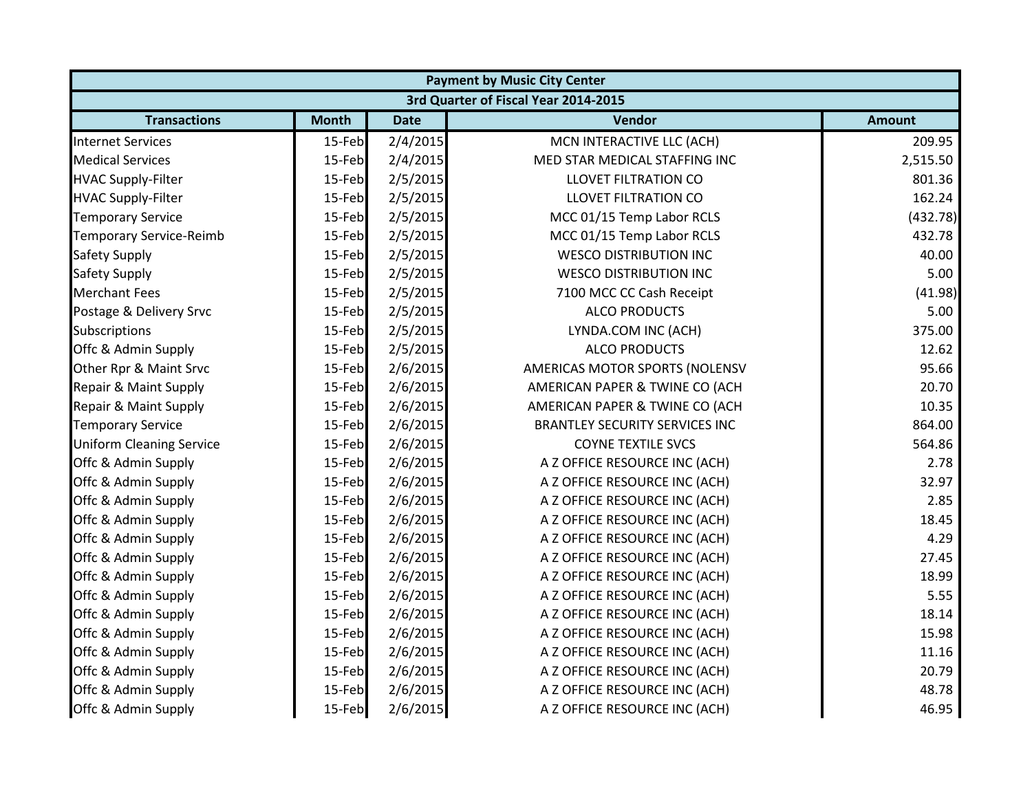| Payment by Music City Center | | | | |
|---|---|---|---|---|
| 3rd Quarter of Fiscal Year 2014-2015 | | | | |
| **Transactions** | **Month** | **Date** | **Vendor** | **Amount** |
| Internet Services | 15-Feb | 2/4/2015 | MCN INTERACTIVE LLC (ACH) | 209.95 |
| Medical Services | 15-Feb | 2/4/2015 | MED STAR MEDICAL STAFFING INC | 2,515.50 |
| HVAC Supply-Filter | 15-Feb | 2/5/2015 | LLOVET FILTRATION CO | 801.36 |
| HVAC Supply-Filter | 15-Feb | 2/5/2015 | LLOVET FILTRATION CO | 162.24 |
| Temporary Service | 15-Feb | 2/5/2015 | MCC 01/15 Temp Labor RCLS | (432.78) |
| Temporary Service-Reimb | 15-Feb | 2/5/2015 | MCC 01/15 Temp Labor RCLS | 432.78 |
| Safety Supply | 15-Feb | 2/5/2015 | WESCO DISTRIBUTION INC | 40.00 |
| Safety Supply | 15-Feb | 2/5/2015 | WESCO DISTRIBUTION INC | 5.00 |
| Merchant Fees | 15-Feb | 2/5/2015 | 7100 MCC CC Cash Receipt | (41.98) |
| Postage & Delivery Srvc | 15-Feb | 2/5/2015 | ALCO PRODUCTS | 5.00 |
| Subscriptions | 15-Feb | 2/5/2015 | LYNDA.COM INC (ACH) | 375.00 |
| Offc & Admin Supply | 15-Feb | 2/5/2015 | ALCO PRODUCTS | 12.62 |
| Other Rpr & Maint Srvc | 15-Feb | 2/6/2015 | AMERICAS MOTOR SPORTS (NOLENSV | 95.66 |
| Repair & Maint Supply | 15-Feb | 2/6/2015 | AMERICAN PAPER & TWINE CO (ACH | 20.70 |
| Repair & Maint Supply | 15-Feb | 2/6/2015 | AMERICAN PAPER & TWINE CO (ACH | 10.35 |
| Temporary Service | 15-Feb | 2/6/2015 | BRANTLEY SECURITY SERVICES INC | 864.00 |
| Uniform Cleaning Service | 15-Feb | 2/6/2015 | COYNE TEXTILE SVCS | 564.86 |
| Offc & Admin Supply | 15-Feb | 2/6/2015 | A Z OFFICE RESOURCE INC (ACH) | 2.78 |
| Offc & Admin Supply | 15-Feb | 2/6/2015 | A Z OFFICE RESOURCE INC (ACH) | 32.97 |
| Offc & Admin Supply | 15-Feb | 2/6/2015 | A Z OFFICE RESOURCE INC (ACH) | 2.85 |
| Offc & Admin Supply | 15-Feb | 2/6/2015 | A Z OFFICE RESOURCE INC (ACH) | 18.45 |
| Offc & Admin Supply | 15-Feb | 2/6/2015 | A Z OFFICE RESOURCE INC (ACH) | 4.29 |
| Offc & Admin Supply | 15-Feb | 2/6/2015 | A Z OFFICE RESOURCE INC (ACH) | 27.45 |
| Offc & Admin Supply | 15-Feb | 2/6/2015 | A Z OFFICE RESOURCE INC (ACH) | 18.99 |
| Offc & Admin Supply | 15-Feb | 2/6/2015 | A Z OFFICE RESOURCE INC (ACH) | 5.55 |
| Offc & Admin Supply | 15-Feb | 2/6/2015 | A Z OFFICE RESOURCE INC (ACH) | 18.14 |
| Offc & Admin Supply | 15-Feb | 2/6/2015 | A Z OFFICE RESOURCE INC (ACH) | 15.98 |
| Offc & Admin Supply | 15-Feb | 2/6/2015 | A Z OFFICE RESOURCE INC (ACH) | 11.16 |
| Offc & Admin Supply | 15-Feb | 2/6/2015 | A Z OFFICE RESOURCE INC (ACH) | 20.79 |
| Offc & Admin Supply | 15-Feb | 2/6/2015 | A Z OFFICE RESOURCE INC (ACH) | 48.78 |
| Offc & Admin Supply | 15-Feb | 2/6/2015 | A Z OFFICE RESOURCE INC (ACH) | 46.95 |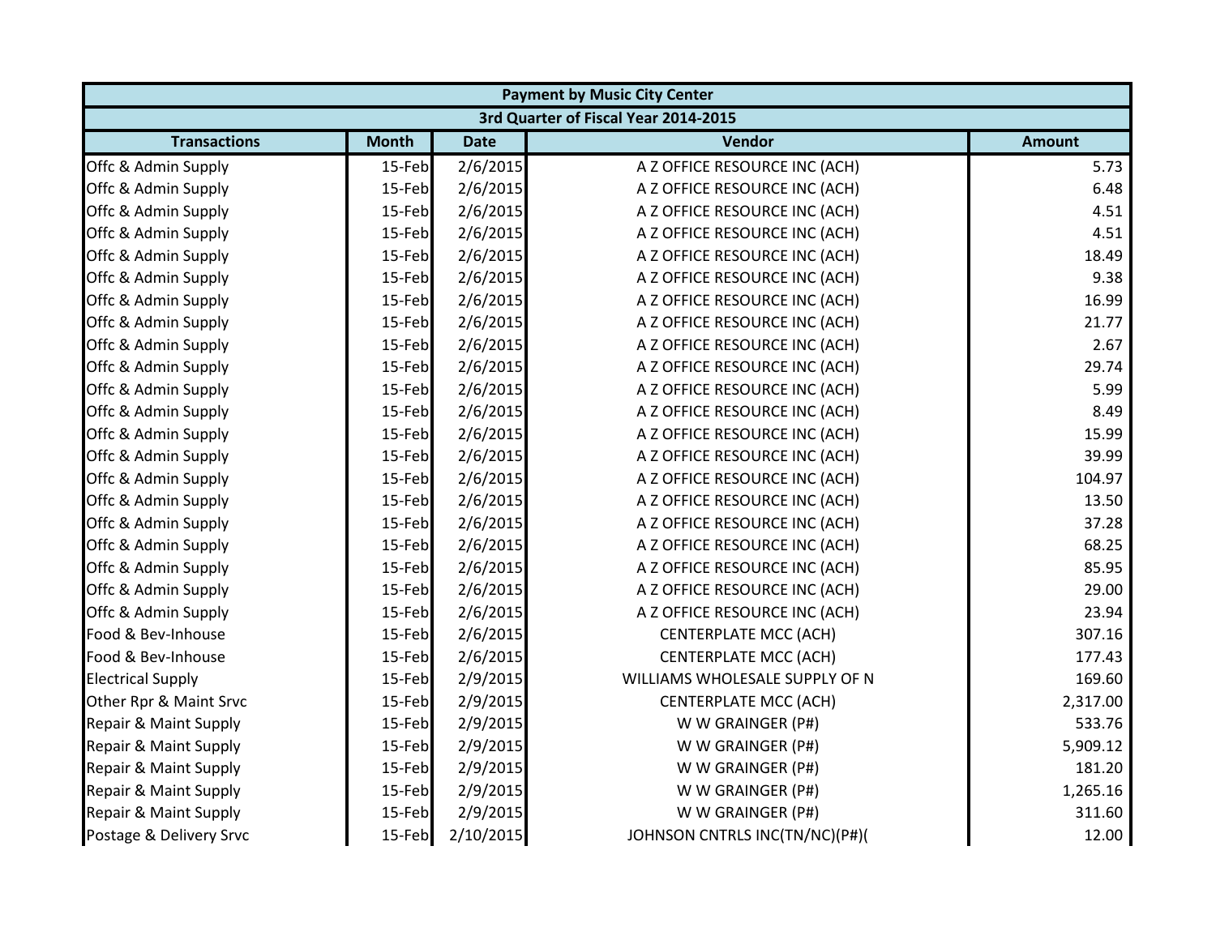| Payment by Music City Center | | | | |
|---|---|---|---|---|
| 3rd Quarter of Fiscal Year 2014-2015 | | | | |
| Transactions | Month | Date | Vendor | Amount |
| Offc & Admin Supply | 15-Feb | 2/6/2015 | A Z OFFICE RESOURCE INC (ACH) | 5.73 |
| Offc & Admin Supply | 15-Feb | 2/6/2015 | A Z OFFICE RESOURCE INC (ACH) | 6.48 |
| Offc & Admin Supply | 15-Feb | 2/6/2015 | A Z OFFICE RESOURCE INC (ACH) | 4.51 |
| Offc & Admin Supply | 15-Feb | 2/6/2015 | A Z OFFICE RESOURCE INC (ACH) | 4.51 |
| Offc & Admin Supply | 15-Feb | 2/6/2015 | A Z OFFICE RESOURCE INC (ACH) | 18.49 |
| Offc & Admin Supply | 15-Feb | 2/6/2015 | A Z OFFICE RESOURCE INC (ACH) | 9.38 |
| Offc & Admin Supply | 15-Feb | 2/6/2015 | A Z OFFICE RESOURCE INC (ACH) | 16.99 |
| Offc & Admin Supply | 15-Feb | 2/6/2015 | A Z OFFICE RESOURCE INC (ACH) | 21.77 |
| Offc & Admin Supply | 15-Feb | 2/6/2015 | A Z OFFICE RESOURCE INC (ACH) | 2.67 |
| Offc & Admin Supply | 15-Feb | 2/6/2015 | A Z OFFICE RESOURCE INC (ACH) | 29.74 |
| Offc & Admin Supply | 15-Feb | 2/6/2015 | A Z OFFICE RESOURCE INC (ACH) | 5.99 |
| Offc & Admin Supply | 15-Feb | 2/6/2015 | A Z OFFICE RESOURCE INC (ACH) | 8.49 |
| Offc & Admin Supply | 15-Feb | 2/6/2015 | A Z OFFICE RESOURCE INC (ACH) | 15.99 |
| Offc & Admin Supply | 15-Feb | 2/6/2015 | A Z OFFICE RESOURCE INC (ACH) | 39.99 |
| Offc & Admin Supply | 15-Feb | 2/6/2015 | A Z OFFICE RESOURCE INC (ACH) | 104.97 |
| Offc & Admin Supply | 15-Feb | 2/6/2015 | A Z OFFICE RESOURCE INC (ACH) | 13.50 |
| Offc & Admin Supply | 15-Feb | 2/6/2015 | A Z OFFICE RESOURCE INC (ACH) | 37.28 |
| Offc & Admin Supply | 15-Feb | 2/6/2015 | A Z OFFICE RESOURCE INC (ACH) | 68.25 |
| Offc & Admin Supply | 15-Feb | 2/6/2015 | A Z OFFICE RESOURCE INC (ACH) | 85.95 |
| Offc & Admin Supply | 15-Feb | 2/6/2015 | A Z OFFICE RESOURCE INC (ACH) | 29.00 |
| Offc & Admin Supply | 15-Feb | 2/6/2015 | A Z OFFICE RESOURCE INC (ACH) | 23.94 |
| Food & Bev-Inhouse | 15-Feb | 2/6/2015 | CENTERPLATE MCC (ACH) | 307.16 |
| Food & Bev-Inhouse | 15-Feb | 2/6/2015 | CENTERPLATE MCC (ACH) | 177.43 |
| Electrical Supply | 15-Feb | 2/9/2015 | WILLIAMS WHOLESALE SUPPLY OF N | 169.60 |
| Other Rpr & Maint Srvc | 15-Feb | 2/9/2015 | CENTERPLATE MCC (ACH) | 2,317.00 |
| Repair & Maint Supply | 15-Feb | 2/9/2015 | W W GRAINGER (P#) | 533.76 |
| Repair & Maint Supply | 15-Feb | 2/9/2015 | W W GRAINGER (P#) | 5,909.12 |
| Repair & Maint Supply | 15-Feb | 2/9/2015 | W W GRAINGER (P#) | 181.20 |
| Repair & Maint Supply | 15-Feb | 2/9/2015 | W W GRAINGER (P#) | 1,265.16 |
| Repair & Maint Supply | 15-Feb | 2/9/2015 | W W GRAINGER (P#) | 311.60 |
| Postage & Delivery Srvc | 15-Feb | 2/10/2015 | JOHNSON CNTRLS INC(TN/NC)(P#)( | 12.00 |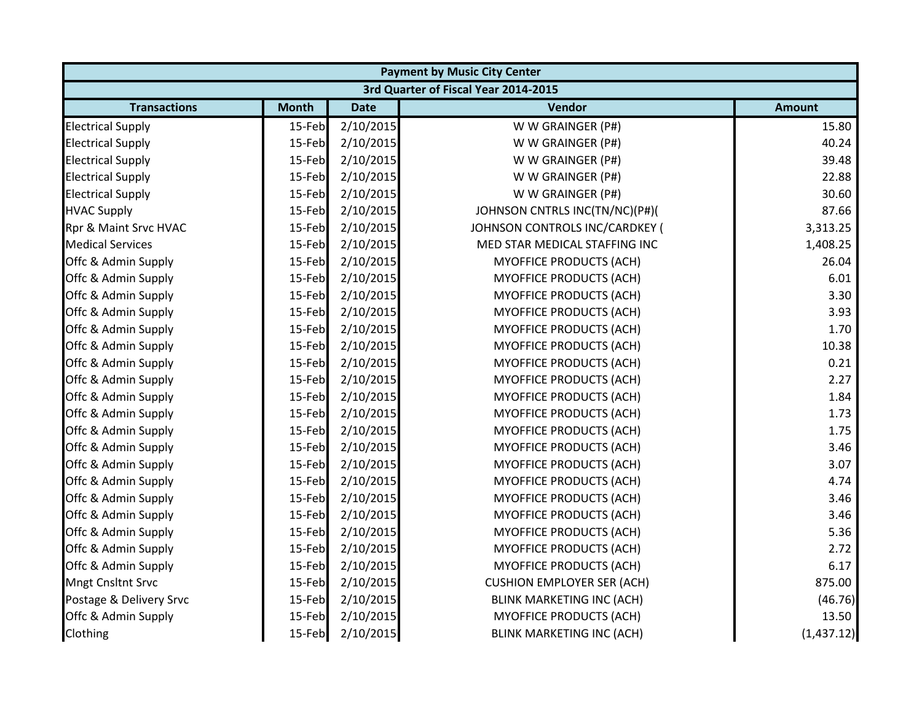| Payment by Music City Center | | | | |
|---|---|---|---|---|
| 3rd Quarter of Fiscal Year 2014-2015 | | | | |
| **Transactions** | **Month** | **Date** | **Vendor** | **Amount** |
| Electrical Supply | 15-Feb | 2/10/2015 | W W GRAINGER (P#) | 15.80 |
| Electrical Supply | 15-Feb | 2/10/2015 | W W GRAINGER (P#) | 40.24 |
| Electrical Supply | 15-Feb | 2/10/2015 | W W GRAINGER (P#) | 39.48 |
| Electrical Supply | 15-Feb | 2/10/2015 | W W GRAINGER (P#) | 22.88 |
| Electrical Supply | 15-Feb | 2/10/2015 | W W GRAINGER (P#) | 30.60 |
| HVAC Supply | 15-Feb | 2/10/2015 | JOHNSON CNTRLS INC(TN/NC)(P#)( | 87.66 |
| Rpr & Maint Srvc HVAC | 15-Feb | 2/10/2015 | JOHNSON CONTROLS INC/CARDKEY ( | 3,313.25 |
| Medical Services | 15-Feb | 2/10/2015 | MED STAR MEDICAL STAFFING INC | 1,408.25 |
| Offc & Admin Supply | 15-Feb | 2/10/2015 | MYOFFICE PRODUCTS (ACH) | 26.04 |
| Offc & Admin Supply | 15-Feb | 2/10/2015 | MYOFFICE PRODUCTS (ACH) | 6.01 |
| Offc & Admin Supply | 15-Feb | 2/10/2015 | MYOFFICE PRODUCTS (ACH) | 3.30 |
| Offc & Admin Supply | 15-Feb | 2/10/2015 | MYOFFICE PRODUCTS (ACH) | 3.93 |
| Offc & Admin Supply | 15-Feb | 2/10/2015 | MYOFFICE PRODUCTS (ACH) | 1.70 |
| Offc & Admin Supply | 15-Feb | 2/10/2015 | MYOFFICE PRODUCTS (ACH) | 10.38 |
| Offc & Admin Supply | 15-Feb | 2/10/2015 | MYOFFICE PRODUCTS (ACH) | 0.21 |
| Offc & Admin Supply | 15-Feb | 2/10/2015 | MYOFFICE PRODUCTS (ACH) | 2.27 |
| Offc & Admin Supply | 15-Feb | 2/10/2015 | MYOFFICE PRODUCTS (ACH) | 1.84 |
| Offc & Admin Supply | 15-Feb | 2/10/2015 | MYOFFICE PRODUCTS (ACH) | 1.73 |
| Offc & Admin Supply | 15-Feb | 2/10/2015 | MYOFFICE PRODUCTS (ACH) | 1.75 |
| Offc & Admin Supply | 15-Feb | 2/10/2015 | MYOFFICE PRODUCTS (ACH) | 3.46 |
| Offc & Admin Supply | 15-Feb | 2/10/2015 | MYOFFICE PRODUCTS (ACH) | 3.07 |
| Offc & Admin Supply | 15-Feb | 2/10/2015 | MYOFFICE PRODUCTS (ACH) | 4.74 |
| Offc & Admin Supply | 15-Feb | 2/10/2015 | MYOFFICE PRODUCTS (ACH) | 3.46 |
| Offc & Admin Supply | 15-Feb | 2/10/2015 | MYOFFICE PRODUCTS (ACH) | 3.46 |
| Offc & Admin Supply | 15-Feb | 2/10/2015 | MYOFFICE PRODUCTS (ACH) | 5.36 |
| Offc & Admin Supply | 15-Feb | 2/10/2015 | MYOFFICE PRODUCTS (ACH) | 2.72 |
| Offc & Admin Supply | 15-Feb | 2/10/2015 | MYOFFICE PRODUCTS (ACH) | 6.17 |
| Mngt Cnsltnt Srvc | 15-Feb | 2/10/2015 | CUSHION EMPLOYER SER (ACH) | 875.00 |
| Postage & Delivery Srvc | 15-Feb | 2/10/2015 | BLINK MARKETING INC (ACH) | (46.76) |
| Offc & Admin Supply | 15-Feb | 2/10/2015 | MYOFFICE PRODUCTS (ACH) | 13.50 |
| Clothing | 15-Feb | 2/10/2015 | BLINK MARKETING INC (ACH) | (1,437.12) |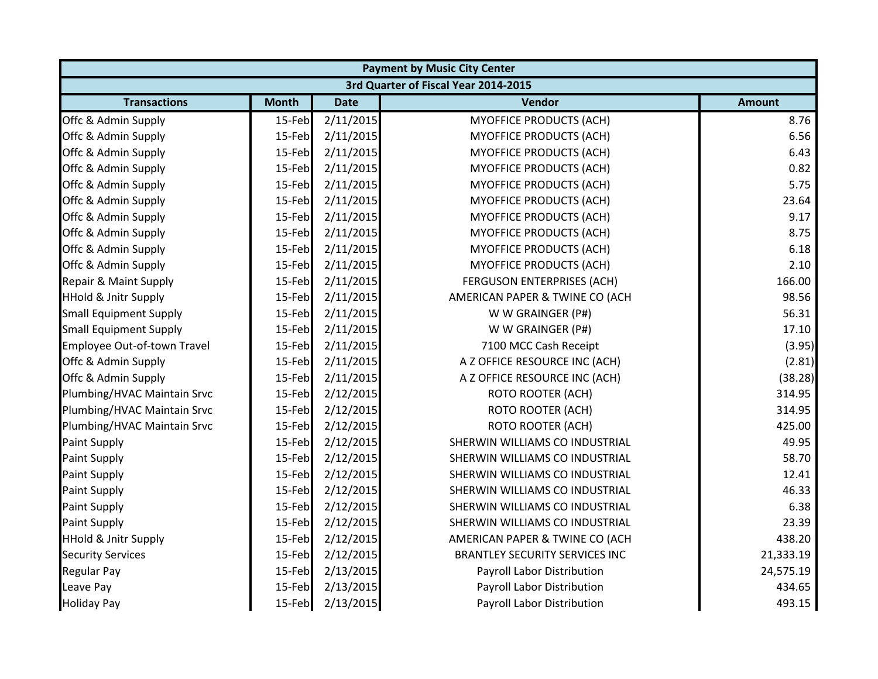| Payment by Music City Center | | | | |
|---|---|---|---|---|
| 3rd Quarter of Fiscal Year 2014-2015 | | | | |
| Transactions | Month | Date | Vendor | Amount |
| Offc & Admin Supply | 15-Feb | 2/11/2015 | MYOFFICE PRODUCTS (ACH) | 8.76 |
| Offc & Admin Supply | 15-Feb | 2/11/2015 | MYOFFICE PRODUCTS (ACH) | 6.56 |
| Offc & Admin Supply | 15-Feb | 2/11/2015 | MYOFFICE PRODUCTS (ACH) | 6.43 |
| Offc & Admin Supply | 15-Feb | 2/11/2015 | MYOFFICE PRODUCTS (ACH) | 0.82 |
| Offc & Admin Supply | 15-Feb | 2/11/2015 | MYOFFICE PRODUCTS (ACH) | 5.75 |
| Offc & Admin Supply | 15-Feb | 2/11/2015 | MYOFFICE PRODUCTS (ACH) | 23.64 |
| Offc & Admin Supply | 15-Feb | 2/11/2015 | MYOFFICE PRODUCTS (ACH) | 9.17 |
| Offc & Admin Supply | 15-Feb | 2/11/2015 | MYOFFICE PRODUCTS (ACH) | 8.75 |
| Offc & Admin Supply | 15-Feb | 2/11/2015 | MYOFFICE PRODUCTS (ACH) | 6.18 |
| Offc & Admin Supply | 15-Feb | 2/11/2015 | MYOFFICE PRODUCTS (ACH) | 2.10 |
| Repair & Maint Supply | 15-Feb | 2/11/2015 | FERGUSON ENTERPRISES (ACH) | 166.00 |
| HHold & Jnitr Supply | 15-Feb | 2/11/2015 | AMERICAN PAPER & TWINE CO (ACH | 98.56 |
| Small Equipment Supply | 15-Feb | 2/11/2015 | W W GRAINGER (P#) | 56.31 |
| Small Equipment Supply | 15-Feb | 2/11/2015 | W W GRAINGER (P#) | 17.10 |
| Employee Out-of-town Travel | 15-Feb | 2/11/2015 | 7100 MCC Cash Receipt | (3.95) |
| Offc & Admin Supply | 15-Feb | 2/11/2015 | A Z OFFICE RESOURCE INC (ACH) | (2.81) |
| Offc & Admin Supply | 15-Feb | 2/11/2015 | A Z OFFICE RESOURCE INC (ACH) | (38.28) |
| Plumbing/HVAC Maintain Srvc | 15-Feb | 2/12/2015 | ROTO ROOTER (ACH) | 314.95 |
| Plumbing/HVAC Maintain Srvc | 15-Feb | 2/12/2015 | ROTO ROOTER (ACH) | 314.95 |
| Plumbing/HVAC Maintain Srvc | 15-Feb | 2/12/2015 | ROTO ROOTER (ACH) | 425.00 |
| Paint Supply | 15-Feb | 2/12/2015 | SHERWIN WILLIAMS CO INDUSTRIAL | 49.95 |
| Paint Supply | 15-Feb | 2/12/2015 | SHERWIN WILLIAMS CO INDUSTRIAL | 58.70 |
| Paint Supply | 15-Feb | 2/12/2015 | SHERWIN WILLIAMS CO INDUSTRIAL | 12.41 |
| Paint Supply | 15-Feb | 2/12/2015 | SHERWIN WILLIAMS CO INDUSTRIAL | 46.33 |
| Paint Supply | 15-Feb | 2/12/2015 | SHERWIN WILLIAMS CO INDUSTRIAL | 6.38 |
| Paint Supply | 15-Feb | 2/12/2015 | SHERWIN WILLIAMS CO INDUSTRIAL | 23.39 |
| HHold & Jnitr Supply | 15-Feb | 2/12/2015 | AMERICAN PAPER & TWINE CO (ACH | 438.20 |
| Security Services | 15-Feb | 2/12/2015 | BRANTLEY SECURITY SERVICES INC | 21,333.19 |
| Regular Pay | 15-Feb | 2/13/2015 | Payroll Labor Distribution | 24,575.19 |
| Leave Pay | 15-Feb | 2/13/2015 | Payroll Labor Distribution | 434.65 |
| Holiday Pay | 15-Feb | 2/13/2015 | Payroll Labor Distribution | 493.15 |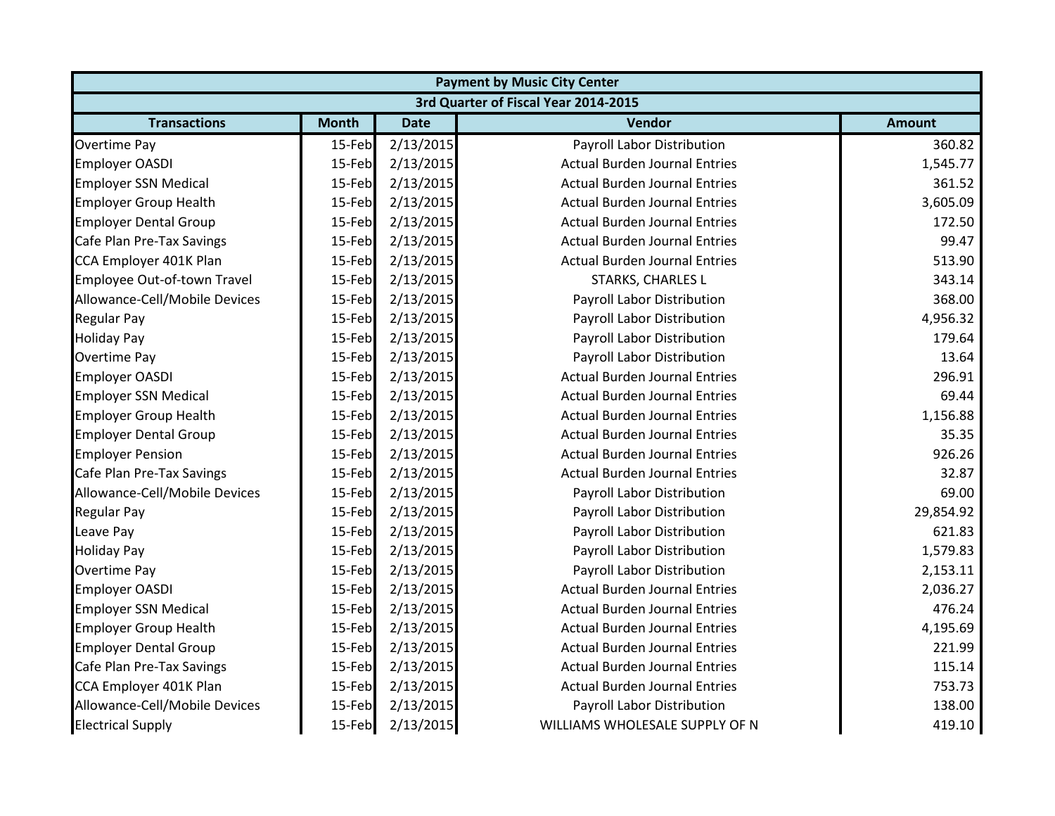| Payment by Music City Center | | | | |
|---|---|---|---|---|
| 3rd Quarter of Fiscal Year 2014-2015 | | | | |
| **Transactions** | **Month** | **Date** | **Vendor** | **Amount** |
| Overtime Pay | 15-Feb | 2/13/2015 | Payroll Labor Distribution | 360.82 |
| Employer OASDI | 15-Feb | 2/13/2015 | Actual Burden Journal Entries | 1,545.77 |
| Employer SSN Medical | 15-Feb | 2/13/2015 | Actual Burden Journal Entries | 361.52 |
| Employer Group Health | 15-Feb | 2/13/2015 | Actual Burden Journal Entries | 3,605.09 |
| Employer Dental Group | 15-Feb | 2/13/2015 | Actual Burden Journal Entries | 172.50 |
| Cafe Plan Pre-Tax Savings | 15-Feb | 2/13/2015 | Actual Burden Journal Entries | 99.47 |
| CCA Employer 401K Plan | 15-Feb | 2/13/2015 | Actual Burden Journal Entries | 513.90 |
| Employee Out-of-town Travel | 15-Feb | 2/13/2015 | STARKS, CHARLES L | 343.14 |
| Allowance-Cell/Mobile Devices | 15-Feb | 2/13/2015 | Payroll Labor Distribution | 368.00 |
| Regular Pay | 15-Feb | 2/13/2015 | Payroll Labor Distribution | 4,956.32 |
| Holiday Pay | 15-Feb | 2/13/2015 | Payroll Labor Distribution | 179.64 |
| Overtime Pay | 15-Feb | 2/13/2015 | Payroll Labor Distribution | 13.64 |
| Employer OASDI | 15-Feb | 2/13/2015 | Actual Burden Journal Entries | 296.91 |
| Employer SSN Medical | 15-Feb | 2/13/2015 | Actual Burden Journal Entries | 69.44 |
| Employer Group Health | 15-Feb | 2/13/2015 | Actual Burden Journal Entries | 1,156.88 |
| Employer Dental Group | 15-Feb | 2/13/2015 | Actual Burden Journal Entries | 35.35 |
| Employer Pension | 15-Feb | 2/13/2015 | Actual Burden Journal Entries | 926.26 |
| Cafe Plan Pre-Tax Savings | 15-Feb | 2/13/2015 | Actual Burden Journal Entries | 32.87 |
| Allowance-Cell/Mobile Devices | 15-Feb | 2/13/2015 | Payroll Labor Distribution | 69.00 |
| Regular Pay | 15-Feb | 2/13/2015 | Payroll Labor Distribution | 29,854.92 |
| Leave Pay | 15-Feb | 2/13/2015 | Payroll Labor Distribution | 621.83 |
| Holiday Pay | 15-Feb | 2/13/2015 | Payroll Labor Distribution | 1,579.83 |
| Overtime Pay | 15-Feb | 2/13/2015 | Payroll Labor Distribution | 2,153.11 |
| Employer OASDI | 15-Feb | 2/13/2015 | Actual Burden Journal Entries | 2,036.27 |
| Employer SSN Medical | 15-Feb | 2/13/2015 | Actual Burden Journal Entries | 476.24 |
| Employer Group Health | 15-Feb | 2/13/2015 | Actual Burden Journal Entries | 4,195.69 |
| Employer Dental Group | 15-Feb | 2/13/2015 | Actual Burden Journal Entries | 221.99 |
| Cafe Plan Pre-Tax Savings | 15-Feb | 2/13/2015 | Actual Burden Journal Entries | 115.14 |
| CCA Employer 401K Plan | 15-Feb | 2/13/2015 | Actual Burden Journal Entries | 753.73 |
| Allowance-Cell/Mobile Devices | 15-Feb | 2/13/2015 | Payroll Labor Distribution | 138.00 |
| Electrical Supply | 15-Feb | 2/13/2015 | WILLIAMS WHOLESALE SUPPLY OF N | 419.10 |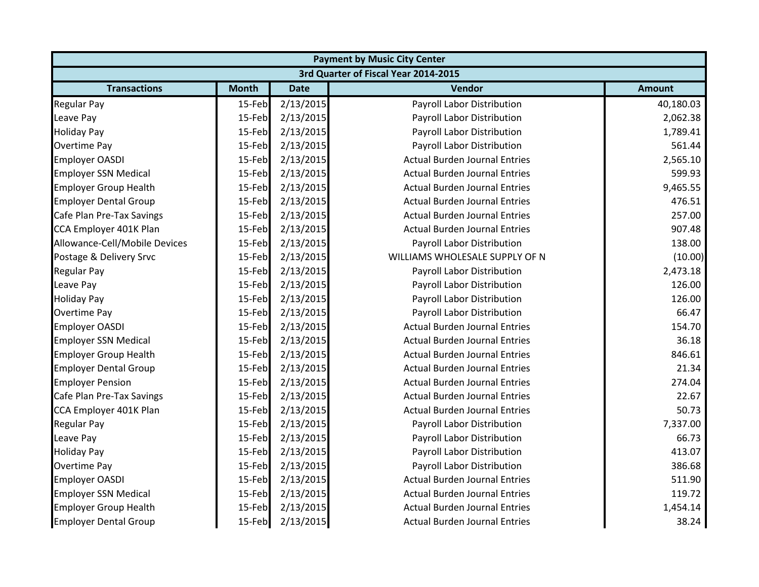| Payment by Music City Center | | | | |
|---|---|---|---|---|
| 3rd Quarter of Fiscal Year 2014-2015 | | | | |
| Transactions | Month | Date | Vendor | Amount |
| Regular Pay | 15-Feb | 2/13/2015 | Payroll Labor Distribution | 40,180.03 |
| Leave Pay | 15-Feb | 2/13/2015 | Payroll Labor Distribution | 2,062.38 |
| Holiday Pay | 15-Feb | 2/13/2015 | Payroll Labor Distribution | 1,789.41 |
| Overtime Pay | 15-Feb | 2/13/2015 | Payroll Labor Distribution | 561.44 |
| Employer OASDI | 15-Feb | 2/13/2015 | Actual Burden Journal Entries | 2,565.10 |
| Employer SSN Medical | 15-Feb | 2/13/2015 | Actual Burden Journal Entries | 599.93 |
| Employer Group Health | 15-Feb | 2/13/2015 | Actual Burden Journal Entries | 9,465.55 |
| Employer Dental Group | 15-Feb | 2/13/2015 | Actual Burden Journal Entries | 476.51 |
| Cafe Plan Pre-Tax Savings | 15-Feb | 2/13/2015 | Actual Burden Journal Entries | 257.00 |
| CCA Employer 401K Plan | 15-Feb | 2/13/2015 | Actual Burden Journal Entries | 907.48 |
| Allowance-Cell/Mobile Devices | 15-Feb | 2/13/2015 | Payroll Labor Distribution | 138.00 |
| Postage & Delivery Srvc | 15-Feb | 2/13/2015 | WILLIAMS WHOLESALE SUPPLY OF N | (10.00) |
| Regular Pay | 15-Feb | 2/13/2015 | Payroll Labor Distribution | 2,473.18 |
| Leave Pay | 15-Feb | 2/13/2015 | Payroll Labor Distribution | 126.00 |
| Holiday Pay | 15-Feb | 2/13/2015 | Payroll Labor Distribution | 126.00 |
| Overtime Pay | 15-Feb | 2/13/2015 | Payroll Labor Distribution | 66.47 |
| Employer OASDI | 15-Feb | 2/13/2015 | Actual Burden Journal Entries | 154.70 |
| Employer SSN Medical | 15-Feb | 2/13/2015 | Actual Burden Journal Entries | 36.18 |
| Employer Group Health | 15-Feb | 2/13/2015 | Actual Burden Journal Entries | 846.61 |
| Employer Dental Group | 15-Feb | 2/13/2015 | Actual Burden Journal Entries | 21.34 |
| Employer Pension | 15-Feb | 2/13/2015 | Actual Burden Journal Entries | 274.04 |
| Cafe Plan Pre-Tax Savings | 15-Feb | 2/13/2015 | Actual Burden Journal Entries | 22.67 |
| CCA Employer 401K Plan | 15-Feb | 2/13/2015 | Actual Burden Journal Entries | 50.73 |
| Regular Pay | 15-Feb | 2/13/2015 | Payroll Labor Distribution | 7,337.00 |
| Leave Pay | 15-Feb | 2/13/2015 | Payroll Labor Distribution | 66.73 |
| Holiday Pay | 15-Feb | 2/13/2015 | Payroll Labor Distribution | 413.07 |
| Overtime Pay | 15-Feb | 2/13/2015 | Payroll Labor Distribution | 386.68 |
| Employer OASDI | 15-Feb | 2/13/2015 | Actual Burden Journal Entries | 511.90 |
| Employer SSN Medical | 15-Feb | 2/13/2015 | Actual Burden Journal Entries | 119.72 |
| Employer Group Health | 15-Feb | 2/13/2015 | Actual Burden Journal Entries | 1,454.14 |
| Employer Dental Group | 15-Feb | 2/13/2015 | Actual Burden Journal Entries | 38.24 |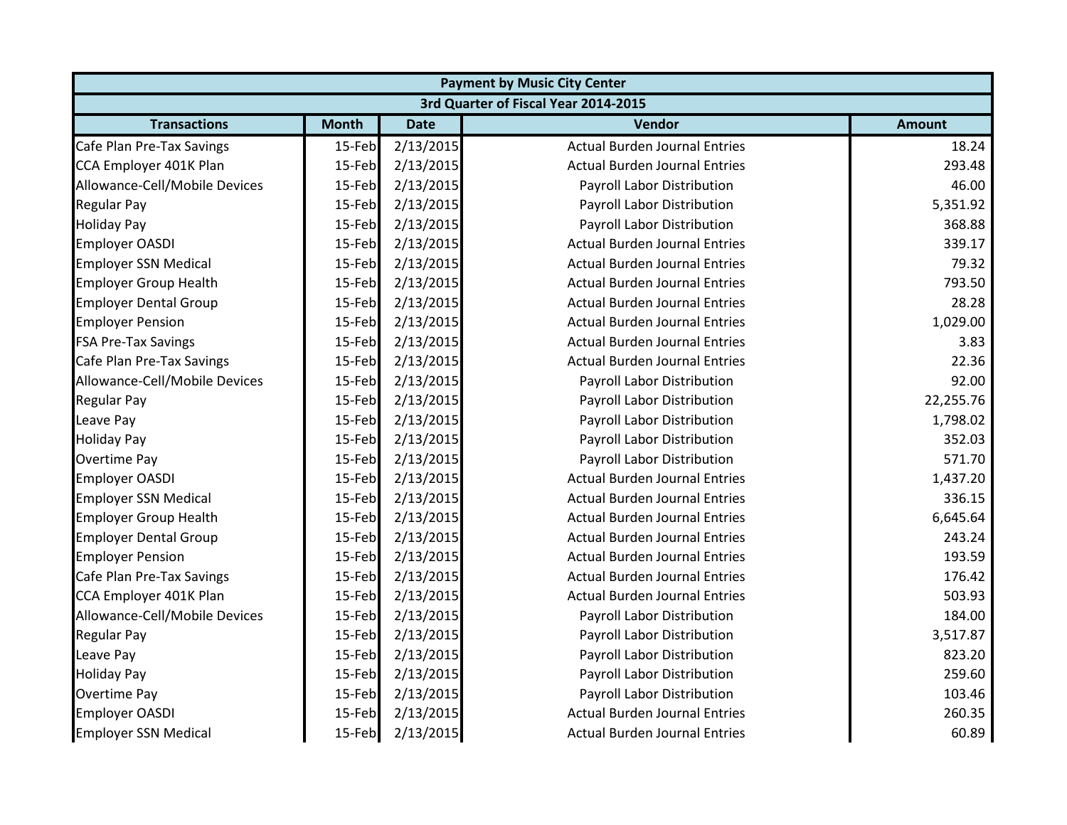| Payment by Music City Center | | | | |
|---|---|---|---|---|
| 3rd Quarter of Fiscal Year 2014-2015 | | | | |
| **Transactions** | **Month** | **Date** | **Vendor** | **Amount** |
| Cafe Plan Pre-Tax Savings | 15-Feb | 2/13/2015 | Actual Burden Journal Entries | 18.24 |
| CCA Employer 401K Plan | 15-Feb | 2/13/2015 | Actual Burden Journal Entries | 293.48 |
| Allowance-Cell/Mobile Devices | 15-Feb | 2/13/2015 | Payroll Labor Distribution | 46.00 |
| Regular Pay | 15-Feb | 2/13/2015 | Payroll Labor Distribution | 5,351.92 |
| Holiday Pay | 15-Feb | 2/13/2015 | Payroll Labor Distribution | 368.88 |
| Employer OASDI | 15-Feb | 2/13/2015 | Actual Burden Journal Entries | 339.17 |
| Employer SSN Medical | 15-Feb | 2/13/2015 | Actual Burden Journal Entries | 79.32 |
| Employer Group Health | 15-Feb | 2/13/2015 | Actual Burden Journal Entries | 793.50 |
| Employer Dental Group | 15-Feb | 2/13/2015 | Actual Burden Journal Entries | 28.28 |
| Employer Pension | 15-Feb | 2/13/2015 | Actual Burden Journal Entries | 1,029.00 |
| FSA Pre-Tax Savings | 15-Feb | 2/13/2015 | Actual Burden Journal Entries | 3.83 |
| Cafe Plan Pre-Tax Savings | 15-Feb | 2/13/2015 | Actual Burden Journal Entries | 22.36 |
| Allowance-Cell/Mobile Devices | 15-Feb | 2/13/2015 | Payroll Labor Distribution | 92.00 |
| Regular Pay | 15-Feb | 2/13/2015 | Payroll Labor Distribution | 22,255.76 |
| Leave Pay | 15-Feb | 2/13/2015 | Payroll Labor Distribution | 1,798.02 |
| Holiday Pay | 15-Feb | 2/13/2015 | Payroll Labor Distribution | 352.03 |
| Overtime Pay | 15-Feb | 2/13/2015 | Payroll Labor Distribution | 571.70 |
| Employer OASDI | 15-Feb | 2/13/2015 | Actual Burden Journal Entries | 1,437.20 |
| Employer SSN Medical | 15-Feb | 2/13/2015 | Actual Burden Journal Entries | 336.15 |
| Employer Group Health | 15-Feb | 2/13/2015 | Actual Burden Journal Entries | 6,645.64 |
| Employer Dental Group | 15-Feb | 2/13/2015 | Actual Burden Journal Entries | 243.24 |
| Employer Pension | 15-Feb | 2/13/2015 | Actual Burden Journal Entries | 193.59 |
| Cafe Plan Pre-Tax Savings | 15-Feb | 2/13/2015 | Actual Burden Journal Entries | 176.42 |
| CCA Employer 401K Plan | 15-Feb | 2/13/2015 | Actual Burden Journal Entries | 503.93 |
| Allowance-Cell/Mobile Devices | 15-Feb | 2/13/2015 | Payroll Labor Distribution | 184.00 |
| Regular Pay | 15-Feb | 2/13/2015 | Payroll Labor Distribution | 3,517.87 |
| Leave Pay | 15-Feb | 2/13/2015 | Payroll Labor Distribution | 823.20 |
| Holiday Pay | 15-Feb | 2/13/2015 | Payroll Labor Distribution | 259.60 |
| Overtime Pay | 15-Feb | 2/13/2015 | Payroll Labor Distribution | 103.46 |
| Employer OASDI | 15-Feb | 2/13/2015 | Actual Burden Journal Entries | 260.35 |
| Employer SSN Medical | 15-Feb | 2/13/2015 | Actual Burden Journal Entries | 60.89 |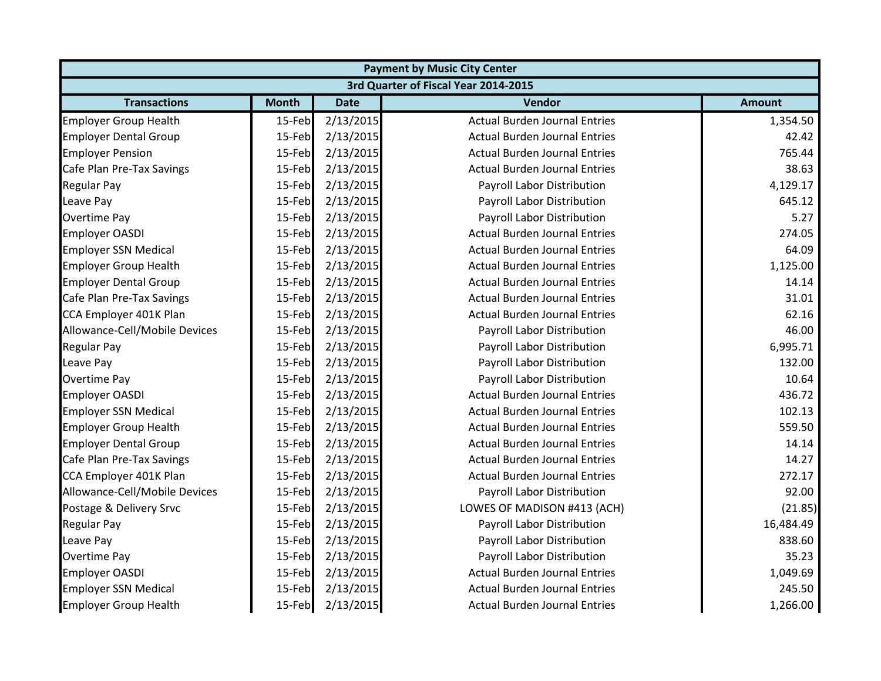| Payment by Music City Center | | | | |
|---|---|---|---|---|
| 3rd Quarter of Fiscal Year 2014-2015 | | | | |
| **Transactions** | **Month** | **Date** | **Vendor** | **Amount** |
| Employer Group Health | 15-Feb | 2/13/2015 | Actual Burden Journal Entries | 1,354.50 |
| Employer Dental Group | 15-Feb | 2/13/2015 | Actual Burden Journal Entries | 42.42 |
| Employer Pension | 15-Feb | 2/13/2015 | Actual Burden Journal Entries | 765.44 |
| Cafe Plan Pre-Tax Savings | 15-Feb | 2/13/2015 | Actual Burden Journal Entries | 38.63 |
| Regular Pay | 15-Feb | 2/13/2015 | Payroll Labor Distribution | 4,129.17 |
| Leave Pay | 15-Feb | 2/13/2015 | Payroll Labor Distribution | 645.12 |
| Overtime Pay | 15-Feb | 2/13/2015 | Payroll Labor Distribution | 5.27 |
| Employer OASDI | 15-Feb | 2/13/2015 | Actual Burden Journal Entries | 274.05 |
| Employer SSN Medical | 15-Feb | 2/13/2015 | Actual Burden Journal Entries | 64.09 |
| Employer Group Health | 15-Feb | 2/13/2015 | Actual Burden Journal Entries | 1,125.00 |
| Employer Dental Group | 15-Feb | 2/13/2015 | Actual Burden Journal Entries | 14.14 |
| Cafe Plan Pre-Tax Savings | 15-Feb | 2/13/2015 | Actual Burden Journal Entries | 31.01 |
| CCA Employer 401K Plan | 15-Feb | 2/13/2015 | Actual Burden Journal Entries | 62.16 |
| Allowance-Cell/Mobile Devices | 15-Feb | 2/13/2015 | Payroll Labor Distribution | 46.00 |
| Regular Pay | 15-Feb | 2/13/2015 | Payroll Labor Distribution | 6,995.71 |
| Leave Pay | 15-Feb | 2/13/2015 | Payroll Labor Distribution | 132.00 |
| Overtime Pay | 15-Feb | 2/13/2015 | Payroll Labor Distribution | 10.64 |
| Employer OASDI | 15-Feb | 2/13/2015 | Actual Burden Journal Entries | 436.72 |
| Employer SSN Medical | 15-Feb | 2/13/2015 | Actual Burden Journal Entries | 102.13 |
| Employer Group Health | 15-Feb | 2/13/2015 | Actual Burden Journal Entries | 559.50 |
| Employer Dental Group | 15-Feb | 2/13/2015 | Actual Burden Journal Entries | 14.14 |
| Cafe Plan Pre-Tax Savings | 15-Feb | 2/13/2015 | Actual Burden Journal Entries | 14.27 |
| CCA Employer 401K Plan | 15-Feb | 2/13/2015 | Actual Burden Journal Entries | 272.17 |
| Allowance-Cell/Mobile Devices | 15-Feb | 2/13/2015 | Payroll Labor Distribution | 92.00 |
| Postage & Delivery Srvc | 15-Feb | 2/13/2015 | LOWES OF MADISON #413 (ACH) | (21.85) |
| Regular Pay | 15-Feb | 2/13/2015 | Payroll Labor Distribution | 16,484.49 |
| Leave Pay | 15-Feb | 2/13/2015 | Payroll Labor Distribution | 838.60 |
| Overtime Pay | 15-Feb | 2/13/2015 | Payroll Labor Distribution | 35.23 |
| Employer OASDI | 15-Feb | 2/13/2015 | Actual Burden Journal Entries | 1,049.69 |
| Employer SSN Medical | 15-Feb | 2/13/2015 | Actual Burden Journal Entries | 245.50 |
| Employer Group Health | 15-Feb | 2/13/2015 | Actual Burden Journal Entries | 1,266.00 |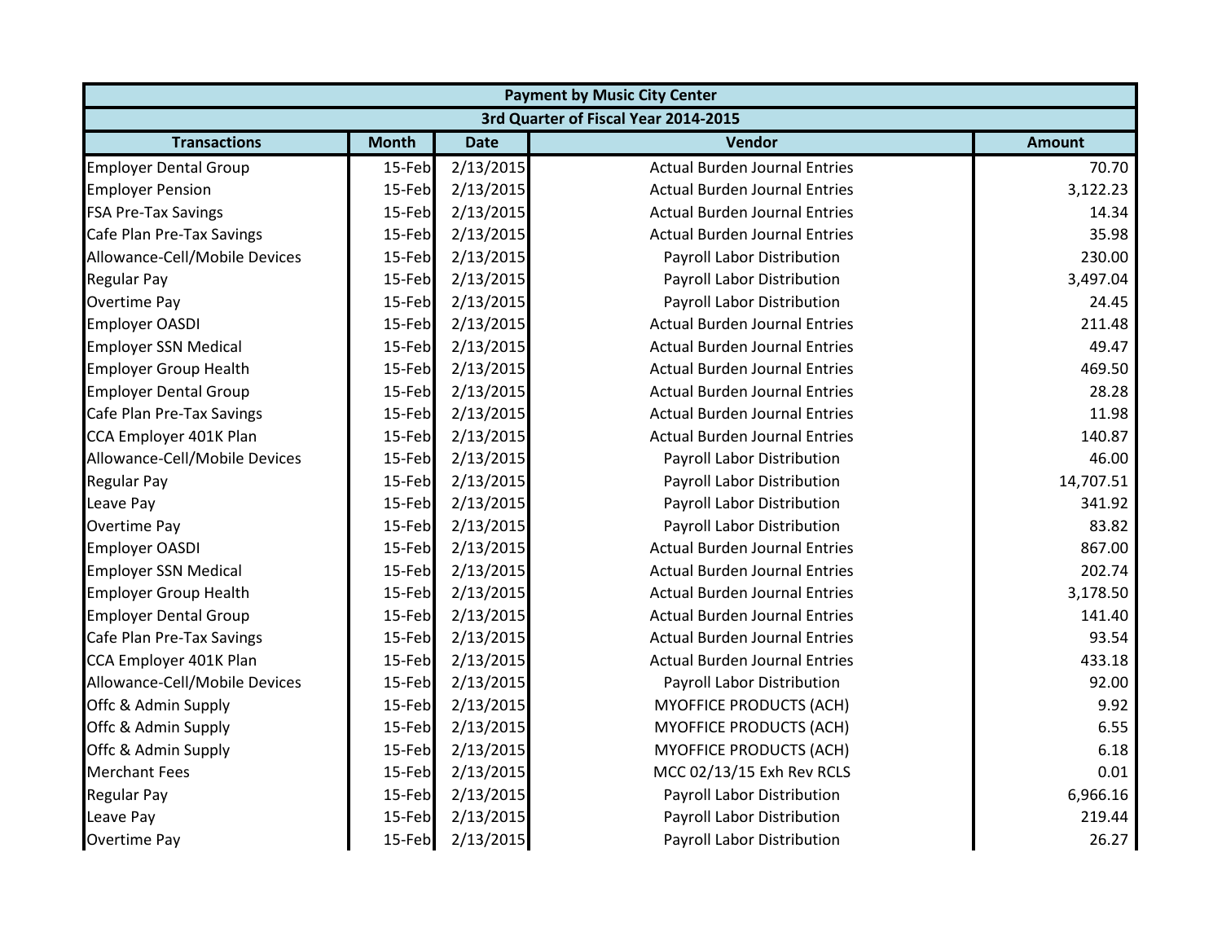| Payment by Music City Center | | | | |
|---|---|---|---|---|
| 3rd Quarter of Fiscal Year 2014-2015 | | | | |
| **Transactions** | **Month** | **Date** | **Vendor** | **Amount** |
| Employer Dental Group | 15-Feb | 2/13/2015 | Actual Burden Journal Entries | 70.70 |
| Employer Pension | 15-Feb | 2/13/2015 | Actual Burden Journal Entries | 3,122.23 |
| FSA Pre-Tax Savings | 15-Feb | 2/13/2015 | Actual Burden Journal Entries | 14.34 |
| Cafe Plan Pre-Tax Savings | 15-Feb | 2/13/2015 | Actual Burden Journal Entries | 35.98 |
| Allowance-Cell/Mobile Devices | 15-Feb | 2/13/2015 | Payroll Labor Distribution | 230.00 |
| Regular Pay | 15-Feb | 2/13/2015 | Payroll Labor Distribution | 3,497.04 |
| Overtime Pay | 15-Feb | 2/13/2015 | Payroll Labor Distribution | 24.45 |
| Employer OASDI | 15-Feb | 2/13/2015 | Actual Burden Journal Entries | 211.48 |
| Employer SSN Medical | 15-Feb | 2/13/2015 | Actual Burden Journal Entries | 49.47 |
| Employer Group Health | 15-Feb | 2/13/2015 | Actual Burden Journal Entries | 469.50 |
| Employer Dental Group | 15-Feb | 2/13/2015 | Actual Burden Journal Entries | 28.28 |
| Cafe Plan Pre-Tax Savings | 15-Feb | 2/13/2015 | Actual Burden Journal Entries | 11.98 |
| CCA Employer 401K Plan | 15-Feb | 2/13/2015 | Actual Burden Journal Entries | 140.87 |
| Allowance-Cell/Mobile Devices | 15-Feb | 2/13/2015 | Payroll Labor Distribution | 46.00 |
| Regular Pay | 15-Feb | 2/13/2015 | Payroll Labor Distribution | 14,707.51 |
| Leave Pay | 15-Feb | 2/13/2015 | Payroll Labor Distribution | 341.92 |
| Overtime Pay | 15-Feb | 2/13/2015 | Payroll Labor Distribution | 83.82 |
| Employer OASDI | 15-Feb | 2/13/2015 | Actual Burden Journal Entries | 867.00 |
| Employer SSN Medical | 15-Feb | 2/13/2015 | Actual Burden Journal Entries | 202.74 |
| Employer Group Health | 15-Feb | 2/13/2015 | Actual Burden Journal Entries | 3,178.50 |
| Employer Dental Group | 15-Feb | 2/13/2015 | Actual Burden Journal Entries | 141.40 |
| Cafe Plan Pre-Tax Savings | 15-Feb | 2/13/2015 | Actual Burden Journal Entries | 93.54 |
| CCA Employer 401K Plan | 15-Feb | 2/13/2015 | Actual Burden Journal Entries | 433.18 |
| Allowance-Cell/Mobile Devices | 15-Feb | 2/13/2015 | Payroll Labor Distribution | 92.00 |
| Offc & Admin Supply | 15-Feb | 2/13/2015 | MYOFFICE PRODUCTS (ACH) | 9.92 |
| Offc & Admin Supply | 15-Feb | 2/13/2015 | MYOFFICE PRODUCTS (ACH) | 6.55 |
| Offc & Admin Supply | 15-Feb | 2/13/2015 | MYOFFICE PRODUCTS (ACH) | 6.18 |
| Merchant Fees | 15-Feb | 2/13/2015 | MCC 02/13/15 Exh Rev RCLS | 0.01 |
| Regular Pay | 15-Feb | 2/13/2015 | Payroll Labor Distribution | 6,966.16 |
| Leave Pay | 15-Feb | 2/13/2015 | Payroll Labor Distribution | 219.44 |
| Overtime Pay | 15-Feb | 2/13/2015 | Payroll Labor Distribution | 26.27 |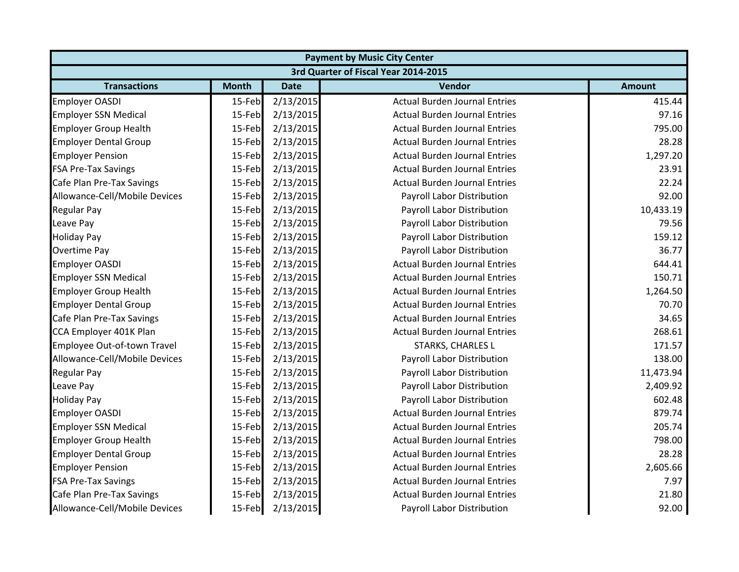| Payment by Music City Center | | | | |
|---|---|---|---|---|
| 3rd Quarter of Fiscal Year 2014-2015 | | | | |
| Transactions | Month | Date | Vendor | Amount |
| Employer OASDI | 15-Feb | 2/13/2015 | Actual Burden Journal Entries | 415.44 |
| Employer SSN Medical | 15-Feb | 2/13/2015 | Actual Burden Journal Entries | 97.16 |
| Employer Group Health | 15-Feb | 2/13/2015 | Actual Burden Journal Entries | 795.00 |
| Employer Dental Group | 15-Feb | 2/13/2015 | Actual Burden Journal Entries | 28.28 |
| Employer Pension | 15-Feb | 2/13/2015 | Actual Burden Journal Entries | 1,297.20 |
| FSA Pre-Tax Savings | 15-Feb | 2/13/2015 | Actual Burden Journal Entries | 23.91 |
| Cafe Plan Pre-Tax Savings | 15-Feb | 2/13/2015 | Actual Burden Journal Entries | 22.24 |
| Allowance-Cell/Mobile Devices | 15-Feb | 2/13/2015 | Payroll Labor Distribution | 92.00 |
| Regular Pay | 15-Feb | 2/13/2015 | Payroll Labor Distribution | 10,433.19 |
| Leave Pay | 15-Feb | 2/13/2015 | Payroll Labor Distribution | 79.56 |
| Holiday Pay | 15-Feb | 2/13/2015 | Payroll Labor Distribution | 159.12 |
| Overtime Pay | 15-Feb | 2/13/2015 | Payroll Labor Distribution | 36.77 |
| Employer OASDI | 15-Feb | 2/13/2015 | Actual Burden Journal Entries | 644.41 |
| Employer SSN Medical | 15-Feb | 2/13/2015 | Actual Burden Journal Entries | 150.71 |
| Employer Group Health | 15-Feb | 2/13/2015 | Actual Burden Journal Entries | 1,264.50 |
| Employer Dental Group | 15-Feb | 2/13/2015 | Actual Burden Journal Entries | 70.70 |
| Cafe Plan Pre-Tax Savings | 15-Feb | 2/13/2015 | Actual Burden Journal Entries | 34.65 |
| CCA Employer 401K Plan | 15-Feb | 2/13/2015 | Actual Burden Journal Entries | 268.61 |
| Employee Out-of-town Travel | 15-Feb | 2/13/2015 | STARKS, CHARLES L | 171.57 |
| Allowance-Cell/Mobile Devices | 15-Feb | 2/13/2015 | Payroll Labor Distribution | 138.00 |
| Regular Pay | 15-Feb | 2/13/2015 | Payroll Labor Distribution | 11,473.94 |
| Leave Pay | 15-Feb | 2/13/2015 | Payroll Labor Distribution | 2,409.92 |
| Holiday Pay | 15-Feb | 2/13/2015 | Payroll Labor Distribution | 602.48 |
| Employer OASDI | 15-Feb | 2/13/2015 | Actual Burden Journal Entries | 879.74 |
| Employer SSN Medical | 15-Feb | 2/13/2015 | Actual Burden Journal Entries | 205.74 |
| Employer Group Health | 15-Feb | 2/13/2015 | Actual Burden Journal Entries | 798.00 |
| Employer Dental Group | 15-Feb | 2/13/2015 | Actual Burden Journal Entries | 28.28 |
| Employer Pension | 15-Feb | 2/13/2015 | Actual Burden Journal Entries | 2,605.66 |
| FSA Pre-Tax Savings | 15-Feb | 2/13/2015 | Actual Burden Journal Entries | 7.97 |
| Cafe Plan Pre-Tax Savings | 15-Feb | 2/13/2015 | Actual Burden Journal Entries | 21.80 |
| Allowance-Cell/Mobile Devices | 15-Feb | 2/13/2015 | Payroll Labor Distribution | 92.00 |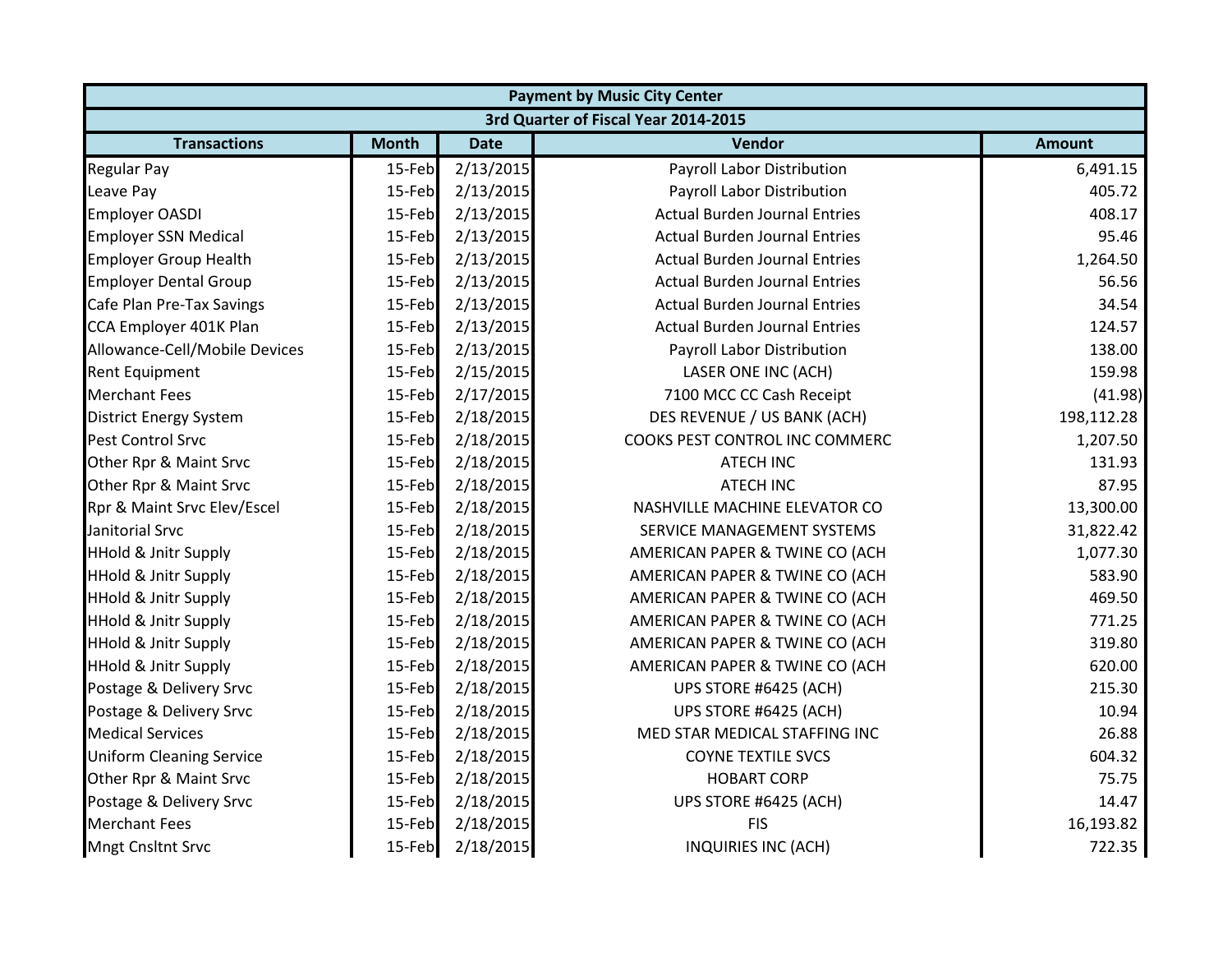| Payment by Music City Center | | | | |
|---|---|---|---|---|
| 3rd Quarter of Fiscal Year 2014-2015 | | | | |
| **Transactions** | **Month** | **Date** | **Vendor** | **Amount** |
| Regular Pay | 15-Feb | 2/13/2015 | Payroll Labor Distribution | 6,491.15 |
| Leave Pay | 15-Feb | 2/13/2015 | Payroll Labor Distribution | 405.72 |
| Employer OASDI | 15-Feb | 2/13/2015 | Actual Burden Journal Entries | 408.17 |
| Employer SSN Medical | 15-Feb | 2/13/2015 | Actual Burden Journal Entries | 95.46 |
| Employer Group Health | 15-Feb | 2/13/2015 | Actual Burden Journal Entries | 1,264.50 |
| Employer Dental Group | 15-Feb | 2/13/2015 | Actual Burden Journal Entries | 56.56 |
| Cafe Plan Pre-Tax Savings | 15-Feb | 2/13/2015 | Actual Burden Journal Entries | 34.54 |
| CCA Employer 401K Plan | 15-Feb | 2/13/2015 | Actual Burden Journal Entries | 124.57 |
| Allowance-Cell/Mobile Devices | 15-Feb | 2/13/2015 | Payroll Labor Distribution | 138.00 |
| Rent Equipment | 15-Feb | 2/15/2015 | LASER ONE INC (ACH) | 159.98 |
| Merchant Fees | 15-Feb | 2/17/2015 | 7100 MCC CC Cash Receipt | (41.98) |
| District Energy System | 15-Feb | 2/18/2015 | DES REVENUE / US BANK (ACH) | 198,112.28 |
| Pest Control Srvc | 15-Feb | 2/18/2015 | COOKS PEST CONTROL INC COMMERC | 1,207.50 |
| Other Rpr & Maint Srvc | 15-Feb | 2/18/2015 | ATECH INC | 131.93 |
| Other Rpr & Maint Srvc | 15-Feb | 2/18/2015 | ATECH INC | 87.95 |
| Rpr & Maint Srvc Elev/Escel | 15-Feb | 2/18/2015 | NASHVILLE MACHINE ELEVATOR CO | 13,300.00 |
| Janitorial Srvc | 15-Feb | 2/18/2015 | SERVICE MANAGEMENT SYSTEMS | 31,822.42 |
| HHold & Jnitr Supply | 15-Feb | 2/18/2015 | AMERICAN PAPER & TWINE CO (ACH | 1,077.30 |
| HHold & Jnitr Supply | 15-Feb | 2/18/2015 | AMERICAN PAPER & TWINE CO (ACH | 583.90 |
| HHold & Jnitr Supply | 15-Feb | 2/18/2015 | AMERICAN PAPER & TWINE CO (ACH | 469.50 |
| HHold & Jnitr Supply | 15-Feb | 2/18/2015 | AMERICAN PAPER & TWINE CO (ACH | 771.25 |
| HHold & Jnitr Supply | 15-Feb | 2/18/2015 | AMERICAN PAPER & TWINE CO (ACH | 319.80 |
| HHold & Jnitr Supply | 15-Feb | 2/18/2015 | AMERICAN PAPER & TWINE CO (ACH | 620.00 |
| Postage & Delivery Srvc | 15-Feb | 2/18/2015 | UPS STORE #6425 (ACH) | 215.30 |
| Postage & Delivery Srvc | 15-Feb | 2/18/2015 | UPS STORE #6425 (ACH) | 10.94 |
| Medical Services | 15-Feb | 2/18/2015 | MED STAR MEDICAL STAFFING INC | 26.88 |
| Uniform Cleaning Service | 15-Feb | 2/18/2015 | COYNE TEXTILE SVCS | 604.32 |
| Other Rpr & Maint Srvc | 15-Feb | 2/18/2015 | HOBART CORP | 75.75 |
| Postage & Delivery Srvc | 15-Feb | 2/18/2015 | UPS STORE #6425 (ACH) | 14.47 |
| Merchant Fees | 15-Feb | 2/18/2015 | FIS | 16,193.82 |
| Mngt Cnsltnt Srvc | 15-Feb | 2/18/2015 | INQUIRIES INC (ACH) | 722.35 |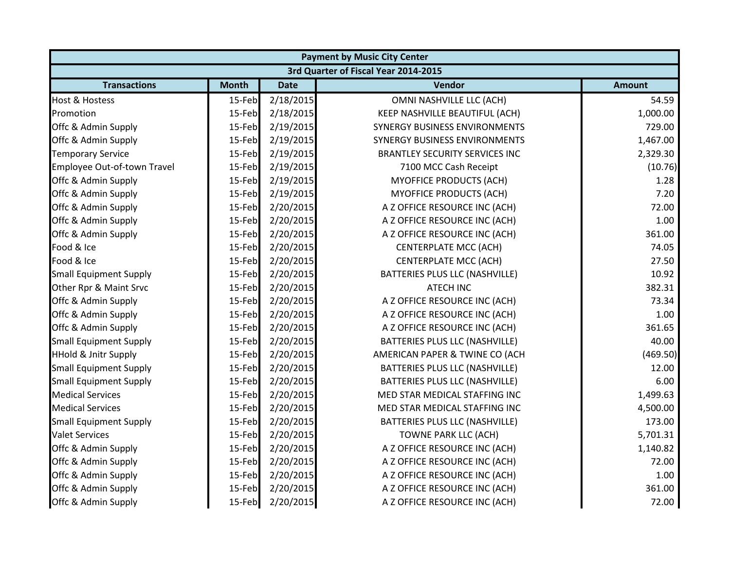| Payment by Music City Center | | | | |
|---|---|---|---|---|
| 3rd Quarter of Fiscal Year 2014-2015 | | | | |
| **Transactions** | **Month** | **Date** | **Vendor** | **Amount** |
| Host & Hostess | 15-Feb | 2/18/2015 | OMNI NASHVILLE LLC (ACH) | 54.59 |
| Promotion | 15-Feb | 2/18/2015 | KEEP NASHVILLE BEAUTIFUL (ACH) | 1,000.00 |
| Offc & Admin Supply | 15-Feb | 2/19/2015 | SYNERGY BUSINESS ENVIRONMENTS | 729.00 |
| Offc & Admin Supply | 15-Feb | 2/19/2015 | SYNERGY BUSINESS ENVIRONMENTS | 1,467.00 |
| Temporary Service | 15-Feb | 2/19/2015 | BRANTLEY SECURITY SERVICES INC | 2,329.30 |
| Employee Out-of-town Travel | 15-Feb | 2/19/2015 | 7100 MCC Cash Receipt | (10.76) |
| Offc & Admin Supply | 15-Feb | 2/19/2015 | MYOFFICE PRODUCTS (ACH) | 1.28 |
| Offc & Admin Supply | 15-Feb | 2/19/2015 | MYOFFICE PRODUCTS (ACH) | 7.20 |
| Offc & Admin Supply | 15-Feb | 2/20/2015 | A Z OFFICE RESOURCE INC (ACH) | 72.00 |
| Offc & Admin Supply | 15-Feb | 2/20/2015 | A Z OFFICE RESOURCE INC (ACH) | 1.00 |
| Offc & Admin Supply | 15-Feb | 2/20/2015 | A Z OFFICE RESOURCE INC (ACH) | 361.00 |
| Food & Ice | 15-Feb | 2/20/2015 | CENTERPLATE MCC (ACH) | 74.05 |
| Food & Ice | 15-Feb | 2/20/2015 | CENTERPLATE MCC (ACH) | 27.50 |
| Small Equipment Supply | 15-Feb | 2/20/2015 | BATTERIES PLUS LLC (NASHVILLE) | 10.92 |
| Other Rpr & Maint Srvc | 15-Feb | 2/20/2015 | ATECH INC | 382.31 |
| Offc & Admin Supply | 15-Feb | 2/20/2015 | A Z OFFICE RESOURCE INC (ACH) | 73.34 |
| Offc & Admin Supply | 15-Feb | 2/20/2015 | A Z OFFICE RESOURCE INC (ACH) | 1.00 |
| Offc & Admin Supply | 15-Feb | 2/20/2015 | A Z OFFICE RESOURCE INC (ACH) | 361.65 |
| Small Equipment Supply | 15-Feb | 2/20/2015 | BATTERIES PLUS LLC (NASHVILLE) | 40.00 |
| HHold & Jnitr Supply | 15-Feb | 2/20/2015 | AMERICAN PAPER & TWINE CO (ACH | (469.50) |
| Small Equipment Supply | 15-Feb | 2/20/2015 | BATTERIES PLUS LLC (NASHVILLE) | 12.00 |
| Small Equipment Supply | 15-Feb | 2/20/2015 | BATTERIES PLUS LLC (NASHVILLE) | 6.00 |
| Medical Services | 15-Feb | 2/20/2015 | MED STAR MEDICAL STAFFING INC | 1,499.63 |
| Medical Services | 15-Feb | 2/20/2015 | MED STAR MEDICAL STAFFING INC | 4,500.00 |
| Small Equipment Supply | 15-Feb | 2/20/2015 | BATTERIES PLUS LLC (NASHVILLE) | 173.00 |
| Valet Services | 15-Feb | 2/20/2015 | TOWNE PARK LLC (ACH) | 5,701.31 |
| Offc & Admin Supply | 15-Feb | 2/20/2015 | A Z OFFICE RESOURCE INC (ACH) | 1,140.82 |
| Offc & Admin Supply | 15-Feb | 2/20/2015 | A Z OFFICE RESOURCE INC (ACH) | 72.00 |
| Offc & Admin Supply | 15-Feb | 2/20/2015 | A Z OFFICE RESOURCE INC (ACH) | 1.00 |
| Offc & Admin Supply | 15-Feb | 2/20/2015 | A Z OFFICE RESOURCE INC (ACH) | 361.00 |
| Offc & Admin Supply | 15-Feb | 2/20/2015 | A Z OFFICE RESOURCE INC (ACH) | 72.00 |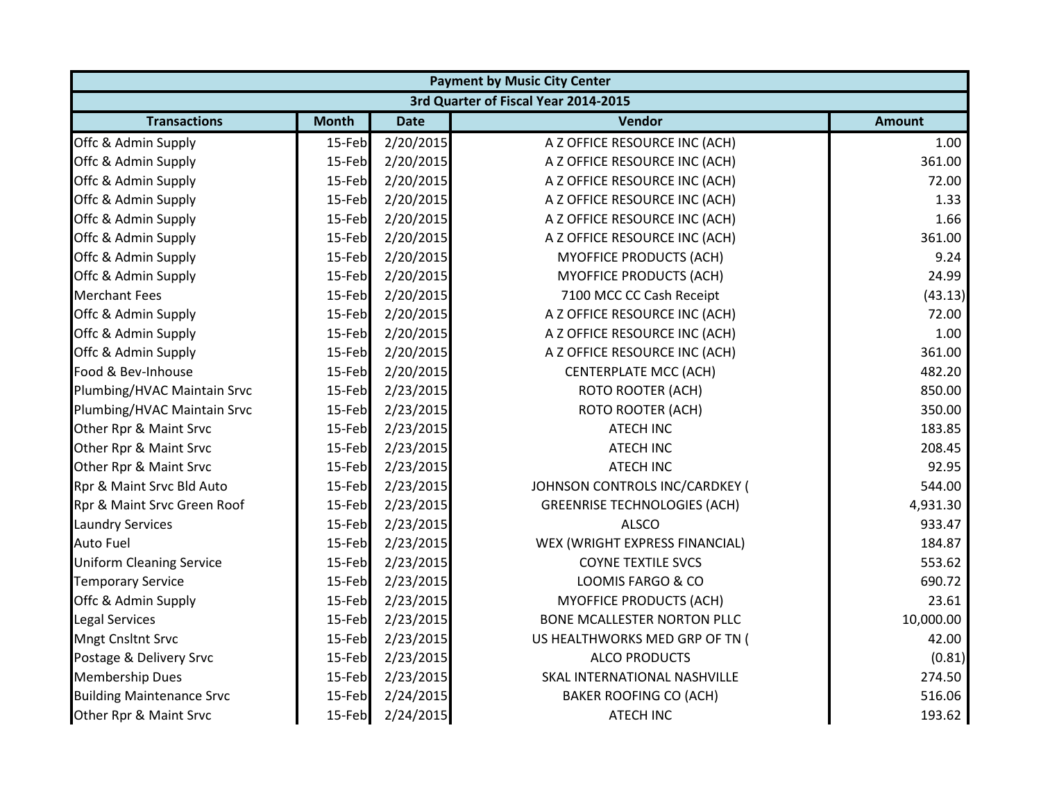| Payment by Music City Center | | | | |
|---|---|---|---|---|
| 3rd Quarter of Fiscal Year 2014-2015 | | | | |
| **Transactions** | **Month** | **Date** | **Vendor** | **Amount** |
| Offc & Admin Supply | 15-Feb | 2/20/2015 | A Z OFFICE RESOURCE INC (ACH) | 1.00 |
| Offc & Admin Supply | 15-Feb | 2/20/2015 | A Z OFFICE RESOURCE INC (ACH) | 361.00 |
| Offc & Admin Supply | 15-Feb | 2/20/2015 | A Z OFFICE RESOURCE INC (ACH) | 72.00 |
| Offc & Admin Supply | 15-Feb | 2/20/2015 | A Z OFFICE RESOURCE INC (ACH) | 1.33 |
| Offc & Admin Supply | 15-Feb | 2/20/2015 | A Z OFFICE RESOURCE INC (ACH) | 1.66 |
| Offc & Admin Supply | 15-Feb | 2/20/2015 | A Z OFFICE RESOURCE INC (ACH) | 361.00 |
| Offc & Admin Supply | 15-Feb | 2/20/2015 | MYOFFICE PRODUCTS (ACH) | 9.24 |
| Offc & Admin Supply | 15-Feb | 2/20/2015 | MYOFFICE PRODUCTS (ACH) | 24.99 |
| Merchant Fees | 15-Feb | 2/20/2015 | 7100 MCC CC Cash Receipt | (43.13) |
| Offc & Admin Supply | 15-Feb | 2/20/2015 | A Z OFFICE RESOURCE INC (ACH) | 72.00 |
| Offc & Admin Supply | 15-Feb | 2/20/2015 | A Z OFFICE RESOURCE INC (ACH) | 1.00 |
| Offc & Admin Supply | 15-Feb | 2/20/2015 | A Z OFFICE RESOURCE INC (ACH) | 361.00 |
| Food & Bev-Inhouse | 15-Feb | 2/20/2015 | CENTERPLATE MCC (ACH) | 482.20 |
| Plumbing/HVAC Maintain Srvc | 15-Feb | 2/23/2015 | ROTO ROOTER (ACH) | 850.00 |
| Plumbing/HVAC Maintain Srvc | 15-Feb | 2/23/2015 | ROTO ROOTER (ACH) | 350.00 |
| Other Rpr & Maint Srvc | 15-Feb | 2/23/2015 | ATECH INC | 183.85 |
| Other Rpr & Maint Srvc | 15-Feb | 2/23/2015 | ATECH INC | 208.45 |
| Other Rpr & Maint Srvc | 15-Feb | 2/23/2015 | ATECH INC | 92.95 |
| Rpr & Maint Srvc Bld Auto | 15-Feb | 2/23/2015 | JOHNSON CONTROLS INC/CARDKEY ( | 544.00 |
| Rpr & Maint Srvc Green Roof | 15-Feb | 2/23/2015 | GREENRISE TECHNOLOGIES (ACH) | 4,931.30 |
| Laundry Services | 15-Feb | 2/23/2015 | ALSCO | 933.47 |
| Auto Fuel | 15-Feb | 2/23/2015 | WEX (WRIGHT EXPRESS FINANCIAL) | 184.87 |
| Uniform Cleaning Service | 15-Feb | 2/23/2015 | COYNE TEXTILE SVCS | 553.62 |
| Temporary Service | 15-Feb | 2/23/2015 | LOOMIS FARGO & CO | 690.72 |
| Offc & Admin Supply | 15-Feb | 2/23/2015 | MYOFFICE PRODUCTS (ACH) | 23.61 |
| Legal Services | 15-Feb | 2/23/2015 | BONE MCALLESTER NORTON PLLC | 10,000.00 |
| Mngt Cnsltnt Srvc | 15-Feb | 2/23/2015 | US HEALTHWORKS MED GRP OF TN ( | 42.00 |
| Postage & Delivery Srvc | 15-Feb | 2/23/2015 | ALCO PRODUCTS | (0.81) |
| Membership Dues | 15-Feb | 2/23/2015 | SKAL INTERNATIONAL NASHVILLE | 274.50 |
| Building Maintenance Srvc | 15-Feb | 2/24/2015 | BAKER ROOFING CO (ACH) | 516.06 |
| Other Rpr & Maint Srvc | 15-Feb | 2/24/2015 | ATECH INC | 193.62 |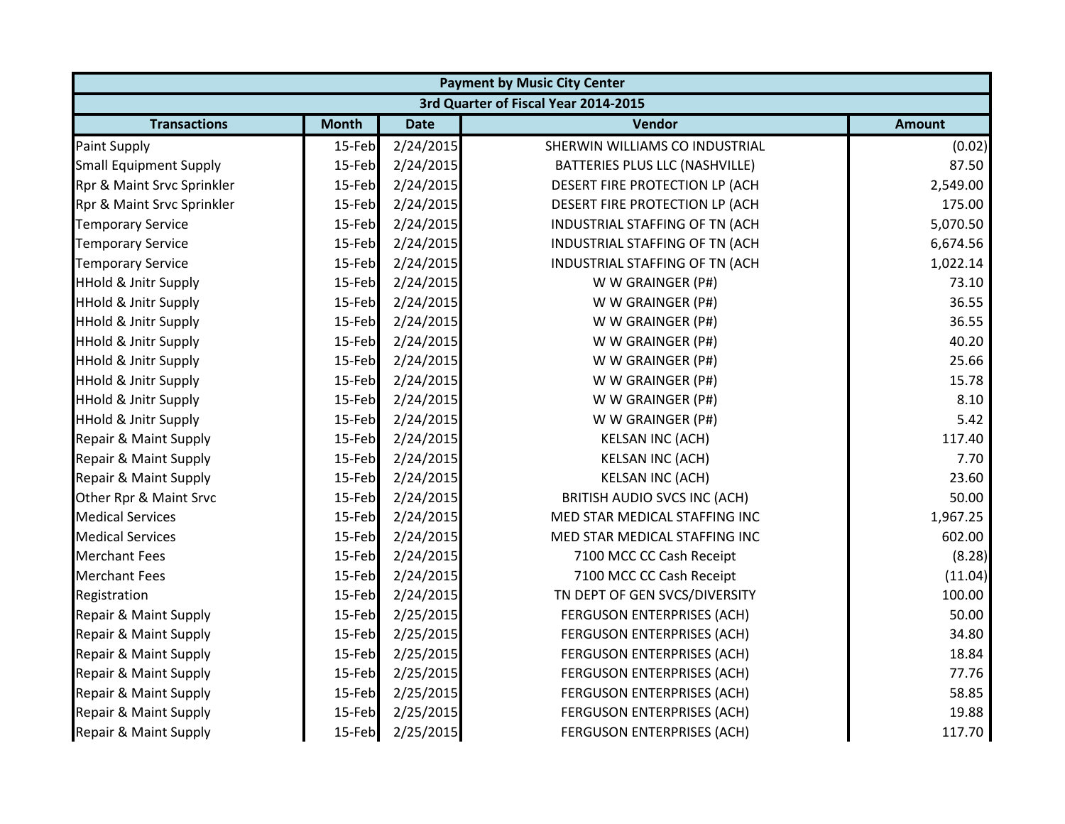| Payment by Music City Center | | | | |
|---|---|---|---|---|
| 3rd Quarter of Fiscal Year 2014-2015 | | | | |
| Transactions | Month | Date | Vendor | Amount |
| Paint Supply | 15-Feb | 2/24/2015 | SHERWIN WILLIAMS CO INDUSTRIAL | (0.02) |
| Small Equipment Supply | 15-Feb | 2/24/2015 | BATTERIES PLUS LLC (NASHVILLE) | 87.50 |
| Rpr & Maint Srvc Sprinkler | 15-Feb | 2/24/2015 | DESERT FIRE PROTECTION LP (ACH | 2,549.00 |
| Rpr & Maint Srvc Sprinkler | 15-Feb | 2/24/2015 | DESERT FIRE PROTECTION LP (ACH | 175.00 |
| Temporary Service | 15-Feb | 2/24/2015 | INDUSTRIAL STAFFING OF TN (ACH | 5,070.50 |
| Temporary Service | 15-Feb | 2/24/2015 | INDUSTRIAL STAFFING OF TN (ACH | 6,674.56 |
| Temporary Service | 15-Feb | 2/24/2015 | INDUSTRIAL STAFFING OF TN (ACH | 1,022.14 |
| HHold & Jnitr Supply | 15-Feb | 2/24/2015 | W W GRAINGER (P#) | 73.10 |
| HHold & Jnitr Supply | 15-Feb | 2/24/2015 | W W GRAINGER (P#) | 36.55 |
| HHold & Jnitr Supply | 15-Feb | 2/24/2015 | W W GRAINGER (P#) | 36.55 |
| HHold & Jnitr Supply | 15-Feb | 2/24/2015 | W W GRAINGER (P#) | 40.20 |
| HHold & Jnitr Supply | 15-Feb | 2/24/2015 | W W GRAINGER (P#) | 25.66 |
| HHold & Jnitr Supply | 15-Feb | 2/24/2015 | W W GRAINGER (P#) | 15.78 |
| HHold & Jnitr Supply | 15-Feb | 2/24/2015 | W W GRAINGER (P#) | 8.10 |
| HHold & Jnitr Supply | 15-Feb | 2/24/2015 | W W GRAINGER (P#) | 5.42 |
| Repair & Maint Supply | 15-Feb | 2/24/2015 | KELSAN INC (ACH) | 117.40 |
| Repair & Maint Supply | 15-Feb | 2/24/2015 | KELSAN INC (ACH) | 7.70 |
| Repair & Maint Supply | 15-Feb | 2/24/2015 | KELSAN INC (ACH) | 23.60 |
| Other Rpr & Maint Srvc | 15-Feb | 2/24/2015 | BRITISH AUDIO SVCS INC (ACH) | 50.00 |
| Medical Services | 15-Feb | 2/24/2015 | MED STAR MEDICAL STAFFING INC | 1,967.25 |
| Medical Services | 15-Feb | 2/24/2015 | MED STAR MEDICAL STAFFING INC | 602.00 |
| Merchant Fees | 15-Feb | 2/24/2015 | 7100 MCC CC Cash Receipt | (8.28) |
| Merchant Fees | 15-Feb | 2/24/2015 | 7100 MCC CC Cash Receipt | (11.04) |
| Registration | 15-Feb | 2/24/2015 | TN DEPT OF GEN SVCS/DIVERSITY | 100.00 |
| Repair & Maint Supply | 15-Feb | 2/25/2015 | FERGUSON ENTERPRISES (ACH) | 50.00 |
| Repair & Maint Supply | 15-Feb | 2/25/2015 | FERGUSON ENTERPRISES (ACH) | 34.80 |
| Repair & Maint Supply | 15-Feb | 2/25/2015 | FERGUSON ENTERPRISES (ACH) | 18.84 |
| Repair & Maint Supply | 15-Feb | 2/25/2015 | FERGUSON ENTERPRISES (ACH) | 77.76 |
| Repair & Maint Supply | 15-Feb | 2/25/2015 | FERGUSON ENTERPRISES (ACH) | 58.85 |
| Repair & Maint Supply | 15-Feb | 2/25/2015 | FERGUSON ENTERPRISES (ACH) | 19.88 |
| Repair & Maint Supply | 15-Feb | 2/25/2015 | FERGUSON ENTERPRISES (ACH) | 117.70 |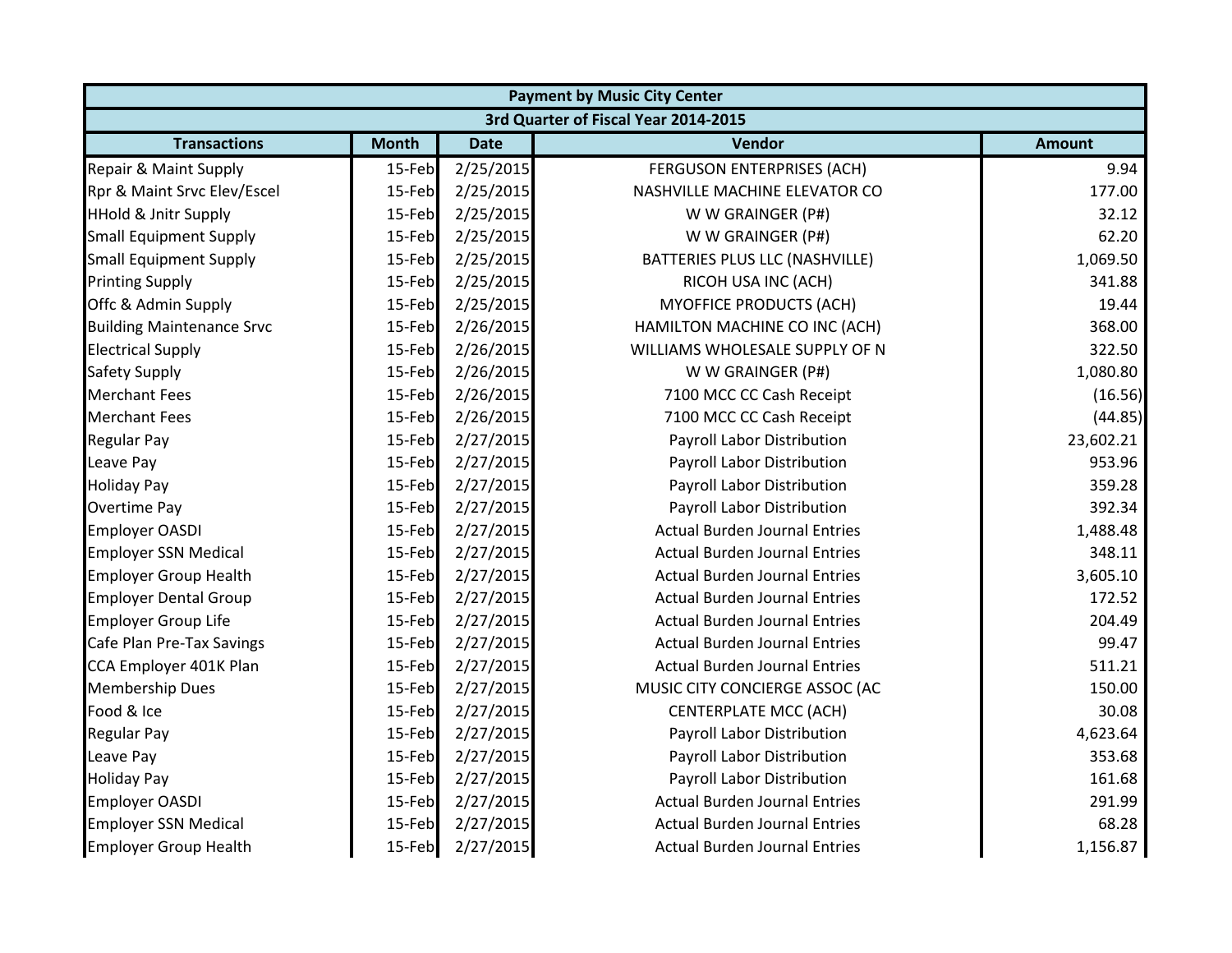| Payment by Music City Center | | | | |
|---|---|---|---|---|
| 3rd Quarter of Fiscal Year 2014-2015 | | | | |
| **Transactions** | **Month** | **Date** | **Vendor** | **Amount** |
| Repair & Maint Supply | 15-Feb | 2/25/2015 | FERGUSON ENTERPRISES (ACH) | 9.94 |
| Rpr & Maint Srvc Elev/Escel | 15-Feb | 2/25/2015 | NASHVILLE MACHINE ELEVATOR CO | 177.00 |
| HHold & Jnitr Supply | 15-Feb | 2/25/2015 | W W GRAINGER (P#) | 32.12 |
| Small Equipment Supply | 15-Feb | 2/25/2015 | W W GRAINGER (P#) | 62.20 |
| Small Equipment Supply | 15-Feb | 2/25/2015 | BATTERIES PLUS LLC (NASHVILLE) | 1,069.50 |
| Printing Supply | 15-Feb | 2/25/2015 | RICOH USA INC (ACH) | 341.88 |
| Offc & Admin Supply | 15-Feb | 2/25/2015 | MYOFFICE PRODUCTS (ACH) | 19.44 |
| Building Maintenance Srvc | 15-Feb | 2/26/2015 | HAMILTON MACHINE CO INC (ACH) | 368.00 |
| Electrical Supply | 15-Feb | 2/26/2015 | WILLIAMS WHOLESALE SUPPLY OF N | 322.50 |
| Safety Supply | 15-Feb | 2/26/2015 | W W GRAINGER (P#) | 1,080.80 |
| Merchant Fees | 15-Feb | 2/26/2015 | 7100 MCC CC Cash Receipt | (16.56) |
| Merchant Fees | 15-Feb | 2/26/2015 | 7100 MCC CC Cash Receipt | (44.85) |
| Regular Pay | 15-Feb | 2/27/2015 | Payroll Labor Distribution | 23,602.21 |
| Leave Pay | 15-Feb | 2/27/2015 | Payroll Labor Distribution | 953.96 |
| Holiday Pay | 15-Feb | 2/27/2015 | Payroll Labor Distribution | 359.28 |
| Overtime Pay | 15-Feb | 2/27/2015 | Payroll Labor Distribution | 392.34 |
| Employer OASDI | 15-Feb | 2/27/2015 | Actual Burden Journal Entries | 1,488.48 |
| Employer SSN Medical | 15-Feb | 2/27/2015 | Actual Burden Journal Entries | 348.11 |
| Employer Group Health | 15-Feb | 2/27/2015 | Actual Burden Journal Entries | 3,605.10 |
| Employer Dental Group | 15-Feb | 2/27/2015 | Actual Burden Journal Entries | 172.52 |
| Employer Group Life | 15-Feb | 2/27/2015 | Actual Burden Journal Entries | 204.49 |
| Cafe Plan Pre-Tax Savings | 15-Feb | 2/27/2015 | Actual Burden Journal Entries | 99.47 |
| CCA Employer 401K Plan | 15-Feb | 2/27/2015 | Actual Burden Journal Entries | 511.21 |
| Membership Dues | 15-Feb | 2/27/2015 | MUSIC CITY CONCIERGE ASSOC (AC | 150.00 |
| Food & Ice | 15-Feb | 2/27/2015 | CENTERPLATE MCC (ACH) | 30.08 |
| Regular Pay | 15-Feb | 2/27/2015 | Payroll Labor Distribution | 4,623.64 |
| Leave Pay | 15-Feb | 2/27/2015 | Payroll Labor Distribution | 353.68 |
| Holiday Pay | 15-Feb | 2/27/2015 | Payroll Labor Distribution | 161.68 |
| Employer OASDI | 15-Feb | 2/27/2015 | Actual Burden Journal Entries | 291.99 |
| Employer SSN Medical | 15-Feb | 2/27/2015 | Actual Burden Journal Entries | 68.28 |
| Employer Group Health | 15-Feb | 2/27/2015 | Actual Burden Journal Entries | 1,156.87 |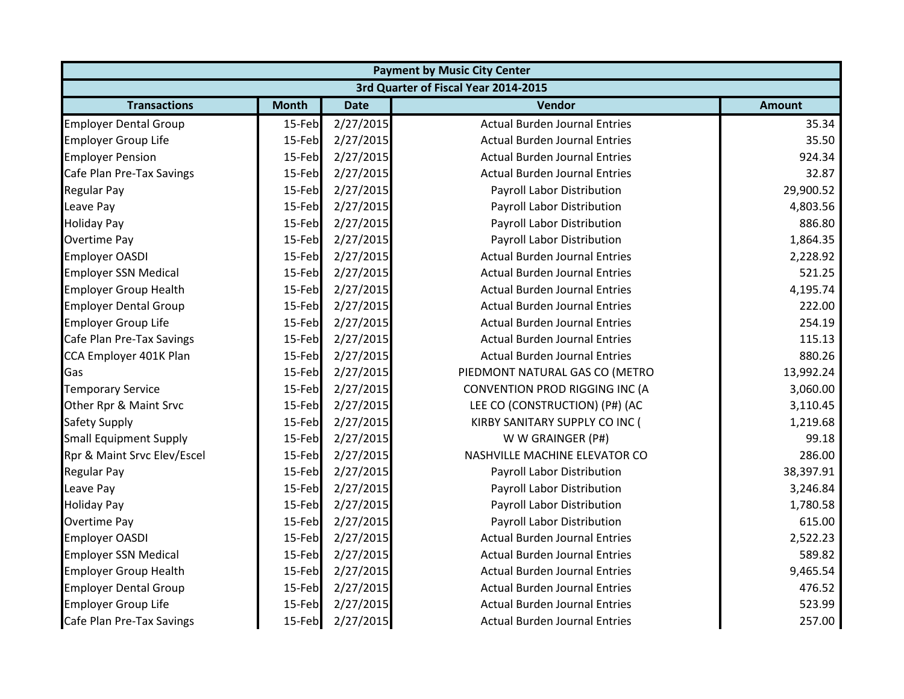| Payment by Music City Center | | | | |
|---|---|---|---|---|
| 3rd Quarter of Fiscal Year 2014-2015 | | | | |
| **Transactions** | **Month** | **Date** | **Vendor** | **Amount** |
| Employer Dental Group | 15-Feb | 2/27/2015 | Actual Burden Journal Entries | 35.34 |
| Employer Group Life | 15-Feb | 2/27/2015 | Actual Burden Journal Entries | 35.50 |
| Employer Pension | 15-Feb | 2/27/2015 | Actual Burden Journal Entries | 924.34 |
| Cafe Plan Pre-Tax Savings | 15-Feb | 2/27/2015 | Actual Burden Journal Entries | 32.87 |
| Regular Pay | 15-Feb | 2/27/2015 | Payroll Labor Distribution | 29,900.52 |
| Leave Pay | 15-Feb | 2/27/2015 | Payroll Labor Distribution | 4,803.56 |
| Holiday Pay | 15-Feb | 2/27/2015 | Payroll Labor Distribution | 886.80 |
| Overtime Pay | 15-Feb | 2/27/2015 | Payroll Labor Distribution | 1,864.35 |
| Employer OASDI | 15-Feb | 2/27/2015 | Actual Burden Journal Entries | 2,228.92 |
| Employer SSN Medical | 15-Feb | 2/27/2015 | Actual Burden Journal Entries | 521.25 |
| Employer Group Health | 15-Feb | 2/27/2015 | Actual Burden Journal Entries | 4,195.74 |
| Employer Dental Group | 15-Feb | 2/27/2015 | Actual Burden Journal Entries | 222.00 |
| Employer Group Life | 15-Feb | 2/27/2015 | Actual Burden Journal Entries | 254.19 |
| Cafe Plan Pre-Tax Savings | 15-Feb | 2/27/2015 | Actual Burden Journal Entries | 115.13 |
| CCA Employer 401K Plan | 15-Feb | 2/27/2015 | Actual Burden Journal Entries | 880.26 |
| Gas | 15-Feb | 2/27/2015 | PIEDMONT NATURAL GAS CO (METRO | 13,992.24 |
| Temporary Service | 15-Feb | 2/27/2015 | CONVENTION PROD RIGGING INC (A | 3,060.00 |
| Other Rpr & Maint Srvc | 15-Feb | 2/27/2015 | LEE CO (CONSTRUCTION) (P#) (AC | 3,110.45 |
| Safety Supply | 15-Feb | 2/27/2015 | KIRBY SANITARY SUPPLY CO INC ( | 1,219.68 |
| Small Equipment Supply | 15-Feb | 2/27/2015 | W W GRAINGER (P#) | 99.18 |
| Rpr & Maint Srvc Elev/Escel | 15-Feb | 2/27/2015 | NASHVILLE MACHINE ELEVATOR CO | 286.00 |
| Regular Pay | 15-Feb | 2/27/2015 | Payroll Labor Distribution | 38,397.91 |
| Leave Pay | 15-Feb | 2/27/2015 | Payroll Labor Distribution | 3,246.84 |
| Holiday Pay | 15-Feb | 2/27/2015 | Payroll Labor Distribution | 1,780.58 |
| Overtime Pay | 15-Feb | 2/27/2015 | Payroll Labor Distribution | 615.00 |
| Employer OASDI | 15-Feb | 2/27/2015 | Actual Burden Journal Entries | 2,522.23 |
| Employer SSN Medical | 15-Feb | 2/27/2015 | Actual Burden Journal Entries | 589.82 |
| Employer Group Health | 15-Feb | 2/27/2015 | Actual Burden Journal Entries | 9,465.54 |
| Employer Dental Group | 15-Feb | 2/27/2015 | Actual Burden Journal Entries | 476.52 |
| Employer Group Life | 15-Feb | 2/27/2015 | Actual Burden Journal Entries | 523.99 |
| Cafe Plan Pre-Tax Savings | 15-Feb | 2/27/2015 | Actual Burden Journal Entries | 257.00 |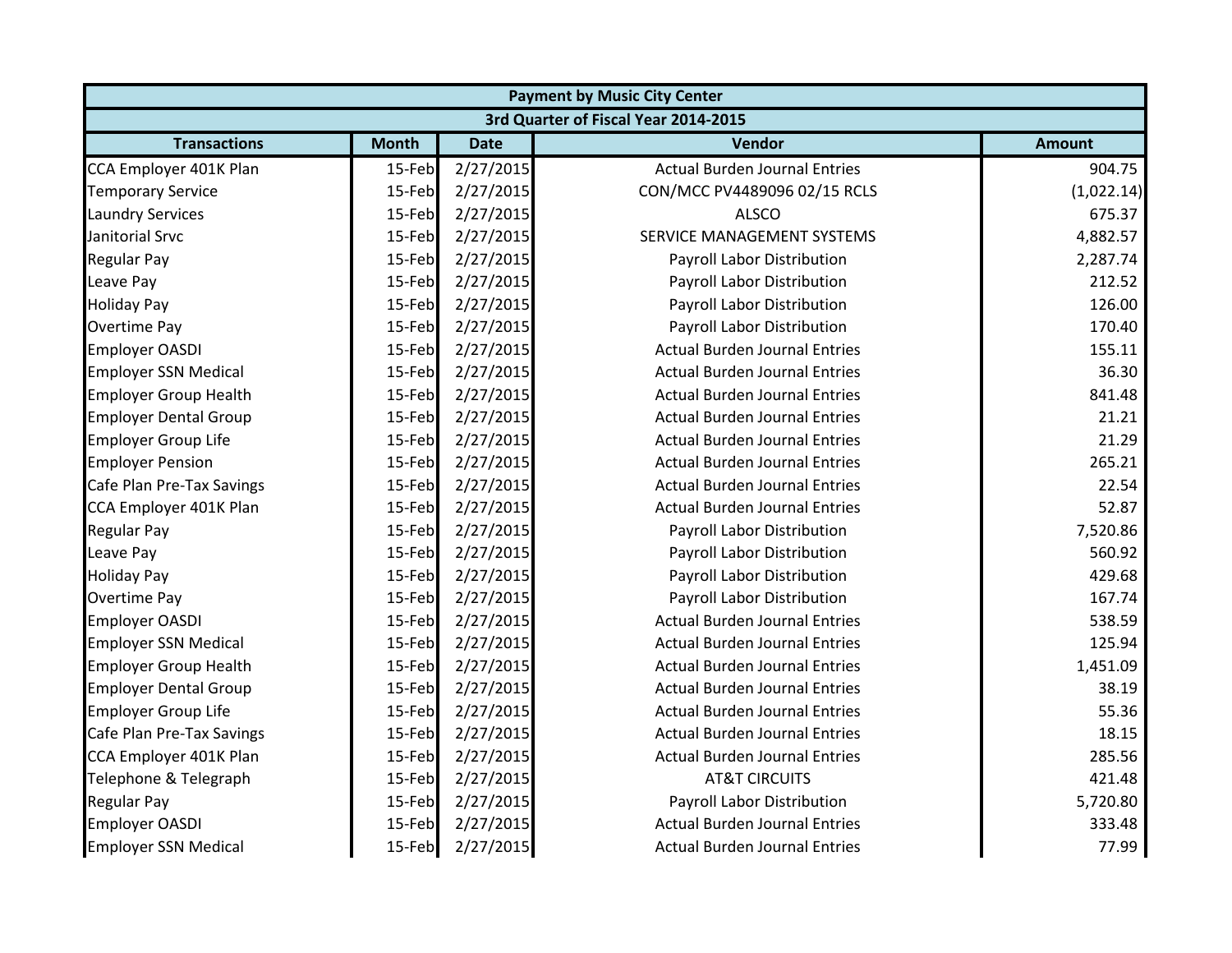| Payment by Music City Center | | | | |
|---|---|---|---|---|
| 3rd Quarter of Fiscal Year 2014-2015 | | | | |
| Transactions | Month | Date | Vendor | Amount |
| CCA Employer 401K Plan | 15-Feb | 2/27/2015 | Actual Burden Journal Entries | 904.75 |
| Temporary Service | 15-Feb | 2/27/2015 | CON/MCC PV4489096 02/15 RCLS | (1,022.14) |
| Laundry Services | 15-Feb | 2/27/2015 | ALSCO | 675.37 |
| Janitorial Srvc | 15-Feb | 2/27/2015 | SERVICE MANAGEMENT SYSTEMS | 4,882.57 |
| Regular Pay | 15-Feb | 2/27/2015 | Payroll Labor Distribution | 2,287.74 |
| Leave Pay | 15-Feb | 2/27/2015 | Payroll Labor Distribution | 212.52 |
| Holiday Pay | 15-Feb | 2/27/2015 | Payroll Labor Distribution | 126.00 |
| Overtime Pay | 15-Feb | 2/27/2015 | Payroll Labor Distribution | 170.40 |
| Employer OASDI | 15-Feb | 2/27/2015 | Actual Burden Journal Entries | 155.11 |
| Employer SSN Medical | 15-Feb | 2/27/2015 | Actual Burden Journal Entries | 36.30 |
| Employer Group Health | 15-Feb | 2/27/2015 | Actual Burden Journal Entries | 841.48 |
| Employer Dental Group | 15-Feb | 2/27/2015 | Actual Burden Journal Entries | 21.21 |
| Employer Group Life | 15-Feb | 2/27/2015 | Actual Burden Journal Entries | 21.29 |
| Employer Pension | 15-Feb | 2/27/2015 | Actual Burden Journal Entries | 265.21 |
| Cafe Plan Pre-Tax Savings | 15-Feb | 2/27/2015 | Actual Burden Journal Entries | 22.54 |
| CCA Employer 401K Plan | 15-Feb | 2/27/2015 | Actual Burden Journal Entries | 52.87 |
| Regular Pay | 15-Feb | 2/27/2015 | Payroll Labor Distribution | 7,520.86 |
| Leave Pay | 15-Feb | 2/27/2015 | Payroll Labor Distribution | 560.92 |
| Holiday Pay | 15-Feb | 2/27/2015 | Payroll Labor Distribution | 429.68 |
| Overtime Pay | 15-Feb | 2/27/2015 | Payroll Labor Distribution | 167.74 |
| Employer OASDI | 15-Feb | 2/27/2015 | Actual Burden Journal Entries | 538.59 |
| Employer SSN Medical | 15-Feb | 2/27/2015 | Actual Burden Journal Entries | 125.94 |
| Employer Group Health | 15-Feb | 2/27/2015 | Actual Burden Journal Entries | 1,451.09 |
| Employer Dental Group | 15-Feb | 2/27/2015 | Actual Burden Journal Entries | 38.19 |
| Employer Group Life | 15-Feb | 2/27/2015 | Actual Burden Journal Entries | 55.36 |
| Cafe Plan Pre-Tax Savings | 15-Feb | 2/27/2015 | Actual Burden Journal Entries | 18.15 |
| CCA Employer 401K Plan | 15-Feb | 2/27/2015 | Actual Burden Journal Entries | 285.56 |
| Telephone & Telegraph | 15-Feb | 2/27/2015 | AT&T CIRCUITS | 421.48 |
| Regular Pay | 15-Feb | 2/27/2015 | Payroll Labor Distribution | 5,720.80 |
| Employer OASDI | 15-Feb | 2/27/2015 | Actual Burden Journal Entries | 333.48 |
| Employer SSN Medical | 15-Feb | 2/27/2015 | Actual Burden Journal Entries | 77.99 |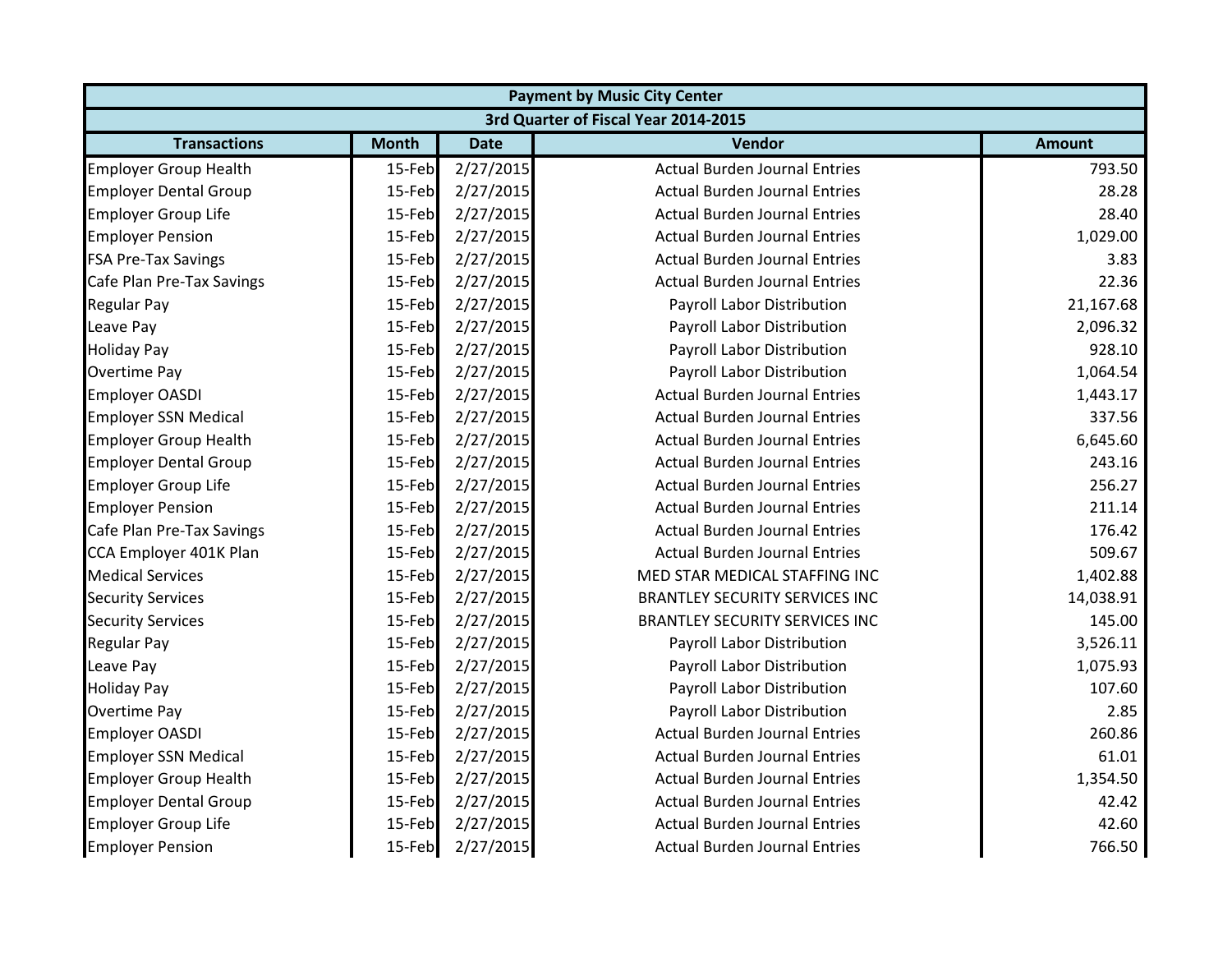| Payment by Music City Center | | | | |
|---|---|---|---|---|
| 3rd Quarter of Fiscal Year 2014-2015 | | | | |
| **Transactions** | **Month** | **Date** | **Vendor** | **Amount** |
| Employer Group Health | 15-Feb | 2/27/2015 | Actual Burden Journal Entries | 793.50 |
| Employer Dental Group | 15-Feb | 2/27/2015 | Actual Burden Journal Entries | 28.28 |
| Employer Group Life | 15-Feb | 2/27/2015 | Actual Burden Journal Entries | 28.40 |
| Employer Pension | 15-Feb | 2/27/2015 | Actual Burden Journal Entries | 1,029.00 |
| FSA Pre-Tax Savings | 15-Feb | 2/27/2015 | Actual Burden Journal Entries | 3.83 |
| Cafe Plan Pre-Tax Savings | 15-Feb | 2/27/2015 | Actual Burden Journal Entries | 22.36 |
| Regular Pay | 15-Feb | 2/27/2015 | Payroll Labor Distribution | 21,167.68 |
| Leave Pay | 15-Feb | 2/27/2015 | Payroll Labor Distribution | 2,096.32 |
| Holiday Pay | 15-Feb | 2/27/2015 | Payroll Labor Distribution | 928.10 |
| Overtime Pay | 15-Feb | 2/27/2015 | Payroll Labor Distribution | 1,064.54 |
| Employer OASDI | 15-Feb | 2/27/2015 | Actual Burden Journal Entries | 1,443.17 |
| Employer SSN Medical | 15-Feb | 2/27/2015 | Actual Burden Journal Entries | 337.56 |
| Employer Group Health | 15-Feb | 2/27/2015 | Actual Burden Journal Entries | 6,645.60 |
| Employer Dental Group | 15-Feb | 2/27/2015 | Actual Burden Journal Entries | 243.16 |
| Employer Group Life | 15-Feb | 2/27/2015 | Actual Burden Journal Entries | 256.27 |
| Employer Pension | 15-Feb | 2/27/2015 | Actual Burden Journal Entries | 211.14 |
| Cafe Plan Pre-Tax Savings | 15-Feb | 2/27/2015 | Actual Burden Journal Entries | 176.42 |
| CCA Employer 401K Plan | 15-Feb | 2/27/2015 | Actual Burden Journal Entries | 509.67 |
| Medical Services | 15-Feb | 2/27/2015 | MED STAR MEDICAL STAFFING INC | 1,402.88 |
| Security Services | 15-Feb | 2/27/2015 | BRANTLEY SECURITY SERVICES INC | 14,038.91 |
| Security Services | 15-Feb | 2/27/2015 | BRANTLEY SECURITY SERVICES INC | 145.00 |
| Regular Pay | 15-Feb | 2/27/2015 | Payroll Labor Distribution | 3,526.11 |
| Leave Pay | 15-Feb | 2/27/2015 | Payroll Labor Distribution | 1,075.93 |
| Holiday Pay | 15-Feb | 2/27/2015 | Payroll Labor Distribution | 107.60 |
| Overtime Pay | 15-Feb | 2/27/2015 | Payroll Labor Distribution | 2.85 |
| Employer OASDI | 15-Feb | 2/27/2015 | Actual Burden Journal Entries | 260.86 |
| Employer SSN Medical | 15-Feb | 2/27/2015 | Actual Burden Journal Entries | 61.01 |
| Employer Group Health | 15-Feb | 2/27/2015 | Actual Burden Journal Entries | 1,354.50 |
| Employer Dental Group | 15-Feb | 2/27/2015 | Actual Burden Journal Entries | 42.42 |
| Employer Group Life | 15-Feb | 2/27/2015 | Actual Burden Journal Entries | 42.60 |
| Employer Pension | 15-Feb | 2/27/2015 | Actual Burden Journal Entries | 766.50 |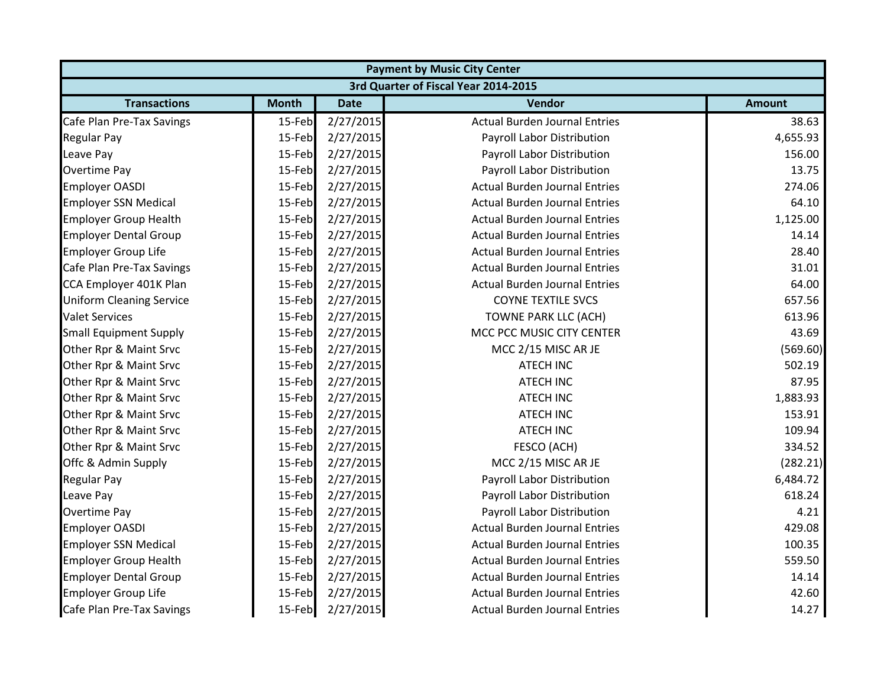| Payment by Music City Center | | | | |
|---|---|---|---|---|
| 3rd Quarter of Fiscal Year 2014-2015 | | | | |
| **Transactions** | **Month** | **Date** | **Vendor** | **Amount** |
| Cafe Plan Pre-Tax Savings | 15-Feb | 2/27/2015 | Actual Burden Journal Entries | 38.63 |
| Regular Pay | 15-Feb | 2/27/2015 | Payroll Labor Distribution | 4,655.93 |
| Leave Pay | 15-Feb | 2/27/2015 | Payroll Labor Distribution | 156.00 |
| Overtime Pay | 15-Feb | 2/27/2015 | Payroll Labor Distribution | 13.75 |
| Employer OASDI | 15-Feb | 2/27/2015 | Actual Burden Journal Entries | 274.06 |
| Employer SSN Medical | 15-Feb | 2/27/2015 | Actual Burden Journal Entries | 64.10 |
| Employer Group Health | 15-Feb | 2/27/2015 | Actual Burden Journal Entries | 1,125.00 |
| Employer Dental Group | 15-Feb | 2/27/2015 | Actual Burden Journal Entries | 14.14 |
| Employer Group Life | 15-Feb | 2/27/2015 | Actual Burden Journal Entries | 28.40 |
| Cafe Plan Pre-Tax Savings | 15-Feb | 2/27/2015 | Actual Burden Journal Entries | 31.01 |
| CCA Employer 401K Plan | 15-Feb | 2/27/2015 | Actual Burden Journal Entries | 64.00 |
| Uniform Cleaning Service | 15-Feb | 2/27/2015 | COYNE TEXTILE SVCS | 657.56 |
| Valet Services | 15-Feb | 2/27/2015 | TOWNE PARK LLC (ACH) | 613.96 |
| Small Equipment Supply | 15-Feb | 2/27/2015 | MCC PCC MUSIC CITY CENTER | 43.69 |
| Other Rpr & Maint Srvc | 15-Feb | 2/27/2015 | MCC 2/15 MISC AR JE | (569.60) |
| Other Rpr & Maint Srvc | 15-Feb | 2/27/2015 | ATECH INC | 502.19 |
| Other Rpr & Maint Srvc | 15-Feb | 2/27/2015 | ATECH INC | 87.95 |
| Other Rpr & Maint Srvc | 15-Feb | 2/27/2015 | ATECH INC | 1,883.93 |
| Other Rpr & Maint Srvc | 15-Feb | 2/27/2015 | ATECH INC | 153.91 |
| Other Rpr & Maint Srvc | 15-Feb | 2/27/2015 | ATECH INC | 109.94 |
| Other Rpr & Maint Srvc | 15-Feb | 2/27/2015 | FESCO (ACH) | 334.52 |
| Offc & Admin Supply | 15-Feb | 2/27/2015 | MCC 2/15 MISC AR JE | (282.21) |
| Regular Pay | 15-Feb | 2/27/2015 | Payroll Labor Distribution | 6,484.72 |
| Leave Pay | 15-Feb | 2/27/2015 | Payroll Labor Distribution | 618.24 |
| Overtime Pay | 15-Feb | 2/27/2015 | Payroll Labor Distribution | 4.21 |
| Employer OASDI | 15-Feb | 2/27/2015 | Actual Burden Journal Entries | 429.08 |
| Employer SSN Medical | 15-Feb | 2/27/2015 | Actual Burden Journal Entries | 100.35 |
| Employer Group Health | 15-Feb | 2/27/2015 | Actual Burden Journal Entries | 559.50 |
| Employer Dental Group | 15-Feb | 2/27/2015 | Actual Burden Journal Entries | 14.14 |
| Employer Group Life | 15-Feb | 2/27/2015 | Actual Burden Journal Entries | 42.60 |
| Cafe Plan Pre-Tax Savings | 15-Feb | 2/27/2015 | Actual Burden Journal Entries | 14.27 |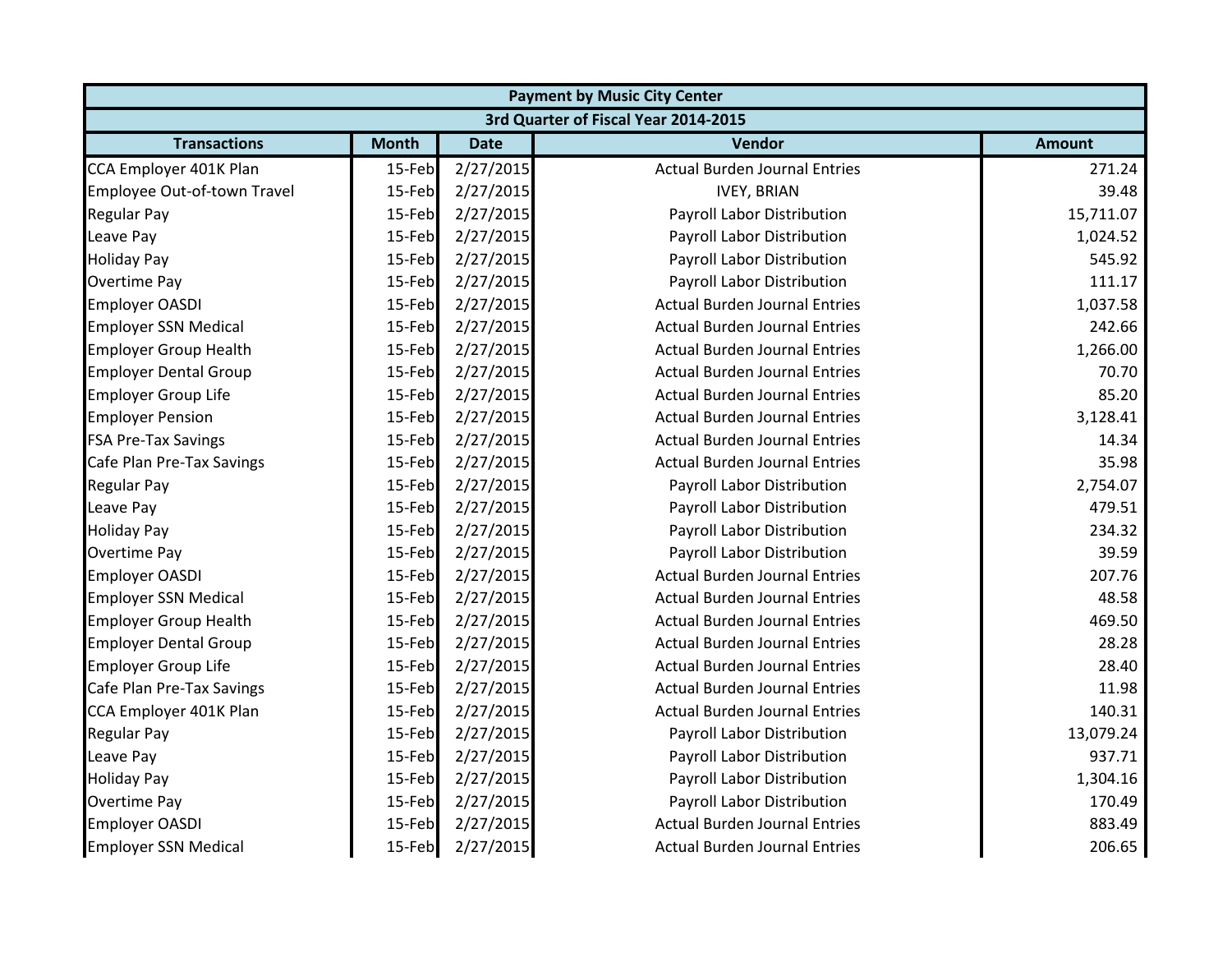| Payment by Music City Center | | | | |
|---|---|---|---|---|
| 3rd Quarter of Fiscal Year 2014-2015 | | | | |
| **Transactions** | **Month** | **Date** | **Vendor** | **Amount** |
| CCA Employer 401K Plan | 15-Feb | 2/27/2015 | Actual Burden Journal Entries | 271.24 |
| Employee Out-of-town Travel | 15-Feb | 2/27/2015 | IVEY, BRIAN | 39.48 |
| Regular Pay | 15-Feb | 2/27/2015 | Payroll Labor Distribution | 15,711.07 |
| Leave Pay | 15-Feb | 2/27/2015 | Payroll Labor Distribution | 1,024.52 |
| Holiday Pay | 15-Feb | 2/27/2015 | Payroll Labor Distribution | 545.92 |
| Overtime Pay | 15-Feb | 2/27/2015 | Payroll Labor Distribution | 111.17 |
| Employer OASDI | 15-Feb | 2/27/2015 | Actual Burden Journal Entries | 1,037.58 |
| Employer SSN Medical | 15-Feb | 2/27/2015 | Actual Burden Journal Entries | 242.66 |
| Employer Group Health | 15-Feb | 2/27/2015 | Actual Burden Journal Entries | 1,266.00 |
| Employer Dental Group | 15-Feb | 2/27/2015 | Actual Burden Journal Entries | 70.70 |
| Employer Group Life | 15-Feb | 2/27/2015 | Actual Burden Journal Entries | 85.20 |
| Employer Pension | 15-Feb | 2/27/2015 | Actual Burden Journal Entries | 3,128.41 |
| FSA Pre-Tax Savings | 15-Feb | 2/27/2015 | Actual Burden Journal Entries | 14.34 |
| Cafe Plan Pre-Tax Savings | 15-Feb | 2/27/2015 | Actual Burden Journal Entries | 35.98 |
| Regular Pay | 15-Feb | 2/27/2015 | Payroll Labor Distribution | 2,754.07 |
| Leave Pay | 15-Feb | 2/27/2015 | Payroll Labor Distribution | 479.51 |
| Holiday Pay | 15-Feb | 2/27/2015 | Payroll Labor Distribution | 234.32 |
| Overtime Pay | 15-Feb | 2/27/2015 | Payroll Labor Distribution | 39.59 |
| Employer OASDI | 15-Feb | 2/27/2015 | Actual Burden Journal Entries | 207.76 |
| Employer SSN Medical | 15-Feb | 2/27/2015 | Actual Burden Journal Entries | 48.58 |
| Employer Group Health | 15-Feb | 2/27/2015 | Actual Burden Journal Entries | 469.50 |
| Employer Dental Group | 15-Feb | 2/27/2015 | Actual Burden Journal Entries | 28.28 |
| Employer Group Life | 15-Feb | 2/27/2015 | Actual Burden Journal Entries | 28.40 |
| Cafe Plan Pre-Tax Savings | 15-Feb | 2/27/2015 | Actual Burden Journal Entries | 11.98 |
| CCA Employer 401K Plan | 15-Feb | 2/27/2015 | Actual Burden Journal Entries | 140.31 |
| Regular Pay | 15-Feb | 2/27/2015 | Payroll Labor Distribution | 13,079.24 |
| Leave Pay | 15-Feb | 2/27/2015 | Payroll Labor Distribution | 937.71 |
| Holiday Pay | 15-Feb | 2/27/2015 | Payroll Labor Distribution | 1,304.16 |
| Overtime Pay | 15-Feb | 2/27/2015 | Payroll Labor Distribution | 170.49 |
| Employer OASDI | 15-Feb | 2/27/2015 | Actual Burden Journal Entries | 883.49 |
| Employer SSN Medical | 15-Feb | 2/27/2015 | Actual Burden Journal Entries | 206.65 |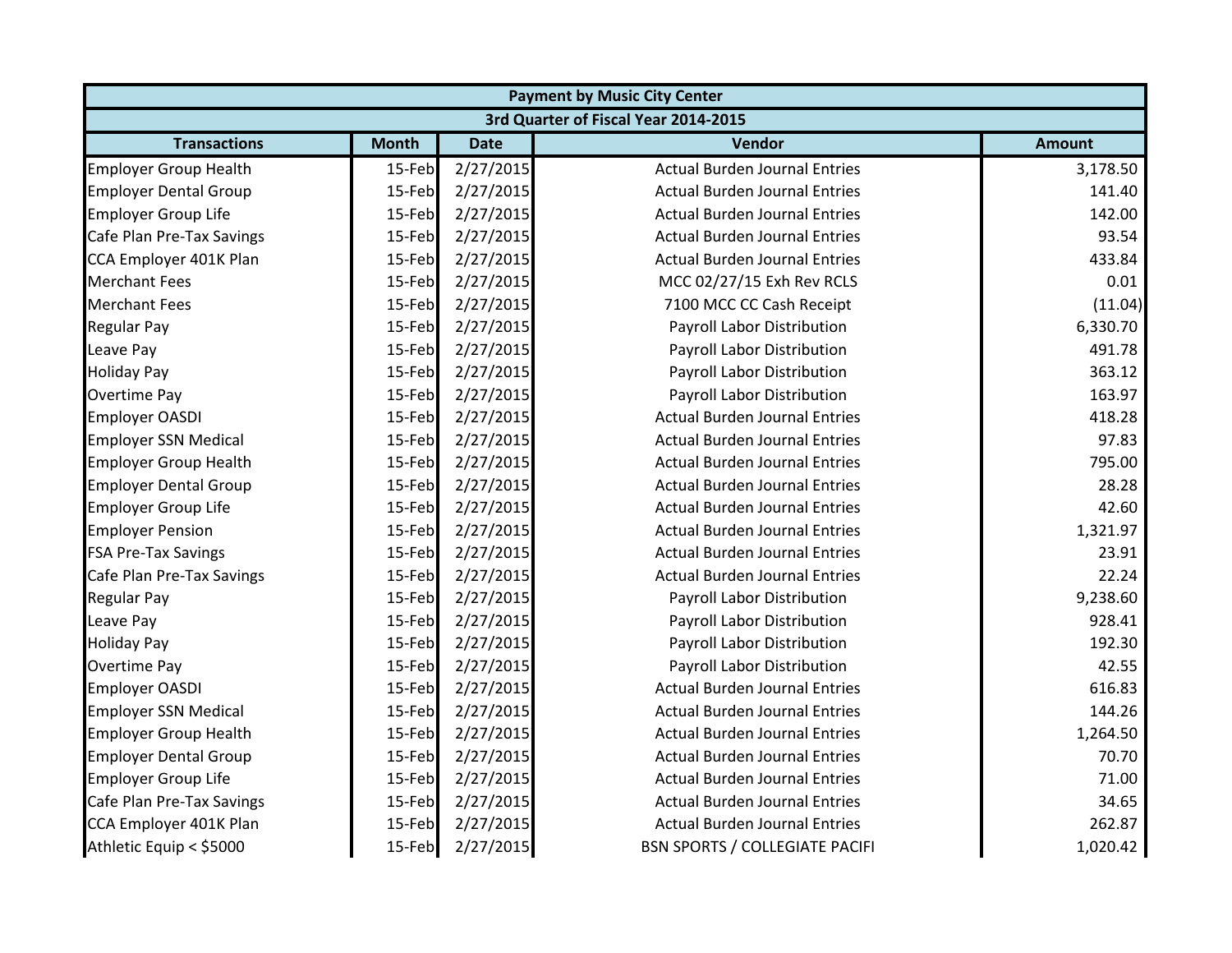| Payment by Music City Center | | | | |
|---|---|---|---|---|
| 3rd Quarter of Fiscal Year 2014-2015 | | | | |
| **Transactions** | **Month** | **Date** | **Vendor** | **Amount** |
| Employer Group Health | 15-Feb | 2/27/2015 | Actual Burden Journal Entries | 3,178.50 |
| Employer Dental Group | 15-Feb | 2/27/2015 | Actual Burden Journal Entries | 141.40 |
| Employer Group Life | 15-Feb | 2/27/2015 | Actual Burden Journal Entries | 142.00 |
| Cafe Plan Pre-Tax Savings | 15-Feb | 2/27/2015 | Actual Burden Journal Entries | 93.54 |
| CCA Employer 401K Plan | 15-Feb | 2/27/2015 | Actual Burden Journal Entries | 433.84 |
| Merchant Fees | 15-Feb | 2/27/2015 | MCC 02/27/15 Exh Rev RCLS | 0.01 |
| Merchant Fees | 15-Feb | 2/27/2015 | 7100 MCC CC Cash Receipt | (11.04) |
| Regular Pay | 15-Feb | 2/27/2015 | Payroll Labor Distribution | 6,330.70 |
| Leave Pay | 15-Feb | 2/27/2015 | Payroll Labor Distribution | 491.78 |
| Holiday Pay | 15-Feb | 2/27/2015 | Payroll Labor Distribution | 363.12 |
| Overtime Pay | 15-Feb | 2/27/2015 | Payroll Labor Distribution | 163.97 |
| Employer OASDI | 15-Feb | 2/27/2015 | Actual Burden Journal Entries | 418.28 |
| Employer SSN Medical | 15-Feb | 2/27/2015 | Actual Burden Journal Entries | 97.83 |
| Employer Group Health | 15-Feb | 2/27/2015 | Actual Burden Journal Entries | 795.00 |
| Employer Dental Group | 15-Feb | 2/27/2015 | Actual Burden Journal Entries | 28.28 |
| Employer Group Life | 15-Feb | 2/27/2015 | Actual Burden Journal Entries | 42.60 |
| Employer Pension | 15-Feb | 2/27/2015 | Actual Burden Journal Entries | 1,321.97 |
| FSA Pre-Tax Savings | 15-Feb | 2/27/2015 | Actual Burden Journal Entries | 23.91 |
| Cafe Plan Pre-Tax Savings | 15-Feb | 2/27/2015 | Actual Burden Journal Entries | 22.24 |
| Regular Pay | 15-Feb | 2/27/2015 | Payroll Labor Distribution | 9,238.60 |
| Leave Pay | 15-Feb | 2/27/2015 | Payroll Labor Distribution | 928.41 |
| Holiday Pay | 15-Feb | 2/27/2015 | Payroll Labor Distribution | 192.30 |
| Overtime Pay | 15-Feb | 2/27/2015 | Payroll Labor Distribution | 42.55 |
| Employer OASDI | 15-Feb | 2/27/2015 | Actual Burden Journal Entries | 616.83 |
| Employer SSN Medical | 15-Feb | 2/27/2015 | Actual Burden Journal Entries | 144.26 |
| Employer Group Health | 15-Feb | 2/27/2015 | Actual Burden Journal Entries | 1,264.50 |
| Employer Dental Group | 15-Feb | 2/27/2015 | Actual Burden Journal Entries | 70.70 |
| Employer Group Life | 15-Feb | 2/27/2015 | Actual Burden Journal Entries | 71.00 |
| Cafe Plan Pre-Tax Savings | 15-Feb | 2/27/2015 | Actual Burden Journal Entries | 34.65 |
| CCA Employer 401K Plan | 15-Feb | 2/27/2015 | Actual Burden Journal Entries | 262.87 |
| Athletic Equip < $5000 | 15-Feb | 2/27/2015 | BSN SPORTS / COLLEGIATE PACIFI | 1,020.42 |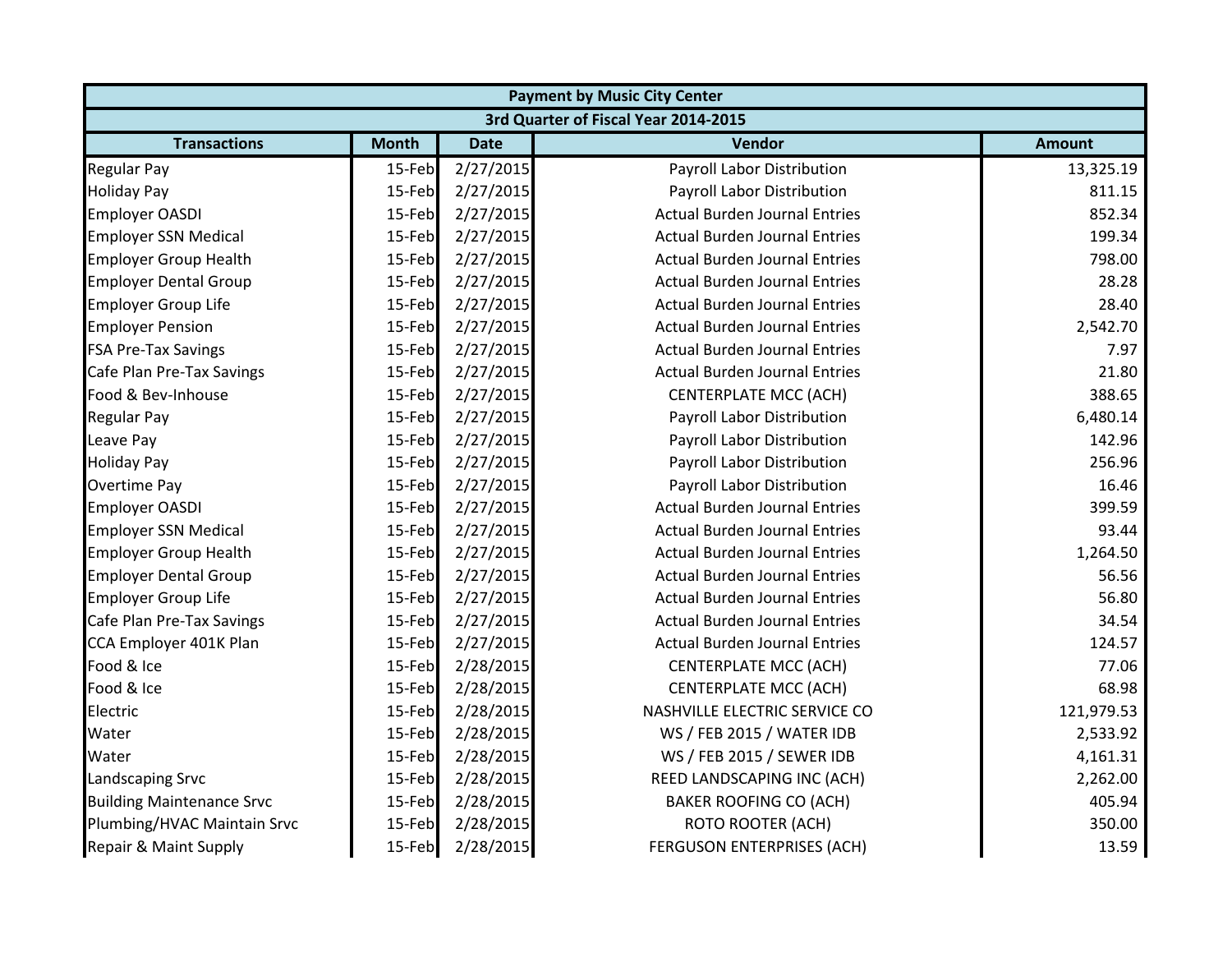| Payment by Music City Center | | | | |
|---|---|---|---|---|
| 3rd Quarter of Fiscal Year 2014-2015 | | | | |
| Transactions | Month | Date | Vendor | Amount |
| Regular Pay | 15-Feb | 2/27/2015 | Payroll Labor Distribution | 13,325.19 |
| Holiday Pay | 15-Feb | 2/27/2015 | Payroll Labor Distribution | 811.15 |
| Employer OASDI | 15-Feb | 2/27/2015 | Actual Burden Journal Entries | 852.34 |
| Employer SSN Medical | 15-Feb | 2/27/2015 | Actual Burden Journal Entries | 199.34 |
| Employer Group Health | 15-Feb | 2/27/2015 | Actual Burden Journal Entries | 798.00 |
| Employer Dental Group | 15-Feb | 2/27/2015 | Actual Burden Journal Entries | 28.28 |
| Employer Group Life | 15-Feb | 2/27/2015 | Actual Burden Journal Entries | 28.40 |
| Employer Pension | 15-Feb | 2/27/2015 | Actual Burden Journal Entries | 2,542.70 |
| FSA Pre-Tax Savings | 15-Feb | 2/27/2015 | Actual Burden Journal Entries | 7.97 |
| Cafe Plan Pre-Tax Savings | 15-Feb | 2/27/2015 | Actual Burden Journal Entries | 21.80 |
| Food & Bev-Inhouse | 15-Feb | 2/27/2015 | CENTERPLATE MCC (ACH) | 388.65 |
| Regular Pay | 15-Feb | 2/27/2015 | Payroll Labor Distribution | 6,480.14 |
| Leave Pay | 15-Feb | 2/27/2015 | Payroll Labor Distribution | 142.96 |
| Holiday Pay | 15-Feb | 2/27/2015 | Payroll Labor Distribution | 256.96 |
| Overtime Pay | 15-Feb | 2/27/2015 | Payroll Labor Distribution | 16.46 |
| Employer OASDI | 15-Feb | 2/27/2015 | Actual Burden Journal Entries | 399.59 |
| Employer SSN Medical | 15-Feb | 2/27/2015 | Actual Burden Journal Entries | 93.44 |
| Employer Group Health | 15-Feb | 2/27/2015 | Actual Burden Journal Entries | 1,264.50 |
| Employer Dental Group | 15-Feb | 2/27/2015 | Actual Burden Journal Entries | 56.56 |
| Employer Group Life | 15-Feb | 2/27/2015 | Actual Burden Journal Entries | 56.80 |
| Cafe Plan Pre-Tax Savings | 15-Feb | 2/27/2015 | Actual Burden Journal Entries | 34.54 |
| CCA Employer 401K Plan | 15-Feb | 2/27/2015 | Actual Burden Journal Entries | 124.57 |
| Food & Ice | 15-Feb | 2/28/2015 | CENTERPLATE MCC (ACH) | 77.06 |
| Food & Ice | 15-Feb | 2/28/2015 | CENTERPLATE MCC (ACH) | 68.98 |
| Electric | 15-Feb | 2/28/2015 | NASHVILLE ELECTRIC SERVICE CO | 121,979.53 |
| Water | 15-Feb | 2/28/2015 | WS / FEB 2015 / WATER IDB | 2,533.92 |
| Water | 15-Feb | 2/28/2015 | WS / FEB 2015 / SEWER IDB | 4,161.31 |
| Landscaping Srvc | 15-Feb | 2/28/2015 | REED LANDSCAPING INC (ACH) | 2,262.00 |
| Building Maintenance Srvc | 15-Feb | 2/28/2015 | BAKER ROOFING CO (ACH) | 405.94 |
| Plumbing/HVAC Maintain Srvc | 15-Feb | 2/28/2015 | ROTO ROOTER (ACH) | 350.00 |
| Repair & Maint Supply | 15-Feb | 2/28/2015 | FERGUSON ENTERPRISES (ACH) | 13.59 |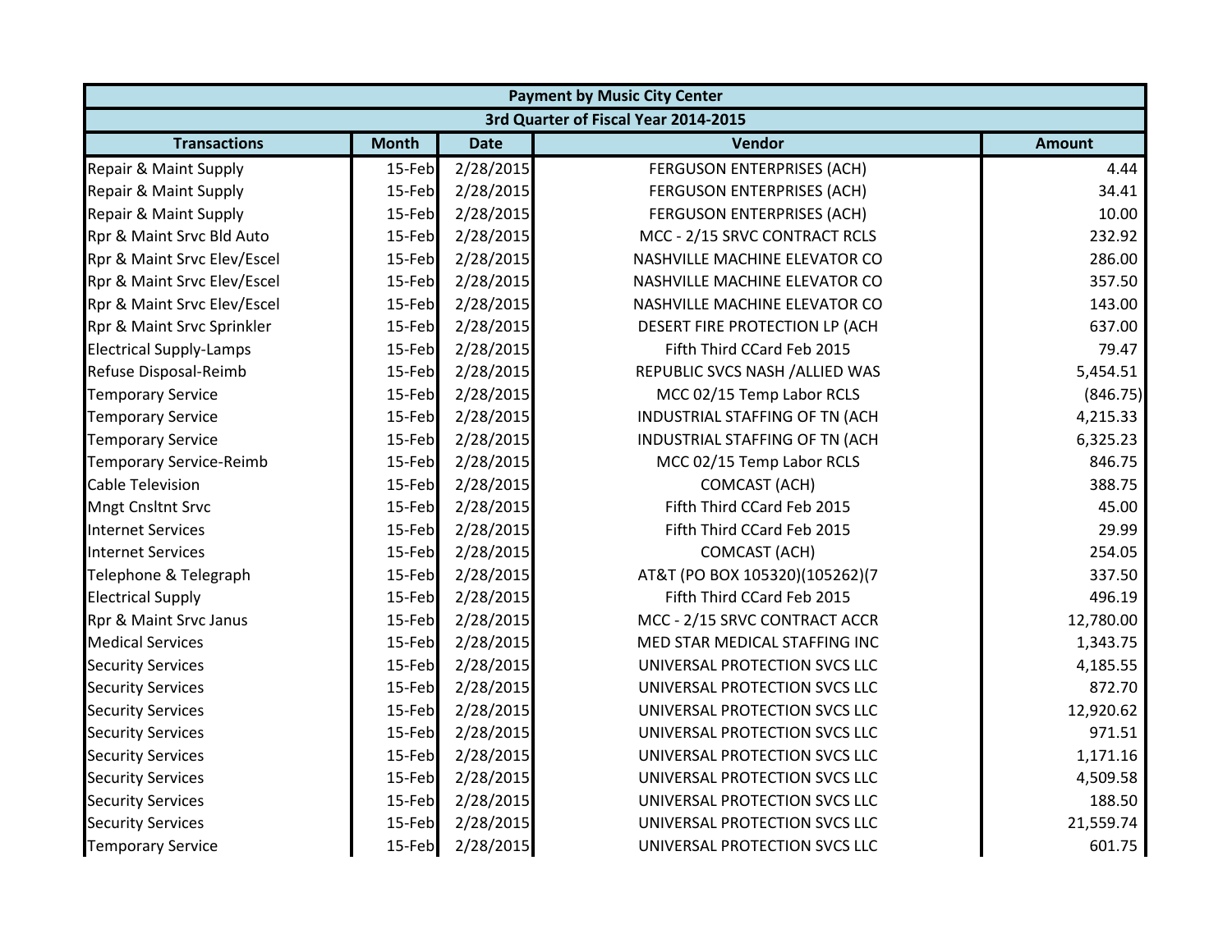| Payment by Music City Center | | | | |
|---|---|---|---|---|
| 3rd Quarter of Fiscal Year 2014-2015 | | | | |
| **Transactions** | **Month** | **Date** | **Vendor** | **Amount** |
| Repair & Maint Supply | 15-Feb | 2/28/2015 | FERGUSON ENTERPRISES (ACH) | 4.44 |
| Repair & Maint Supply | 15-Feb | 2/28/2015 | FERGUSON ENTERPRISES (ACH) | 34.41 |
| Repair & Maint Supply | 15-Feb | 2/28/2015 | FERGUSON ENTERPRISES (ACH) | 10.00 |
| Rpr & Maint Srvc Bld Auto | 15-Feb | 2/28/2015 | MCC - 2/15 SRVC CONTRACT RCLS | 232.92 |
| Rpr & Maint Srvc Elev/Escel | 15-Feb | 2/28/2015 | NASHVILLE MACHINE ELEVATOR CO | 286.00 |
| Rpr & Maint Srvc Elev/Escel | 15-Feb | 2/28/2015 | NASHVILLE MACHINE ELEVATOR CO | 357.50 |
| Rpr & Maint Srvc Elev/Escel | 15-Feb | 2/28/2015 | NASHVILLE MACHINE ELEVATOR CO | 143.00 |
| Rpr & Maint Srvc Sprinkler | 15-Feb | 2/28/2015 | DESERT FIRE PROTECTION LP (ACH | 637.00 |
| Electrical Supply-Lamps | 15-Feb | 2/28/2015 | Fifth Third CCard Feb 2015 | 79.47 |
| Refuse Disposal-Reimb | 15-Feb | 2/28/2015 | REPUBLIC SVCS NASH /ALLIED WAS | 5,454.51 |
| Temporary Service | 15-Feb | 2/28/2015 | MCC 02/15 Temp Labor RCLS | (846.75) |
| Temporary Service | 15-Feb | 2/28/2015 | INDUSTRIAL STAFFING OF TN (ACH | 4,215.33 |
| Temporary Service | 15-Feb | 2/28/2015 | INDUSTRIAL STAFFING OF TN (ACH | 6,325.23 |
| Temporary Service-Reimb | 15-Feb | 2/28/2015 | MCC 02/15 Temp Labor RCLS | 846.75 |
| Cable Television | 15-Feb | 2/28/2015 | COMCAST (ACH) | 388.75 |
| Mngt Cnsltnt Srvc | 15-Feb | 2/28/2015 | Fifth Third CCard Feb 2015 | 45.00 |
| Internet Services | 15-Feb | 2/28/2015 | Fifth Third CCard Feb 2015 | 29.99 |
| Internet Services | 15-Feb | 2/28/2015 | COMCAST (ACH) | 254.05 |
| Telephone & Telegraph | 15-Feb | 2/28/2015 | AT&T (PO BOX 105320)(105262)(7 | 337.50 |
| Electrical Supply | 15-Feb | 2/28/2015 | Fifth Third CCard Feb 2015 | 496.19 |
| Rpr & Maint Srvc Janus | 15-Feb | 2/28/2015 | MCC - 2/15 SRVC CONTRACT ACCR | 12,780.00 |
| Medical Services | 15-Feb | 2/28/2015 | MED STAR MEDICAL STAFFING INC | 1,343.75 |
| Security Services | 15-Feb | 2/28/2015 | UNIVERSAL PROTECTION SVCS LLC | 4,185.55 |
| Security Services | 15-Feb | 2/28/2015 | UNIVERSAL PROTECTION SVCS LLC | 872.70 |
| Security Services | 15-Feb | 2/28/2015 | UNIVERSAL PROTECTION SVCS LLC | 12,920.62 |
| Security Services | 15-Feb | 2/28/2015 | UNIVERSAL PROTECTION SVCS LLC | 971.51 |
| Security Services | 15-Feb | 2/28/2015 | UNIVERSAL PROTECTION SVCS LLC | 1,171.16 |
| Security Services | 15-Feb | 2/28/2015 | UNIVERSAL PROTECTION SVCS LLC | 4,509.58 |
| Security Services | 15-Feb | 2/28/2015 | UNIVERSAL PROTECTION SVCS LLC | 188.50 |
| Security Services | 15-Feb | 2/28/2015 | UNIVERSAL PROTECTION SVCS LLC | 21,559.74 |
| Temporary Service | 15-Feb | 2/28/2015 | UNIVERSAL PROTECTION SVCS LLC | 601.75 |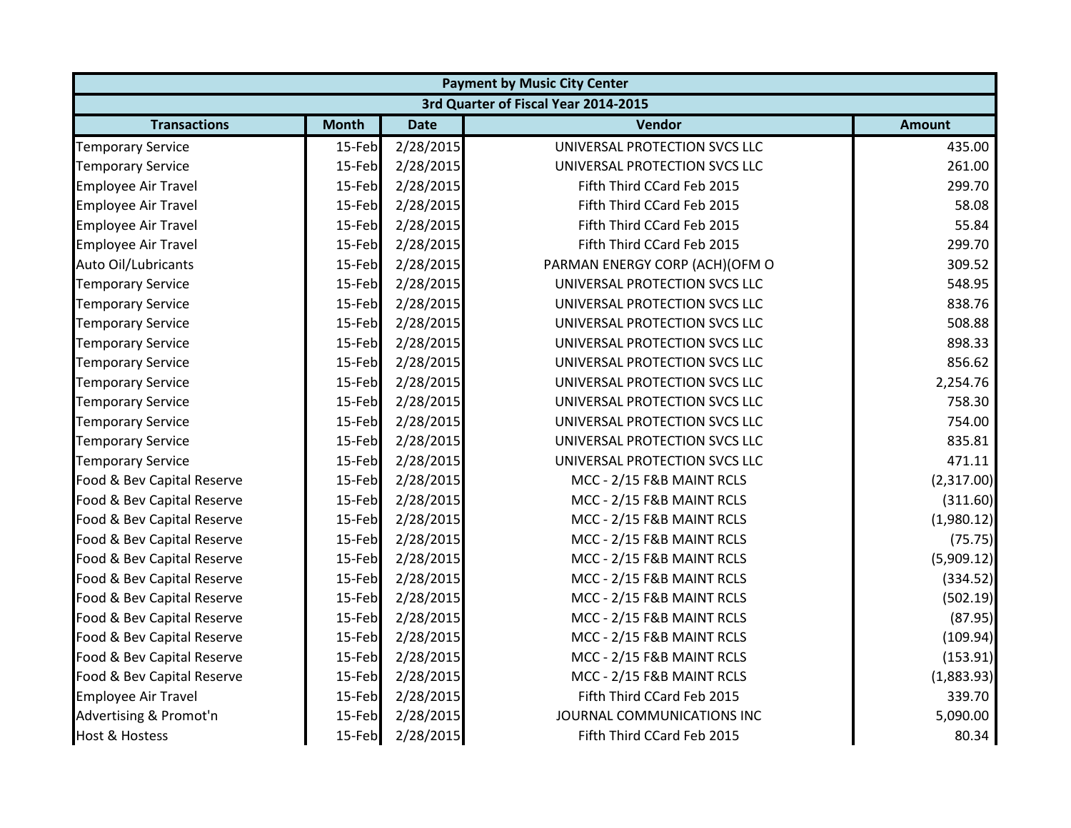| Payment by Music City Center | | | | |
|---|---|---|---|---|
| 3rd Quarter of Fiscal Year 2014-2015 | | | | |
| **Transactions** | **Month** | **Date** | **Vendor** | **Amount** |
| Temporary Service | 15-Feb | 2/28/2015 | UNIVERSAL PROTECTION SVCS LLC | 435.00 |
| Temporary Service | 15-Feb | 2/28/2015 | UNIVERSAL PROTECTION SVCS LLC | 261.00 |
| Employee Air Travel | 15-Feb | 2/28/2015 | Fifth Third CCard Feb 2015 | 299.70 |
| Employee Air Travel | 15-Feb | 2/28/2015 | Fifth Third CCard Feb 2015 | 58.08 |
| Employee Air Travel | 15-Feb | 2/28/2015 | Fifth Third CCard Feb 2015 | 55.84 |
| Employee Air Travel | 15-Feb | 2/28/2015 | Fifth Third CCard Feb 2015 | 299.70 |
| Auto Oil/Lubricants | 15-Feb | 2/28/2015 | PARMAN ENERGY CORP (ACH)(OFM O | 309.52 |
| Temporary Service | 15-Feb | 2/28/2015 | UNIVERSAL PROTECTION SVCS LLC | 548.95 |
| Temporary Service | 15-Feb | 2/28/2015 | UNIVERSAL PROTECTION SVCS LLC | 838.76 |
| Temporary Service | 15-Feb | 2/28/2015 | UNIVERSAL PROTECTION SVCS LLC | 508.88 |
| Temporary Service | 15-Feb | 2/28/2015 | UNIVERSAL PROTECTION SVCS LLC | 898.33 |
| Temporary Service | 15-Feb | 2/28/2015 | UNIVERSAL PROTECTION SVCS LLC | 856.62 |
| Temporary Service | 15-Feb | 2/28/2015 | UNIVERSAL PROTECTION SVCS LLC | 2,254.76 |
| Temporary Service | 15-Feb | 2/28/2015 | UNIVERSAL PROTECTION SVCS LLC | 758.30 |
| Temporary Service | 15-Feb | 2/28/2015 | UNIVERSAL PROTECTION SVCS LLC | 754.00 |
| Temporary Service | 15-Feb | 2/28/2015 | UNIVERSAL PROTECTION SVCS LLC | 835.81 |
| Temporary Service | 15-Feb | 2/28/2015 | UNIVERSAL PROTECTION SVCS LLC | 471.11 |
| Food & Bev Capital Reserve | 15-Feb | 2/28/2015 | MCC - 2/15 F&B MAINT RCLS | (2,317.00) |
| Food & Bev Capital Reserve | 15-Feb | 2/28/2015 | MCC - 2/15 F&B MAINT RCLS | (311.60) |
| Food & Bev Capital Reserve | 15-Feb | 2/28/2015 | MCC - 2/15 F&B MAINT RCLS | (1,980.12) |
| Food & Bev Capital Reserve | 15-Feb | 2/28/2015 | MCC - 2/15 F&B MAINT RCLS | (75.75) |
| Food & Bev Capital Reserve | 15-Feb | 2/28/2015 | MCC - 2/15 F&B MAINT RCLS | (5,909.12) |
| Food & Bev Capital Reserve | 15-Feb | 2/28/2015 | MCC - 2/15 F&B MAINT RCLS | (334.52) |
| Food & Bev Capital Reserve | 15-Feb | 2/28/2015 | MCC - 2/15 F&B MAINT RCLS | (502.19) |
| Food & Bev Capital Reserve | 15-Feb | 2/28/2015 | MCC - 2/15 F&B MAINT RCLS | (87.95) |
| Food & Bev Capital Reserve | 15-Feb | 2/28/2015 | MCC - 2/15 F&B MAINT RCLS | (109.94) |
| Food & Bev Capital Reserve | 15-Feb | 2/28/2015 | MCC - 2/15 F&B MAINT RCLS | (153.91) |
| Food & Bev Capital Reserve | 15-Feb | 2/28/2015 | MCC - 2/15 F&B MAINT RCLS | (1,883.93) |
| Employee Air Travel | 15-Feb | 2/28/2015 | Fifth Third CCard Feb 2015 | 339.70 |
| Advertising & Promot'n | 15-Feb | 2/28/2015 | JOURNAL COMMUNICATIONS INC | 5,090.00 |
| Host & Hostess | 15-Feb | 2/28/2015 | Fifth Third CCard Feb 2015 | 80.34 |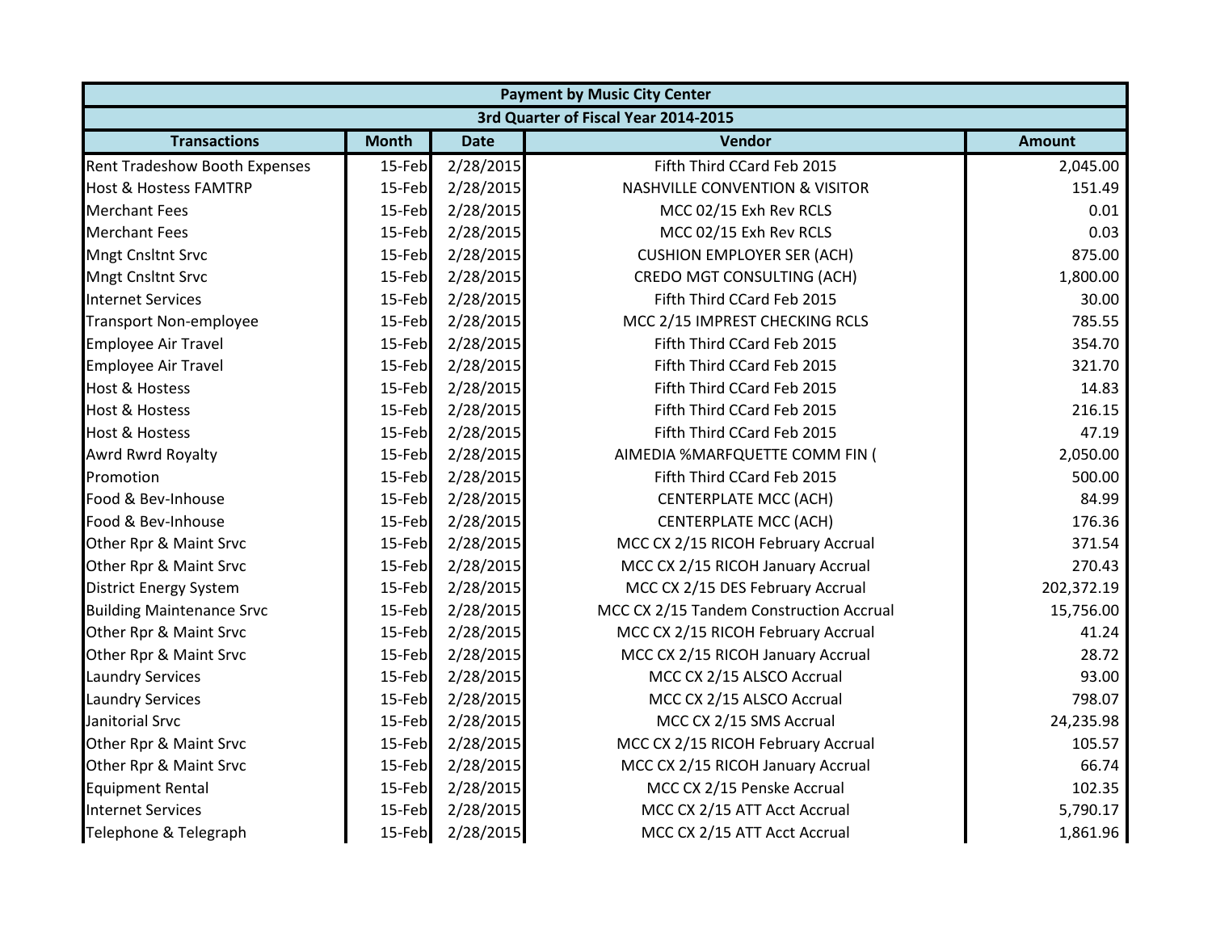| Payment by Music City Center | | | | |
|---|---|---|---|---|
| 3rd Quarter of Fiscal Year 2014-2015 | | | | |
| **Transactions** | **Month** | **Date** | **Vendor** | **Amount** |
| Rent Tradeshow Booth Expenses | 15-Feb | 2/28/2015 | Fifth Third CCard Feb 2015 | 2,045.00 |
| Host & Hostess FAMTRP | 15-Feb | 2/28/2015 | NASHVILLE CONVENTION & VISITOR | 151.49 |
| Merchant Fees | 15-Feb | 2/28/2015 | MCC 02/15 Exh Rev RCLS | 0.01 |
| Merchant Fees | 15-Feb | 2/28/2015 | MCC 02/15 Exh Rev RCLS | 0.03 |
| Mngt Cnsltnt Srvc | 15-Feb | 2/28/2015 | CUSHION EMPLOYER SER (ACH) | 875.00 |
| Mngt Cnsltnt Srvc | 15-Feb | 2/28/2015 | CREDO MGT CONSULTING (ACH) | 1,800.00 |
| Internet Services | 15-Feb | 2/28/2015 | Fifth Third CCard Feb 2015 | 30.00 |
| Transport Non-employee | 15-Feb | 2/28/2015 | MCC 2/15 IMPREST CHECKING RCLS | 785.55 |
| Employee Air Travel | 15-Feb | 2/28/2015 | Fifth Third CCard Feb 2015 | 354.70 |
| Employee Air Travel | 15-Feb | 2/28/2015 | Fifth Third CCard Feb 2015 | 321.70 |
| Host & Hostess | 15-Feb | 2/28/2015 | Fifth Third CCard Feb 2015 | 14.83 |
| Host & Hostess | 15-Feb | 2/28/2015 | Fifth Third CCard Feb 2015 | 216.15 |
| Host & Hostess | 15-Feb | 2/28/2015 | Fifth Third CCard Feb 2015 | 47.19 |
| Awrd Rwrd Royalty | 15-Feb | 2/28/2015 | AIMEDIA %MARFQUETTE COMM FIN ( | 2,050.00 |
| Promotion | 15-Feb | 2/28/2015 | Fifth Third CCard Feb 2015 | 500.00 |
| Food & Bev-Inhouse | 15-Feb | 2/28/2015 | CENTERPLATE MCC (ACH) | 84.99 |
| Food & Bev-Inhouse | 15-Feb | 2/28/2015 | CENTERPLATE MCC (ACH) | 176.36 |
| Other Rpr & Maint Srvc | 15-Feb | 2/28/2015 | MCC CX 2/15 RICOH February Accrual | 371.54 |
| Other Rpr & Maint Srvc | 15-Feb | 2/28/2015 | MCC CX 2/15 RICOH January Accrual | 270.43 |
| District Energy System | 15-Feb | 2/28/2015 | MCC CX 2/15 DES February Accrual | 202,372.19 |
| Building Maintenance Srvc | 15-Feb | 2/28/2015 | MCC CX 2/15 Tandem Construction Accrual | 15,756.00 |
| Other Rpr & Maint Srvc | 15-Feb | 2/28/2015 | MCC CX 2/15 RICOH February Accrual | 41.24 |
| Other Rpr & Maint Srvc | 15-Feb | 2/28/2015 | MCC CX 2/15 RICOH January Accrual | 28.72 |
| Laundry Services | 15-Feb | 2/28/2015 | MCC CX 2/15 ALSCO Accrual | 93.00 |
| Laundry Services | 15-Feb | 2/28/2015 | MCC CX 2/15 ALSCO Accrual | 798.07 |
| Janitorial Srvc | 15-Feb | 2/28/2015 | MCC CX 2/15 SMS Accrual | 24,235.98 |
| Other Rpr & Maint Srvc | 15-Feb | 2/28/2015 | MCC CX 2/15 RICOH February Accrual | 105.57 |
| Other Rpr & Maint Srvc | 15-Feb | 2/28/2015 | MCC CX 2/15 RICOH January Accrual | 66.74 |
| Equipment Rental | 15-Feb | 2/28/2015 | MCC CX 2/15 Penske Accrual | 102.35 |
| Internet Services | 15-Feb | 2/28/2015 | MCC CX 2/15 ATT Acct Accrual | 5,790.17 |
| Telephone & Telegraph | 15-Feb | 2/28/2015 | MCC CX 2/15 ATT Acct Accrual | 1,861.96 |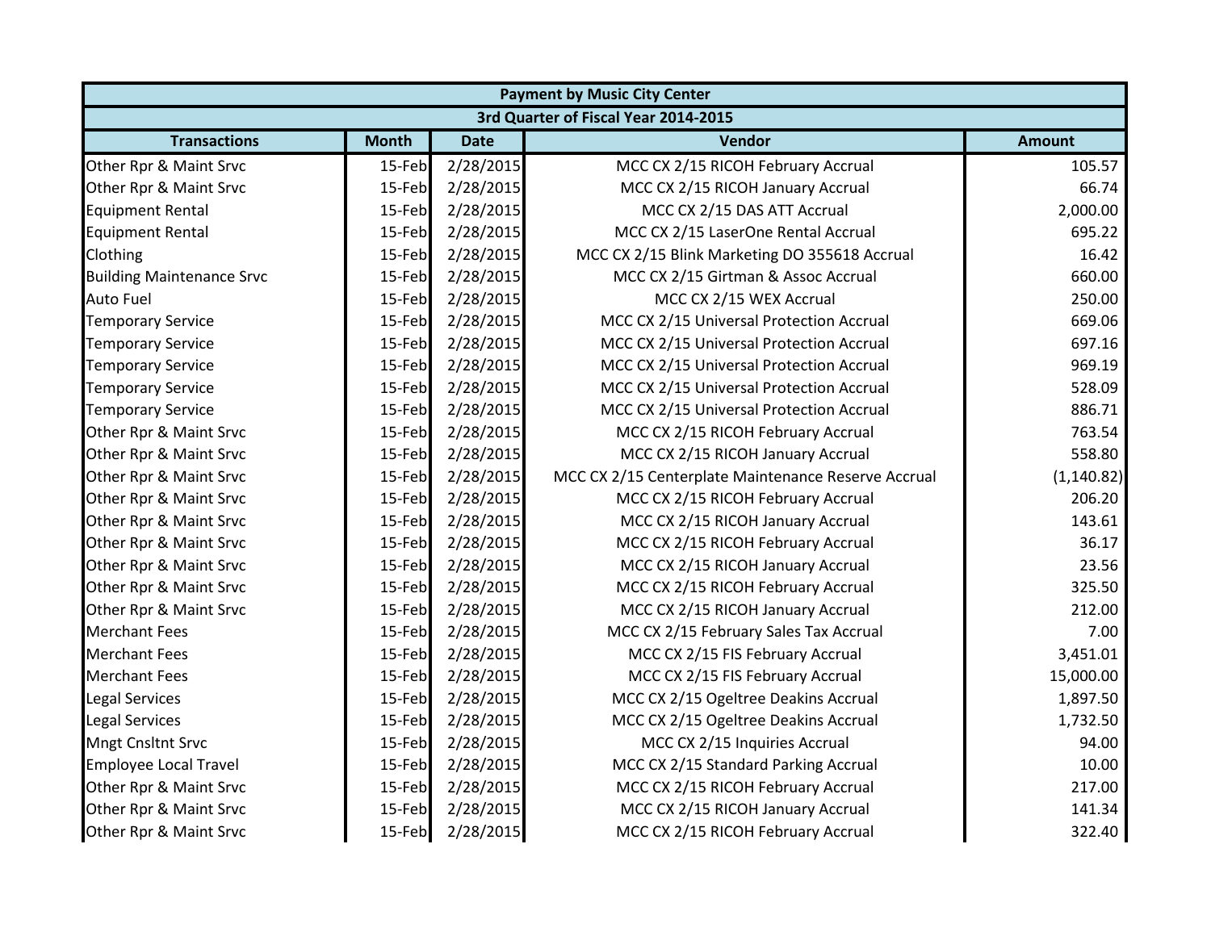| Payment by Music City Center | | | | |
|---|---|---|---|---|
| 3rd Quarter of Fiscal Year 2014-2015 | | | | |
| **Transactions** | **Month** | **Date** | **Vendor** | **Amount** |
| Other Rpr & Maint Srvc | 15-Feb | 2/28/2015 | MCC CX 2/15 RICOH February Accrual | 105.57 |
| Other Rpr & Maint Srvc | 15-Feb | 2/28/2015 | MCC CX 2/15 RICOH January Accrual | 66.74 |
| Equipment Rental | 15-Feb | 2/28/2015 | MCC CX 2/15 DAS ATT Accrual | 2,000.00 |
| Equipment Rental | 15-Feb | 2/28/2015 | MCC CX 2/15 LaserOne Rental Accrual | 695.22 |
| Clothing | 15-Feb | 2/28/2015 | MCC CX 2/15 Blink Marketing DO 355618 Accrual | 16.42 |
| Building Maintenance Srvc | 15-Feb | 2/28/2015 | MCC CX 2/15 Girtman & Assoc Accrual | 660.00 |
| Auto Fuel | 15-Feb | 2/28/2015 | MCC CX 2/15 WEX Accrual | 250.00 |
| Temporary Service | 15-Feb | 2/28/2015 | MCC CX 2/15 Universal Protection Accrual | 669.06 |
| Temporary Service | 15-Feb | 2/28/2015 | MCC CX 2/15 Universal Protection Accrual | 697.16 |
| Temporary Service | 15-Feb | 2/28/2015 | MCC CX 2/15 Universal Protection Accrual | 969.19 |
| Temporary Service | 15-Feb | 2/28/2015 | MCC CX 2/15 Universal Protection Accrual | 528.09 |
| Temporary Service | 15-Feb | 2/28/2015 | MCC CX 2/15 Universal Protection Accrual | 886.71 |
| Other Rpr & Maint Srvc | 15-Feb | 2/28/2015 | MCC CX 2/15 RICOH February Accrual | 763.54 |
| Other Rpr & Maint Srvc | 15-Feb | 2/28/2015 | MCC CX 2/15 RICOH January Accrual | 558.80 |
| Other Rpr & Maint Srvc | 15-Feb | 2/28/2015 | MCC CX 2/15 Centerplate Maintenance Reserve Accrual | (1,140.82) |
| Other Rpr & Maint Srvc | 15-Feb | 2/28/2015 | MCC CX 2/15 RICOH February Accrual | 206.20 |
| Other Rpr & Maint Srvc | 15-Feb | 2/28/2015 | MCC CX 2/15 RICOH January Accrual | 143.61 |
| Other Rpr & Maint Srvc | 15-Feb | 2/28/2015 | MCC CX 2/15 RICOH February Accrual | 36.17 |
| Other Rpr & Maint Srvc | 15-Feb | 2/28/2015 | MCC CX 2/15 RICOH January Accrual | 23.56 |
| Other Rpr & Maint Srvc | 15-Feb | 2/28/2015 | MCC CX 2/15 RICOH February Accrual | 325.50 |
| Other Rpr & Maint Srvc | 15-Feb | 2/28/2015 | MCC CX 2/15 RICOH January Accrual | 212.00 |
| Merchant Fees | 15-Feb | 2/28/2015 | MCC CX 2/15 February Sales Tax Accrual | 7.00 |
| Merchant Fees | 15-Feb | 2/28/2015 | MCC CX 2/15 FIS February Accrual | 3,451.01 |
| Merchant Fees | 15-Feb | 2/28/2015 | MCC CX 2/15 FIS February Accrual | 15,000.00 |
| Legal Services | 15-Feb | 2/28/2015 | MCC CX 2/15 Ogeltree Deakins Accrual | 1,897.50 |
| Legal Services | 15-Feb | 2/28/2015 | MCC CX 2/15 Ogeltree Deakins Accrual | 1,732.50 |
| Mngt Cnsltnt Srvc | 15-Feb | 2/28/2015 | MCC CX 2/15 Inquiries Accrual | 94.00 |
| Employee Local Travel | 15-Feb | 2/28/2015 | MCC CX 2/15 Standard Parking Accrual | 10.00 |
| Other Rpr & Maint Srvc | 15-Feb | 2/28/2015 | MCC CX 2/15 RICOH February Accrual | 217.00 |
| Other Rpr & Maint Srvc | 15-Feb | 2/28/2015 | MCC CX 2/15 RICOH January Accrual | 141.34 |
| Other Rpr & Maint Srvc | 15-Feb | 2/28/2015 | MCC CX 2/15 RICOH February Accrual | 322.40 |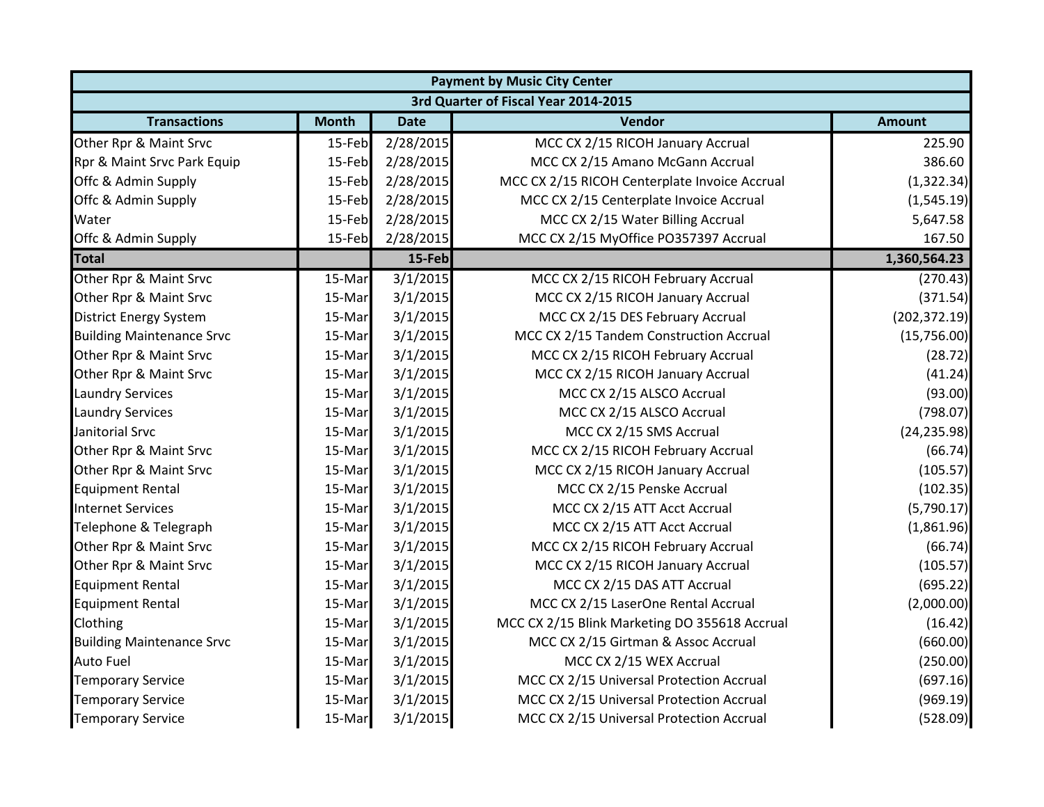| Payment by Music City Center | | | | |
|---|---|---|---|---|
| 3rd Quarter of Fiscal Year 2014-2015 | | | | |
| **Transactions** | **Month** | **Date** | **Vendor** | **Amount** |
| Other Rpr & Maint Srvc | 15-Feb | 2/28/2015 | MCC CX 2/15 RICOH January Accrual | 225.90 |
| Rpr & Maint Srvc Park Equip | 15-Feb | 2/28/2015 | MCC CX 2/15 Amano McGann Accrual | 386.60 |
| Offc & Admin Supply | 15-Feb | 2/28/2015 | MCC CX 2/15 RICOH Centerplate Invoice Accrual | (1,322.34) |
| Offc & Admin Supply | 15-Feb | 2/28/2015 | MCC CX 2/15 Centerplate Invoice Accrual | (1,545.19) |
| Water | 15-Feb | 2/28/2015 | MCC CX 2/15 Water Billing Accrual | 5,647.58 |
| Offc & Admin Supply | 15-Feb | 2/28/2015 | MCC CX 2/15 MyOffice PO357397 Accrual | 167.50 |
| **Total** | | **15-Feb** | | **1,360,564.23** |
| Other Rpr & Maint Srvc | 15-Mar | 3/1/2015 | MCC CX 2/15 RICOH February Accrual | (270.43) |
| Other Rpr & Maint Srvc | 15-Mar | 3/1/2015 | MCC CX 2/15 RICOH January Accrual | (371.54) |
| District Energy System | 15-Mar | 3/1/2015 | MCC CX 2/15 DES February Accrual | (202,372.19) |
| Building Maintenance Srvc | 15-Mar | 3/1/2015 | MCC CX 2/15 Tandem Construction Accrual | (15,756.00) |
| Other Rpr & Maint Srvc | 15-Mar | 3/1/2015 | MCC CX 2/15 RICOH February Accrual | (28.72) |
| Other Rpr & Maint Srvc | 15-Mar | 3/1/2015 | MCC CX 2/15 RICOH January Accrual | (41.24) |
| Laundry Services | 15-Mar | 3/1/2015 | MCC CX 2/15 ALSCO Accrual | (93.00) |
| Laundry Services | 15-Mar | 3/1/2015 | MCC CX 2/15 ALSCO Accrual | (798.07) |
| Janitorial Srvc | 15-Mar | 3/1/2015 | MCC CX 2/15 SMS Accrual | (24,235.98) |
| Other Rpr & Maint Srvc | 15-Mar | 3/1/2015 | MCC CX 2/15 RICOH February Accrual | (66.74) |
| Other Rpr & Maint Srvc | 15-Mar | 3/1/2015 | MCC CX 2/15 RICOH January Accrual | (105.57) |
| Equipment Rental | 15-Mar | 3/1/2015 | MCC CX 2/15 Penske Accrual | (102.35) |
| Internet Services | 15-Mar | 3/1/2015 | MCC CX 2/15 ATT Acct Accrual | (5,790.17) |
| Telephone & Telegraph | 15-Mar | 3/1/2015 | MCC CX 2/15 ATT Acct Accrual | (1,861.96) |
| Other Rpr & Maint Srvc | 15-Mar | 3/1/2015 | MCC CX 2/15 RICOH February Accrual | (66.74) |
| Other Rpr & Maint Srvc | 15-Mar | 3/1/2015 | MCC CX 2/15 RICOH January Accrual | (105.57) |
| Equipment Rental | 15-Mar | 3/1/2015 | MCC CX 2/15 DAS ATT Accrual | (695.22) |
| Equipment Rental | 15-Mar | 3/1/2015 | MCC CX 2/15 LaserOne Rental Accrual | (2,000.00) |
| Clothing | 15-Mar | 3/1/2015 | MCC CX 2/15 Blink Marketing DO 355618 Accrual | (16.42) |
| Building Maintenance Srvc | 15-Mar | 3/1/2015 | MCC CX 2/15 Girtman & Assoc Accrual | (660.00) |
| Auto Fuel | 15-Mar | 3/1/2015 | MCC CX 2/15 WEX Accrual | (250.00) |
| Temporary Service | 15-Mar | 3/1/2015 | MCC CX 2/15 Universal Protection Accrual | (697.16) |
| Temporary Service | 15-Mar | 3/1/2015 | MCC CX 2/15 Universal Protection Accrual | (969.19) |
| Temporary Service | 15-Mar | 3/1/2015 | MCC CX 2/15 Universal Protection Accrual | (528.09) |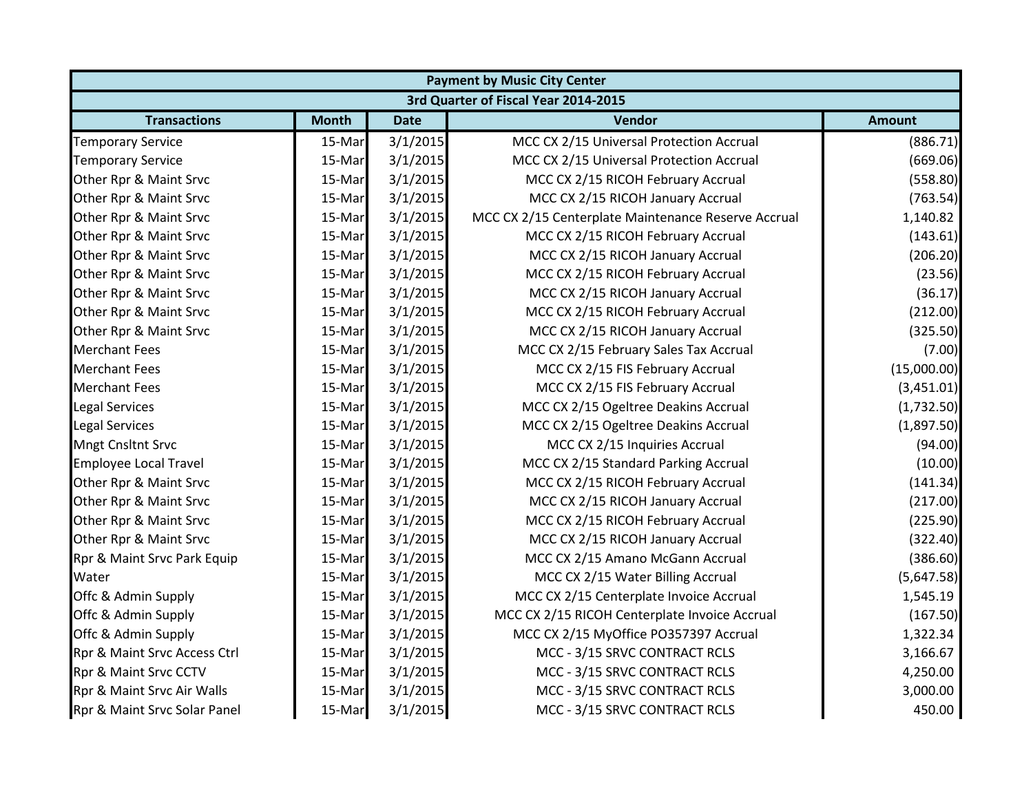| Payment by Music City Center | | | | |
|---|---|---|---|---|
| 3rd Quarter of Fiscal Year 2014-2015 | | | | |
| **Transactions** | **Month** | **Date** | **Vendor** | **Amount** |
| Temporary Service | 15-Mar | 3/1/2015 | MCC CX 2/15 Universal Protection Accrual | (886.71) |
| Temporary Service | 15-Mar | 3/1/2015 | MCC CX 2/15 Universal Protection Accrual | (669.06) |
| Other Rpr & Maint Srvc | 15-Mar | 3/1/2015 | MCC CX 2/15 RICOH February Accrual | (558.80) |
| Other Rpr & Maint Srvc | 15-Mar | 3/1/2015 | MCC CX 2/15 RICOH January Accrual | (763.54) |
| Other Rpr & Maint Srvc | 15-Mar | 3/1/2015 | MCC CX 2/15 Centerplate Maintenance Reserve Accrual | 1,140.82 |
| Other Rpr & Maint Srvc | 15-Mar | 3/1/2015 | MCC CX 2/15 RICOH February Accrual | (143.61) |
| Other Rpr & Maint Srvc | 15-Mar | 3/1/2015 | MCC CX 2/15 RICOH January Accrual | (206.20) |
| Other Rpr & Maint Srvc | 15-Mar | 3/1/2015 | MCC CX 2/15 RICOH February Accrual | (23.56) |
| Other Rpr & Maint Srvc | 15-Mar | 3/1/2015 | MCC CX 2/15 RICOH January Accrual | (36.17) |
| Other Rpr & Maint Srvc | 15-Mar | 3/1/2015 | MCC CX 2/15 RICOH February Accrual | (212.00) |
| Other Rpr & Maint Srvc | 15-Mar | 3/1/2015 | MCC CX 2/15 RICOH January Accrual | (325.50) |
| Merchant Fees | 15-Mar | 3/1/2015 | MCC CX 2/15 February Sales Tax Accrual | (7.00) |
| Merchant Fees | 15-Mar | 3/1/2015 | MCC CX 2/15 FIS February Accrual | (15,000.00) |
| Merchant Fees | 15-Mar | 3/1/2015 | MCC CX 2/15 FIS February Accrual | (3,451.01) |
| Legal Services | 15-Mar | 3/1/2015 | MCC CX 2/15 Ogeltree Deakins Accrual | (1,732.50) |
| Legal Services | 15-Mar | 3/1/2015 | MCC CX 2/15 Ogeltree Deakins Accrual | (1,897.50) |
| Mngt Cnsltnt Srvc | 15-Mar | 3/1/2015 | MCC CX 2/15 Inquiries Accrual | (94.00) |
| Employee Local Travel | 15-Mar | 3/1/2015 | MCC CX 2/15 Standard Parking Accrual | (10.00) |
| Other Rpr & Maint Srvc | 15-Mar | 3/1/2015 | MCC CX 2/15 RICOH February Accrual | (141.34) |
| Other Rpr & Maint Srvc | 15-Mar | 3/1/2015 | MCC CX 2/15 RICOH January Accrual | (217.00) |
| Other Rpr & Maint Srvc | 15-Mar | 3/1/2015 | MCC CX 2/15 RICOH February Accrual | (225.90) |
| Other Rpr & Maint Srvc | 15-Mar | 3/1/2015 | MCC CX 2/15 RICOH January Accrual | (322.40) |
| Rpr & Maint Srvc Park Equip | 15-Mar | 3/1/2015 | MCC CX 2/15 Amano McGann Accrual | (386.60) |
| Water | 15-Mar | 3/1/2015 | MCC CX 2/15 Water Billing Accrual | (5,647.58) |
| Offc & Admin Supply | 15-Mar | 3/1/2015 | MCC CX 2/15 Centerplate Invoice Accrual | 1,545.19 |
| Offc & Admin Supply | 15-Mar | 3/1/2015 | MCC CX 2/15 RICOH Centerplate Invoice Accrual | (167.50) |
| Offc & Admin Supply | 15-Mar | 3/1/2015 | MCC CX 2/15 MyOffice PO357397 Accrual | 1,322.34 |
| Rpr & Maint Srvc Access Ctrl | 15-Mar | 3/1/2015 | MCC - 3/15 SRVC CONTRACT RCLS | 3,166.67 |
| Rpr & Maint Srvc CCTV | 15-Mar | 3/1/2015 | MCC - 3/15 SRVC CONTRACT RCLS | 4,250.00 |
| Rpr & Maint Srvc Air Walls | 15-Mar | 3/1/2015 | MCC - 3/15 SRVC CONTRACT RCLS | 3,000.00 |
| Rpr & Maint Srvc Solar Panel | 15-Mar | 3/1/2015 | MCC - 3/15 SRVC CONTRACT RCLS | 450.00 |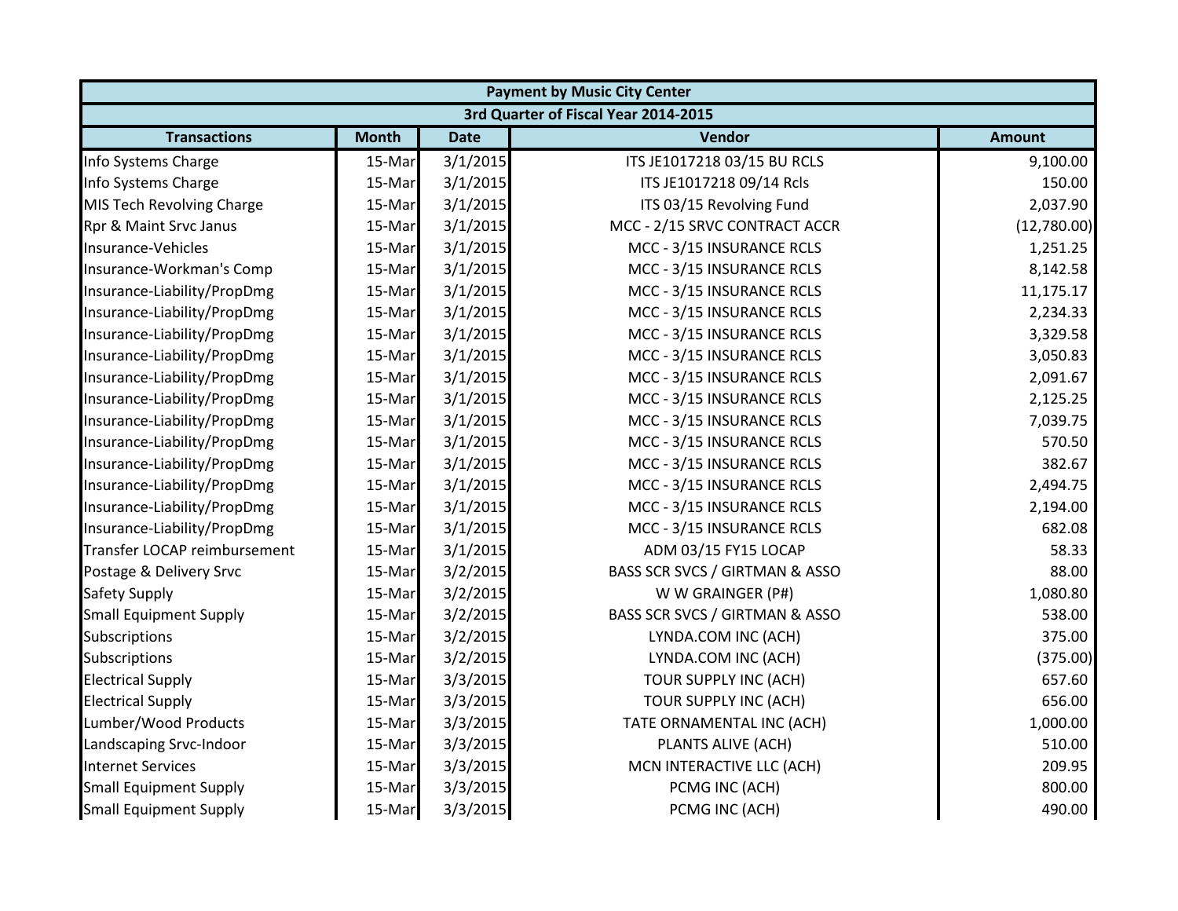| Payment by Music City Center | | | | |
|---|---|---|---|---|
| 3rd Quarter of Fiscal Year 2014-2015 | | | | |
| **Transactions** | **Month** | **Date** | **Vendor** | **Amount** |
| Info Systems Charge | 15-Mar | 3/1/2015 | ITS JE1017218 03/15 BU RCLS | 9,100.00 |
| Info Systems Charge | 15-Mar | 3/1/2015 | ITS JE1017218 09/14 Rcls | 150.00 |
| MIS Tech Revolving Charge | 15-Mar | 3/1/2015 | ITS 03/15 Revolving Fund | 2,037.90 |
| Rpr & Maint Srvc Janus | 15-Mar | 3/1/2015 | MCC - 2/15 SRVC CONTRACT ACCR | (12,780.00) |
| Insurance-Vehicles | 15-Mar | 3/1/2015 | MCC - 3/15 INSURANCE RCLS | 1,251.25 |
| Insurance-Workman's Comp | 15-Mar | 3/1/2015 | MCC - 3/15 INSURANCE RCLS | 8,142.58 |
| Insurance-Liability/PropDmg | 15-Mar | 3/1/2015 | MCC - 3/15 INSURANCE RCLS | 11,175.17 |
| Insurance-Liability/PropDmg | 15-Mar | 3/1/2015 | MCC - 3/15 INSURANCE RCLS | 2,234.33 |
| Insurance-Liability/PropDmg | 15-Mar | 3/1/2015 | MCC - 3/15 INSURANCE RCLS | 3,329.58 |
| Insurance-Liability/PropDmg | 15-Mar | 3/1/2015 | MCC - 3/15 INSURANCE RCLS | 3,050.83 |
| Insurance-Liability/PropDmg | 15-Mar | 3/1/2015 | MCC - 3/15 INSURANCE RCLS | 2,091.67 |
| Insurance-Liability/PropDmg | 15-Mar | 3/1/2015 | MCC - 3/15 INSURANCE RCLS | 2,125.25 |
| Insurance-Liability/PropDmg | 15-Mar | 3/1/2015 | MCC - 3/15 INSURANCE RCLS | 7,039.75 |
| Insurance-Liability/PropDmg | 15-Mar | 3/1/2015 | MCC - 3/15 INSURANCE RCLS | 570.50 |
| Insurance-Liability/PropDmg | 15-Mar | 3/1/2015 | MCC - 3/15 INSURANCE RCLS | 382.67 |
| Insurance-Liability/PropDmg | 15-Mar | 3/1/2015 | MCC - 3/15 INSURANCE RCLS | 2,494.75 |
| Insurance-Liability/PropDmg | 15-Mar | 3/1/2015 | MCC - 3/15 INSURANCE RCLS | 2,194.00 |
| Insurance-Liability/PropDmg | 15-Mar | 3/1/2015 | MCC - 3/15 INSURANCE RCLS | 682.08 |
| Transfer LOCAP reimbursement | 15-Mar | 3/1/2015 | ADM 03/15 FY15 LOCAP | 58.33 |
| Postage & Delivery Srvc | 15-Mar | 3/2/2015 | BASS SCR SVCS / GIRTMAN & ASSO | 88.00 |
| Safety Supply | 15-Mar | 3/2/2015 | W W GRAINGER (P#) | 1,080.80 |
| Small Equipment Supply | 15-Mar | 3/2/2015 | BASS SCR SVCS / GIRTMAN & ASSO | 538.00 |
| Subscriptions | 15-Mar | 3/2/2015 | LYNDA.COM INC (ACH) | 375.00 |
| Subscriptions | 15-Mar | 3/2/2015 | LYNDA.COM INC (ACH) | (375.00) |
| Electrical Supply | 15-Mar | 3/3/2015 | TOUR SUPPLY INC (ACH) | 657.60 |
| Electrical Supply | 15-Mar | 3/3/2015 | TOUR SUPPLY INC (ACH) | 656.00 |
| Lumber/Wood Products | 15-Mar | 3/3/2015 | TATE ORNAMENTAL INC (ACH) | 1,000.00 |
| Landscaping Srvc-Indoor | 15-Mar | 3/3/2015 | PLANTS ALIVE (ACH) | 510.00 |
| Internet Services | 15-Mar | 3/3/2015 | MCN INTERACTIVE LLC (ACH) | 209.95 |
| Small Equipment Supply | 15-Mar | 3/3/2015 | PCMG INC (ACH) | 800.00 |
| Small Equipment Supply | 15-Mar | 3/3/2015 | PCMG INC (ACH) | 490.00 |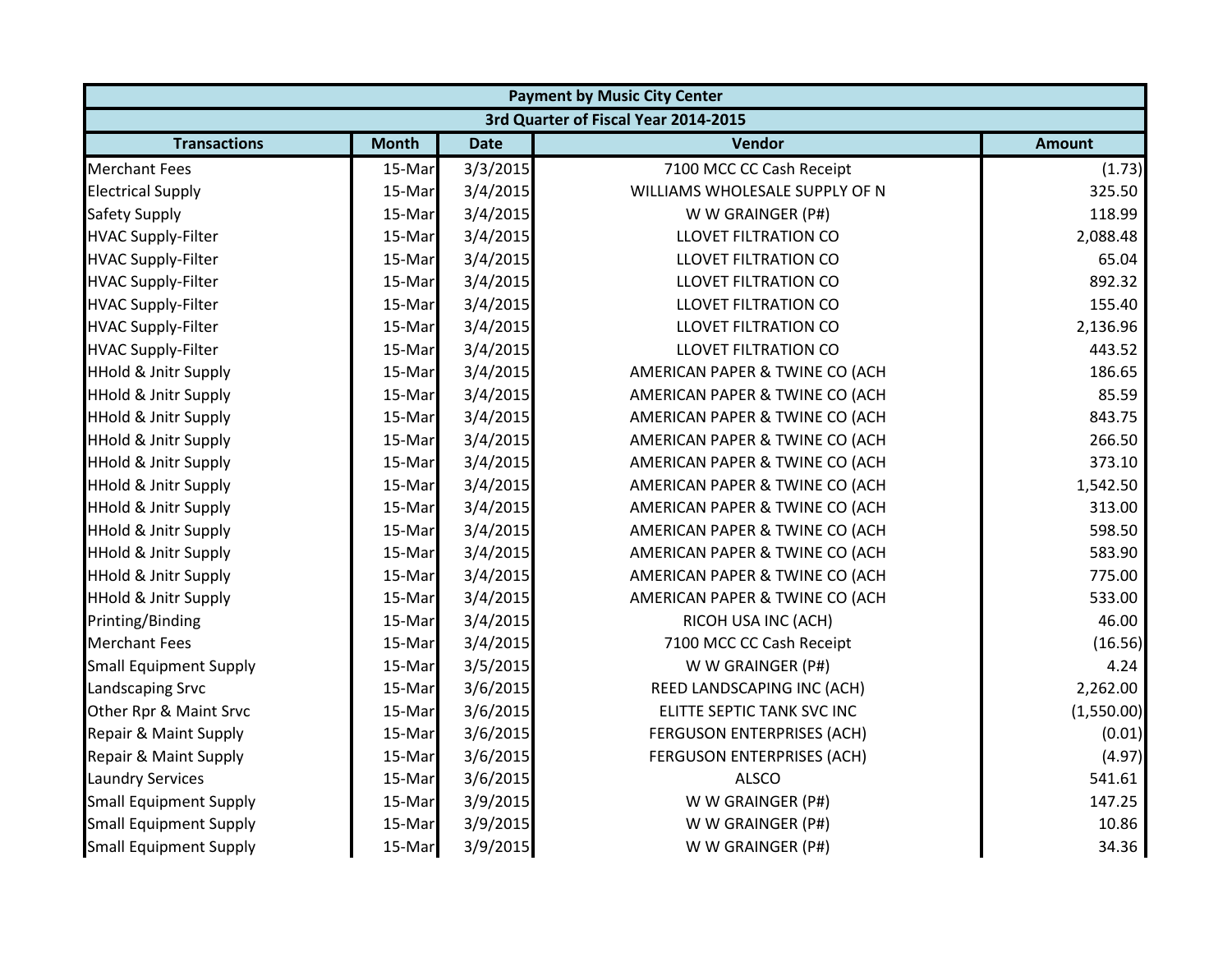| Payment by Music City Center | | | | |
|---|---|---|---|---|
| 3rd Quarter of Fiscal Year 2014-2015 | | | | |
| Transactions | Month | Date | Vendor | Amount |
| Merchant Fees | 15-Mar | 3/3/2015 | 7100 MCC CC Cash Receipt | (1.73) |
| Electrical Supply | 15-Mar | 3/4/2015 | WILLIAMS WHOLESALE SUPPLY OF N | 325.50 |
| Safety Supply | 15-Mar | 3/4/2015 | W W GRAINGER (P#) | 118.99 |
| HVAC Supply-Filter | 15-Mar | 3/4/2015 | LLOVET FILTRATION CO | 2,088.48 |
| HVAC Supply-Filter | 15-Mar | 3/4/2015 | LLOVET FILTRATION CO | 65.04 |
| HVAC Supply-Filter | 15-Mar | 3/4/2015 | LLOVET FILTRATION CO | 892.32 |
| HVAC Supply-Filter | 15-Mar | 3/4/2015 | LLOVET FILTRATION CO | 155.40 |
| HVAC Supply-Filter | 15-Mar | 3/4/2015 | LLOVET FILTRATION CO | 2,136.96 |
| HVAC Supply-Filter | 15-Mar | 3/4/2015 | LLOVET FILTRATION CO | 443.52 |
| HHold & Jnitr Supply | 15-Mar | 3/4/2015 | AMERICAN PAPER & TWINE CO (ACH | 186.65 |
| HHold & Jnitr Supply | 15-Mar | 3/4/2015 | AMERICAN PAPER & TWINE CO (ACH | 85.59 |
| HHold & Jnitr Supply | 15-Mar | 3/4/2015 | AMERICAN PAPER & TWINE CO (ACH | 843.75 |
| HHold & Jnitr Supply | 15-Mar | 3/4/2015 | AMERICAN PAPER & TWINE CO (ACH | 266.50 |
| HHold & Jnitr Supply | 15-Mar | 3/4/2015 | AMERICAN PAPER & TWINE CO (ACH | 373.10 |
| HHold & Jnitr Supply | 15-Mar | 3/4/2015 | AMERICAN PAPER & TWINE CO (ACH | 1,542.50 |
| HHold & Jnitr Supply | 15-Mar | 3/4/2015 | AMERICAN PAPER & TWINE CO (ACH | 313.00 |
| HHold & Jnitr Supply | 15-Mar | 3/4/2015 | AMERICAN PAPER & TWINE CO (ACH | 598.50 |
| HHold & Jnitr Supply | 15-Mar | 3/4/2015 | AMERICAN PAPER & TWINE CO (ACH | 583.90 |
| HHold & Jnitr Supply | 15-Mar | 3/4/2015 | AMERICAN PAPER & TWINE CO (ACH | 775.00 |
| HHold & Jnitr Supply | 15-Mar | 3/4/2015 | AMERICAN PAPER & TWINE CO (ACH | 533.00 |
| Printing/Binding | 15-Mar | 3/4/2015 | RICOH USA INC (ACH) | 46.00 |
| Merchant Fees | 15-Mar | 3/4/2015 | 7100 MCC CC Cash Receipt | (16.56) |
| Small Equipment Supply | 15-Mar | 3/5/2015 | W W GRAINGER (P#) | 4.24 |
| Landscaping Srvc | 15-Mar | 3/6/2015 | REED LANDSCAPING INC (ACH) | 2,262.00 |
| Other Rpr & Maint Srvc | 15-Mar | 3/6/2015 | ELITTE SEPTIC TANK SVC INC | (1,550.00) |
| Repair & Maint Supply | 15-Mar | 3/6/2015 | FERGUSON ENTERPRISES (ACH) | (0.01) |
| Repair & Maint Supply | 15-Mar | 3/6/2015 | FERGUSON ENTERPRISES (ACH) | (4.97) |
| Laundry Services | 15-Mar | 3/6/2015 | ALSCO | 541.61 |
| Small Equipment Supply | 15-Mar | 3/9/2015 | W W GRAINGER (P#) | 147.25 |
| Small Equipment Supply | 15-Mar | 3/9/2015 | W W GRAINGER (P#) | 10.86 |
| Small Equipment Supply | 15-Mar | 3/9/2015 | W W GRAINGER (P#) | 34.36 |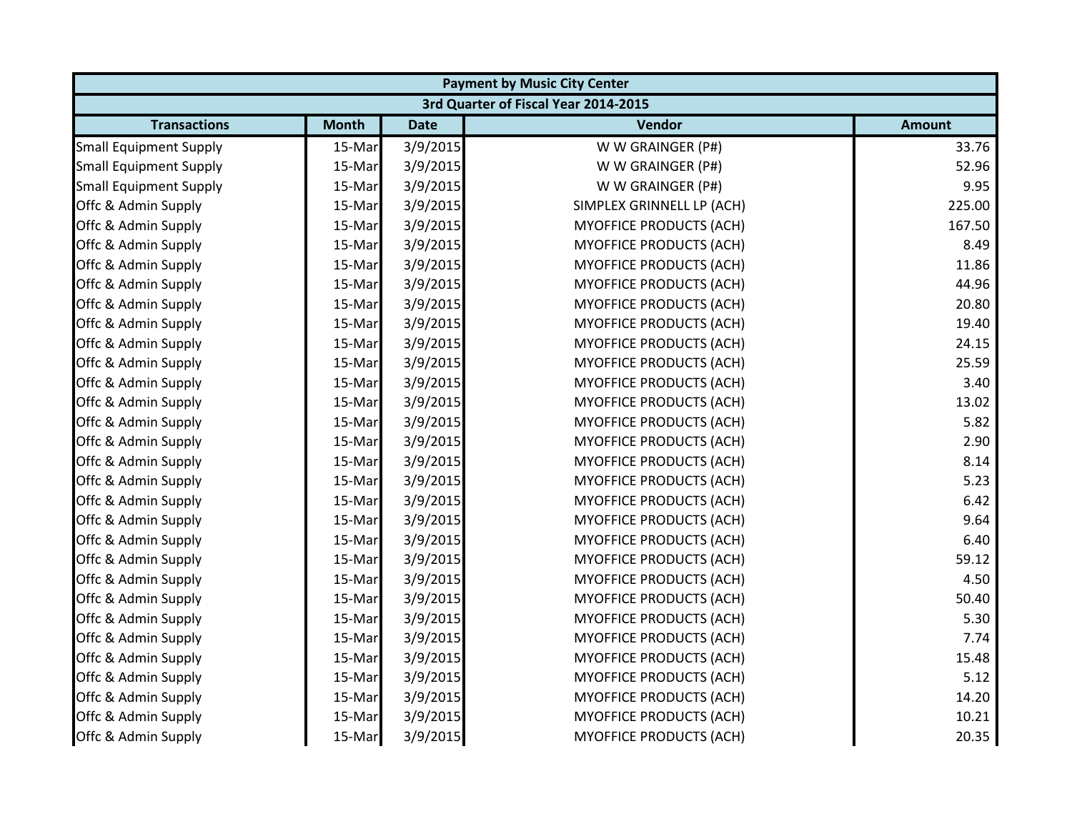| Payment by Music City Center | | | | |
|---|---|---|---|---|
| 3rd Quarter of Fiscal Year 2014-2015 | | | | |
| Transactions | Month | Date | Vendor | Amount |
| Small Equipment Supply | 15-Mar | 3/9/2015 | W W GRAINGER (P#) | 33.76 |
| Small Equipment Supply | 15-Mar | 3/9/2015 | W W GRAINGER (P#) | 52.96 |
| Small Equipment Supply | 15-Mar | 3/9/2015 | W W GRAINGER (P#) | 9.95 |
| Offc & Admin Supply | 15-Mar | 3/9/2015 | SIMPLEX GRINNELL LP (ACH) | 225.00 |
| Offc & Admin Supply | 15-Mar | 3/9/2015 | MYOFFICE PRODUCTS (ACH) | 167.50 |
| Offc & Admin Supply | 15-Mar | 3/9/2015 | MYOFFICE PRODUCTS (ACH) | 8.49 |
| Offc & Admin Supply | 15-Mar | 3/9/2015 | MYOFFICE PRODUCTS (ACH) | 11.86 |
| Offc & Admin Supply | 15-Mar | 3/9/2015 | MYOFFICE PRODUCTS (ACH) | 44.96 |
| Offc & Admin Supply | 15-Mar | 3/9/2015 | MYOFFICE PRODUCTS (ACH) | 20.80 |
| Offc & Admin Supply | 15-Mar | 3/9/2015 | MYOFFICE PRODUCTS (ACH) | 19.40 |
| Offc & Admin Supply | 15-Mar | 3/9/2015 | MYOFFICE PRODUCTS (ACH) | 24.15 |
| Offc & Admin Supply | 15-Mar | 3/9/2015 | MYOFFICE PRODUCTS (ACH) | 25.59 |
| Offc & Admin Supply | 15-Mar | 3/9/2015 | MYOFFICE PRODUCTS (ACH) | 3.40 |
| Offc & Admin Supply | 15-Mar | 3/9/2015 | MYOFFICE PRODUCTS (ACH) | 13.02 |
| Offc & Admin Supply | 15-Mar | 3/9/2015 | MYOFFICE PRODUCTS (ACH) | 5.82 |
| Offc & Admin Supply | 15-Mar | 3/9/2015 | MYOFFICE PRODUCTS (ACH) | 2.90 |
| Offc & Admin Supply | 15-Mar | 3/9/2015 | MYOFFICE PRODUCTS (ACH) | 8.14 |
| Offc & Admin Supply | 15-Mar | 3/9/2015 | MYOFFICE PRODUCTS (ACH) | 5.23 |
| Offc & Admin Supply | 15-Mar | 3/9/2015 | MYOFFICE PRODUCTS (ACH) | 6.42 |
| Offc & Admin Supply | 15-Mar | 3/9/2015 | MYOFFICE PRODUCTS (ACH) | 9.64 |
| Offc & Admin Supply | 15-Mar | 3/9/2015 | MYOFFICE PRODUCTS (ACH) | 6.40 |
| Offc & Admin Supply | 15-Mar | 3/9/2015 | MYOFFICE PRODUCTS (ACH) | 59.12 |
| Offc & Admin Supply | 15-Mar | 3/9/2015 | MYOFFICE PRODUCTS (ACH) | 4.50 |
| Offc & Admin Supply | 15-Mar | 3/9/2015 | MYOFFICE PRODUCTS (ACH) | 50.40 |
| Offc & Admin Supply | 15-Mar | 3/9/2015 | MYOFFICE PRODUCTS (ACH) | 5.30 |
| Offc & Admin Supply | 15-Mar | 3/9/2015 | MYOFFICE PRODUCTS (ACH) | 7.74 |
| Offc & Admin Supply | 15-Mar | 3/9/2015 | MYOFFICE PRODUCTS (ACH) | 15.48 |
| Offc & Admin Supply | 15-Mar | 3/9/2015 | MYOFFICE PRODUCTS (ACH) | 5.12 |
| Offc & Admin Supply | 15-Mar | 3/9/2015 | MYOFFICE PRODUCTS (ACH) | 14.20 |
| Offc & Admin Supply | 15-Mar | 3/9/2015 | MYOFFICE PRODUCTS (ACH) | 10.21 |
| Offc & Admin Supply | 15-Mar | 3/9/2015 | MYOFFICE PRODUCTS (ACH) | 20.35 |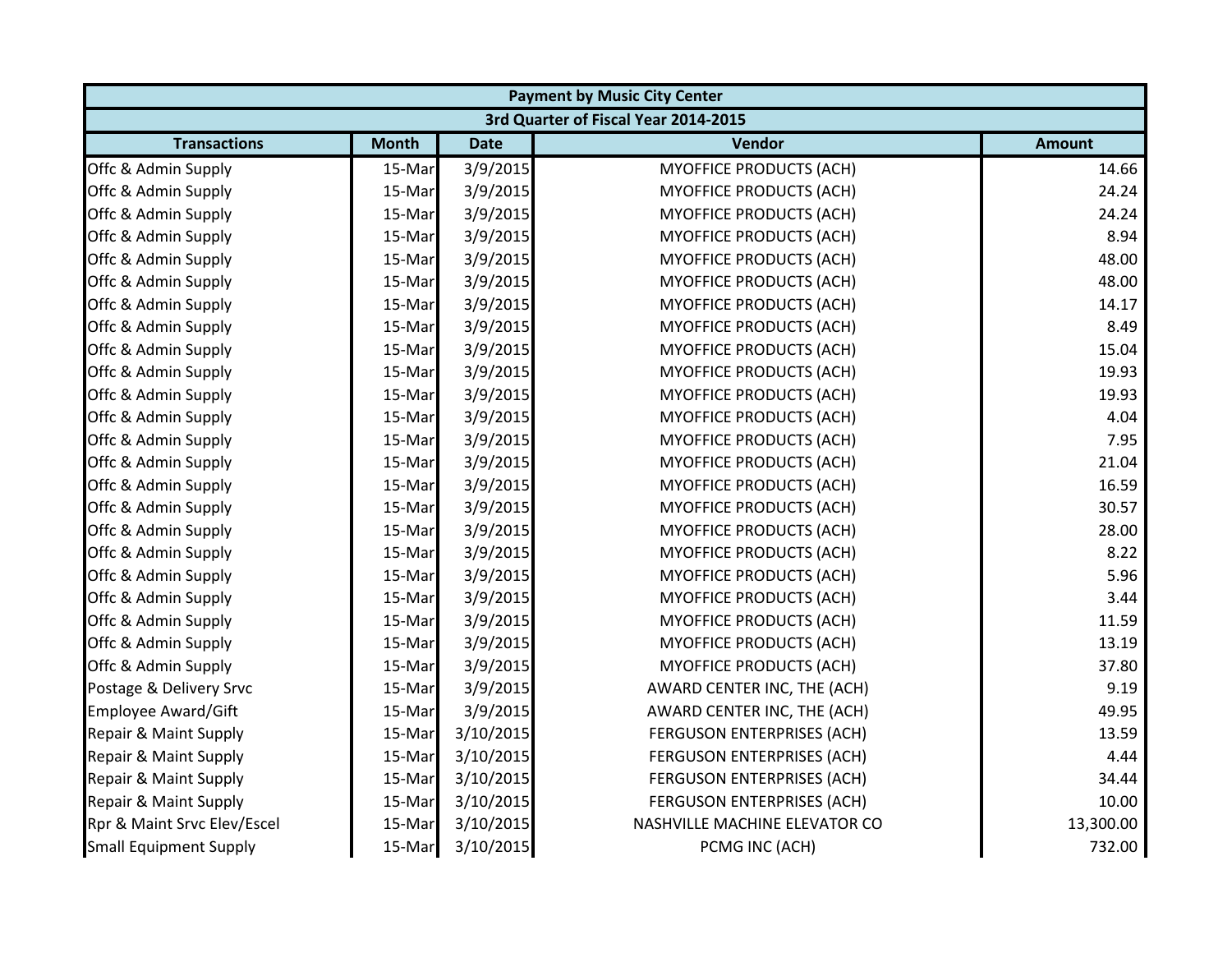| Payment by Music City Center | | | | |
|---|---|---|---|---|
| 3rd Quarter of Fiscal Year 2014-2015 | | | | |
| Transactions | Month | Date | Vendor | Amount |
| Offc & Admin Supply | 15-Mar | 3/9/2015 | MYOFFICE PRODUCTS (ACH) | 14.66 |
| Offc & Admin Supply | 15-Mar | 3/9/2015 | MYOFFICE PRODUCTS (ACH) | 24.24 |
| Offc & Admin Supply | 15-Mar | 3/9/2015 | MYOFFICE PRODUCTS (ACH) | 24.24 |
| Offc & Admin Supply | 15-Mar | 3/9/2015 | MYOFFICE PRODUCTS (ACH) | 8.94 |
| Offc & Admin Supply | 15-Mar | 3/9/2015 | MYOFFICE PRODUCTS (ACH) | 48.00 |
| Offc & Admin Supply | 15-Mar | 3/9/2015 | MYOFFICE PRODUCTS (ACH) | 48.00 |
| Offc & Admin Supply | 15-Mar | 3/9/2015 | MYOFFICE PRODUCTS (ACH) | 14.17 |
| Offc & Admin Supply | 15-Mar | 3/9/2015 | MYOFFICE PRODUCTS (ACH) | 8.49 |
| Offc & Admin Supply | 15-Mar | 3/9/2015 | MYOFFICE PRODUCTS (ACH) | 15.04 |
| Offc & Admin Supply | 15-Mar | 3/9/2015 | MYOFFICE PRODUCTS (ACH) | 19.93 |
| Offc & Admin Supply | 15-Mar | 3/9/2015 | MYOFFICE PRODUCTS (ACH) | 19.93 |
| Offc & Admin Supply | 15-Mar | 3/9/2015 | MYOFFICE PRODUCTS (ACH) | 4.04 |
| Offc & Admin Supply | 15-Mar | 3/9/2015 | MYOFFICE PRODUCTS (ACH) | 7.95 |
| Offc & Admin Supply | 15-Mar | 3/9/2015 | MYOFFICE PRODUCTS (ACH) | 21.04 |
| Offc & Admin Supply | 15-Mar | 3/9/2015 | MYOFFICE PRODUCTS (ACH) | 16.59 |
| Offc & Admin Supply | 15-Mar | 3/9/2015 | MYOFFICE PRODUCTS (ACH) | 30.57 |
| Offc & Admin Supply | 15-Mar | 3/9/2015 | MYOFFICE PRODUCTS (ACH) | 28.00 |
| Offc & Admin Supply | 15-Mar | 3/9/2015 | MYOFFICE PRODUCTS (ACH) | 8.22 |
| Offc & Admin Supply | 15-Mar | 3/9/2015 | MYOFFICE PRODUCTS (ACH) | 5.96 |
| Offc & Admin Supply | 15-Mar | 3/9/2015 | MYOFFICE PRODUCTS (ACH) | 3.44 |
| Offc & Admin Supply | 15-Mar | 3/9/2015 | MYOFFICE PRODUCTS (ACH) | 11.59 |
| Offc & Admin Supply | 15-Mar | 3/9/2015 | MYOFFICE PRODUCTS (ACH) | 13.19 |
| Offc & Admin Supply | 15-Mar | 3/9/2015 | MYOFFICE PRODUCTS (ACH) | 37.80 |
| Postage & Delivery Srvc | 15-Mar | 3/9/2015 | AWARD CENTER INC, THE (ACH) | 9.19 |
| Employee Award/Gift | 15-Mar | 3/9/2015 | AWARD CENTER INC, THE (ACH) | 49.95 |
| Repair & Maint Supply | 15-Mar | 3/10/2015 | FERGUSON ENTERPRISES (ACH) | 13.59 |
| Repair & Maint Supply | 15-Mar | 3/10/2015 | FERGUSON ENTERPRISES (ACH) | 4.44 |
| Repair & Maint Supply | 15-Mar | 3/10/2015 | FERGUSON ENTERPRISES (ACH) | 34.44 |
| Repair & Maint Supply | 15-Mar | 3/10/2015 | FERGUSON ENTERPRISES (ACH) | 10.00 |
| Rpr & Maint Srvc Elev/Escel | 15-Mar | 3/10/2015 | NASHVILLE MACHINE ELEVATOR CO | 13,300.00 |
| Small Equipment Supply | 15-Mar | 3/10/2015 | PCMG INC (ACH) | 732.00 |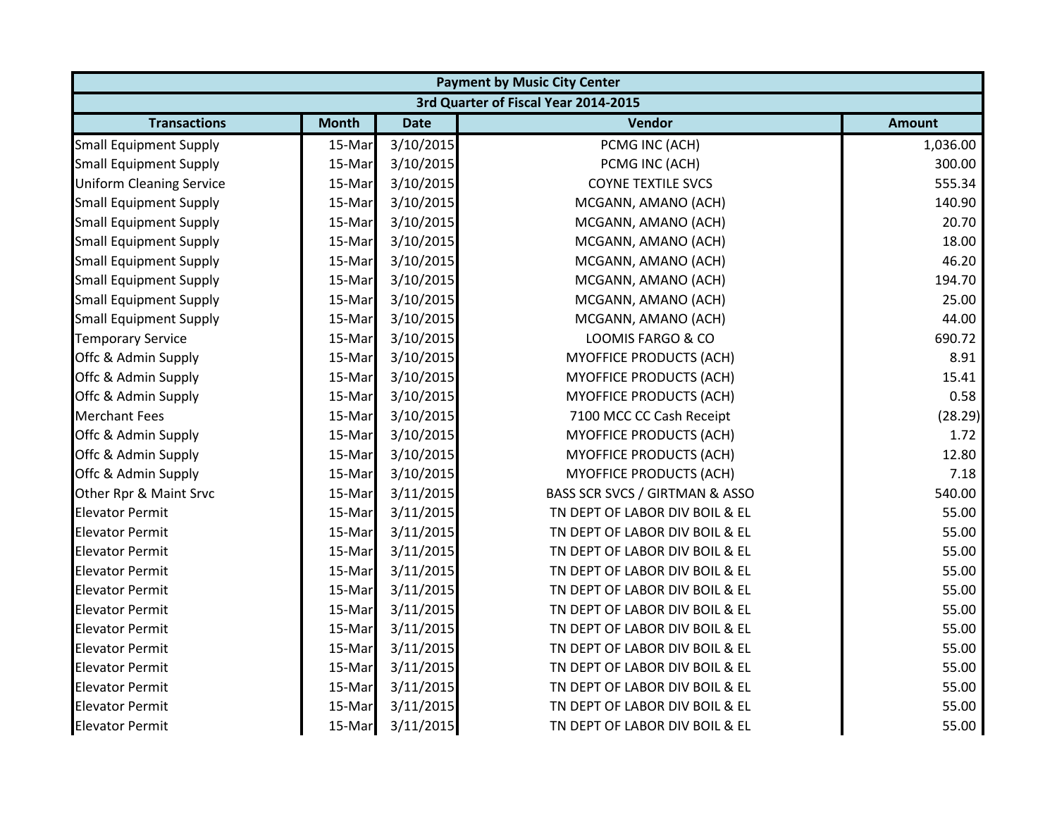| Payment by Music City Center | | | | |
|---|---|---|---|---|
| 3rd Quarter of Fiscal Year 2014-2015 | | | | |
| **Transactions** | **Month** | **Date** | **Vendor** | **Amount** |
| Small Equipment Supply | 15-Mar | 3/10/2015 | PCMG INC (ACH) | 1,036.00 |
| Small Equipment Supply | 15-Mar | 3/10/2015 | PCMG INC (ACH) | 300.00 |
| Uniform Cleaning Service | 15-Mar | 3/10/2015 | COYNE TEXTILE SVCS | 555.34 |
| Small Equipment Supply | 15-Mar | 3/10/2015 | MCGANN, AMANO (ACH) | 140.90 |
| Small Equipment Supply | 15-Mar | 3/10/2015 | MCGANN, AMANO (ACH) | 20.70 |
| Small Equipment Supply | 15-Mar | 3/10/2015 | MCGANN, AMANO (ACH) | 18.00 |
| Small Equipment Supply | 15-Mar | 3/10/2015 | MCGANN, AMANO (ACH) | 46.20 |
| Small Equipment Supply | 15-Mar | 3/10/2015 | MCGANN, AMANO (ACH) | 194.70 |
| Small Equipment Supply | 15-Mar | 3/10/2015 | MCGANN, AMANO (ACH) | 25.00 |
| Small Equipment Supply | 15-Mar | 3/10/2015 | MCGANN, AMANO (ACH) | 44.00 |
| Temporary Service | 15-Mar | 3/10/2015 | LOOMIS FARGO & CO | 690.72 |
| Offc & Admin Supply | 15-Mar | 3/10/2015 | MYOFFICE PRODUCTS (ACH) | 8.91 |
| Offc & Admin Supply | 15-Mar | 3/10/2015 | MYOFFICE PRODUCTS (ACH) | 15.41 |
| Offc & Admin Supply | 15-Mar | 3/10/2015 | MYOFFICE PRODUCTS (ACH) | 0.58 |
| Merchant Fees | 15-Mar | 3/10/2015 | 7100 MCC CC Cash Receipt | (28.29) |
| Offc & Admin Supply | 15-Mar | 3/10/2015 | MYOFFICE PRODUCTS (ACH) | 1.72 |
| Offc & Admin Supply | 15-Mar | 3/10/2015 | MYOFFICE PRODUCTS (ACH) | 12.80 |
| Offc & Admin Supply | 15-Mar | 3/10/2015 | MYOFFICE PRODUCTS (ACH) | 7.18 |
| Other Rpr & Maint Srvc | 15-Mar | 3/11/2015 | BASS SCR SVCS / GIRTMAN & ASSO | 540.00 |
| Elevator Permit | 15-Mar | 3/11/2015 | TN DEPT OF LABOR DIV BOIL & EL | 55.00 |
| Elevator Permit | 15-Mar | 3/11/2015 | TN DEPT OF LABOR DIV BOIL & EL | 55.00 |
| Elevator Permit | 15-Mar | 3/11/2015 | TN DEPT OF LABOR DIV BOIL & EL | 55.00 |
| Elevator Permit | 15-Mar | 3/11/2015 | TN DEPT OF LABOR DIV BOIL & EL | 55.00 |
| Elevator Permit | 15-Mar | 3/11/2015 | TN DEPT OF LABOR DIV BOIL & EL | 55.00 |
| Elevator Permit | 15-Mar | 3/11/2015 | TN DEPT OF LABOR DIV BOIL & EL | 55.00 |
| Elevator Permit | 15-Mar | 3/11/2015 | TN DEPT OF LABOR DIV BOIL & EL | 55.00 |
| Elevator Permit | 15-Mar | 3/11/2015 | TN DEPT OF LABOR DIV BOIL & EL | 55.00 |
| Elevator Permit | 15-Mar | 3/11/2015 | TN DEPT OF LABOR DIV BOIL & EL | 55.00 |
| Elevator Permit | 15-Mar | 3/11/2015 | TN DEPT OF LABOR DIV BOIL & EL | 55.00 |
| Elevator Permit | 15-Mar | 3/11/2015 | TN DEPT OF LABOR DIV BOIL & EL | 55.00 |
| Elevator Permit | 15-Mar | 3/11/2015 | TN DEPT OF LABOR DIV BOIL & EL | 55.00 |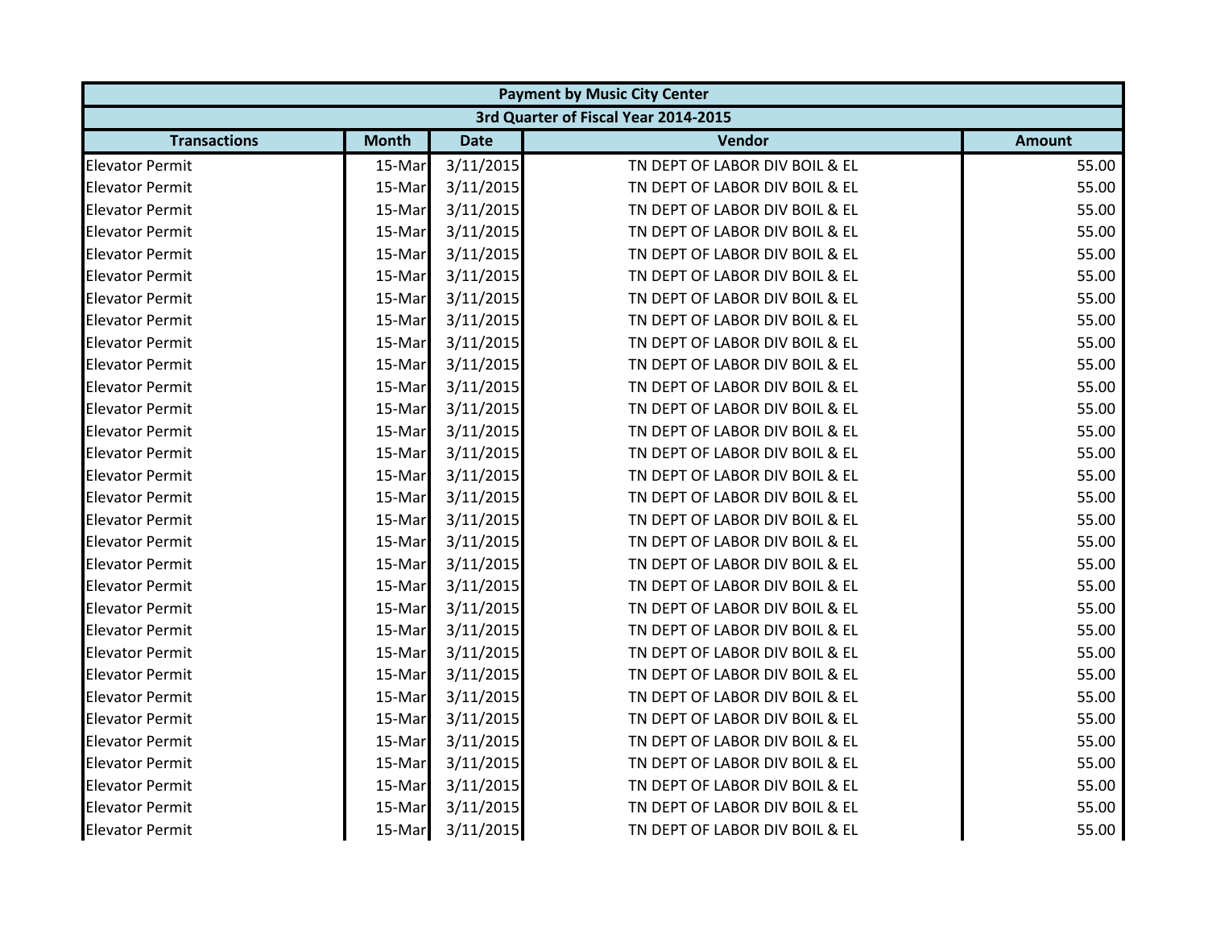| Payment by Music City Center | | | | |
|---|---|---|---|---|
| 3rd Quarter of Fiscal Year 2014-2015 | | | | |
| **Transactions** | **Month** | **Date** | **Vendor** | **Amount** |
| Elevator Permit | 15-Mar | 3/11/2015 | TN DEPT OF LABOR DIV BOIL & EL | 55.00 |
| Elevator Permit | 15-Mar | 3/11/2015 | TN DEPT OF LABOR DIV BOIL & EL | 55.00 |
| Elevator Permit | 15-Mar | 3/11/2015 | TN DEPT OF LABOR DIV BOIL & EL | 55.00 |
| Elevator Permit | 15-Mar | 3/11/2015 | TN DEPT OF LABOR DIV BOIL & EL | 55.00 |
| Elevator Permit | 15-Mar | 3/11/2015 | TN DEPT OF LABOR DIV BOIL & EL | 55.00 |
| Elevator Permit | 15-Mar | 3/11/2015 | TN DEPT OF LABOR DIV BOIL & EL | 55.00 |
| Elevator Permit | 15-Mar | 3/11/2015 | TN DEPT OF LABOR DIV BOIL & EL | 55.00 |
| Elevator Permit | 15-Mar | 3/11/2015 | TN DEPT OF LABOR DIV BOIL & EL | 55.00 |
| Elevator Permit | 15-Mar | 3/11/2015 | TN DEPT OF LABOR DIV BOIL & EL | 55.00 |
| Elevator Permit | 15-Mar | 3/11/2015 | TN DEPT OF LABOR DIV BOIL & EL | 55.00 |
| Elevator Permit | 15-Mar | 3/11/2015 | TN DEPT OF LABOR DIV BOIL & EL | 55.00 |
| Elevator Permit | 15-Mar | 3/11/2015 | TN DEPT OF LABOR DIV BOIL & EL | 55.00 |
| Elevator Permit | 15-Mar | 3/11/2015 | TN DEPT OF LABOR DIV BOIL & EL | 55.00 |
| Elevator Permit | 15-Mar | 3/11/2015 | TN DEPT OF LABOR DIV BOIL & EL | 55.00 |
| Elevator Permit | 15-Mar | 3/11/2015 | TN DEPT OF LABOR DIV BOIL & EL | 55.00 |
| Elevator Permit | 15-Mar | 3/11/2015 | TN DEPT OF LABOR DIV BOIL & EL | 55.00 |
| Elevator Permit | 15-Mar | 3/11/2015 | TN DEPT OF LABOR DIV BOIL & EL | 55.00 |
| Elevator Permit | 15-Mar | 3/11/2015 | TN DEPT OF LABOR DIV BOIL & EL | 55.00 |
| Elevator Permit | 15-Mar | 3/11/2015 | TN DEPT OF LABOR DIV BOIL & EL | 55.00 |
| Elevator Permit | 15-Mar | 3/11/2015 | TN DEPT OF LABOR DIV BOIL & EL | 55.00 |
| Elevator Permit | 15-Mar | 3/11/2015 | TN DEPT OF LABOR DIV BOIL & EL | 55.00 |
| Elevator Permit | 15-Mar | 3/11/2015 | TN DEPT OF LABOR DIV BOIL & EL | 55.00 |
| Elevator Permit | 15-Mar | 3/11/2015 | TN DEPT OF LABOR DIV BOIL & EL | 55.00 |
| Elevator Permit | 15-Mar | 3/11/2015 | TN DEPT OF LABOR DIV BOIL & EL | 55.00 |
| Elevator Permit | 15-Mar | 3/11/2015 | TN DEPT OF LABOR DIV BOIL & EL | 55.00 |
| Elevator Permit | 15-Mar | 3/11/2015 | TN DEPT OF LABOR DIV BOIL & EL | 55.00 |
| Elevator Permit | 15-Mar | 3/11/2015 | TN DEPT OF LABOR DIV BOIL & EL | 55.00 |
| Elevator Permit | 15-Mar | 3/11/2015 | TN DEPT OF LABOR DIV BOIL & EL | 55.00 |
| Elevator Permit | 15-Mar | 3/11/2015 | TN DEPT OF LABOR DIV BOIL & EL | 55.00 |
| Elevator Permit | 15-Mar | 3/11/2015 | TN DEPT OF LABOR DIV BOIL & EL | 55.00 |
| Elevator Permit | 15-Mar | 3/11/2015 | TN DEPT OF LABOR DIV BOIL & EL | 55.00 |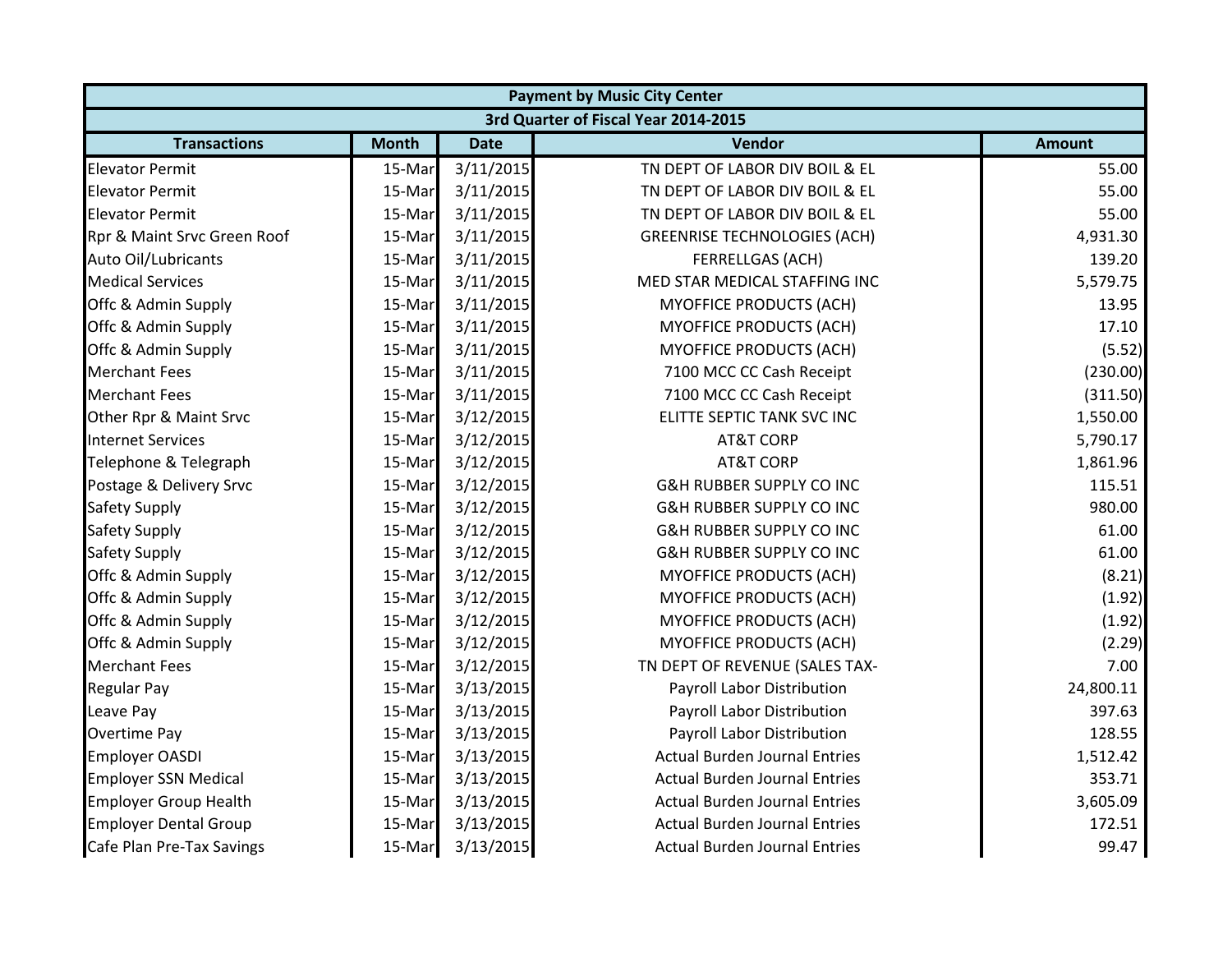| Payment by Music City Center | | | | |
|---|---|---|---|---|
| 3rd Quarter of Fiscal Year 2014-2015 | | | | |
| **Transactions** | **Month** | **Date** | **Vendor** | **Amount** |
| Elevator Permit | 15-Mar | 3/11/2015 | TN DEPT OF LABOR DIV BOIL & EL | 55.00 |
| Elevator Permit | 15-Mar | 3/11/2015 | TN DEPT OF LABOR DIV BOIL & EL | 55.00 |
| Elevator Permit | 15-Mar | 3/11/2015 | TN DEPT OF LABOR DIV BOIL & EL | 55.00 |
| Rpr & Maint Srvc Green Roof | 15-Mar | 3/11/2015 | GREENRISE TECHNOLOGIES (ACH) | 4,931.30 |
| Auto Oil/Lubricants | 15-Mar | 3/11/2015 | FERRELLGAS (ACH) | 139.20 |
| Medical Services | 15-Mar | 3/11/2015 | MED STAR MEDICAL STAFFING INC | 5,579.75 |
| Offc & Admin Supply | 15-Mar | 3/11/2015 | MYOFFICE PRODUCTS (ACH) | 13.95 |
| Offc & Admin Supply | 15-Mar | 3/11/2015 | MYOFFICE PRODUCTS (ACH) | 17.10 |
| Offc & Admin Supply | 15-Mar | 3/11/2015 | MYOFFICE PRODUCTS (ACH) | (5.52) |
| Merchant Fees | 15-Mar | 3/11/2015 | 7100 MCC CC Cash Receipt | (230.00) |
| Merchant Fees | 15-Mar | 3/11/2015 | 7100 MCC CC Cash Receipt | (311.50) |
| Other Rpr & Maint Srvc | 15-Mar | 3/12/2015 | ELITTE SEPTIC TANK SVC INC | 1,550.00 |
| Internet Services | 15-Mar | 3/12/2015 | AT&T CORP | 5,790.17 |
| Telephone & Telegraph | 15-Mar | 3/12/2015 | AT&T CORP | 1,861.96 |
| Postage & Delivery Srvc | 15-Mar | 3/12/2015 | G&H RUBBER SUPPLY CO INC | 115.51 |
| Safety Supply | 15-Mar | 3/12/2015 | G&H RUBBER SUPPLY CO INC | 980.00 |
| Safety Supply | 15-Mar | 3/12/2015 | G&H RUBBER SUPPLY CO INC | 61.00 |
| Safety Supply | 15-Mar | 3/12/2015 | G&H RUBBER SUPPLY CO INC | 61.00 |
| Offc & Admin Supply | 15-Mar | 3/12/2015 | MYOFFICE PRODUCTS (ACH) | (8.21) |
| Offc & Admin Supply | 15-Mar | 3/12/2015 | MYOFFICE PRODUCTS (ACH) | (1.92) |
| Offc & Admin Supply | 15-Mar | 3/12/2015 | MYOFFICE PRODUCTS (ACH) | (1.92) |
| Offc & Admin Supply | 15-Mar | 3/12/2015 | MYOFFICE PRODUCTS (ACH) | (2.29) |
| Merchant Fees | 15-Mar | 3/12/2015 | TN DEPT OF REVENUE (SALES TAX- | 7.00 |
| Regular Pay | 15-Mar | 3/13/2015 | Payroll Labor Distribution | 24,800.11 |
| Leave Pay | 15-Mar | 3/13/2015 | Payroll Labor Distribution | 397.63 |
| Overtime Pay | 15-Mar | 3/13/2015 | Payroll Labor Distribution | 128.55 |
| Employer OASDI | 15-Mar | 3/13/2015 | Actual Burden Journal Entries | 1,512.42 |
| Employer SSN Medical | 15-Mar | 3/13/2015 | Actual Burden Journal Entries | 353.71 |
| Employer Group Health | 15-Mar | 3/13/2015 | Actual Burden Journal Entries | 3,605.09 |
| Employer Dental Group | 15-Mar | 3/13/2015 | Actual Burden Journal Entries | 172.51 |
| Cafe Plan Pre-Tax Savings | 15-Mar | 3/13/2015 | Actual Burden Journal Entries | 99.47 |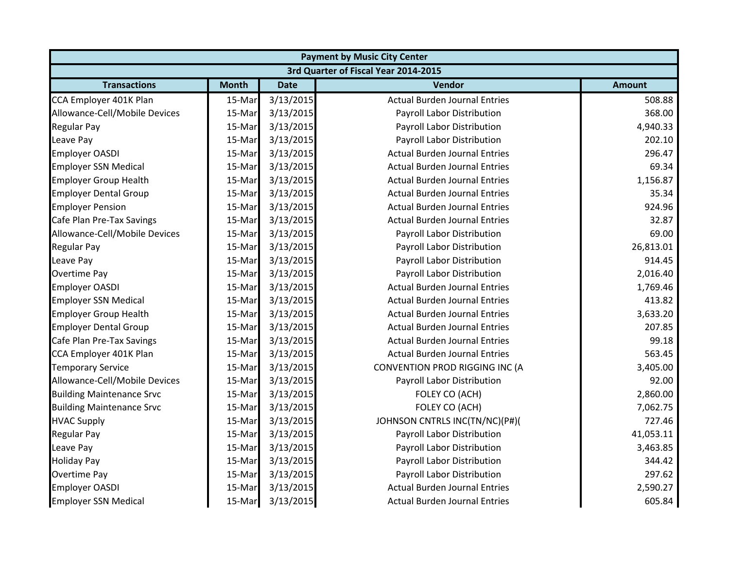| Payment by Music City Center | | | | |
|---|---|---|---|---|
| 3rd Quarter of Fiscal Year 2014-2015 | | | | |
| **Transactions** | **Month** | **Date** | **Vendor** | **Amount** |
| CCA Employer 401K Plan | 15-Mar | 3/13/2015 | Actual Burden Journal Entries | 508.88 |
| Allowance-Cell/Mobile Devices | 15-Mar | 3/13/2015 | Payroll Labor Distribution | 368.00 |
| Regular Pay | 15-Mar | 3/13/2015 | Payroll Labor Distribution | 4,940.33 |
| Leave Pay | 15-Mar | 3/13/2015 | Payroll Labor Distribution | 202.10 |
| Employer OASDI | 15-Mar | 3/13/2015 | Actual Burden Journal Entries | 296.47 |
| Employer SSN Medical | 15-Mar | 3/13/2015 | Actual Burden Journal Entries | 69.34 |
| Employer Group Health | 15-Mar | 3/13/2015 | Actual Burden Journal Entries | 1,156.87 |
| Employer Dental Group | 15-Mar | 3/13/2015 | Actual Burden Journal Entries | 35.34 |
| Employer Pension | 15-Mar | 3/13/2015 | Actual Burden Journal Entries | 924.96 |
| Cafe Plan Pre-Tax Savings | 15-Mar | 3/13/2015 | Actual Burden Journal Entries | 32.87 |
| Allowance-Cell/Mobile Devices | 15-Mar | 3/13/2015 | Payroll Labor Distribution | 69.00 |
| Regular Pay | 15-Mar | 3/13/2015 | Payroll Labor Distribution | 26,813.01 |
| Leave Pay | 15-Mar | 3/13/2015 | Payroll Labor Distribution | 914.45 |
| Overtime Pay | 15-Mar | 3/13/2015 | Payroll Labor Distribution | 2,016.40 |
| Employer OASDI | 15-Mar | 3/13/2015 | Actual Burden Journal Entries | 1,769.46 |
| Employer SSN Medical | 15-Mar | 3/13/2015 | Actual Burden Journal Entries | 413.82 |
| Employer Group Health | 15-Mar | 3/13/2015 | Actual Burden Journal Entries | 3,633.20 |
| Employer Dental Group | 15-Mar | 3/13/2015 | Actual Burden Journal Entries | 207.85 |
| Cafe Plan Pre-Tax Savings | 15-Mar | 3/13/2015 | Actual Burden Journal Entries | 99.18 |
| CCA Employer 401K Plan | 15-Mar | 3/13/2015 | Actual Burden Journal Entries | 563.45 |
| Temporary Service | 15-Mar | 3/13/2015 | CONVENTION PROD RIGGING INC (A | 3,405.00 |
| Allowance-Cell/Mobile Devices | 15-Mar | 3/13/2015 | Payroll Labor Distribution | 92.00 |
| Building Maintenance Srvc | 15-Mar | 3/13/2015 | FOLEY CO (ACH) | 2,860.00 |
| Building Maintenance Srvc | 15-Mar | 3/13/2015 | FOLEY CO (ACH) | 7,062.75 |
| HVAC Supply | 15-Mar | 3/13/2015 | JOHNSON CNTRLS INC(TN/NC)(P#)( | 727.46 |
| Regular Pay | 15-Mar | 3/13/2015 | Payroll Labor Distribution | 41,053.11 |
| Leave Pay | 15-Mar | 3/13/2015 | Payroll Labor Distribution | 3,463.85 |
| Holiday Pay | 15-Mar | 3/13/2015 | Payroll Labor Distribution | 344.42 |
| Overtime Pay | 15-Mar | 3/13/2015 | Payroll Labor Distribution | 297.62 |
| Employer OASDI | 15-Mar | 3/13/2015 | Actual Burden Journal Entries | 2,590.27 |
| Employer SSN Medical | 15-Mar | 3/13/2015 | Actual Burden Journal Entries | 605.84 |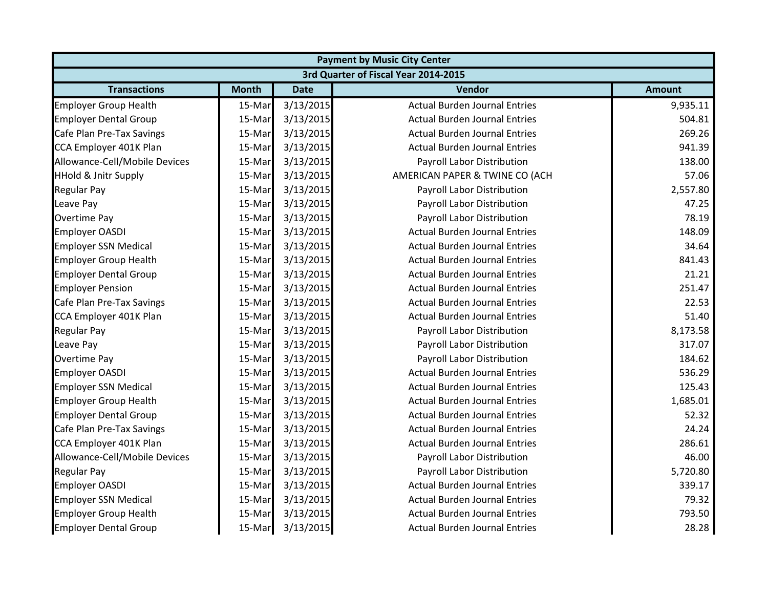| Payment by Music City Center | | | | |
|---|---|---|---|---|
| 3rd Quarter of Fiscal Year 2014-2015 | | | | |
| **Transactions** | **Month** | **Date** | **Vendor** | **Amount** |
| Employer Group Health | 15-Mar | 3/13/2015 | Actual Burden Journal Entries | 9,935.11 |
| Employer Dental Group | 15-Mar | 3/13/2015 | Actual Burden Journal Entries | 504.81 |
| Cafe Plan Pre-Tax Savings | 15-Mar | 3/13/2015 | Actual Burden Journal Entries | 269.26 |
| CCA Employer 401K Plan | 15-Mar | 3/13/2015 | Actual Burden Journal Entries | 941.39 |
| Allowance-Cell/Mobile Devices | 15-Mar | 3/13/2015 | Payroll Labor Distribution | 138.00 |
| HHold & Jnitr Supply | 15-Mar | 3/13/2015 | AMERICAN PAPER & TWINE CO (ACH | 57.06 |
| Regular Pay | 15-Mar | 3/13/2015 | Payroll Labor Distribution | 2,557.80 |
| Leave Pay | 15-Mar | 3/13/2015 | Payroll Labor Distribution | 47.25 |
| Overtime Pay | 15-Mar | 3/13/2015 | Payroll Labor Distribution | 78.19 |
| Employer OASDI | 15-Mar | 3/13/2015 | Actual Burden Journal Entries | 148.09 |
| Employer SSN Medical | 15-Mar | 3/13/2015 | Actual Burden Journal Entries | 34.64 |
| Employer Group Health | 15-Mar | 3/13/2015 | Actual Burden Journal Entries | 841.43 |
| Employer Dental Group | 15-Mar | 3/13/2015 | Actual Burden Journal Entries | 21.21 |
| Employer Pension | 15-Mar | 3/13/2015 | Actual Burden Journal Entries | 251.47 |
| Cafe Plan Pre-Tax Savings | 15-Mar | 3/13/2015 | Actual Burden Journal Entries | 22.53 |
| CCA Employer 401K Plan | 15-Mar | 3/13/2015 | Actual Burden Journal Entries | 51.40 |
| Regular Pay | 15-Mar | 3/13/2015 | Payroll Labor Distribution | 8,173.58 |
| Leave Pay | 15-Mar | 3/13/2015 | Payroll Labor Distribution | 317.07 |
| Overtime Pay | 15-Mar | 3/13/2015 | Payroll Labor Distribution | 184.62 |
| Employer OASDI | 15-Mar | 3/13/2015 | Actual Burden Journal Entries | 536.29 |
| Employer SSN Medical | 15-Mar | 3/13/2015 | Actual Burden Journal Entries | 125.43 |
| Employer Group Health | 15-Mar | 3/13/2015 | Actual Burden Journal Entries | 1,685.01 |
| Employer Dental Group | 15-Mar | 3/13/2015 | Actual Burden Journal Entries | 52.32 |
| Cafe Plan Pre-Tax Savings | 15-Mar | 3/13/2015 | Actual Burden Journal Entries | 24.24 |
| CCA Employer 401K Plan | 15-Mar | 3/13/2015 | Actual Burden Journal Entries | 286.61 |
| Allowance-Cell/Mobile Devices | 15-Mar | 3/13/2015 | Payroll Labor Distribution | 46.00 |
| Regular Pay | 15-Mar | 3/13/2015 | Payroll Labor Distribution | 5,720.80 |
| Employer OASDI | 15-Mar | 3/13/2015 | Actual Burden Journal Entries | 339.17 |
| Employer SSN Medical | 15-Mar | 3/13/2015 | Actual Burden Journal Entries | 79.32 |
| Employer Group Health | 15-Mar | 3/13/2015 | Actual Burden Journal Entries | 793.50 |
| Employer Dental Group | 15-Mar | 3/13/2015 | Actual Burden Journal Entries | 28.28 |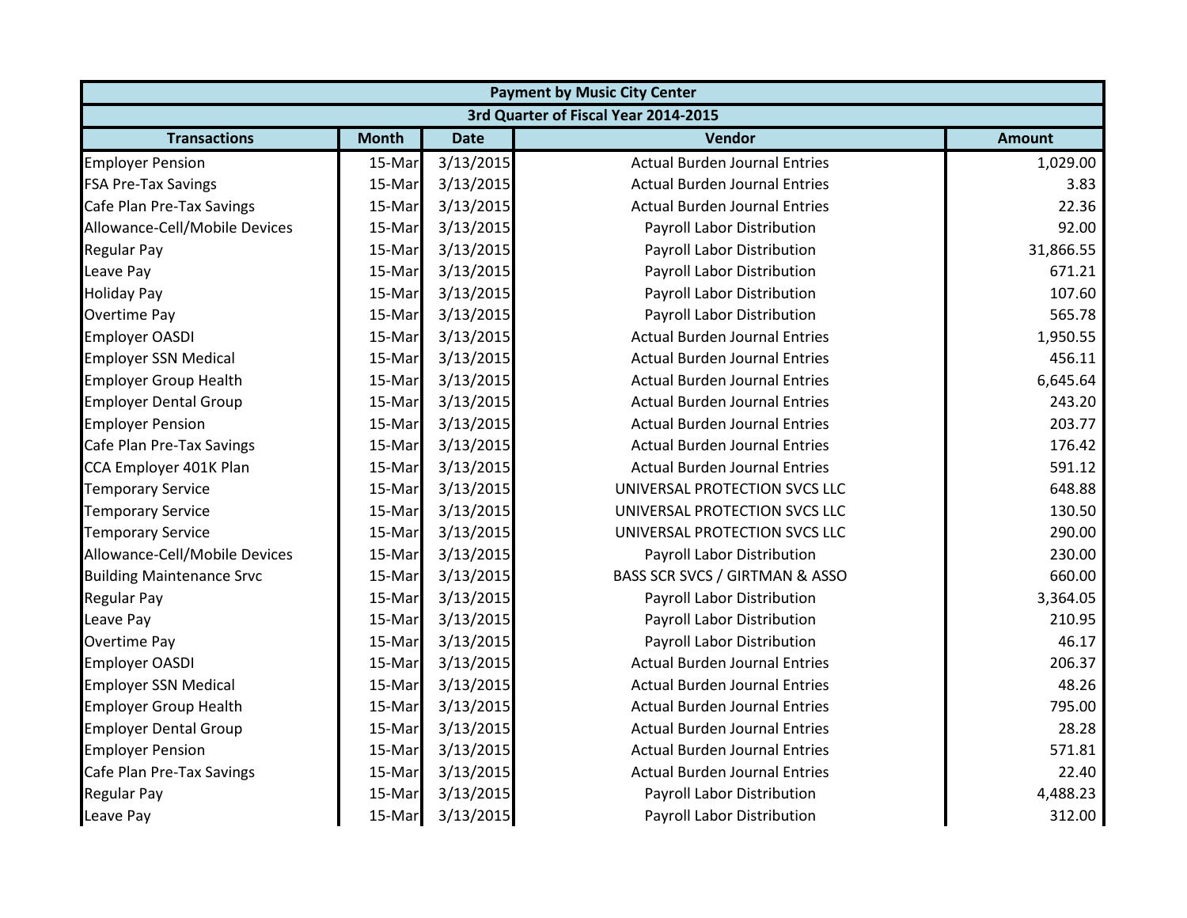| Payment by Music City Center | | | | |
|---|---|---|---|---|
| 3rd Quarter of Fiscal Year 2014-2015 | | | | |
| **Transactions** | **Month** | **Date** | **Vendor** | **Amount** |
| Employer Pension | 15-Mar | 3/13/2015 | Actual Burden Journal Entries | 1,029.00 |
| FSA Pre-Tax Savings | 15-Mar | 3/13/2015 | Actual Burden Journal Entries | 3.83 |
| Cafe Plan Pre-Tax Savings | 15-Mar | 3/13/2015 | Actual Burden Journal Entries | 22.36 |
| Allowance-Cell/Mobile Devices | 15-Mar | 3/13/2015 | Payroll Labor Distribution | 92.00 |
| Regular Pay | 15-Mar | 3/13/2015 | Payroll Labor Distribution | 31,866.55 |
| Leave Pay | 15-Mar | 3/13/2015 | Payroll Labor Distribution | 671.21 |
| Holiday Pay | 15-Mar | 3/13/2015 | Payroll Labor Distribution | 107.60 |
| Overtime Pay | 15-Mar | 3/13/2015 | Payroll Labor Distribution | 565.78 |
| Employer OASDI | 15-Mar | 3/13/2015 | Actual Burden Journal Entries | 1,950.55 |
| Employer SSN Medical | 15-Mar | 3/13/2015 | Actual Burden Journal Entries | 456.11 |
| Employer Group Health | 15-Mar | 3/13/2015 | Actual Burden Journal Entries | 6,645.64 |
| Employer Dental Group | 15-Mar | 3/13/2015 | Actual Burden Journal Entries | 243.20 |
| Employer Pension | 15-Mar | 3/13/2015 | Actual Burden Journal Entries | 203.77 |
| Cafe Plan Pre-Tax Savings | 15-Mar | 3/13/2015 | Actual Burden Journal Entries | 176.42 |
| CCA Employer 401K Plan | 15-Mar | 3/13/2015 | Actual Burden Journal Entries | 591.12 |
| Temporary Service | 15-Mar | 3/13/2015 | UNIVERSAL PROTECTION SVCS LLC | 648.88 |
| Temporary Service | 15-Mar | 3/13/2015 | UNIVERSAL PROTECTION SVCS LLC | 130.50 |
| Temporary Service | 15-Mar | 3/13/2015 | UNIVERSAL PROTECTION SVCS LLC | 290.00 |
| Allowance-Cell/Mobile Devices | 15-Mar | 3/13/2015 | Payroll Labor Distribution | 230.00 |
| Building Maintenance Srvc | 15-Mar | 3/13/2015 | BASS SCR SVCS / GIRTMAN & ASSO | 660.00 |
| Regular Pay | 15-Mar | 3/13/2015 | Payroll Labor Distribution | 3,364.05 |
| Leave Pay | 15-Mar | 3/13/2015 | Payroll Labor Distribution | 210.95 |
| Overtime Pay | 15-Mar | 3/13/2015 | Payroll Labor Distribution | 46.17 |
| Employer OASDI | 15-Mar | 3/13/2015 | Actual Burden Journal Entries | 206.37 |
| Employer SSN Medical | 15-Mar | 3/13/2015 | Actual Burden Journal Entries | 48.26 |
| Employer Group Health | 15-Mar | 3/13/2015 | Actual Burden Journal Entries | 795.00 |
| Employer Dental Group | 15-Mar | 3/13/2015 | Actual Burden Journal Entries | 28.28 |
| Employer Pension | 15-Mar | 3/13/2015 | Actual Burden Journal Entries | 571.81 |
| Cafe Plan Pre-Tax Savings | 15-Mar | 3/13/2015 | Actual Burden Journal Entries | 22.40 |
| Regular Pay | 15-Mar | 3/13/2015 | Payroll Labor Distribution | 4,488.23 |
| Leave Pay | 15-Mar | 3/13/2015 | Payroll Labor Distribution | 312.00 |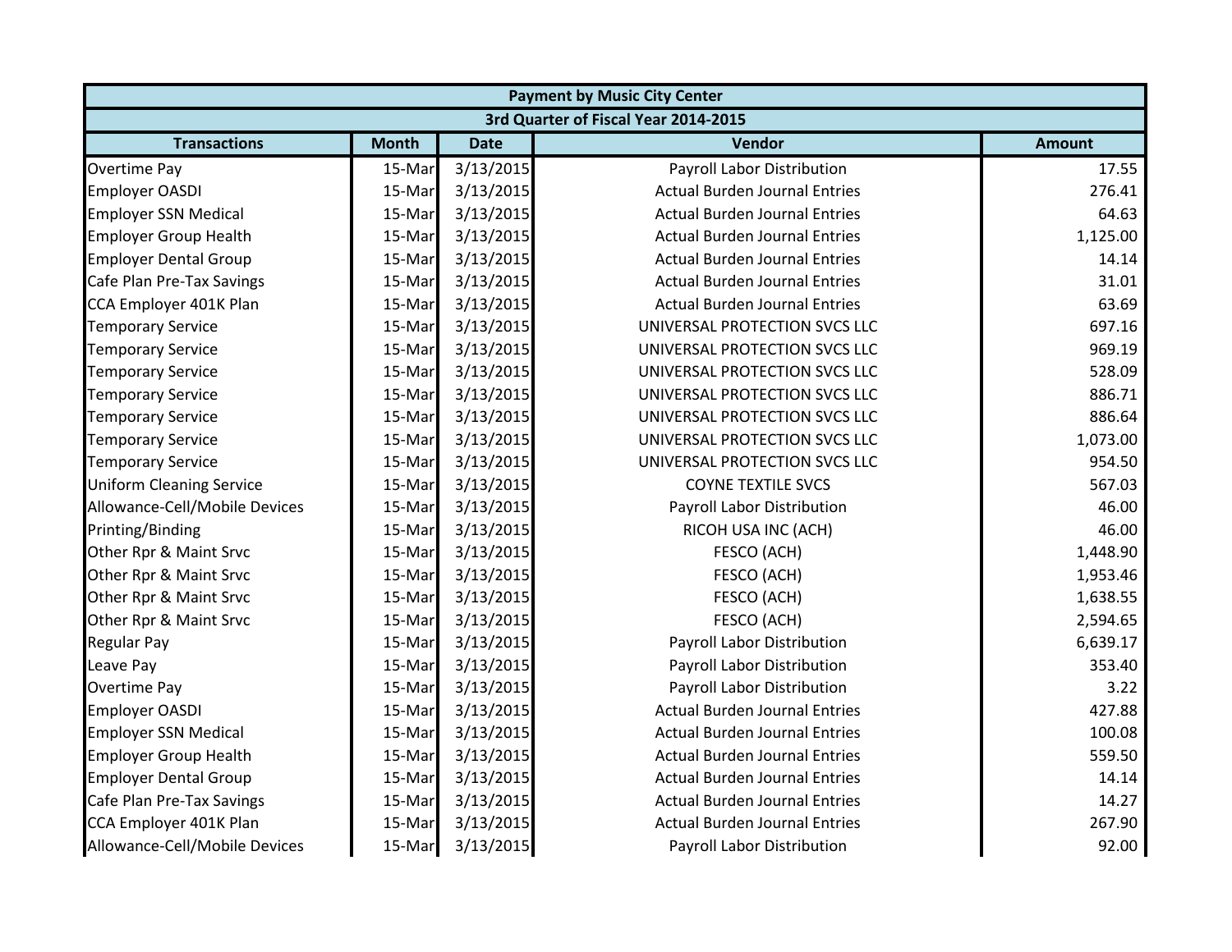| Payment by Music City Center | | | | |
|---|---|---|---|---|
| 3rd Quarter of Fiscal Year 2014-2015 | | | | |
| **Transactions** | **Month** | **Date** | **Vendor** | **Amount** |
| Overtime Pay | 15-Mar | 3/13/2015 | Payroll Labor Distribution | 17.55 |
| Employer OASDI | 15-Mar | 3/13/2015 | Actual Burden Journal Entries | 276.41 |
| Employer SSN Medical | 15-Mar | 3/13/2015 | Actual Burden Journal Entries | 64.63 |
| Employer Group Health | 15-Mar | 3/13/2015 | Actual Burden Journal Entries | 1,125.00 |
| Employer Dental Group | 15-Mar | 3/13/2015 | Actual Burden Journal Entries | 14.14 |
| Cafe Plan Pre-Tax Savings | 15-Mar | 3/13/2015 | Actual Burden Journal Entries | 31.01 |
| CCA Employer 401K Plan | 15-Mar | 3/13/2015 | Actual Burden Journal Entries | 63.69 |
| Temporary Service | 15-Mar | 3/13/2015 | UNIVERSAL PROTECTION SVCS LLC | 697.16 |
| Temporary Service | 15-Mar | 3/13/2015 | UNIVERSAL PROTECTION SVCS LLC | 969.19 |
| Temporary Service | 15-Mar | 3/13/2015 | UNIVERSAL PROTECTION SVCS LLC | 528.09 |
| Temporary Service | 15-Mar | 3/13/2015 | UNIVERSAL PROTECTION SVCS LLC | 886.71 |
| Temporary Service | 15-Mar | 3/13/2015 | UNIVERSAL PROTECTION SVCS LLC | 886.64 |
| Temporary Service | 15-Mar | 3/13/2015 | UNIVERSAL PROTECTION SVCS LLC | 1,073.00 |
| Temporary Service | 15-Mar | 3/13/2015 | UNIVERSAL PROTECTION SVCS LLC | 954.50 |
| Uniform Cleaning Service | 15-Mar | 3/13/2015 | COYNE TEXTILE SVCS | 567.03 |
| Allowance-Cell/Mobile Devices | 15-Mar | 3/13/2015 | Payroll Labor Distribution | 46.00 |
| Printing/Binding | 15-Mar | 3/13/2015 | RICOH USA INC (ACH) | 46.00 |
| Other Rpr & Maint Srvc | 15-Mar | 3/13/2015 | FESCO (ACH) | 1,448.90 |
| Other Rpr & Maint Srvc | 15-Mar | 3/13/2015 | FESCO (ACH) | 1,953.46 |
| Other Rpr & Maint Srvc | 15-Mar | 3/13/2015 | FESCO (ACH) | 1,638.55 |
| Other Rpr & Maint Srvc | 15-Mar | 3/13/2015 | FESCO (ACH) | 2,594.65 |
| Regular Pay | 15-Mar | 3/13/2015 | Payroll Labor Distribution | 6,639.17 |
| Leave Pay | 15-Mar | 3/13/2015 | Payroll Labor Distribution | 353.40 |
| Overtime Pay | 15-Mar | 3/13/2015 | Payroll Labor Distribution | 3.22 |
| Employer OASDI | 15-Mar | 3/13/2015 | Actual Burden Journal Entries | 427.88 |
| Employer SSN Medical | 15-Mar | 3/13/2015 | Actual Burden Journal Entries | 100.08 |
| Employer Group Health | 15-Mar | 3/13/2015 | Actual Burden Journal Entries | 559.50 |
| Employer Dental Group | 15-Mar | 3/13/2015 | Actual Burden Journal Entries | 14.14 |
| Cafe Plan Pre-Tax Savings | 15-Mar | 3/13/2015 | Actual Burden Journal Entries | 14.27 |
| CCA Employer 401K Plan | 15-Mar | 3/13/2015 | Actual Burden Journal Entries | 267.90 |
| Allowance-Cell/Mobile Devices | 15-Mar | 3/13/2015 | Payroll Labor Distribution | 92.00 |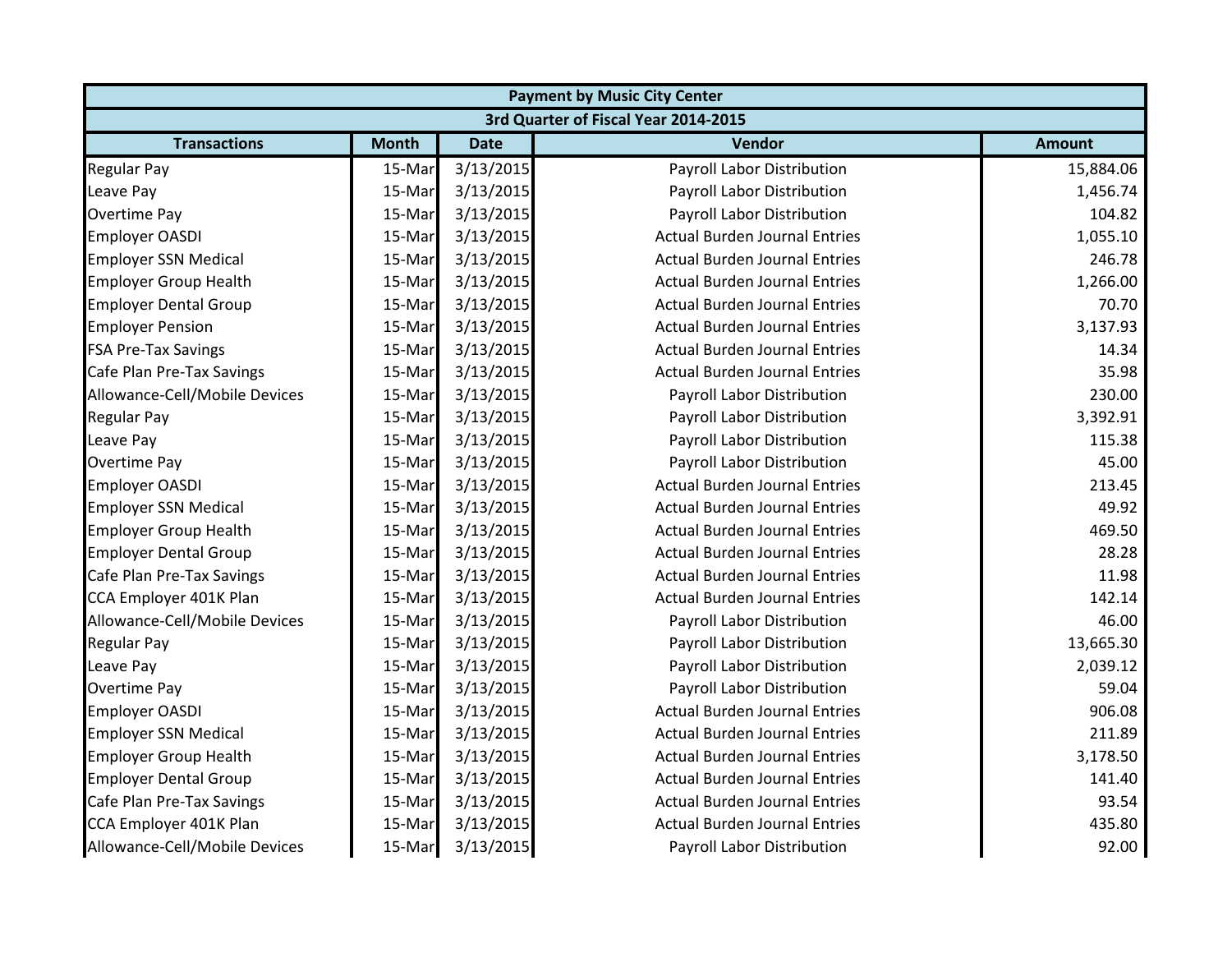| Payment by Music City Center | | | | |
|---|---|---|---|---|
| 3rd Quarter of Fiscal Year 2014-2015 | | | | |
| Transactions | Month | Date | Vendor | Amount |
| Regular Pay | 15-Mar | 3/13/2015 | Payroll Labor Distribution | 15,884.06 |
| Leave Pay | 15-Mar | 3/13/2015 | Payroll Labor Distribution | 1,456.74 |
| Overtime Pay | 15-Mar | 3/13/2015 | Payroll Labor Distribution | 104.82 |
| Employer OASDI | 15-Mar | 3/13/2015 | Actual Burden Journal Entries | 1,055.10 |
| Employer SSN Medical | 15-Mar | 3/13/2015 | Actual Burden Journal Entries | 246.78 |
| Employer Group Health | 15-Mar | 3/13/2015 | Actual Burden Journal Entries | 1,266.00 |
| Employer Dental Group | 15-Mar | 3/13/2015 | Actual Burden Journal Entries | 70.70 |
| Employer Pension | 15-Mar | 3/13/2015 | Actual Burden Journal Entries | 3,137.93 |
| FSA Pre-Tax Savings | 15-Mar | 3/13/2015 | Actual Burden Journal Entries | 14.34 |
| Cafe Plan Pre-Tax Savings | 15-Mar | 3/13/2015 | Actual Burden Journal Entries | 35.98 |
| Allowance-Cell/Mobile Devices | 15-Mar | 3/13/2015 | Payroll Labor Distribution | 230.00 |
| Regular Pay | 15-Mar | 3/13/2015 | Payroll Labor Distribution | 3,392.91 |
| Leave Pay | 15-Mar | 3/13/2015 | Payroll Labor Distribution | 115.38 |
| Overtime Pay | 15-Mar | 3/13/2015 | Payroll Labor Distribution | 45.00 |
| Employer OASDI | 15-Mar | 3/13/2015 | Actual Burden Journal Entries | 213.45 |
| Employer SSN Medical | 15-Mar | 3/13/2015 | Actual Burden Journal Entries | 49.92 |
| Employer Group Health | 15-Mar | 3/13/2015 | Actual Burden Journal Entries | 469.50 |
| Employer Dental Group | 15-Mar | 3/13/2015 | Actual Burden Journal Entries | 28.28 |
| Cafe Plan Pre-Tax Savings | 15-Mar | 3/13/2015 | Actual Burden Journal Entries | 11.98 |
| CCA Employer 401K Plan | 15-Mar | 3/13/2015 | Actual Burden Journal Entries | 142.14 |
| Allowance-Cell/Mobile Devices | 15-Mar | 3/13/2015 | Payroll Labor Distribution | 46.00 |
| Regular Pay | 15-Mar | 3/13/2015 | Payroll Labor Distribution | 13,665.30 |
| Leave Pay | 15-Mar | 3/13/2015 | Payroll Labor Distribution | 2,039.12 |
| Overtime Pay | 15-Mar | 3/13/2015 | Payroll Labor Distribution | 59.04 |
| Employer OASDI | 15-Mar | 3/13/2015 | Actual Burden Journal Entries | 906.08 |
| Employer SSN Medical | 15-Mar | 3/13/2015 | Actual Burden Journal Entries | 211.89 |
| Employer Group Health | 15-Mar | 3/13/2015 | Actual Burden Journal Entries | 3,178.50 |
| Employer Dental Group | 15-Mar | 3/13/2015 | Actual Burden Journal Entries | 141.40 |
| Cafe Plan Pre-Tax Savings | 15-Mar | 3/13/2015 | Actual Burden Journal Entries | 93.54 |
| CCA Employer 401K Plan | 15-Mar | 3/13/2015 | Actual Burden Journal Entries | 435.80 |
| Allowance-Cell/Mobile Devices | 15-Mar | 3/13/2015 | Payroll Labor Distribution | 92.00 |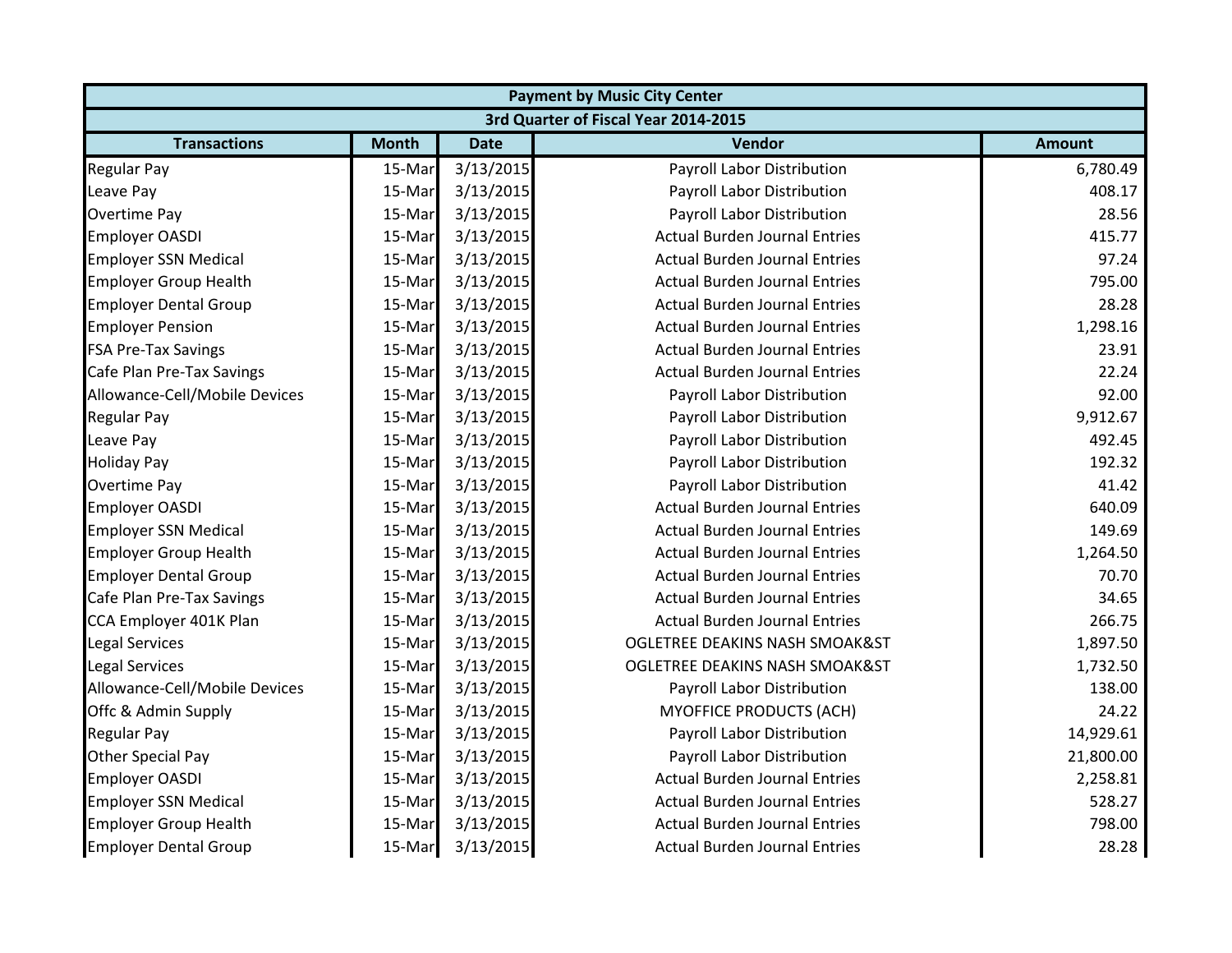| Payment by Music City Center | | | | |
|---|---|---|---|---|
| 3rd Quarter of Fiscal Year 2014-2015 | | | | |
| **Transactions** | **Month** | **Date** | **Vendor** | **Amount** |
| Regular Pay | 15-Mar | 3/13/2015 | Payroll Labor Distribution | 6,780.49 |
| Leave Pay | 15-Mar | 3/13/2015 | Payroll Labor Distribution | 408.17 |
| Overtime Pay | 15-Mar | 3/13/2015 | Payroll Labor Distribution | 28.56 |
| Employer OASDI | 15-Mar | 3/13/2015 | Actual Burden Journal Entries | 415.77 |
| Employer SSN Medical | 15-Mar | 3/13/2015 | Actual Burden Journal Entries | 97.24 |
| Employer Group Health | 15-Mar | 3/13/2015 | Actual Burden Journal Entries | 795.00 |
| Employer Dental Group | 15-Mar | 3/13/2015 | Actual Burden Journal Entries | 28.28 |
| Employer Pension | 15-Mar | 3/13/2015 | Actual Burden Journal Entries | 1,298.16 |
| FSA Pre-Tax Savings | 15-Mar | 3/13/2015 | Actual Burden Journal Entries | 23.91 |
| Cafe Plan Pre-Tax Savings | 15-Mar | 3/13/2015 | Actual Burden Journal Entries | 22.24 |
| Allowance-Cell/Mobile Devices | 15-Mar | 3/13/2015 | Payroll Labor Distribution | 92.00 |
| Regular Pay | 15-Mar | 3/13/2015 | Payroll Labor Distribution | 9,912.67 |
| Leave Pay | 15-Mar | 3/13/2015 | Payroll Labor Distribution | 492.45 |
| Holiday Pay | 15-Mar | 3/13/2015 | Payroll Labor Distribution | 192.32 |
| Overtime Pay | 15-Mar | 3/13/2015 | Payroll Labor Distribution | 41.42 |
| Employer OASDI | 15-Mar | 3/13/2015 | Actual Burden Journal Entries | 640.09 |
| Employer SSN Medical | 15-Mar | 3/13/2015 | Actual Burden Journal Entries | 149.69 |
| Employer Group Health | 15-Mar | 3/13/2015 | Actual Burden Journal Entries | 1,264.50 |
| Employer Dental Group | 15-Mar | 3/13/2015 | Actual Burden Journal Entries | 70.70 |
| Cafe Plan Pre-Tax Savings | 15-Mar | 3/13/2015 | Actual Burden Journal Entries | 34.65 |
| CCA Employer 401K Plan | 15-Mar | 3/13/2015 | Actual Burden Journal Entries | 266.75 |
| Legal Services | 15-Mar | 3/13/2015 | OGLETREE DEAKINS NASH SMOAK&ST | 1,897.50 |
| Legal Services | 15-Mar | 3/13/2015 | OGLETREE DEAKINS NASH SMOAK&ST | 1,732.50 |
| Allowance-Cell/Mobile Devices | 15-Mar | 3/13/2015 | Payroll Labor Distribution | 138.00 |
| Offc & Admin Supply | 15-Mar | 3/13/2015 | MYOFFICE PRODUCTS (ACH) | 24.22 |
| Regular Pay | 15-Mar | 3/13/2015 | Payroll Labor Distribution | 14,929.61 |
| Other Special Pay | 15-Mar | 3/13/2015 | Payroll Labor Distribution | 21,800.00 |
| Employer OASDI | 15-Mar | 3/13/2015 | Actual Burden Journal Entries | 2,258.81 |
| Employer SSN Medical | 15-Mar | 3/13/2015 | Actual Burden Journal Entries | 528.27 |
| Employer Group Health | 15-Mar | 3/13/2015 | Actual Burden Journal Entries | 798.00 |
| Employer Dental Group | 15-Mar | 3/13/2015 | Actual Burden Journal Entries | 28.28 |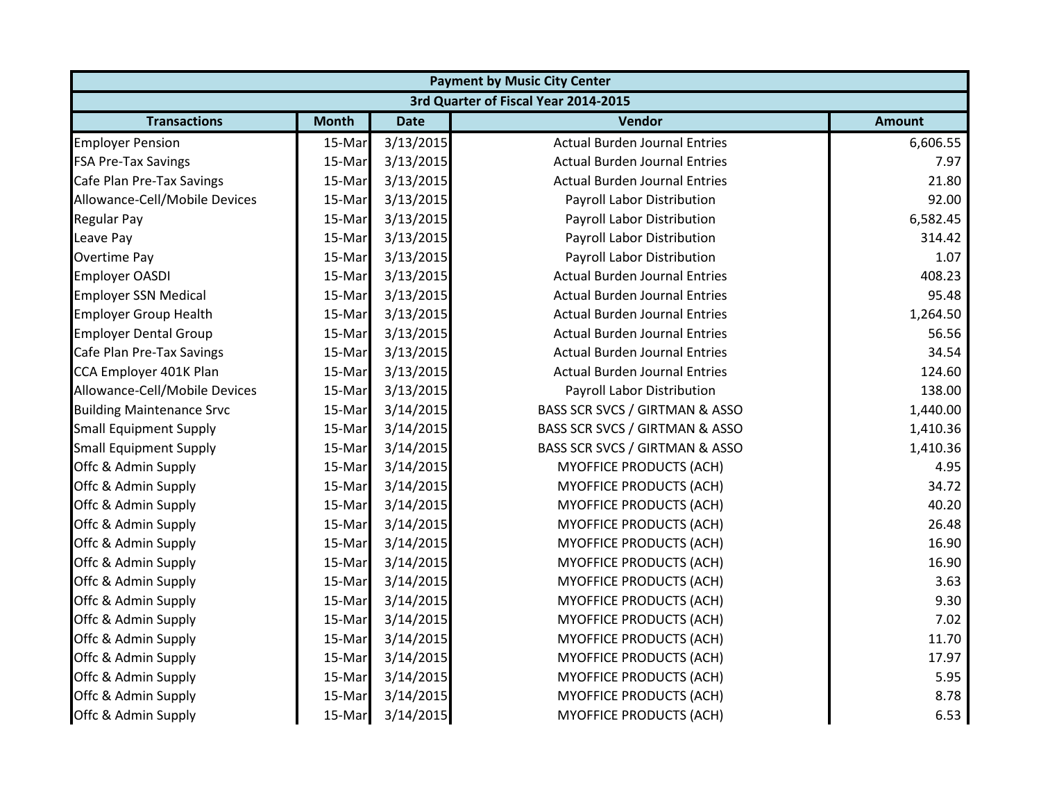| Payment by Music City Center | | | | |
|---|---|---|---|---|
| 3rd Quarter of Fiscal Year 2014-2015 | | | | |
| **Transactions** | **Month** | **Date** | **Vendor** | **Amount** |
| Employer Pension | 15-Mar | 3/13/2015 | Actual Burden Journal Entries | 6,606.55 |
| FSA Pre-Tax Savings | 15-Mar | 3/13/2015 | Actual Burden Journal Entries | 7.97 |
| Cafe Plan Pre-Tax Savings | 15-Mar | 3/13/2015 | Actual Burden Journal Entries | 21.80 |
| Allowance-Cell/Mobile Devices | 15-Mar | 3/13/2015 | Payroll Labor Distribution | 92.00 |
| Regular Pay | 15-Mar | 3/13/2015 | Payroll Labor Distribution | 6,582.45 |
| Leave Pay | 15-Mar | 3/13/2015 | Payroll Labor Distribution | 314.42 |
| Overtime Pay | 15-Mar | 3/13/2015 | Payroll Labor Distribution | 1.07 |
| Employer OASDI | 15-Mar | 3/13/2015 | Actual Burden Journal Entries | 408.23 |
| Employer SSN Medical | 15-Mar | 3/13/2015 | Actual Burden Journal Entries | 95.48 |
| Employer Group Health | 15-Mar | 3/13/2015 | Actual Burden Journal Entries | 1,264.50 |
| Employer Dental Group | 15-Mar | 3/13/2015 | Actual Burden Journal Entries | 56.56 |
| Cafe Plan Pre-Tax Savings | 15-Mar | 3/13/2015 | Actual Burden Journal Entries | 34.54 |
| CCA Employer 401K Plan | 15-Mar | 3/13/2015 | Actual Burden Journal Entries | 124.60 |
| Allowance-Cell/Mobile Devices | 15-Mar | 3/13/2015 | Payroll Labor Distribution | 138.00 |
| Building Maintenance Srvc | 15-Mar | 3/14/2015 | BASS SCR SVCS / GIRTMAN & ASSO | 1,440.00 |
| Small Equipment Supply | 15-Mar | 3/14/2015 | BASS SCR SVCS / GIRTMAN & ASSO | 1,410.36 |
| Small Equipment Supply | 15-Mar | 3/14/2015 | BASS SCR SVCS / GIRTMAN & ASSO | 1,410.36 |
| Offc & Admin Supply | 15-Mar | 3/14/2015 | MYOFFICE PRODUCTS (ACH) | 4.95 |
| Offc & Admin Supply | 15-Mar | 3/14/2015 | MYOFFICE PRODUCTS (ACH) | 34.72 |
| Offc & Admin Supply | 15-Mar | 3/14/2015 | MYOFFICE PRODUCTS (ACH) | 40.20 |
| Offc & Admin Supply | 15-Mar | 3/14/2015 | MYOFFICE PRODUCTS (ACH) | 26.48 |
| Offc & Admin Supply | 15-Mar | 3/14/2015 | MYOFFICE PRODUCTS (ACH) | 16.90 |
| Offc & Admin Supply | 15-Mar | 3/14/2015 | MYOFFICE PRODUCTS (ACH) | 16.90 |
| Offc & Admin Supply | 15-Mar | 3/14/2015 | MYOFFICE PRODUCTS (ACH) | 3.63 |
| Offc & Admin Supply | 15-Mar | 3/14/2015 | MYOFFICE PRODUCTS (ACH) | 9.30 |
| Offc & Admin Supply | 15-Mar | 3/14/2015 | MYOFFICE PRODUCTS (ACH) | 7.02 |
| Offc & Admin Supply | 15-Mar | 3/14/2015 | MYOFFICE PRODUCTS (ACH) | 11.70 |
| Offc & Admin Supply | 15-Mar | 3/14/2015 | MYOFFICE PRODUCTS (ACH) | 17.97 |
| Offc & Admin Supply | 15-Mar | 3/14/2015 | MYOFFICE PRODUCTS (ACH) | 5.95 |
| Offc & Admin Supply | 15-Mar | 3/14/2015 | MYOFFICE PRODUCTS (ACH) | 8.78 |
| Offc & Admin Supply | 15-Mar | 3/14/2015 | MYOFFICE PRODUCTS (ACH) | 6.53 |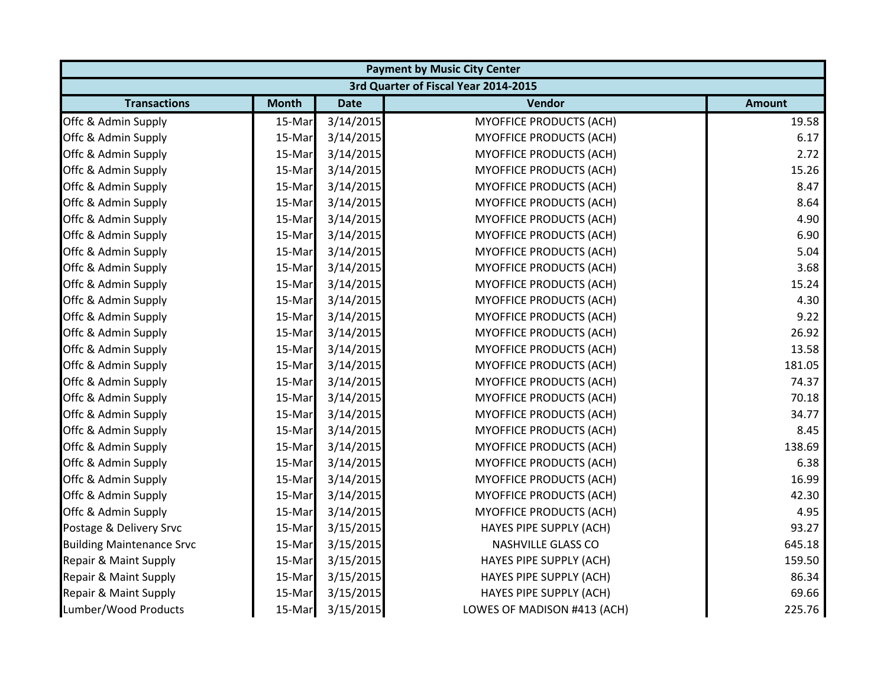| Payment by Music City Center | | | | |
|---|---|---|---|---|
| 3rd Quarter of Fiscal Year 2014-2015 | | | | |
| **Transactions** | **Month** | **Date** | **Vendor** | **Amount** |
| Offc & Admin Supply | 15-Mar | 3/14/2015 | MYOFFICE PRODUCTS (ACH) | 19.58 |
| Offc & Admin Supply | 15-Mar | 3/14/2015 | MYOFFICE PRODUCTS (ACH) | 6.17 |
| Offc & Admin Supply | 15-Mar | 3/14/2015 | MYOFFICE PRODUCTS (ACH) | 2.72 |
| Offc & Admin Supply | 15-Mar | 3/14/2015 | MYOFFICE PRODUCTS (ACH) | 15.26 |
| Offc & Admin Supply | 15-Mar | 3/14/2015 | MYOFFICE PRODUCTS (ACH) | 8.47 |
| Offc & Admin Supply | 15-Mar | 3/14/2015 | MYOFFICE PRODUCTS (ACH) | 8.64 |
| Offc & Admin Supply | 15-Mar | 3/14/2015 | MYOFFICE PRODUCTS (ACH) | 4.90 |
| Offc & Admin Supply | 15-Mar | 3/14/2015 | MYOFFICE PRODUCTS (ACH) | 6.90 |
| Offc & Admin Supply | 15-Mar | 3/14/2015 | MYOFFICE PRODUCTS (ACH) | 5.04 |
| Offc & Admin Supply | 15-Mar | 3/14/2015 | MYOFFICE PRODUCTS (ACH) | 3.68 |
| Offc & Admin Supply | 15-Mar | 3/14/2015 | MYOFFICE PRODUCTS (ACH) | 15.24 |
| Offc & Admin Supply | 15-Mar | 3/14/2015 | MYOFFICE PRODUCTS (ACH) | 4.30 |
| Offc & Admin Supply | 15-Mar | 3/14/2015 | MYOFFICE PRODUCTS (ACH) | 9.22 |
| Offc & Admin Supply | 15-Mar | 3/14/2015 | MYOFFICE PRODUCTS (ACH) | 26.92 |
| Offc & Admin Supply | 15-Mar | 3/14/2015 | MYOFFICE PRODUCTS (ACH) | 13.58 |
| Offc & Admin Supply | 15-Mar | 3/14/2015 | MYOFFICE PRODUCTS (ACH) | 181.05 |
| Offc & Admin Supply | 15-Mar | 3/14/2015 | MYOFFICE PRODUCTS (ACH) | 74.37 |
| Offc & Admin Supply | 15-Mar | 3/14/2015 | MYOFFICE PRODUCTS (ACH) | 70.18 |
| Offc & Admin Supply | 15-Mar | 3/14/2015 | MYOFFICE PRODUCTS (ACH) | 34.77 |
| Offc & Admin Supply | 15-Mar | 3/14/2015 | MYOFFICE PRODUCTS (ACH) | 8.45 |
| Offc & Admin Supply | 15-Mar | 3/14/2015 | MYOFFICE PRODUCTS (ACH) | 138.69 |
| Offc & Admin Supply | 15-Mar | 3/14/2015 | MYOFFICE PRODUCTS (ACH) | 6.38 |
| Offc & Admin Supply | 15-Mar | 3/14/2015 | MYOFFICE PRODUCTS (ACH) | 16.99 |
| Offc & Admin Supply | 15-Mar | 3/14/2015 | MYOFFICE PRODUCTS (ACH) | 42.30 |
| Offc & Admin Supply | 15-Mar | 3/14/2015 | MYOFFICE PRODUCTS (ACH) | 4.95 |
| Postage & Delivery Srvc | 15-Mar | 3/15/2015 | HAYES PIPE SUPPLY (ACH) | 93.27 |
| Building Maintenance Srvc | 15-Mar | 3/15/2015 | NASHVILLE GLASS CO | 645.18 |
| Repair & Maint Supply | 15-Mar | 3/15/2015 | HAYES PIPE SUPPLY (ACH) | 159.50 |
| Repair & Maint Supply | 15-Mar | 3/15/2015 | HAYES PIPE SUPPLY (ACH) | 86.34 |
| Repair & Maint Supply | 15-Mar | 3/15/2015 | HAYES PIPE SUPPLY (ACH) | 69.66 |
| Lumber/Wood Products | 15-Mar | 3/15/2015 | LOWES OF MADISON #413 (ACH) | 225.76 |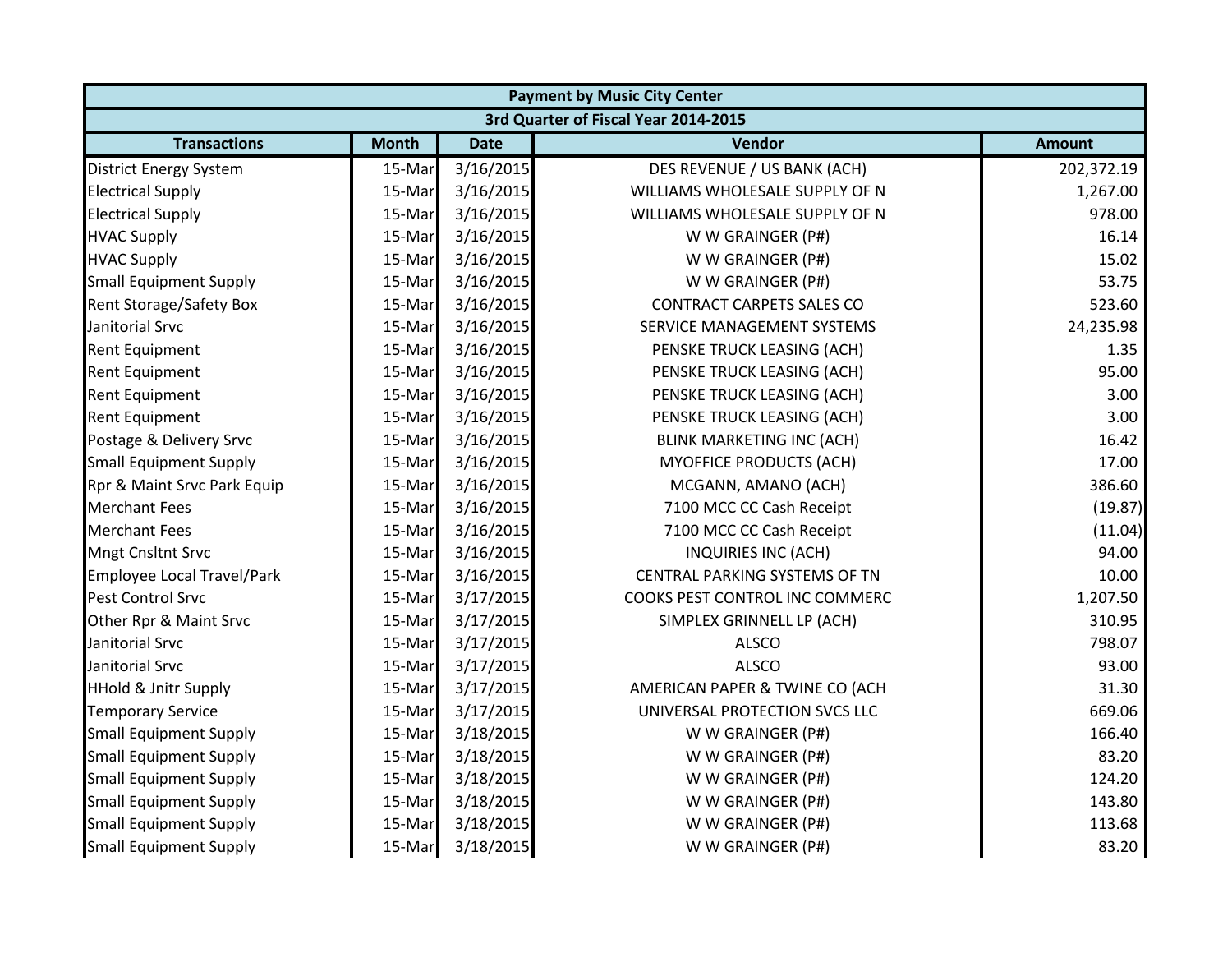| Payment by Music City Center | | | | |
|---|---|---|---|---|
| 3rd Quarter of Fiscal Year 2014-2015 | | | | |
| **Transactions** | **Month** | **Date** | **Vendor** | **Amount** |
| District Energy System | 15-Mar | 3/16/2015 | DES REVENUE / US BANK (ACH) | 202,372.19 |
| Electrical Supply | 15-Mar | 3/16/2015 | WILLIAMS WHOLESALE SUPPLY OF N | 1,267.00 |
| Electrical Supply | 15-Mar | 3/16/2015 | WILLIAMS WHOLESALE SUPPLY OF N | 978.00 |
| HVAC Supply | 15-Mar | 3/16/2015 | W W GRAINGER (P#) | 16.14 |
| HVAC Supply | 15-Mar | 3/16/2015 | W W GRAINGER (P#) | 15.02 |
| Small Equipment Supply | 15-Mar | 3/16/2015 | W W GRAINGER (P#) | 53.75 |
| Rent Storage/Safety Box | 15-Mar | 3/16/2015 | CONTRACT CARPETS SALES CO | 523.60 |
| Janitorial Srvc | 15-Mar | 3/16/2015 | SERVICE MANAGEMENT SYSTEMS | 24,235.98 |
| Rent Equipment | 15-Mar | 3/16/2015 | PENSKE TRUCK LEASING (ACH) | 1.35 |
| Rent Equipment | 15-Mar | 3/16/2015 | PENSKE TRUCK LEASING (ACH) | 95.00 |
| Rent Equipment | 15-Mar | 3/16/2015 | PENSKE TRUCK LEASING (ACH) | 3.00 |
| Rent Equipment | 15-Mar | 3/16/2015 | PENSKE TRUCK LEASING (ACH) | 3.00 |
| Postage & Delivery Srvc | 15-Mar | 3/16/2015 | BLINK MARKETING INC (ACH) | 16.42 |
| Small Equipment Supply | 15-Mar | 3/16/2015 | MYOFFICE PRODUCTS (ACH) | 17.00 |
| Rpr & Maint Srvc Park Equip | 15-Mar | 3/16/2015 | MCGANN, AMANO (ACH) | 386.60 |
| Merchant Fees | 15-Mar | 3/16/2015 | 7100 MCC CC Cash Receipt | (19.87) |
| Merchant Fees | 15-Mar | 3/16/2015 | 7100 MCC CC Cash Receipt | (11.04) |
| Mngt Cnsltnt Srvc | 15-Mar | 3/16/2015 | INQUIRIES INC (ACH) | 94.00 |
| Employee Local Travel/Park | 15-Mar | 3/16/2015 | CENTRAL PARKING SYSTEMS OF TN | 10.00 |
| Pest Control Srvc | 15-Mar | 3/17/2015 | COOKS PEST CONTROL INC COMMERC | 1,207.50 |
| Other Rpr & Maint Srvc | 15-Mar | 3/17/2015 | SIMPLEX GRINNELL LP (ACH) | 310.95 |
| Janitorial Srvc | 15-Mar | 3/17/2015 | ALSCO | 798.07 |
| Janitorial Srvc | 15-Mar | 3/17/2015 | ALSCO | 93.00 |
| HHold & Jnitr Supply | 15-Mar | 3/17/2015 | AMERICAN PAPER & TWINE CO (ACH | 31.30 |
| Temporary Service | 15-Mar | 3/17/2015 | UNIVERSAL PROTECTION SVCS LLC | 669.06 |
| Small Equipment Supply | 15-Mar | 3/18/2015 | W W GRAINGER (P#) | 166.40 |
| Small Equipment Supply | 15-Mar | 3/18/2015 | W W GRAINGER (P#) | 83.20 |
| Small Equipment Supply | 15-Mar | 3/18/2015 | W W GRAINGER (P#) | 124.20 |
| Small Equipment Supply | 15-Mar | 3/18/2015 | W W GRAINGER (P#) | 143.80 |
| Small Equipment Supply | 15-Mar | 3/18/2015 | W W GRAINGER (P#) | 113.68 |
| Small Equipment Supply | 15-Mar | 3/18/2015 | W W GRAINGER (P#) | 83.20 |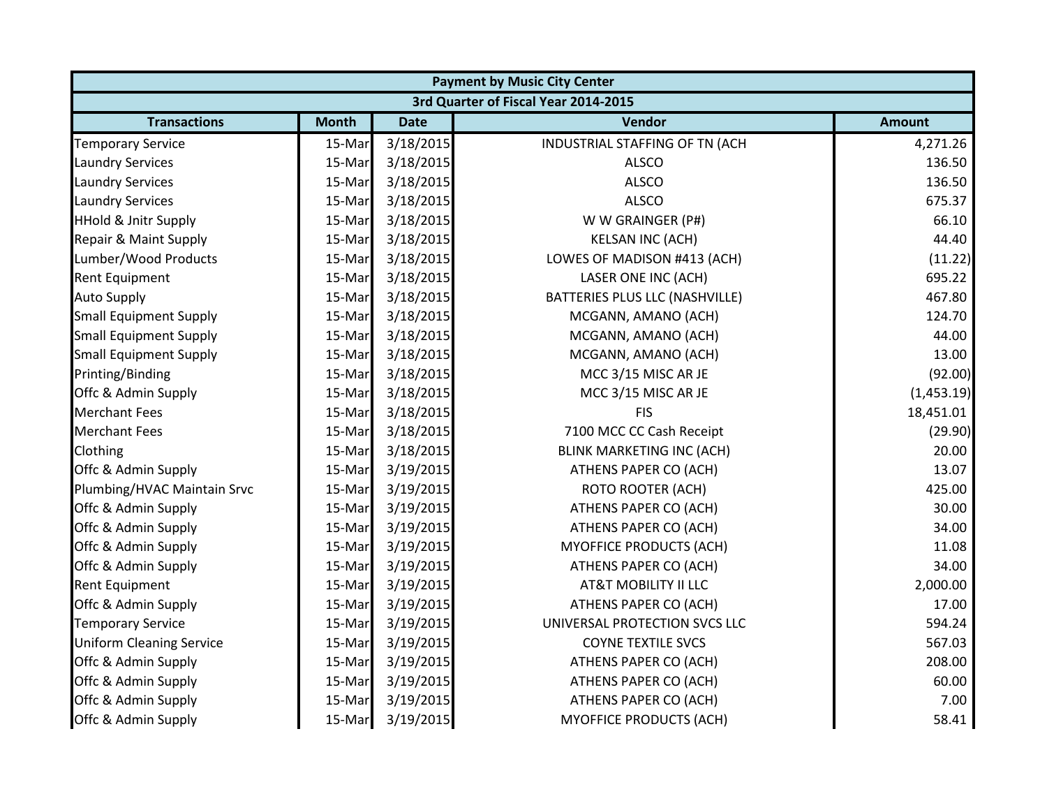| Payment by Music City Center | | | | |
|---|---|---|---|---|
| 3rd Quarter of Fiscal Year 2014-2015 | | | | |
| **Transactions** | **Month** | **Date** | **Vendor** | **Amount** |
| Temporary Service | 15-Mar | 3/18/2015 | INDUSTRIAL STAFFING OF TN (ACH | 4,271.26 |
| Laundry Services | 15-Mar | 3/18/2015 | ALSCO | 136.50 |
| Laundry Services | 15-Mar | 3/18/2015 | ALSCO | 136.50 |
| Laundry Services | 15-Mar | 3/18/2015 | ALSCO | 675.37 |
| HHold & Jnitr Supply | 15-Mar | 3/18/2015 | W W GRAINGER (P#) | 66.10 |
| Repair & Maint Supply | 15-Mar | 3/18/2015 | KELSAN INC (ACH) | 44.40 |
| Lumber/Wood Products | 15-Mar | 3/18/2015 | LOWES OF MADISON #413 (ACH) | (11.22) |
| Rent Equipment | 15-Mar | 3/18/2015 | LASER ONE INC (ACH) | 695.22 |
| Auto Supply | 15-Mar | 3/18/2015 | BATTERIES PLUS LLC (NASHVILLE) | 467.80 |
| Small Equipment Supply | 15-Mar | 3/18/2015 | MCGANN, AMANO (ACH) | 124.70 |
| Small Equipment Supply | 15-Mar | 3/18/2015 | MCGANN, AMANO (ACH) | 44.00 |
| Small Equipment Supply | 15-Mar | 3/18/2015 | MCGANN, AMANO (ACH) | 13.00 |
| Printing/Binding | 15-Mar | 3/18/2015 | MCC 3/15 MISC AR JE | (92.00) |
| Offc & Admin Supply | 15-Mar | 3/18/2015 | MCC 3/15 MISC AR JE | (1,453.19) |
| Merchant Fees | 15-Mar | 3/18/2015 | FIS | 18,451.01 |
| Merchant Fees | 15-Mar | 3/18/2015 | 7100 MCC CC Cash Receipt | (29.90) |
| Clothing | 15-Mar | 3/18/2015 | BLINK MARKETING INC (ACH) | 20.00 |
| Offc & Admin Supply | 15-Mar | 3/19/2015 | ATHENS PAPER CO (ACH) | 13.07 |
| Plumbing/HVAC Maintain Srvc | 15-Mar | 3/19/2015 | ROTO ROOTER (ACH) | 425.00 |
| Offc & Admin Supply | 15-Mar | 3/19/2015 | ATHENS PAPER CO (ACH) | 30.00 |
| Offc & Admin Supply | 15-Mar | 3/19/2015 | ATHENS PAPER CO (ACH) | 34.00 |
| Offc & Admin Supply | 15-Mar | 3/19/2015 | MYOFFICE PRODUCTS (ACH) | 11.08 |
| Offc & Admin Supply | 15-Mar | 3/19/2015 | ATHENS PAPER CO (ACH) | 34.00 |
| Rent Equipment | 15-Mar | 3/19/2015 | AT&T MOBILITY II LLC | 2,000.00 |
| Offc & Admin Supply | 15-Mar | 3/19/2015 | ATHENS PAPER CO (ACH) | 17.00 |
| Temporary Service | 15-Mar | 3/19/2015 | UNIVERSAL PROTECTION SVCS LLC | 594.24 |
| Uniform Cleaning Service | 15-Mar | 3/19/2015 | COYNE TEXTILE SVCS | 567.03 |
| Offc & Admin Supply | 15-Mar | 3/19/2015 | ATHENS PAPER CO (ACH) | 208.00 |
| Offc & Admin Supply | 15-Mar | 3/19/2015 | ATHENS PAPER CO (ACH) | 60.00 |
| Offc & Admin Supply | 15-Mar | 3/19/2015 | ATHENS PAPER CO (ACH) | 7.00 |
| Offc & Admin Supply | 15-Mar | 3/19/2015 | MYOFFICE PRODUCTS (ACH) | 58.41 |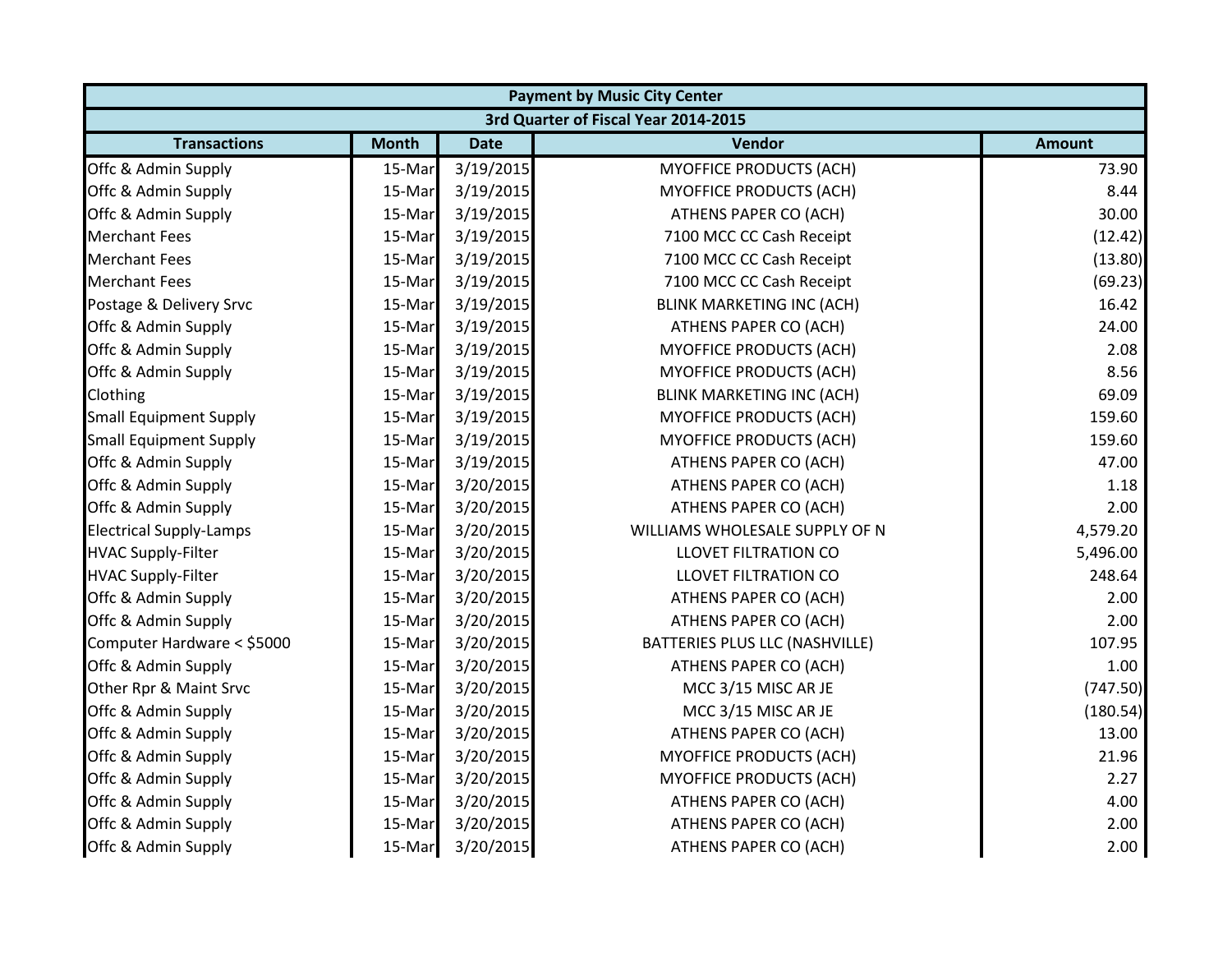| Payment by Music City Center | | | | |
|---|---|---|---|---|
| 3rd Quarter of Fiscal Year 2014-2015 | | | | |
| **Transactions** | **Month** | **Date** | **Vendor** | **Amount** |
| Offc & Admin Supply | 15-Mar | 3/19/2015 | MYOFFICE PRODUCTS (ACH) | 73.90 |
| Offc & Admin Supply | 15-Mar | 3/19/2015 | MYOFFICE PRODUCTS (ACH) | 8.44 |
| Offc & Admin Supply | 15-Mar | 3/19/2015 | ATHENS PAPER CO (ACH) | 30.00 |
| Merchant Fees | 15-Mar | 3/19/2015 | 7100 MCC CC Cash Receipt | (12.42) |
| Merchant Fees | 15-Mar | 3/19/2015 | 7100 MCC CC Cash Receipt | (13.80) |
| Merchant Fees | 15-Mar | 3/19/2015 | 7100 MCC CC Cash Receipt | (69.23) |
| Postage & Delivery Srvc | 15-Mar | 3/19/2015 | BLINK MARKETING INC (ACH) | 16.42 |
| Offc & Admin Supply | 15-Mar | 3/19/2015 | ATHENS PAPER CO (ACH) | 24.00 |
| Offc & Admin Supply | 15-Mar | 3/19/2015 | MYOFFICE PRODUCTS (ACH) | 2.08 |
| Offc & Admin Supply | 15-Mar | 3/19/2015 | MYOFFICE PRODUCTS (ACH) | 8.56 |
| Clothing | 15-Mar | 3/19/2015 | BLINK MARKETING INC (ACH) | 69.09 |
| Small Equipment Supply | 15-Mar | 3/19/2015 | MYOFFICE PRODUCTS (ACH) | 159.60 |
| Small Equipment Supply | 15-Mar | 3/19/2015 | MYOFFICE PRODUCTS (ACH) | 159.60 |
| Offc & Admin Supply | 15-Mar | 3/19/2015 | ATHENS PAPER CO (ACH) | 47.00 |
| Offc & Admin Supply | 15-Mar | 3/20/2015 | ATHENS PAPER CO (ACH) | 1.18 |
| Offc & Admin Supply | 15-Mar | 3/20/2015 | ATHENS PAPER CO (ACH) | 2.00 |
| Electrical Supply-Lamps | 15-Mar | 3/20/2015 | WILLIAMS WHOLESALE SUPPLY OF N | 4,579.20 |
| HVAC Supply-Filter | 15-Mar | 3/20/2015 | LLOVET FILTRATION CO | 5,496.00 |
| HVAC Supply-Filter | 15-Mar | 3/20/2015 | LLOVET FILTRATION CO | 248.64 |
| Offc & Admin Supply | 15-Mar | 3/20/2015 | ATHENS PAPER CO (ACH) | 2.00 |
| Offc & Admin Supply | 15-Mar | 3/20/2015 | ATHENS PAPER CO (ACH) | 2.00 |
| Computer Hardware < $5000 | 15-Mar | 3/20/2015 | BATTERIES PLUS LLC (NASHVILLE) | 107.95 |
| Offc & Admin Supply | 15-Mar | 3/20/2015 | ATHENS PAPER CO (ACH) | 1.00 |
| Other Rpr & Maint Srvc | 15-Mar | 3/20/2015 | MCC 3/15 MISC AR JE | (747.50) |
| Offc & Admin Supply | 15-Mar | 3/20/2015 | MCC 3/15 MISC AR JE | (180.54) |
| Offc & Admin Supply | 15-Mar | 3/20/2015 | ATHENS PAPER CO (ACH) | 13.00 |
| Offc & Admin Supply | 15-Mar | 3/20/2015 | MYOFFICE PRODUCTS (ACH) | 21.96 |
| Offc & Admin Supply | 15-Mar | 3/20/2015 | MYOFFICE PRODUCTS (ACH) | 2.27 |
| Offc & Admin Supply | 15-Mar | 3/20/2015 | ATHENS PAPER CO (ACH) | 4.00 |
| Offc & Admin Supply | 15-Mar | 3/20/2015 | ATHENS PAPER CO (ACH) | 2.00 |
| Offc & Admin Supply | 15-Mar | 3/20/2015 | ATHENS PAPER CO (ACH) | 2.00 |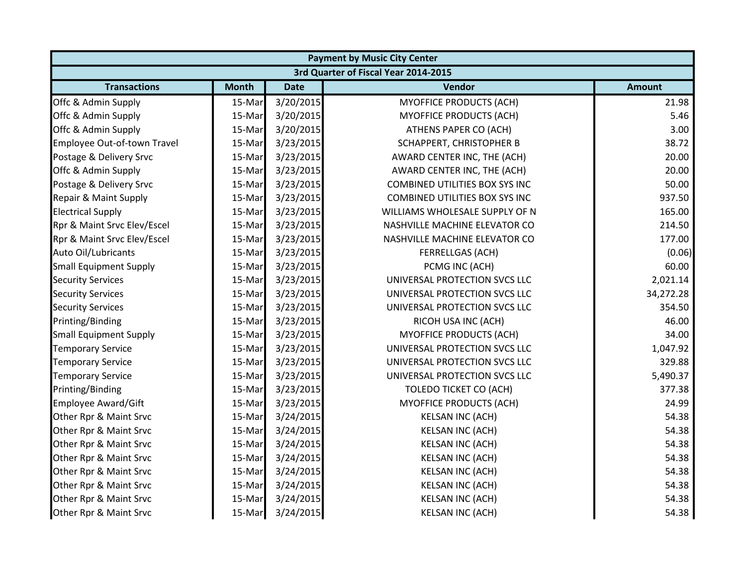| Payment by Music City Center | | | | |
|---|---|---|---|---|
| 3rd Quarter of Fiscal Year 2014-2015 | | | | |
| **Transactions** | **Month** | **Date** | **Vendor** | **Amount** |
| Offc & Admin Supply | 15-Mar | 3/20/2015 | MYOFFICE PRODUCTS (ACH) | 21.98 |
| Offc & Admin Supply | 15-Mar | 3/20/2015 | MYOFFICE PRODUCTS (ACH) | 5.46 |
| Offc & Admin Supply | 15-Mar | 3/20/2015 | ATHENS PAPER CO (ACH) | 3.00 |
| Employee Out-of-town Travel | 15-Mar | 3/23/2015 | SCHAPPERT, CHRISTOPHER B | 38.72 |
| Postage & Delivery Srvc | 15-Mar | 3/23/2015 | AWARD CENTER INC, THE (ACH) | 20.00 |
| Offc & Admin Supply | 15-Mar | 3/23/2015 | AWARD CENTER INC, THE (ACH) | 20.00 |
| Postage & Delivery Srvc | 15-Mar | 3/23/2015 | COMBINED UTILITIES BOX SYS INC | 50.00 |
| Repair & Maint Supply | 15-Mar | 3/23/2015 | COMBINED UTILITIES BOX SYS INC | 937.50 |
| Electrical Supply | 15-Mar | 3/23/2015 | WILLIAMS WHOLESALE SUPPLY OF N | 165.00 |
| Rpr & Maint Srvc Elev/Escel | 15-Mar | 3/23/2015 | NASHVILLE MACHINE ELEVATOR CO | 214.50 |
| Rpr & Maint Srvc Elev/Escel | 15-Mar | 3/23/2015 | NASHVILLE MACHINE ELEVATOR CO | 177.00 |
| Auto Oil/Lubricants | 15-Mar | 3/23/2015 | FERRELLGAS (ACH) | (0.06) |
| Small Equipment Supply | 15-Mar | 3/23/2015 | PCMG INC (ACH) | 60.00 |
| Security Services | 15-Mar | 3/23/2015 | UNIVERSAL PROTECTION SVCS LLC | 2,021.14 |
| Security Services | 15-Mar | 3/23/2015 | UNIVERSAL PROTECTION SVCS LLC | 34,272.28 |
| Security Services | 15-Mar | 3/23/2015 | UNIVERSAL PROTECTION SVCS LLC | 354.50 |
| Printing/Binding | 15-Mar | 3/23/2015 | RICOH USA INC (ACH) | 46.00 |
| Small Equipment Supply | 15-Mar | 3/23/2015 | MYOFFICE PRODUCTS (ACH) | 34.00 |
| Temporary Service | 15-Mar | 3/23/2015 | UNIVERSAL PROTECTION SVCS LLC | 1,047.92 |
| Temporary Service | 15-Mar | 3/23/2015 | UNIVERSAL PROTECTION SVCS LLC | 329.88 |
| Temporary Service | 15-Mar | 3/23/2015 | UNIVERSAL PROTECTION SVCS LLC | 5,490.37 |
| Printing/Binding | 15-Mar | 3/23/2015 | TOLEDO TICKET CO (ACH) | 377.38 |
| Employee Award/Gift | 15-Mar | 3/23/2015 | MYOFFICE PRODUCTS (ACH) | 24.99 |
| Other Rpr & Maint Srvc | 15-Mar | 3/24/2015 | KELSAN INC (ACH) | 54.38 |
| Other Rpr & Maint Srvc | 15-Mar | 3/24/2015 | KELSAN INC (ACH) | 54.38 |
| Other Rpr & Maint Srvc | 15-Mar | 3/24/2015 | KELSAN INC (ACH) | 54.38 |
| Other Rpr & Maint Srvc | 15-Mar | 3/24/2015 | KELSAN INC (ACH) | 54.38 |
| Other Rpr & Maint Srvc | 15-Mar | 3/24/2015 | KELSAN INC (ACH) | 54.38 |
| Other Rpr & Maint Srvc | 15-Mar | 3/24/2015 | KELSAN INC (ACH) | 54.38 |
| Other Rpr & Maint Srvc | 15-Mar | 3/24/2015 | KELSAN INC (ACH) | 54.38 |
| Other Rpr & Maint Srvc | 15-Mar | 3/24/2015 | KELSAN INC (ACH) | 54.38 |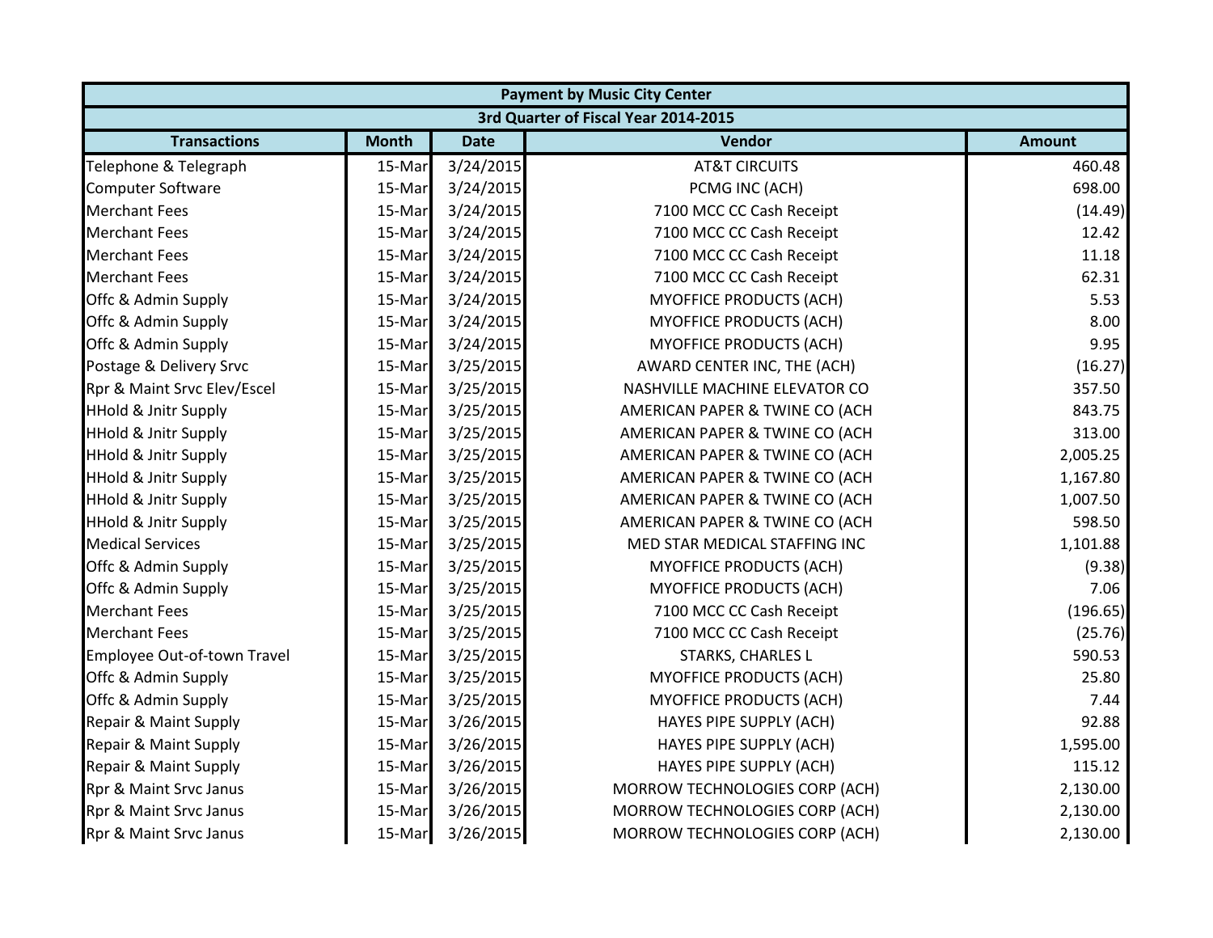| Payment by Music City Center | | | | |
|---|---|---|---|---|
| 3rd Quarter of Fiscal Year 2014-2015 | | | | |
| **Transactions** | **Month** | **Date** | **Vendor** | **Amount** |
| Telephone & Telegraph | 15-Mar | 3/24/2015 | AT&T CIRCUITS | 460.48 |
| Computer Software | 15-Mar | 3/24/2015 | PCMG INC (ACH) | 698.00 |
| Merchant Fees | 15-Mar | 3/24/2015 | 7100 MCC CC Cash Receipt | (14.49) |
| Merchant Fees | 15-Mar | 3/24/2015 | 7100 MCC CC Cash Receipt | 12.42 |
| Merchant Fees | 15-Mar | 3/24/2015 | 7100 MCC CC Cash Receipt | 11.18 |
| Merchant Fees | 15-Mar | 3/24/2015 | 7100 MCC CC Cash Receipt | 62.31 |
| Offc & Admin Supply | 15-Mar | 3/24/2015 | MYOFFICE PRODUCTS (ACH) | 5.53 |
| Offc & Admin Supply | 15-Mar | 3/24/2015 | MYOFFICE PRODUCTS (ACH) | 8.00 |
| Offc & Admin Supply | 15-Mar | 3/24/2015 | MYOFFICE PRODUCTS (ACH) | 9.95 |
| Postage & Delivery Srvc | 15-Mar | 3/25/2015 | AWARD CENTER INC, THE (ACH) | (16.27) |
| Rpr & Maint Srvc Elev/Escel | 15-Mar | 3/25/2015 | NASHVILLE MACHINE ELEVATOR CO | 357.50 |
| HHold & Jnitr Supply | 15-Mar | 3/25/2015 | AMERICAN PAPER & TWINE CO (ACH | 843.75 |
| HHold & Jnitr Supply | 15-Mar | 3/25/2015 | AMERICAN PAPER & TWINE CO (ACH | 313.00 |
| HHold & Jnitr Supply | 15-Mar | 3/25/2015 | AMERICAN PAPER & TWINE CO (ACH | 2,005.25 |
| HHold & Jnitr Supply | 15-Mar | 3/25/2015 | AMERICAN PAPER & TWINE CO (ACH | 1,167.80 |
| HHold & Jnitr Supply | 15-Mar | 3/25/2015 | AMERICAN PAPER & TWINE CO (ACH | 1,007.50 |
| HHold & Jnitr Supply | 15-Mar | 3/25/2015 | AMERICAN PAPER & TWINE CO (ACH | 598.50 |
| Medical Services | 15-Mar | 3/25/2015 | MED STAR MEDICAL STAFFING INC | 1,101.88 |
| Offc & Admin Supply | 15-Mar | 3/25/2015 | MYOFFICE PRODUCTS (ACH) | (9.38) |
| Offc & Admin Supply | 15-Mar | 3/25/2015 | MYOFFICE PRODUCTS (ACH) | 7.06 |
| Merchant Fees | 15-Mar | 3/25/2015 | 7100 MCC CC Cash Receipt | (196.65) |
| Merchant Fees | 15-Mar | 3/25/2015 | 7100 MCC CC Cash Receipt | (25.76) |
| Employee Out-of-town Travel | 15-Mar | 3/25/2015 | STARKS, CHARLES L | 590.53 |
| Offc & Admin Supply | 15-Mar | 3/25/2015 | MYOFFICE PRODUCTS (ACH) | 25.80 |
| Offc & Admin Supply | 15-Mar | 3/25/2015 | MYOFFICE PRODUCTS (ACH) | 7.44 |
| Repair & Maint Supply | 15-Mar | 3/26/2015 | HAYES PIPE SUPPLY (ACH) | 92.88 |
| Repair & Maint Supply | 15-Mar | 3/26/2015 | HAYES PIPE SUPPLY (ACH) | 1,595.00 |
| Repair & Maint Supply | 15-Mar | 3/26/2015 | HAYES PIPE SUPPLY (ACH) | 115.12 |
| Rpr & Maint Srvc Janus | 15-Mar | 3/26/2015 | MORROW TECHNOLOGIES CORP (ACH) | 2,130.00 |
| Rpr & Maint Srvc Janus | 15-Mar | 3/26/2015 | MORROW TECHNOLOGIES CORP (ACH) | 2,130.00 |
| Rpr & Maint Srvc Janus | 15-Mar | 3/26/2015 | MORROW TECHNOLOGIES CORP (ACH) | 2,130.00 |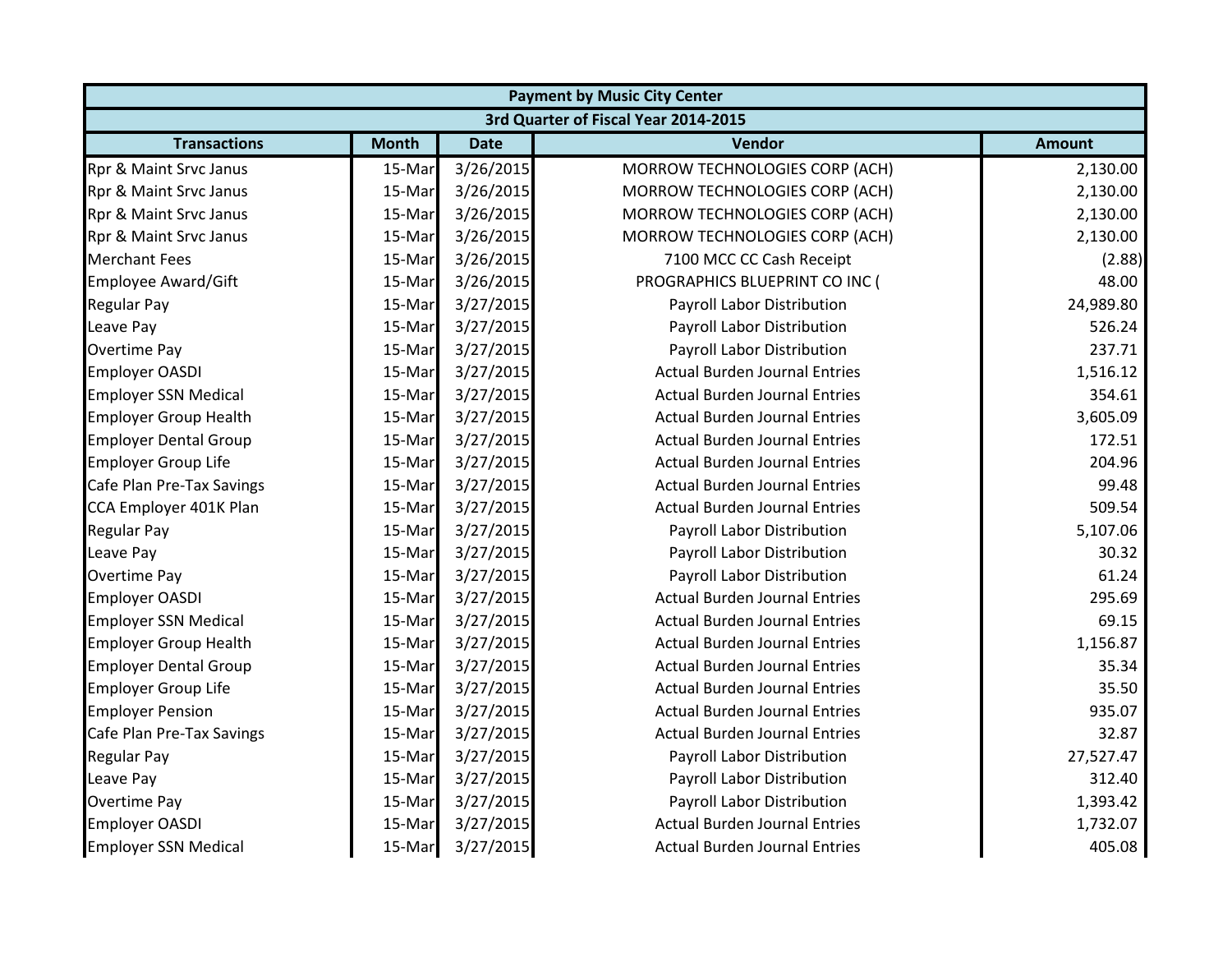| Payment by Music City Center | | | | |
|---|---|---|---|---|
| 3rd Quarter of Fiscal Year 2014-2015 | | | | |
| Transactions | Month | Date | Vendor | Amount |
| Rpr & Maint Srvc Janus | 15-Mar | 3/26/2015 | MORROW TECHNOLOGIES CORP (ACH) | 2,130.00 |
| Rpr & Maint Srvc Janus | 15-Mar | 3/26/2015 | MORROW TECHNOLOGIES CORP (ACH) | 2,130.00 |
| Rpr & Maint Srvc Janus | 15-Mar | 3/26/2015 | MORROW TECHNOLOGIES CORP (ACH) | 2,130.00 |
| Rpr & Maint Srvc Janus | 15-Mar | 3/26/2015 | MORROW TECHNOLOGIES CORP (ACH) | 2,130.00 |
| Merchant Fees | 15-Mar | 3/26/2015 | 7100 MCC CC Cash Receipt | (2.88) |
| Employee Award/Gift | 15-Mar | 3/26/2015 | PROGRAPHICS BLUEPRINT CO INC ( | 48.00 |
| Regular Pay | 15-Mar | 3/27/2015 | Payroll Labor Distribution | 24,989.80 |
| Leave Pay | 15-Mar | 3/27/2015 | Payroll Labor Distribution | 526.24 |
| Overtime Pay | 15-Mar | 3/27/2015 | Payroll Labor Distribution | 237.71 |
| Employer OASDI | 15-Mar | 3/27/2015 | Actual Burden Journal Entries | 1,516.12 |
| Employer SSN Medical | 15-Mar | 3/27/2015 | Actual Burden Journal Entries | 354.61 |
| Employer Group Health | 15-Mar | 3/27/2015 | Actual Burden Journal Entries | 3,605.09 |
| Employer Dental Group | 15-Mar | 3/27/2015 | Actual Burden Journal Entries | 172.51 |
| Employer Group Life | 15-Mar | 3/27/2015 | Actual Burden Journal Entries | 204.96 |
| Cafe Plan Pre-Tax Savings | 15-Mar | 3/27/2015 | Actual Burden Journal Entries | 99.48 |
| CCA Employer 401K Plan | 15-Mar | 3/27/2015 | Actual Burden Journal Entries | 509.54 |
| Regular Pay | 15-Mar | 3/27/2015 | Payroll Labor Distribution | 5,107.06 |
| Leave Pay | 15-Mar | 3/27/2015 | Payroll Labor Distribution | 30.32 |
| Overtime Pay | 15-Mar | 3/27/2015 | Payroll Labor Distribution | 61.24 |
| Employer OASDI | 15-Mar | 3/27/2015 | Actual Burden Journal Entries | 295.69 |
| Employer SSN Medical | 15-Mar | 3/27/2015 | Actual Burden Journal Entries | 69.15 |
| Employer Group Health | 15-Mar | 3/27/2015 | Actual Burden Journal Entries | 1,156.87 |
| Employer Dental Group | 15-Mar | 3/27/2015 | Actual Burden Journal Entries | 35.34 |
| Employer Group Life | 15-Mar | 3/27/2015 | Actual Burden Journal Entries | 35.50 |
| Employer Pension | 15-Mar | 3/27/2015 | Actual Burden Journal Entries | 935.07 |
| Cafe Plan Pre-Tax Savings | 15-Mar | 3/27/2015 | Actual Burden Journal Entries | 32.87 |
| Regular Pay | 15-Mar | 3/27/2015 | Payroll Labor Distribution | 27,527.47 |
| Leave Pay | 15-Mar | 3/27/2015 | Payroll Labor Distribution | 312.40 |
| Overtime Pay | 15-Mar | 3/27/2015 | Payroll Labor Distribution | 1,393.42 |
| Employer OASDI | 15-Mar | 3/27/2015 | Actual Burden Journal Entries | 1,732.07 |
| Employer SSN Medical | 15-Mar | 3/27/2015 | Actual Burden Journal Entries | 405.08 |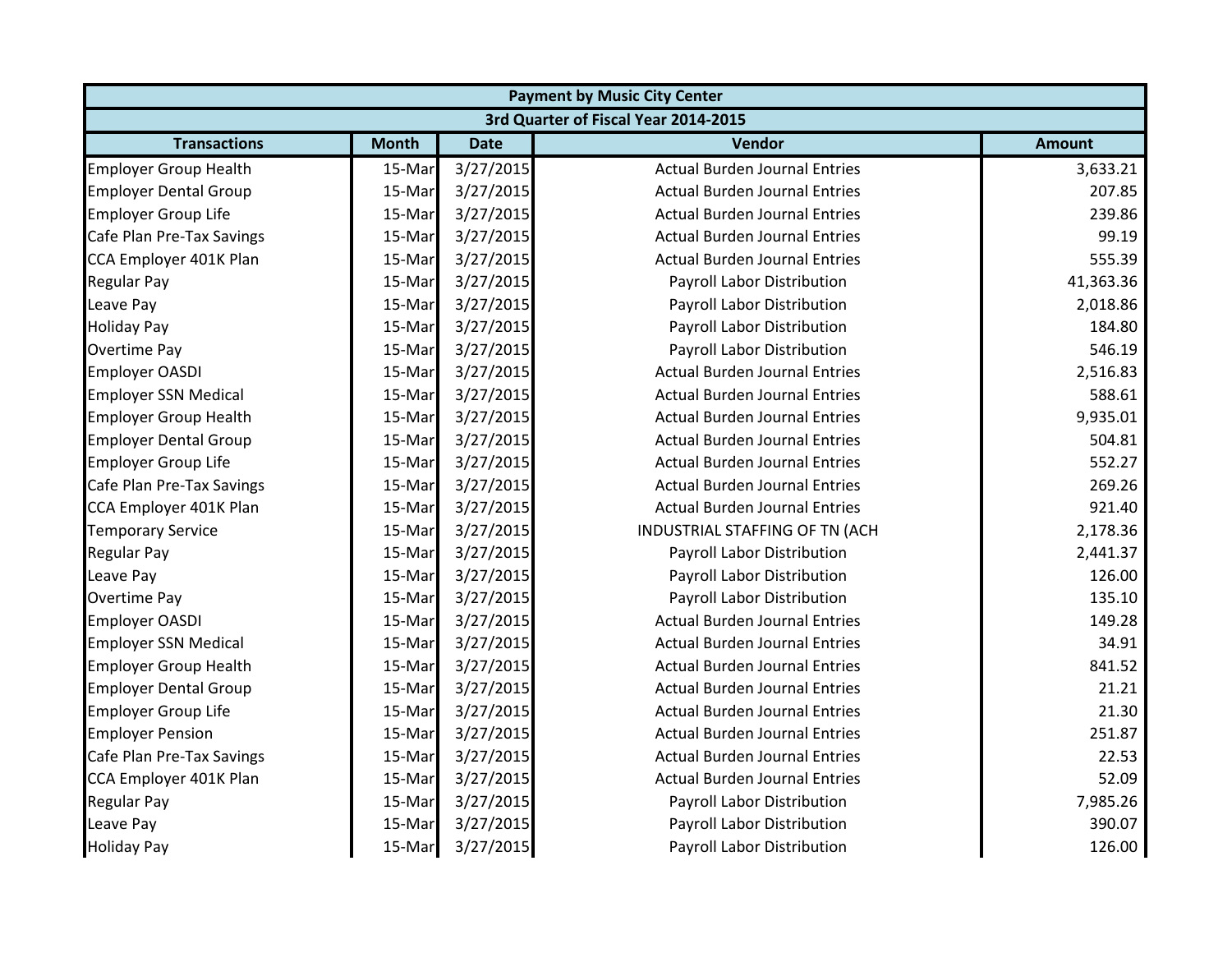| Payment by Music City Center | | | | |
|---|---|---|---|---|
| 3rd Quarter of Fiscal Year 2014-2015 | | | | |
| Transactions | Month | Date | Vendor | Amount |
| Employer Group Health | 15-Mar | 3/27/2015 | Actual Burden Journal Entries | 3,633.21 |
| Employer Dental Group | 15-Mar | 3/27/2015 | Actual Burden Journal Entries | 207.85 |
| Employer Group Life | 15-Mar | 3/27/2015 | Actual Burden Journal Entries | 239.86 |
| Cafe Plan Pre-Tax Savings | 15-Mar | 3/27/2015 | Actual Burden Journal Entries | 99.19 |
| CCA Employer 401K Plan | 15-Mar | 3/27/2015 | Actual Burden Journal Entries | 555.39 |
| Regular Pay | 15-Mar | 3/27/2015 | Payroll Labor Distribution | 41,363.36 |
| Leave Pay | 15-Mar | 3/27/2015 | Payroll Labor Distribution | 2,018.86 |
| Holiday Pay | 15-Mar | 3/27/2015 | Payroll Labor Distribution | 184.80 |
| Overtime Pay | 15-Mar | 3/27/2015 | Payroll Labor Distribution | 546.19 |
| Employer OASDI | 15-Mar | 3/27/2015 | Actual Burden Journal Entries | 2,516.83 |
| Employer SSN Medical | 15-Mar | 3/27/2015 | Actual Burden Journal Entries | 588.61 |
| Employer Group Health | 15-Mar | 3/27/2015 | Actual Burden Journal Entries | 9,935.01 |
| Employer Dental Group | 15-Mar | 3/27/2015 | Actual Burden Journal Entries | 504.81 |
| Employer Group Life | 15-Mar | 3/27/2015 | Actual Burden Journal Entries | 552.27 |
| Cafe Plan Pre-Tax Savings | 15-Mar | 3/27/2015 | Actual Burden Journal Entries | 269.26 |
| CCA Employer 401K Plan | 15-Mar | 3/27/2015 | Actual Burden Journal Entries | 921.40 |
| Temporary Service | 15-Mar | 3/27/2015 | INDUSTRIAL STAFFING OF TN (ACH | 2,178.36 |
| Regular Pay | 15-Mar | 3/27/2015 | Payroll Labor Distribution | 2,441.37 |
| Leave Pay | 15-Mar | 3/27/2015 | Payroll Labor Distribution | 126.00 |
| Overtime Pay | 15-Mar | 3/27/2015 | Payroll Labor Distribution | 135.10 |
| Employer OASDI | 15-Mar | 3/27/2015 | Actual Burden Journal Entries | 149.28 |
| Employer SSN Medical | 15-Mar | 3/27/2015 | Actual Burden Journal Entries | 34.91 |
| Employer Group Health | 15-Mar | 3/27/2015 | Actual Burden Journal Entries | 841.52 |
| Employer Dental Group | 15-Mar | 3/27/2015 | Actual Burden Journal Entries | 21.21 |
| Employer Group Life | 15-Mar | 3/27/2015 | Actual Burden Journal Entries | 21.30 |
| Employer Pension | 15-Mar | 3/27/2015 | Actual Burden Journal Entries | 251.87 |
| Cafe Plan Pre-Tax Savings | 15-Mar | 3/27/2015 | Actual Burden Journal Entries | 22.53 |
| CCA Employer 401K Plan | 15-Mar | 3/27/2015 | Actual Burden Journal Entries | 52.09 |
| Regular Pay | 15-Mar | 3/27/2015 | Payroll Labor Distribution | 7,985.26 |
| Leave Pay | 15-Mar | 3/27/2015 | Payroll Labor Distribution | 390.07 |
| Holiday Pay | 15-Mar | 3/27/2015 | Payroll Labor Distribution | 126.00 |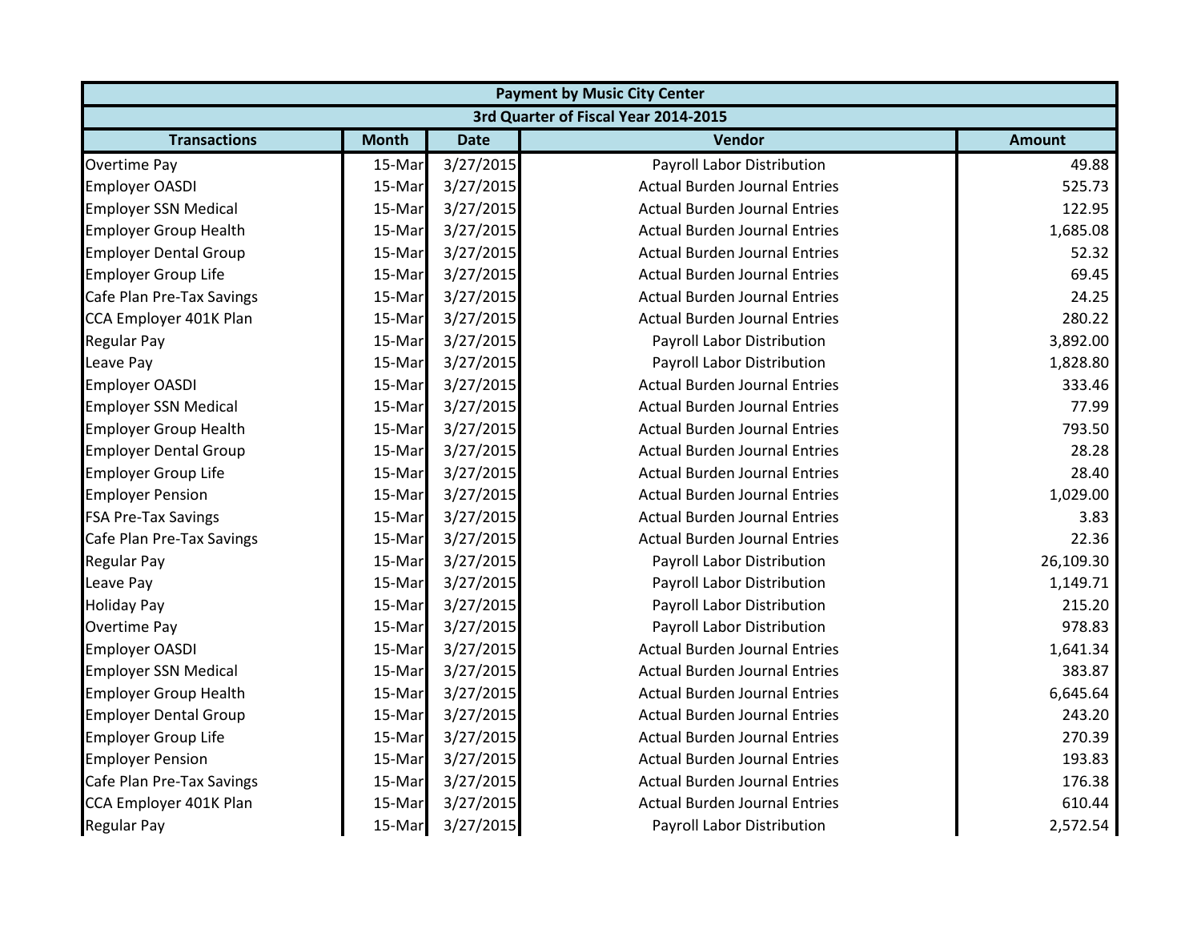| Payment by Music City Center | | | | |
|---|---|---|---|---|
| 3rd Quarter of Fiscal Year 2014-2015 | | | | |
| Transactions | Month | Date | Vendor | Amount |
| Overtime Pay | 15-Mar | 3/27/2015 | Payroll Labor Distribution | 49.88 |
| Employer OASDI | 15-Mar | 3/27/2015 | Actual Burden Journal Entries | 525.73 |
| Employer SSN Medical | 15-Mar | 3/27/2015 | Actual Burden Journal Entries | 122.95 |
| Employer Group Health | 15-Mar | 3/27/2015 | Actual Burden Journal Entries | 1,685.08 |
| Employer Dental Group | 15-Mar | 3/27/2015 | Actual Burden Journal Entries | 52.32 |
| Employer Group Life | 15-Mar | 3/27/2015 | Actual Burden Journal Entries | 69.45 |
| Cafe Plan Pre-Tax Savings | 15-Mar | 3/27/2015 | Actual Burden Journal Entries | 24.25 |
| CCA Employer 401K Plan | 15-Mar | 3/27/2015 | Actual Burden Journal Entries | 280.22 |
| Regular Pay | 15-Mar | 3/27/2015 | Payroll Labor Distribution | 3,892.00 |
| Leave Pay | 15-Mar | 3/27/2015 | Payroll Labor Distribution | 1,828.80 |
| Employer OASDI | 15-Mar | 3/27/2015 | Actual Burden Journal Entries | 333.46 |
| Employer SSN Medical | 15-Mar | 3/27/2015 | Actual Burden Journal Entries | 77.99 |
| Employer Group Health | 15-Mar | 3/27/2015 | Actual Burden Journal Entries | 793.50 |
| Employer Dental Group | 15-Mar | 3/27/2015 | Actual Burden Journal Entries | 28.28 |
| Employer Group Life | 15-Mar | 3/27/2015 | Actual Burden Journal Entries | 28.40 |
| Employer Pension | 15-Mar | 3/27/2015 | Actual Burden Journal Entries | 1,029.00 |
| FSA Pre-Tax Savings | 15-Mar | 3/27/2015 | Actual Burden Journal Entries | 3.83 |
| Cafe Plan Pre-Tax Savings | 15-Mar | 3/27/2015 | Actual Burden Journal Entries | 22.36 |
| Regular Pay | 15-Mar | 3/27/2015 | Payroll Labor Distribution | 26,109.30 |
| Leave Pay | 15-Mar | 3/27/2015 | Payroll Labor Distribution | 1,149.71 |
| Holiday Pay | 15-Mar | 3/27/2015 | Payroll Labor Distribution | 215.20 |
| Overtime Pay | 15-Mar | 3/27/2015 | Payroll Labor Distribution | 978.83 |
| Employer OASDI | 15-Mar | 3/27/2015 | Actual Burden Journal Entries | 1,641.34 |
| Employer SSN Medical | 15-Mar | 3/27/2015 | Actual Burden Journal Entries | 383.87 |
| Employer Group Health | 15-Mar | 3/27/2015 | Actual Burden Journal Entries | 6,645.64 |
| Employer Dental Group | 15-Mar | 3/27/2015 | Actual Burden Journal Entries | 243.20 |
| Employer Group Life | 15-Mar | 3/27/2015 | Actual Burden Journal Entries | 270.39 |
| Employer Pension | 15-Mar | 3/27/2015 | Actual Burden Journal Entries | 193.83 |
| Cafe Plan Pre-Tax Savings | 15-Mar | 3/27/2015 | Actual Burden Journal Entries | 176.38 |
| CCA Employer 401K Plan | 15-Mar | 3/27/2015 | Actual Burden Journal Entries | 610.44 |
| Regular Pay | 15-Mar | 3/27/2015 | Payroll Labor Distribution | 2,572.54 |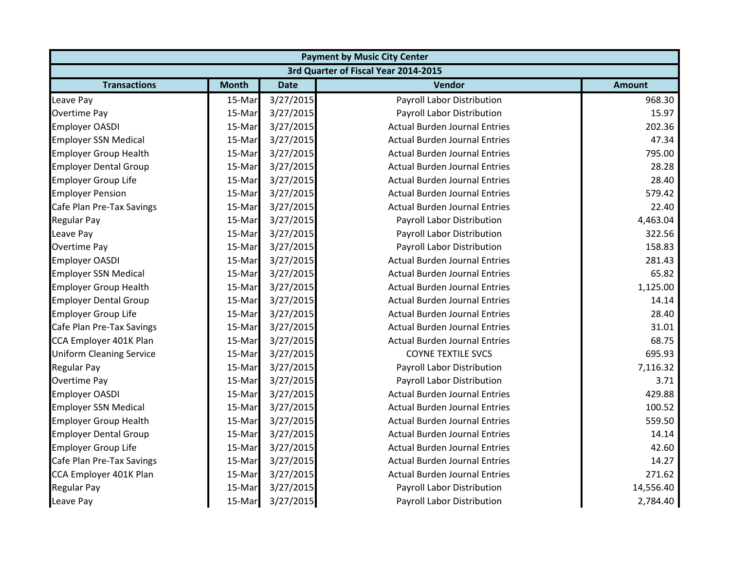| Payment by Music City Center | | | | |
|---|---|---|---|---|
| 3rd Quarter of Fiscal Year 2014-2015 | | | | |
| **Transactions** | **Month** | **Date** | **Vendor** | **Amount** |
| Leave Pay | 15-Mar | 3/27/2015 | Payroll Labor Distribution | 968.30 |
| Overtime Pay | 15-Mar | 3/27/2015 | Payroll Labor Distribution | 15.97 |
| Employer OASDI | 15-Mar | 3/27/2015 | Actual Burden Journal Entries | 202.36 |
| Employer SSN Medical | 15-Mar | 3/27/2015 | Actual Burden Journal Entries | 47.34 |
| Employer Group Health | 15-Mar | 3/27/2015 | Actual Burden Journal Entries | 795.00 |
| Employer Dental Group | 15-Mar | 3/27/2015 | Actual Burden Journal Entries | 28.28 |
| Employer Group Life | 15-Mar | 3/27/2015 | Actual Burden Journal Entries | 28.40 |
| Employer Pension | 15-Mar | 3/27/2015 | Actual Burden Journal Entries | 579.42 |
| Cafe Plan Pre-Tax Savings | 15-Mar | 3/27/2015 | Actual Burden Journal Entries | 22.40 |
| Regular Pay | 15-Mar | 3/27/2015 | Payroll Labor Distribution | 4,463.04 |
| Leave Pay | 15-Mar | 3/27/2015 | Payroll Labor Distribution | 322.56 |
| Overtime Pay | 15-Mar | 3/27/2015 | Payroll Labor Distribution | 158.83 |
| Employer OASDI | 15-Mar | 3/27/2015 | Actual Burden Journal Entries | 281.43 |
| Employer SSN Medical | 15-Mar | 3/27/2015 | Actual Burden Journal Entries | 65.82 |
| Employer Group Health | 15-Mar | 3/27/2015 | Actual Burden Journal Entries | 1,125.00 |
| Employer Dental Group | 15-Mar | 3/27/2015 | Actual Burden Journal Entries | 14.14 |
| Employer Group Life | 15-Mar | 3/27/2015 | Actual Burden Journal Entries | 28.40 |
| Cafe Plan Pre-Tax Savings | 15-Mar | 3/27/2015 | Actual Burden Journal Entries | 31.01 |
| CCA Employer 401K Plan | 15-Mar | 3/27/2015 | Actual Burden Journal Entries | 68.75 |
| Uniform Cleaning Service | 15-Mar | 3/27/2015 | COYNE TEXTILE SVCS | 695.93 |
| Regular Pay | 15-Mar | 3/27/2015 | Payroll Labor Distribution | 7,116.32 |
| Overtime Pay | 15-Mar | 3/27/2015 | Payroll Labor Distribution | 3.71 |
| Employer OASDI | 15-Mar | 3/27/2015 | Actual Burden Journal Entries | 429.88 |
| Employer SSN Medical | 15-Mar | 3/27/2015 | Actual Burden Journal Entries | 100.52 |
| Employer Group Health | 15-Mar | 3/27/2015 | Actual Burden Journal Entries | 559.50 |
| Employer Dental Group | 15-Mar | 3/27/2015 | Actual Burden Journal Entries | 14.14 |
| Employer Group Life | 15-Mar | 3/27/2015 | Actual Burden Journal Entries | 42.60 |
| Cafe Plan Pre-Tax Savings | 15-Mar | 3/27/2015 | Actual Burden Journal Entries | 14.27 |
| CCA Employer 401K Plan | 15-Mar | 3/27/2015 | Actual Burden Journal Entries | 271.62 |
| Regular Pay | 15-Mar | 3/27/2015 | Payroll Labor Distribution | 14,556.40 |
| Leave Pay | 15-Mar | 3/27/2015 | Payroll Labor Distribution | 2,784.40 |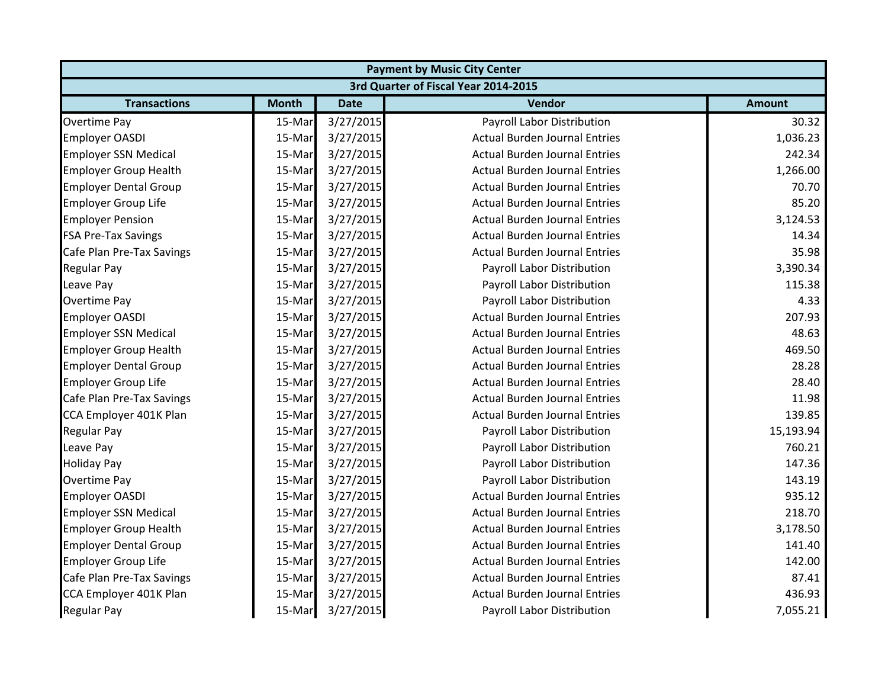| Payment by Music City Center | | | | |
|---|---|---|---|---|
| 3rd Quarter of Fiscal Year 2014-2015 | | | | |
| **Transactions** | **Month** | **Date** | **Vendor** | **Amount** |
| Overtime Pay | 15-Mar | 3/27/2015 | Payroll Labor Distribution | 30.32 |
| Employer OASDI | 15-Mar | 3/27/2015 | Actual Burden Journal Entries | 1,036.23 |
| Employer SSN Medical | 15-Mar | 3/27/2015 | Actual Burden Journal Entries | 242.34 |
| Employer Group Health | 15-Mar | 3/27/2015 | Actual Burden Journal Entries | 1,266.00 |
| Employer Dental Group | 15-Mar | 3/27/2015 | Actual Burden Journal Entries | 70.70 |
| Employer Group Life | 15-Mar | 3/27/2015 | Actual Burden Journal Entries | 85.20 |
| Employer Pension | 15-Mar | 3/27/2015 | Actual Burden Journal Entries | 3,124.53 |
| FSA Pre-Tax Savings | 15-Mar | 3/27/2015 | Actual Burden Journal Entries | 14.34 |
| Cafe Plan Pre-Tax Savings | 15-Mar | 3/27/2015 | Actual Burden Journal Entries | 35.98 |
| Regular Pay | 15-Mar | 3/27/2015 | Payroll Labor Distribution | 3,390.34 |
| Leave Pay | 15-Mar | 3/27/2015 | Payroll Labor Distribution | 115.38 |
| Overtime Pay | 15-Mar | 3/27/2015 | Payroll Labor Distribution | 4.33 |
| Employer OASDI | 15-Mar | 3/27/2015 | Actual Burden Journal Entries | 207.93 |
| Employer SSN Medical | 15-Mar | 3/27/2015 | Actual Burden Journal Entries | 48.63 |
| Employer Group Health | 15-Mar | 3/27/2015 | Actual Burden Journal Entries | 469.50 |
| Employer Dental Group | 15-Mar | 3/27/2015 | Actual Burden Journal Entries | 28.28 |
| Employer Group Life | 15-Mar | 3/27/2015 | Actual Burden Journal Entries | 28.40 |
| Cafe Plan Pre-Tax Savings | 15-Mar | 3/27/2015 | Actual Burden Journal Entries | 11.98 |
| CCA Employer 401K Plan | 15-Mar | 3/27/2015 | Actual Burden Journal Entries | 139.85 |
| Regular Pay | 15-Mar | 3/27/2015 | Payroll Labor Distribution | 15,193.94 |
| Leave Pay | 15-Mar | 3/27/2015 | Payroll Labor Distribution | 760.21 |
| Holiday Pay | 15-Mar | 3/27/2015 | Payroll Labor Distribution | 147.36 |
| Overtime Pay | 15-Mar | 3/27/2015 | Payroll Labor Distribution | 143.19 |
| Employer OASDI | 15-Mar | 3/27/2015 | Actual Burden Journal Entries | 935.12 |
| Employer SSN Medical | 15-Mar | 3/27/2015 | Actual Burden Journal Entries | 218.70 |
| Employer Group Health | 15-Mar | 3/27/2015 | Actual Burden Journal Entries | 3,178.50 |
| Employer Dental Group | 15-Mar | 3/27/2015 | Actual Burden Journal Entries | 141.40 |
| Employer Group Life | 15-Mar | 3/27/2015 | Actual Burden Journal Entries | 142.00 |
| Cafe Plan Pre-Tax Savings | 15-Mar | 3/27/2015 | Actual Burden Journal Entries | 87.41 |
| CCA Employer 401K Plan | 15-Mar | 3/27/2015 | Actual Burden Journal Entries | 436.93 |
| Regular Pay | 15-Mar | 3/27/2015 | Payroll Labor Distribution | 7,055.21 |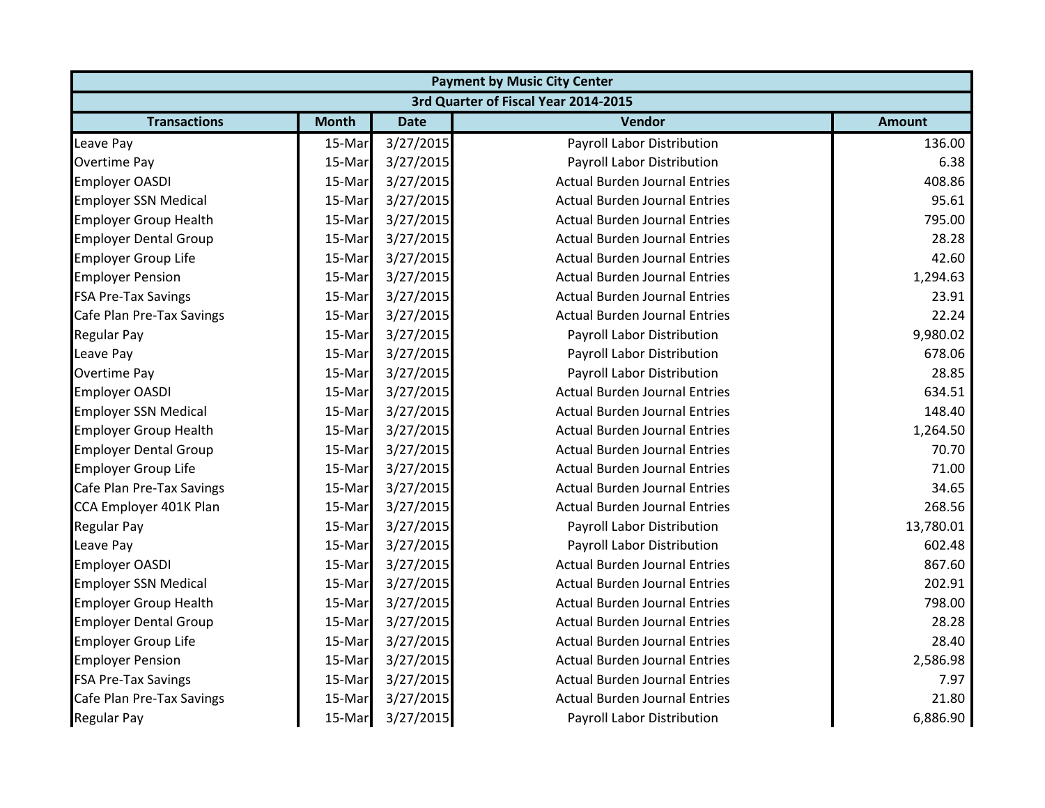| Payment by Music City Center | | | | |
|---|---|---|---|---|
| 3rd Quarter of Fiscal Year 2014-2015 | | | | |
| **Transactions** | **Month** | **Date** | **Vendor** | **Amount** |
| Leave Pay | 15-Mar | 3/27/2015 | Payroll Labor Distribution | 136.00 |
| Overtime Pay | 15-Mar | 3/27/2015 | Payroll Labor Distribution | 6.38 |
| Employer OASDI | 15-Mar | 3/27/2015 | Actual Burden Journal Entries | 408.86 |
| Employer SSN Medical | 15-Mar | 3/27/2015 | Actual Burden Journal Entries | 95.61 |
| Employer Group Health | 15-Mar | 3/27/2015 | Actual Burden Journal Entries | 795.00 |
| Employer Dental Group | 15-Mar | 3/27/2015 | Actual Burden Journal Entries | 28.28 |
| Employer Group Life | 15-Mar | 3/27/2015 | Actual Burden Journal Entries | 42.60 |
| Employer Pension | 15-Mar | 3/27/2015 | Actual Burden Journal Entries | 1,294.63 |
| FSA Pre-Tax Savings | 15-Mar | 3/27/2015 | Actual Burden Journal Entries | 23.91 |
| Cafe Plan Pre-Tax Savings | 15-Mar | 3/27/2015 | Actual Burden Journal Entries | 22.24 |
| Regular Pay | 15-Mar | 3/27/2015 | Payroll Labor Distribution | 9,980.02 |
| Leave Pay | 15-Mar | 3/27/2015 | Payroll Labor Distribution | 678.06 |
| Overtime Pay | 15-Mar | 3/27/2015 | Payroll Labor Distribution | 28.85 |
| Employer OASDI | 15-Mar | 3/27/2015 | Actual Burden Journal Entries | 634.51 |
| Employer SSN Medical | 15-Mar | 3/27/2015 | Actual Burden Journal Entries | 148.40 |
| Employer Group Health | 15-Mar | 3/27/2015 | Actual Burden Journal Entries | 1,264.50 |
| Employer Dental Group | 15-Mar | 3/27/2015 | Actual Burden Journal Entries | 70.70 |
| Employer Group Life | 15-Mar | 3/27/2015 | Actual Burden Journal Entries | 71.00 |
| Cafe Plan Pre-Tax Savings | 15-Mar | 3/27/2015 | Actual Burden Journal Entries | 34.65 |
| CCA Employer 401K Plan | 15-Mar | 3/27/2015 | Actual Burden Journal Entries | 268.56 |
| Regular Pay | 15-Mar | 3/27/2015 | Payroll Labor Distribution | 13,780.01 |
| Leave Pay | 15-Mar | 3/27/2015 | Payroll Labor Distribution | 602.48 |
| Employer OASDI | 15-Mar | 3/27/2015 | Actual Burden Journal Entries | 867.60 |
| Employer SSN Medical | 15-Mar | 3/27/2015 | Actual Burden Journal Entries | 202.91 |
| Employer Group Health | 15-Mar | 3/27/2015 | Actual Burden Journal Entries | 798.00 |
| Employer Dental Group | 15-Mar | 3/27/2015 | Actual Burden Journal Entries | 28.28 |
| Employer Group Life | 15-Mar | 3/27/2015 | Actual Burden Journal Entries | 28.40 |
| Employer Pension | 15-Mar | 3/27/2015 | Actual Burden Journal Entries | 2,586.98 |
| FSA Pre-Tax Savings | 15-Mar | 3/27/2015 | Actual Burden Journal Entries | 7.97 |
| Cafe Plan Pre-Tax Savings | 15-Mar | 3/27/2015 | Actual Burden Journal Entries | 21.80 |
| Regular Pay | 15-Mar | 3/27/2015 | Payroll Labor Distribution | 6,886.90 |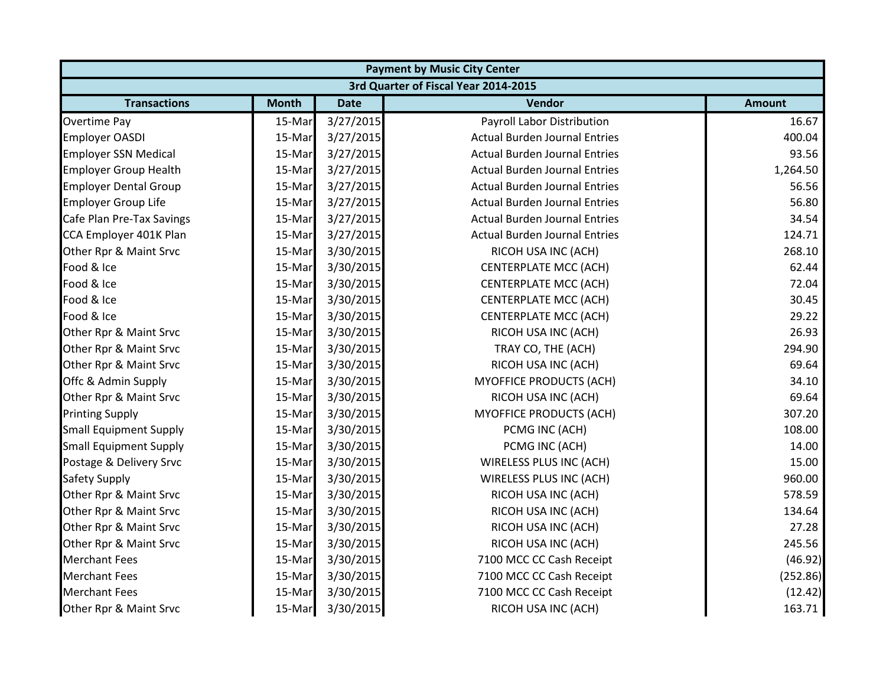| Payment by Music City Center | | | | |
|---|---|---|---|---|
| 3rd Quarter of Fiscal Year 2014-2015 | | | | |
| Transactions | Month | Date | Vendor | Amount |
| Overtime Pay | 15-Mar | 3/27/2015 | Payroll Labor Distribution | 16.67 |
| Employer OASDI | 15-Mar | 3/27/2015 | Actual Burden Journal Entries | 400.04 |
| Employer SSN Medical | 15-Mar | 3/27/2015 | Actual Burden Journal Entries | 93.56 |
| Employer Group Health | 15-Mar | 3/27/2015 | Actual Burden Journal Entries | 1,264.50 |
| Employer Dental Group | 15-Mar | 3/27/2015 | Actual Burden Journal Entries | 56.56 |
| Employer Group Life | 15-Mar | 3/27/2015 | Actual Burden Journal Entries | 56.80 |
| Cafe Plan Pre-Tax Savings | 15-Mar | 3/27/2015 | Actual Burden Journal Entries | 34.54 |
| CCA Employer 401K Plan | 15-Mar | 3/27/2015 | Actual Burden Journal Entries | 124.71 |
| Other Rpr & Maint Srvc | 15-Mar | 3/30/2015 | RICOH USA INC (ACH) | 268.10 |
| Food & Ice | 15-Mar | 3/30/2015 | CENTERPLATE MCC (ACH) | 62.44 |
| Food & Ice | 15-Mar | 3/30/2015 | CENTERPLATE MCC (ACH) | 72.04 |
| Food & Ice | 15-Mar | 3/30/2015 | CENTERPLATE MCC (ACH) | 30.45 |
| Food & Ice | 15-Mar | 3/30/2015 | CENTERPLATE MCC (ACH) | 29.22 |
| Other Rpr & Maint Srvc | 15-Mar | 3/30/2015 | RICOH USA INC (ACH) | 26.93 |
| Other Rpr & Maint Srvc | 15-Mar | 3/30/2015 | TRAY CO, THE (ACH) | 294.90 |
| Other Rpr & Maint Srvc | 15-Mar | 3/30/2015 | RICOH USA INC (ACH) | 69.64 |
| Offc & Admin Supply | 15-Mar | 3/30/2015 | MYOFFICE PRODUCTS (ACH) | 34.10 |
| Other Rpr & Maint Srvc | 15-Mar | 3/30/2015 | RICOH USA INC (ACH) | 69.64 |
| Printing Supply | 15-Mar | 3/30/2015 | MYOFFICE PRODUCTS (ACH) | 307.20 |
| Small Equipment Supply | 15-Mar | 3/30/2015 | PCMG INC (ACH) | 108.00 |
| Small Equipment Supply | 15-Mar | 3/30/2015 | PCMG INC (ACH) | 14.00 |
| Postage & Delivery Srvc | 15-Mar | 3/30/2015 | WIRELESS PLUS INC (ACH) | 15.00 |
| Safety Supply | 15-Mar | 3/30/2015 | WIRELESS PLUS INC (ACH) | 960.00 |
| Other Rpr & Maint Srvc | 15-Mar | 3/30/2015 | RICOH USA INC (ACH) | 578.59 |
| Other Rpr & Maint Srvc | 15-Mar | 3/30/2015 | RICOH USA INC (ACH) | 134.64 |
| Other Rpr & Maint Srvc | 15-Mar | 3/30/2015 | RICOH USA INC (ACH) | 27.28 |
| Other Rpr & Maint Srvc | 15-Mar | 3/30/2015 | RICOH USA INC (ACH) | 245.56 |
| Merchant Fees | 15-Mar | 3/30/2015 | 7100 MCC CC Cash Receipt | (46.92) |
| Merchant Fees | 15-Mar | 3/30/2015 | 7100 MCC CC Cash Receipt | (252.86) |
| Merchant Fees | 15-Mar | 3/30/2015 | 7100 MCC CC Cash Receipt | (12.42) |
| Other Rpr & Maint Srvc | 15-Mar | 3/30/2015 | RICOH USA INC (ACH) | 163.71 |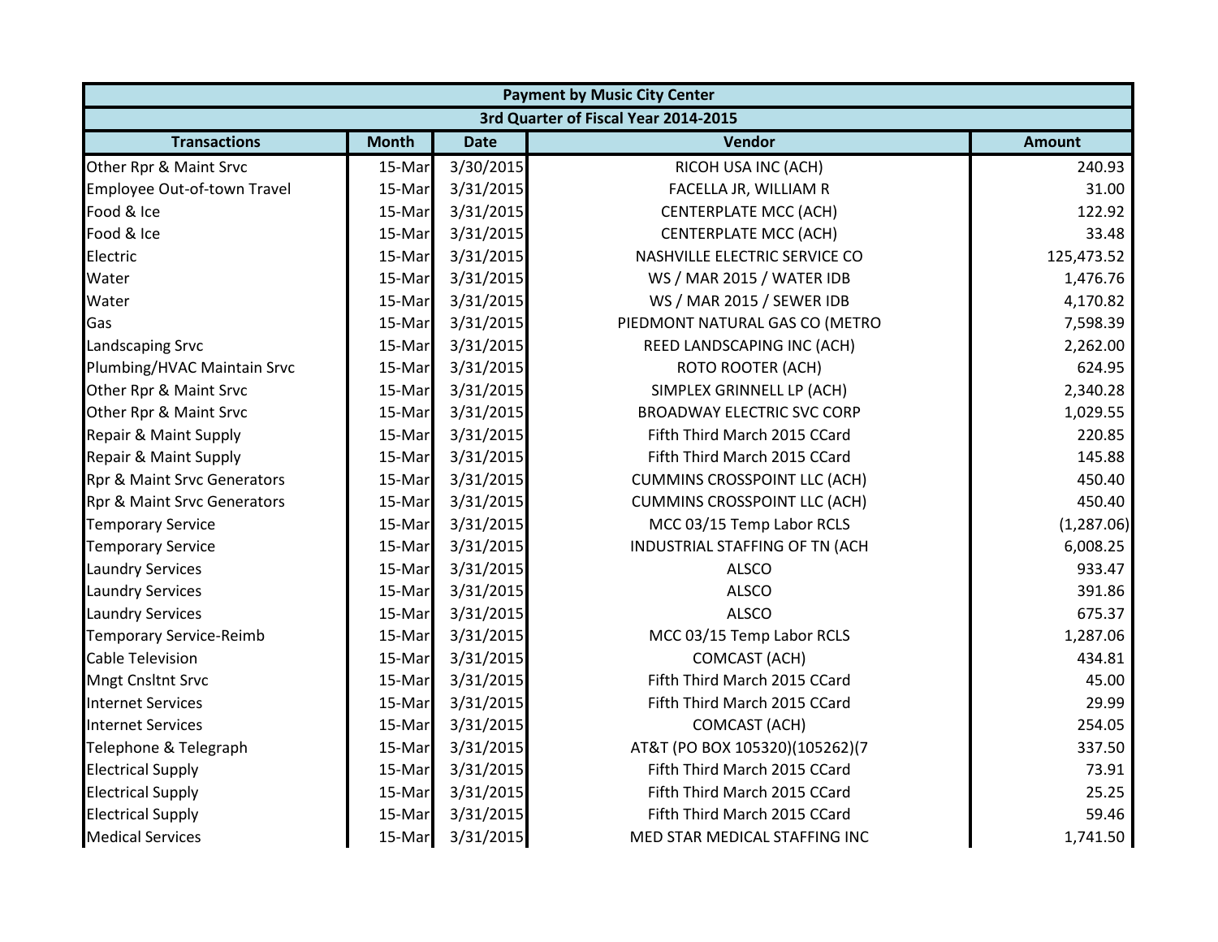| Payment by Music City Center | | | | |
|---|---|---|---|---|
| 3rd Quarter of Fiscal Year 2014-2015 | | | | |
| **Transactions** | **Month** | **Date** | **Vendor** | **Amount** |
| Other Rpr & Maint Srvc | 15-Mar | 3/30/2015 | RICOH USA INC (ACH) | 240.93 |
| Employee Out-of-town Travel | 15-Mar | 3/31/2015 | FACELLA JR, WILLIAM R | 31.00 |
| Food & Ice | 15-Mar | 3/31/2015 | CENTERPLATE MCC (ACH) | 122.92 |
| Food & Ice | 15-Mar | 3/31/2015 | CENTERPLATE MCC (ACH) | 33.48 |
| Electric | 15-Mar | 3/31/2015 | NASHVILLE ELECTRIC SERVICE CO | 125,473.52 |
| Water | 15-Mar | 3/31/2015 | WS / MAR 2015 / WATER IDB | 1,476.76 |
| Water | 15-Mar | 3/31/2015 | WS / MAR 2015 / SEWER IDB | 4,170.82 |
| Gas | 15-Mar | 3/31/2015 | PIEDMONT NATURAL GAS CO (METRO | 7,598.39 |
| Landscaping Srvc | 15-Mar | 3/31/2015 | REED LANDSCAPING INC (ACH) | 2,262.00 |
| Plumbing/HVAC Maintain Srvc | 15-Mar | 3/31/2015 | ROTO ROOTER (ACH) | 624.95 |
| Other Rpr & Maint Srvc | 15-Mar | 3/31/2015 | SIMPLEX GRINNELL LP (ACH) | 2,340.28 |
| Other Rpr & Maint Srvc | 15-Mar | 3/31/2015 | BROADWAY ELECTRIC SVC CORP | 1,029.55 |
| Repair & Maint Supply | 15-Mar | 3/31/2015 | Fifth Third March 2015 CCard | 220.85 |
| Repair & Maint Supply | 15-Mar | 3/31/2015 | Fifth Third March 2015 CCard | 145.88 |
| Rpr & Maint Srvc Generators | 15-Mar | 3/31/2015 | CUMMINS CROSSPOINT LLC (ACH) | 450.40 |
| Rpr & Maint Srvc Generators | 15-Mar | 3/31/2015 | CUMMINS CROSSPOINT LLC (ACH) | 450.40 |
| Temporary Service | 15-Mar | 3/31/2015 | MCC 03/15 Temp Labor RCLS | (1,287.06) |
| Temporary Service | 15-Mar | 3/31/2015 | INDUSTRIAL STAFFING OF TN (ACH | 6,008.25 |
| Laundry Services | 15-Mar | 3/31/2015 | ALSCO | 933.47 |
| Laundry Services | 15-Mar | 3/31/2015 | ALSCO | 391.86 |
| Laundry Services | 15-Mar | 3/31/2015 | ALSCO | 675.37 |
| Temporary Service-Reimb | 15-Mar | 3/31/2015 | MCC 03/15 Temp Labor RCLS | 1,287.06 |
| Cable Television | 15-Mar | 3/31/2015 | COMCAST (ACH) | 434.81 |
| Mngt Cnsltnt Srvc | 15-Mar | 3/31/2015 | Fifth Third March 2015 CCard | 45.00 |
| Internet Services | 15-Mar | 3/31/2015 | Fifth Third March 2015 CCard | 29.99 |
| Internet Services | 15-Mar | 3/31/2015 | COMCAST (ACH) | 254.05 |
| Telephone & Telegraph | 15-Mar | 3/31/2015 | AT&T (PO BOX 105320)(105262)(7 | 337.50 |
| Electrical Supply | 15-Mar | 3/31/2015 | Fifth Third March 2015 CCard | 73.91 |
| Electrical Supply | 15-Mar | 3/31/2015 | Fifth Third March 2015 CCard | 25.25 |
| Electrical Supply | 15-Mar | 3/31/2015 | Fifth Third March 2015 CCard | 59.46 |
| Medical Services | 15-Mar | 3/31/2015 | MED STAR MEDICAL STAFFING INC | 1,741.50 |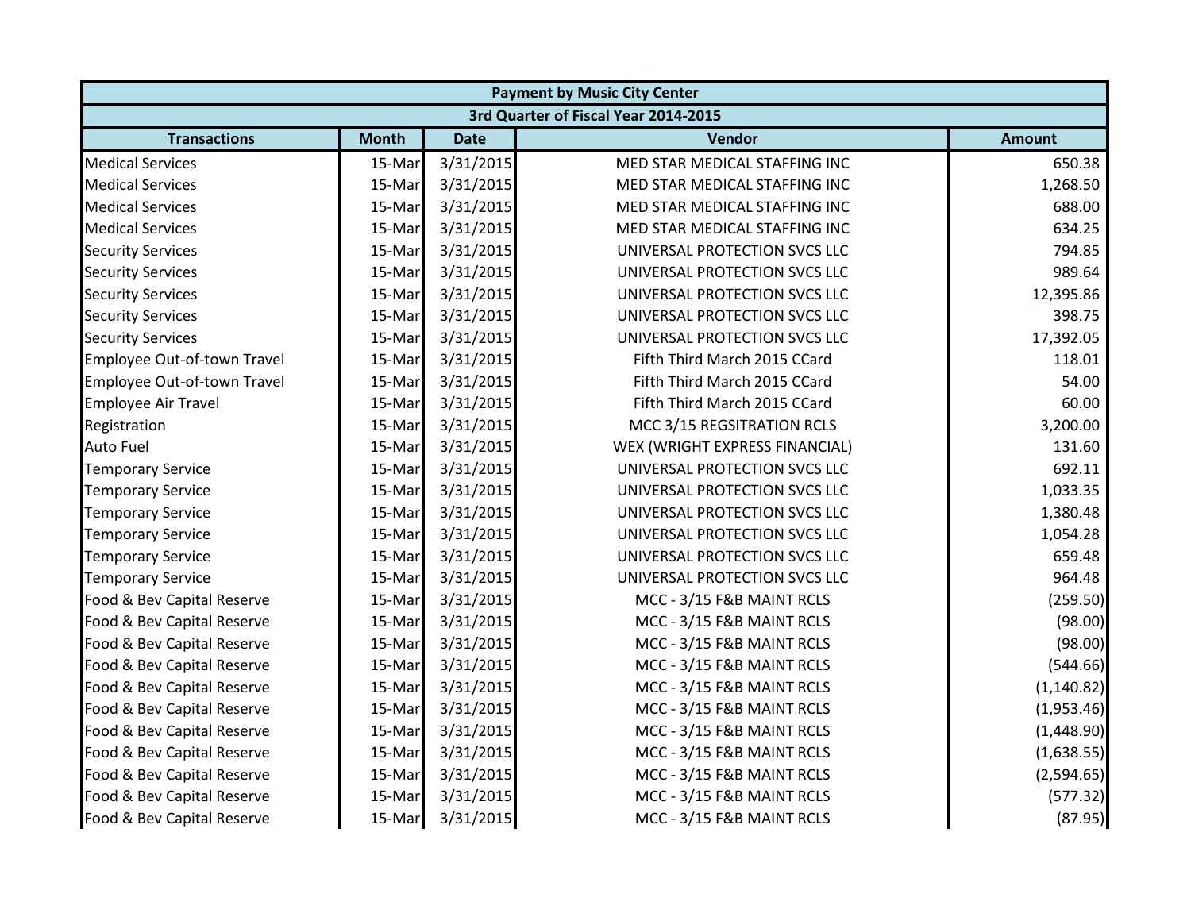| Payment by Music City Center | | | | |
|---|---|---|---|---|
| 3rd Quarter of Fiscal Year 2014-2015 | | | | |
| **Transactions** | **Month** | **Date** | **Vendor** | **Amount** |
| Medical Services | 15-Mar | 3/31/2015 | MED STAR MEDICAL STAFFING INC | 650.38 |
| Medical Services | 15-Mar | 3/31/2015 | MED STAR MEDICAL STAFFING INC | 1,268.50 |
| Medical Services | 15-Mar | 3/31/2015 | MED STAR MEDICAL STAFFING INC | 688.00 |
| Medical Services | 15-Mar | 3/31/2015 | MED STAR MEDICAL STAFFING INC | 634.25 |
| Security Services | 15-Mar | 3/31/2015 | UNIVERSAL PROTECTION SVCS LLC | 794.85 |
| Security Services | 15-Mar | 3/31/2015 | UNIVERSAL PROTECTION SVCS LLC | 989.64 |
| Security Services | 15-Mar | 3/31/2015 | UNIVERSAL PROTECTION SVCS LLC | 12,395.86 |
| Security Services | 15-Mar | 3/31/2015 | UNIVERSAL PROTECTION SVCS LLC | 398.75 |
| Security Services | 15-Mar | 3/31/2015 | UNIVERSAL PROTECTION SVCS LLC | 17,392.05 |
| Employee Out-of-town Travel | 15-Mar | 3/31/2015 | Fifth Third March 2015 CCard | 118.01 |
| Employee Out-of-town Travel | 15-Mar | 3/31/2015 | Fifth Third March 2015 CCard | 54.00 |
| Employee Air Travel | 15-Mar | 3/31/2015 | Fifth Third March 2015 CCard | 60.00 |
| Registration | 15-Mar | 3/31/2015 | MCC 3/15 REGSITRATION RCLS | 3,200.00 |
| Auto Fuel | 15-Mar | 3/31/2015 | WEX (WRIGHT EXPRESS FINANCIAL) | 131.60 |
| Temporary Service | 15-Mar | 3/31/2015 | UNIVERSAL PROTECTION SVCS LLC | 692.11 |
| Temporary Service | 15-Mar | 3/31/2015 | UNIVERSAL PROTECTION SVCS LLC | 1,033.35 |
| Temporary Service | 15-Mar | 3/31/2015 | UNIVERSAL PROTECTION SVCS LLC | 1,380.48 |
| Temporary Service | 15-Mar | 3/31/2015 | UNIVERSAL PROTECTION SVCS LLC | 1,054.28 |
| Temporary Service | 15-Mar | 3/31/2015 | UNIVERSAL PROTECTION SVCS LLC | 659.48 |
| Temporary Service | 15-Mar | 3/31/2015 | UNIVERSAL PROTECTION SVCS LLC | 964.48 |
| Food & Bev Capital Reserve | 15-Mar | 3/31/2015 | MCC - 3/15 F&B MAINT RCLS | (259.50) |
| Food & Bev Capital Reserve | 15-Mar | 3/31/2015 | MCC - 3/15 F&B MAINT RCLS | (98.00) |
| Food & Bev Capital Reserve | 15-Mar | 3/31/2015 | MCC - 3/15 F&B MAINT RCLS | (98.00) |
| Food & Bev Capital Reserve | 15-Mar | 3/31/2015 | MCC - 3/15 F&B MAINT RCLS | (544.66) |
| Food & Bev Capital Reserve | 15-Mar | 3/31/2015 | MCC - 3/15 F&B MAINT RCLS | (1,140.82) |
| Food & Bev Capital Reserve | 15-Mar | 3/31/2015 | MCC - 3/15 F&B MAINT RCLS | (1,953.46) |
| Food & Bev Capital Reserve | 15-Mar | 3/31/2015 | MCC - 3/15 F&B MAINT RCLS | (1,448.90) |
| Food & Bev Capital Reserve | 15-Mar | 3/31/2015 | MCC - 3/15 F&B MAINT RCLS | (1,638.55) |
| Food & Bev Capital Reserve | 15-Mar | 3/31/2015 | MCC - 3/15 F&B MAINT RCLS | (2,594.65) |
| Food & Bev Capital Reserve | 15-Mar | 3/31/2015 | MCC - 3/15 F&B MAINT RCLS | (577.32) |
| Food & Bev Capital Reserve | 15-Mar | 3/31/2015 | MCC - 3/15 F&B MAINT RCLS | (87.95) |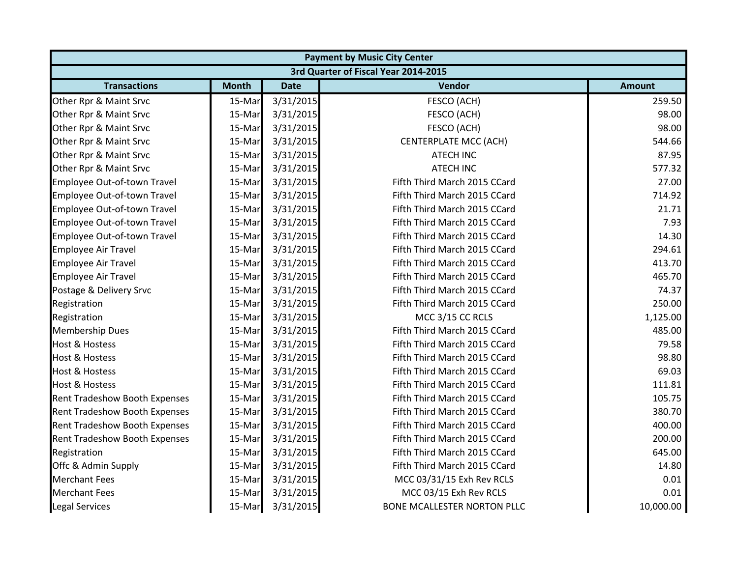| Payment by Music City Center | | | | |
|---|---|---|---|---|
| 3rd Quarter of Fiscal Year 2014-2015 | | | | |
| **Transactions** | **Month** | **Date** | **Vendor** | **Amount** |
| Other Rpr & Maint Srvc | 15-Mar | 3/31/2015 | FESCO (ACH) | 259.50 |
| Other Rpr & Maint Srvc | 15-Mar | 3/31/2015 | FESCO (ACH) | 98.00 |
| Other Rpr & Maint Srvc | 15-Mar | 3/31/2015 | FESCO (ACH) | 98.00 |
| Other Rpr & Maint Srvc | 15-Mar | 3/31/2015 | CENTERPLATE MCC (ACH) | 544.66 |
| Other Rpr & Maint Srvc | 15-Mar | 3/31/2015 | ATECH INC | 87.95 |
| Other Rpr & Maint Srvc | 15-Mar | 3/31/2015 | ATECH INC | 577.32 |
| Employee Out-of-town Travel | 15-Mar | 3/31/2015 | Fifth Third March 2015 CCard | 27.00 |
| Employee Out-of-town Travel | 15-Mar | 3/31/2015 | Fifth Third March 2015 CCard | 714.92 |
| Employee Out-of-town Travel | 15-Mar | 3/31/2015 | Fifth Third March 2015 CCard | 21.71 |
| Employee Out-of-town Travel | 15-Mar | 3/31/2015 | Fifth Third March 2015 CCard | 7.93 |
| Employee Out-of-town Travel | 15-Mar | 3/31/2015 | Fifth Third March 2015 CCard | 14.30 |
| Employee Air Travel | 15-Mar | 3/31/2015 | Fifth Third March 2015 CCard | 294.61 |
| Employee Air Travel | 15-Mar | 3/31/2015 | Fifth Third March 2015 CCard | 413.70 |
| Employee Air Travel | 15-Mar | 3/31/2015 | Fifth Third March 2015 CCard | 465.70 |
| Postage & Delivery Srvc | 15-Mar | 3/31/2015 | Fifth Third March 2015 CCard | 74.37 |
| Registration | 15-Mar | 3/31/2015 | Fifth Third March 2015 CCard | 250.00 |
| Registration | 15-Mar | 3/31/2015 | MCC 3/15 CC RCLS | 1,125.00 |
| Membership Dues | 15-Mar | 3/31/2015 | Fifth Third March 2015 CCard | 485.00 |
| Host & Hostess | 15-Mar | 3/31/2015 | Fifth Third March 2015 CCard | 79.58 |
| Host & Hostess | 15-Mar | 3/31/2015 | Fifth Third March 2015 CCard | 98.80 |
| Host & Hostess | 15-Mar | 3/31/2015 | Fifth Third March 2015 CCard | 69.03 |
| Host & Hostess | 15-Mar | 3/31/2015 | Fifth Third March 2015 CCard | 111.81 |
| Rent Tradeshow Booth Expenses | 15-Mar | 3/31/2015 | Fifth Third March 2015 CCard | 105.75 |
| Rent Tradeshow Booth Expenses | 15-Mar | 3/31/2015 | Fifth Third March 2015 CCard | 380.70 |
| Rent Tradeshow Booth Expenses | 15-Mar | 3/31/2015 | Fifth Third March 2015 CCard | 400.00 |
| Rent Tradeshow Booth Expenses | 15-Mar | 3/31/2015 | Fifth Third March 2015 CCard | 200.00 |
| Registration | 15-Mar | 3/31/2015 | Fifth Third March 2015 CCard | 645.00 |
| Offc & Admin Supply | 15-Mar | 3/31/2015 | Fifth Third March 2015 CCard | 14.80 |
| Merchant Fees | 15-Mar | 3/31/2015 | MCC 03/31/15 Exh Rev RCLS | 0.01 |
| Merchant Fees | 15-Mar | 3/31/2015 | MCC 03/15 Exh Rev RCLS | 0.01 |
| Legal Services | 15-Mar | 3/31/2015 | BONE MCALLESTER NORTON PLLC | 10,000.00 |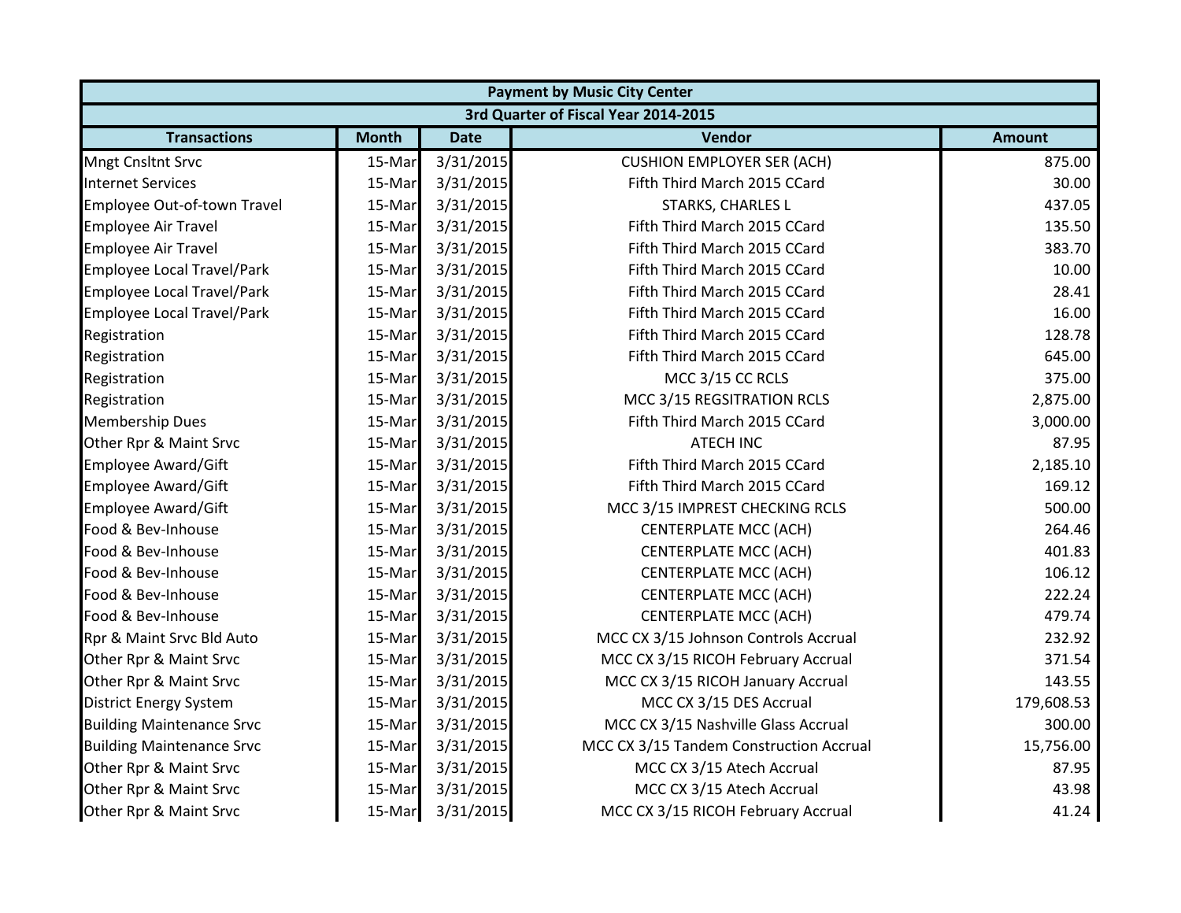| Payment by Music City Center | | | | |
|---|---|---|---|---|
| 3rd Quarter of Fiscal Year 2014-2015 | | | | |
| **Transactions** | **Month** | **Date** | **Vendor** | **Amount** |
| Mngt Cnsltnt Srvc | 15-Mar | 3/31/2015 | CUSHION EMPLOYER SER (ACH) | 875.00 |
| Internet Services | 15-Mar | 3/31/2015 | Fifth Third March 2015 CCard | 30.00 |
| Employee Out-of-town Travel | 15-Mar | 3/31/2015 | STARKS, CHARLES L | 437.05 |
| Employee Air Travel | 15-Mar | 3/31/2015 | Fifth Third March 2015 CCard | 135.50 |
| Employee Air Travel | 15-Mar | 3/31/2015 | Fifth Third March 2015 CCard | 383.70 |
| Employee Local Travel/Park | 15-Mar | 3/31/2015 | Fifth Third March 2015 CCard | 10.00 |
| Employee Local Travel/Park | 15-Mar | 3/31/2015 | Fifth Third March 2015 CCard | 28.41 |
| Employee Local Travel/Park | 15-Mar | 3/31/2015 | Fifth Third March 2015 CCard | 16.00 |
| Registration | 15-Mar | 3/31/2015 | Fifth Third March 2015 CCard | 128.78 |
| Registration | 15-Mar | 3/31/2015 | Fifth Third March 2015 CCard | 645.00 |
| Registration | 15-Mar | 3/31/2015 | MCC 3/15 CC RCLS | 375.00 |
| Registration | 15-Mar | 3/31/2015 | MCC 3/15 REGSITRATION RCLS | 2,875.00 |
| Membership Dues | 15-Mar | 3/31/2015 | Fifth Third March 2015 CCard | 3,000.00 |
| Other Rpr & Maint Srvc | 15-Mar | 3/31/2015 | ATECH INC | 87.95 |
| Employee Award/Gift | 15-Mar | 3/31/2015 | Fifth Third March 2015 CCard | 2,185.10 |
| Employee Award/Gift | 15-Mar | 3/31/2015 | Fifth Third March 2015 CCard | 169.12 |
| Employee Award/Gift | 15-Mar | 3/31/2015 | MCC 3/15 IMPREST CHECKING RCLS | 500.00 |
| Food & Bev-Inhouse | 15-Mar | 3/31/2015 | CENTERPLATE MCC (ACH) | 264.46 |
| Food & Bev-Inhouse | 15-Mar | 3/31/2015 | CENTERPLATE MCC (ACH) | 401.83 |
| Food & Bev-Inhouse | 15-Mar | 3/31/2015 | CENTERPLATE MCC (ACH) | 106.12 |
| Food & Bev-Inhouse | 15-Mar | 3/31/2015 | CENTERPLATE MCC (ACH) | 222.24 |
| Food & Bev-Inhouse | 15-Mar | 3/31/2015 | CENTERPLATE MCC (ACH) | 479.74 |
| Rpr & Maint Srvc Bld Auto | 15-Mar | 3/31/2015 | MCC CX 3/15 Johnson Controls Accrual | 232.92 |
| Other Rpr & Maint Srvc | 15-Mar | 3/31/2015 | MCC CX 3/15 RICOH February Accrual | 371.54 |
| Other Rpr & Maint Srvc | 15-Mar | 3/31/2015 | MCC CX 3/15 RICOH January Accrual | 143.55 |
| District Energy System | 15-Mar | 3/31/2015 | MCC CX 3/15 DES Accrual | 179,608.53 |
| Building Maintenance Srvc | 15-Mar | 3/31/2015 | MCC CX 3/15 Nashville Glass Accrual | 300.00 |
| Building Maintenance Srvc | 15-Mar | 3/31/2015 | MCC CX 3/15 Tandem Construction Accrual | 15,756.00 |
| Other Rpr & Maint Srvc | 15-Mar | 3/31/2015 | MCC CX 3/15 Atech Accrual | 87.95 |
| Other Rpr & Maint Srvc | 15-Mar | 3/31/2015 | MCC CX 3/15 Atech Accrual | 43.98 |
| Other Rpr & Maint Srvc | 15-Mar | 3/31/2015 | MCC CX 3/15 RICOH February Accrual | 41.24 |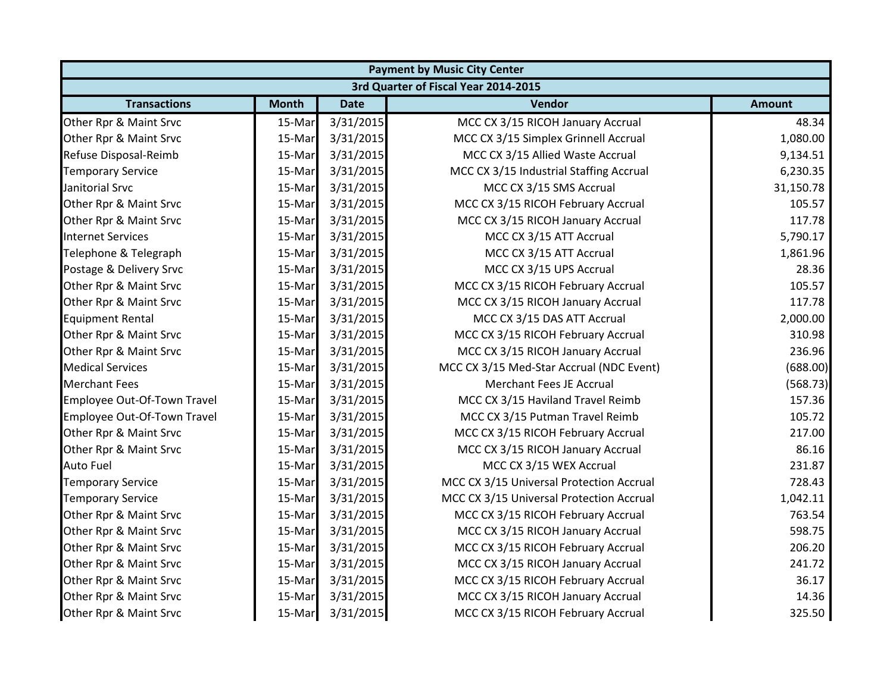| Payment by Music City Center | | | | |
|---|---|---|---|---|
| 3rd Quarter of Fiscal Year 2014-2015 | | | | |
| Transactions | Month | Date | Vendor | Amount |
| Other Rpr & Maint Srvc | 15-Mar | 3/31/2015 | MCC CX 3/15 RICOH January Accrual | 48.34 |
| Other Rpr & Maint Srvc | 15-Mar | 3/31/2015 | MCC CX 3/15 Simplex Grinnell Accrual | 1,080.00 |
| Refuse Disposal-Reimb | 15-Mar | 3/31/2015 | MCC CX 3/15 Allied Waste Accrual | 9,134.51 |
| Temporary Service | 15-Mar | 3/31/2015 | MCC CX 3/15 Industrial Staffing Accrual | 6,230.35 |
| Janitorial Srvc | 15-Mar | 3/31/2015 | MCC CX 3/15 SMS Accrual | 31,150.78 |
| Other Rpr & Maint Srvc | 15-Mar | 3/31/2015 | MCC CX 3/15 RICOH February Accrual | 105.57 |
| Other Rpr & Maint Srvc | 15-Mar | 3/31/2015 | MCC CX 3/15 RICOH January Accrual | 117.78 |
| Internet Services | 15-Mar | 3/31/2015 | MCC CX 3/15 ATT Accrual | 5,790.17 |
| Telephone & Telegraph | 15-Mar | 3/31/2015 | MCC CX 3/15 ATT Accrual | 1,861.96 |
| Postage & Delivery Srvc | 15-Mar | 3/31/2015 | MCC CX 3/15 UPS Accrual | 28.36 |
| Other Rpr & Maint Srvc | 15-Mar | 3/31/2015 | MCC CX 3/15 RICOH February Accrual | 105.57 |
| Other Rpr & Maint Srvc | 15-Mar | 3/31/2015 | MCC CX 3/15 RICOH January Accrual | 117.78 |
| Equipment Rental | 15-Mar | 3/31/2015 | MCC CX 3/15 DAS ATT Accrual | 2,000.00 |
| Other Rpr & Maint Srvc | 15-Mar | 3/31/2015 | MCC CX 3/15 RICOH February Accrual | 310.98 |
| Other Rpr & Maint Srvc | 15-Mar | 3/31/2015 | MCC CX 3/15 RICOH January Accrual | 236.96 |
| Medical Services | 15-Mar | 3/31/2015 | MCC CX 3/15 Med-Star Accrual (NDC Event) | (688.00) |
| Merchant Fees | 15-Mar | 3/31/2015 | Merchant Fees JE Accrual | (568.73) |
| Employee Out-Of-Town Travel | 15-Mar | 3/31/2015 | MCC CX 3/15 Haviland Travel Reimb | 157.36 |
| Employee Out-Of-Town Travel | 15-Mar | 3/31/2015 | MCC CX 3/15 Putman Travel Reimb | 105.72 |
| Other Rpr & Maint Srvc | 15-Mar | 3/31/2015 | MCC CX 3/15 RICOH February Accrual | 217.00 |
| Other Rpr & Maint Srvc | 15-Mar | 3/31/2015 | MCC CX 3/15 RICOH January Accrual | 86.16 |
| Auto Fuel | 15-Mar | 3/31/2015 | MCC CX 3/15 WEX Accrual | 231.87 |
| Temporary Service | 15-Mar | 3/31/2015 | MCC CX 3/15 Universal Protection Accrual | 728.43 |
| Temporary Service | 15-Mar | 3/31/2015 | MCC CX 3/15 Universal Protection Accrual | 1,042.11 |
| Other Rpr & Maint Srvc | 15-Mar | 3/31/2015 | MCC CX 3/15 RICOH February Accrual | 763.54 |
| Other Rpr & Maint Srvc | 15-Mar | 3/31/2015 | MCC CX 3/15 RICOH January Accrual | 598.75 |
| Other Rpr & Maint Srvc | 15-Mar | 3/31/2015 | MCC CX 3/15 RICOH February Accrual | 206.20 |
| Other Rpr & Maint Srvc | 15-Mar | 3/31/2015 | MCC CX 3/15 RICOH January Accrual | 241.72 |
| Other Rpr & Maint Srvc | 15-Mar | 3/31/2015 | MCC CX 3/15 RICOH February Accrual | 36.17 |
| Other Rpr & Maint Srvc | 15-Mar | 3/31/2015 | MCC CX 3/15 RICOH January Accrual | 14.36 |
| Other Rpr & Maint Srvc | 15-Mar | 3/31/2015 | MCC CX 3/15 RICOH February Accrual | 325.50 |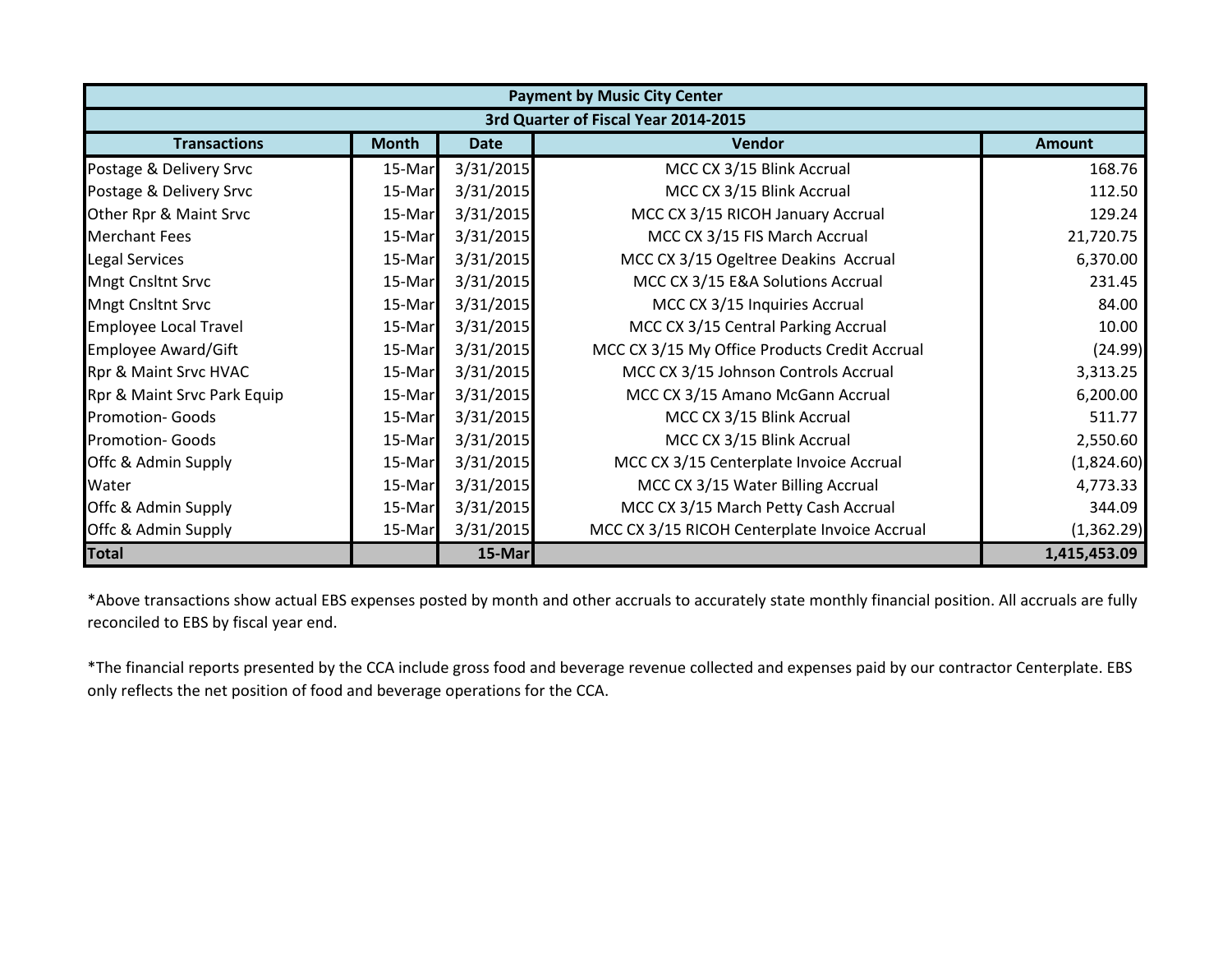| Payment by Music City Center | | | | |
|---|---|---|---|---|
| 3rd Quarter of Fiscal Year 2014-2015 | | | | |
| **Transactions** | **Month** | **Date** | **Vendor** | **Amount** |
| Postage & Delivery Srvc | 15-Mar | 3/31/2015 | MCC CX 3/15 Blink Accrual | 168.76 |
| Postage & Delivery Srvc | 15-Mar | 3/31/2015 | MCC CX 3/15 Blink Accrual | 112.50 |
| Other Rpr & Maint Srvc | 15-Mar | 3/31/2015 | MCC CX 3/15 RICOH January Accrual | 129.24 |
| Merchant Fees | 15-Mar | 3/31/2015 | MCC CX 3/15 FIS March Accrual | 21,720.75 |
| Legal Services | 15-Mar | 3/31/2015 | MCC CX 3/15 Ogeltree Deakins Accrual | 6,370.00 |
| Mngt Cnsltnt Srvc | 15-Mar | 3/31/2015 | MCC CX 3/15 E&A Solutions Accrual | 231.45 |
| Mngt Cnsltnt Srvc | 15-Mar | 3/31/2015 | MCC CX 3/15 Inquiries Accrual | 84.00 |
| Employee Local Travel | 15-Mar | 3/31/2015 | MCC CX 3/15 Central Parking Accrual | 10.00 |
| Employee Award/Gift | 15-Mar | 3/31/2015 | MCC CX 3/15 My Office Products Credit Accrual | (24.99) |
| Rpr & Maint Srvc HVAC | 15-Mar | 3/31/2015 | MCC CX 3/15 Johnson Controls Accrual | 3,313.25 |
| Rpr & Maint Srvc Park Equip | 15-Mar | 3/31/2015 | MCC CX 3/15 Amano McGann Accrual | 6,200.00 |
| Promotion- Goods | 15-Mar | 3/31/2015 | MCC CX 3/15 Blink Accrual | 511.77 |
| Promotion- Goods | 15-Mar | 3/31/2015 | MCC CX 3/15 Blink Accrual | 2,550.60 |
| Offc & Admin Supply | 15-Mar | 3/31/2015 | MCC CX 3/15 Centerplate Invoice Accrual | (1,824.60) |
| Water | 15-Mar | 3/31/2015 | MCC CX 3/15 Water Billing Accrual | 4,773.33 |
| Offc & Admin Supply | 15-Mar | 3/31/2015 | MCC CX 3/15 March Petty Cash Accrual | 344.09 |
| Offc & Admin Supply | 15-Mar | 3/31/2015 | MCC CX 3/15 RICOH Centerplate Invoice Accrual | (1,362.29) |
| **Total** | | **15-Mar** | | **1,415,453.09** |

*Above transactions show actual EBS expenses posted by month and other accruals to accurately state monthly financial position. All accruals are fully reconciled to EBS by fiscal year end.

*The financial reports presented by the CCA include gross food and beverage revenue collected and expenses paid by our contractor Centerplate. EBS only reflects the net position of food and beverage operations for the CCA.